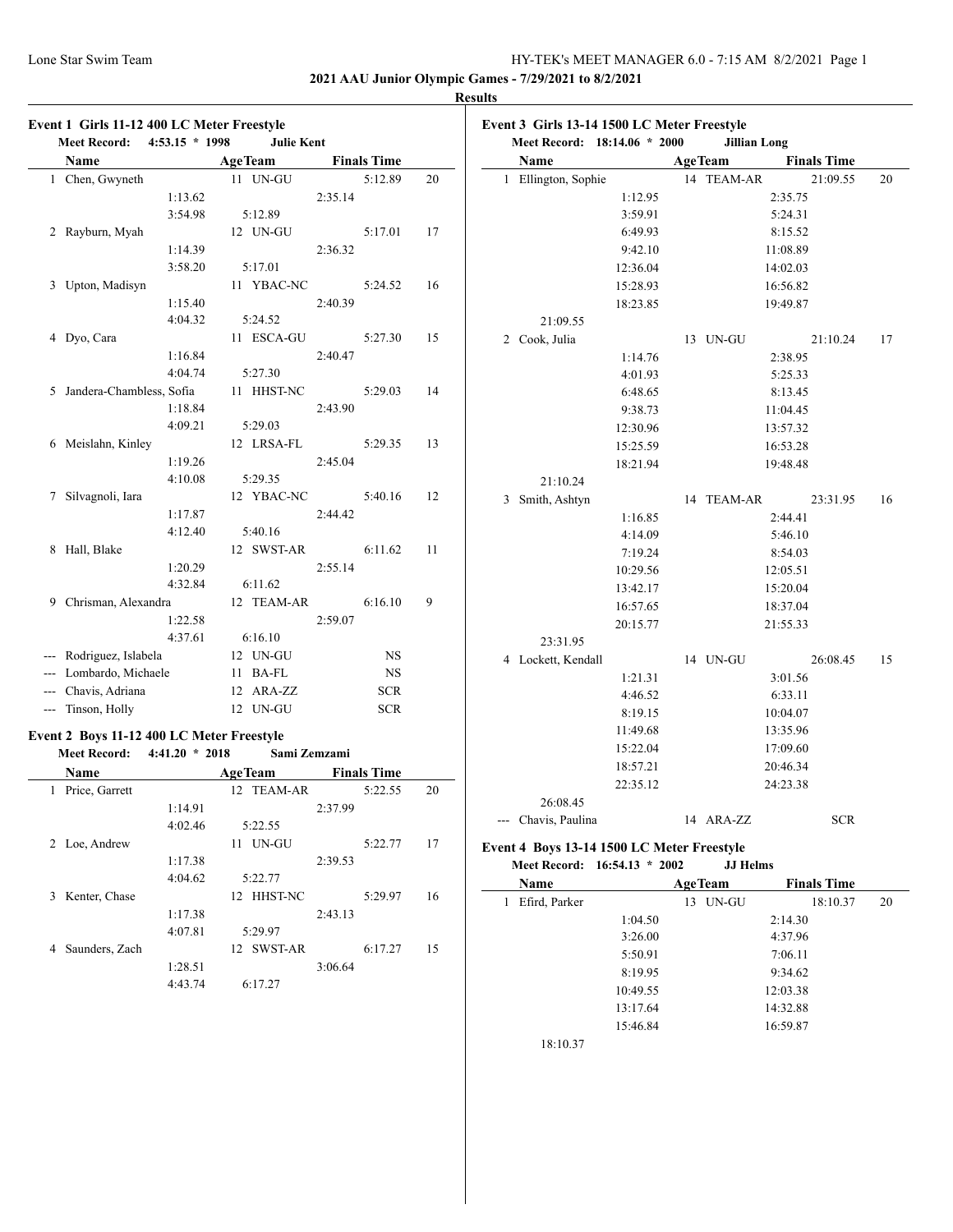**2021 AAU Junior Olympic Games - 7/29/2021 to 8/2/2021**

**Results**

### Event 1 Girls 11-12 400 LC Meter Freestyle

**Meet Record:** 4:53.15 * 1998 **Julie Kent**

| | Name | Age | Team | Finals Time | Points |
|---|---|---|---|---|---|
| 1 | Chen, Gwyneth | 11 | UN-GU | 5:12.89 | 20 |
| | 1:13.62 | | 2:35.14 | | |
| | 3:54.98 | | 5:12.89 | | |
| 2 | Rayburn, Myah | 12 | UN-GU | 5:17.01 | 17 |
| | 1:14.39 | | 2:36.32 | | |
| | 3:58.20 | | 5:17.01 | | |
| 3 | Upton, Madisyn | 11 | YBAC-NC | 5:24.52 | 16 |
| | 1:15.40 | | 2:40.39 | | |
| | 4:04.32 | | 5:24.52 | | |
| 4 | Dyo, Cara | 11 | ESCA-GU | 5:27.30 | 15 |
| | 1:16.84 | | 2:40.47 | | |
| | 4:04.74 | | 5:27.30 | | |
| 5 | Jandera-Chambless, Sofia | 11 | HHST-NC | 5:29.03 | 14 |
| | 1:18.84 | | 2:43.90 | | |
| | 4:09.21 | | 5:29.03 | | |
| 6 | Meislahn, Kinley | 12 | LRSA-FL | 5:29.35 | 13 |
| | 1:19.26 | | 2:45.04 | | |
| | 4:10.08 | | 5:29.35 | | |
| 7 | Silvagnoli, Iara | 12 | YBAC-NC | 5:40.16 | 12 |
| | 1:17.87 | | 2:44.42 | | |
| | 4:12.40 | | 5:40.16 | | |
| 8 | Hall, Blake | 12 | SWST-AR | 6:11.62 | 11 |
| | 1:20.29 | | 2:55.14 | | |
| | 4:32.84 | | 6:11.62 | | |
| 9 | Chrisman, Alexandra | 12 | TEAM-AR | 6:16.10 | 9 |
| | 1:22.58 | | 2:59.07 | | |
| | 4:37.61 | | 6:16.10 | | |
| --- | Rodriguez, Islabela | 12 | UN-GU | NS | |
| --- | Lombardo, Michaele | 11 | BA-FL | NS | |
| --- | Chavis, Adriana | 12 | ARA-ZZ | SCR | |
| --- | Tinson, Holly | 12 | UN-GU | SCR | |

### Event 2 Boys 11-12 400 LC Meter Freestyle

**Meet Record:** 4:41.20 * 2018 **Sami Zemzami**

| | Name | Age | Team | Finals Time | Points |
|---|---|---|---|---|---|
| 1 | Price, Garrett | 12 | TEAM-AR | 5:22.55 | 20 |
| | 1:14.91 | | 2:37.99 | | |
| | 4:02.46 | | 5:22.55 | | |
| 2 | Loe, Andrew | 11 | UN-GU | 5:22.77 | 17 |
| | 1:17.38 | | 2:39.53 | | |
| | 4:04.62 | | 5:22.77 | | |
| 3 | Kenter, Chase | 12 | HHST-NC | 5:29.97 | 16 |
| | 1:17.38 | | 2:43.13 | | |
| | 4:07.81 | | 5:29.97 | | |
| 4 | Saunders, Zach | 12 | SWST-AR | 6:17.27 | 15 |
| | 1:28.51 | | 3:06.64 | | |
| | 4:43.74 | | 6:17.27 | | |

### Event 3 Girls 13-14 1500 LC Meter Freestyle

**Meet Record:** 18:14.06 * 2000 **Jillian Long**

| | Name | Age | Team | Finals Time | Points |
|---|---|---|---|---|---|
| 1 | Ellington, Sophie | 14 | TEAM-AR | 21:09.55 | 20 |
| | 1:12.95 | | 2:35.75 | | |
| | 3:59.91 | | 5:24.31 | | |
| | 6:49.93 | | 8:15.52 | | |
| | 9:42.10 | | 11:08.89 | | |
| | 12:36.04 | | 14:02.03 | | |
| | 15:28.93 | | 16:56.82 | | |
| | 18:23.85 | | 19:49.87 | | |
| | 21:09.55 | | | | |
| 2 | Cook, Julia | 13 | UN-GU | 21:10.24 | 17 |
| | 1:14.76 | | 2:38.95 | | |
| | 4:01.93 | | 5:25.33 | | |
| | 6:48.65 | | 8:13.45 | | |
| | 9:38.73 | | 11:04.45 | | |
| | 12:30.96 | | 13:57.32 | | |
| | 15:25.59 | | 16:53.28 | | |
| | 18:21.94 | | 19:48.48 | | |
| | 21:10.24 | | | | |
| 3 | Smith, Ashtyn | 14 | TEAM-AR | 23:31.95 | 16 |
| | 1:16.85 | | 2:44.41 | | |
| | 4:14.09 | | 5:46.10 | | |
| | 7:19.24 | | 8:54.03 | | |
| | 10:29.56 | | 12:05.51 | | |
| | 13:42.17 | | 15:20.04 | | |
| | 16:57.65 | | 18:37.04 | | |
| | 20:15.77 | | 21:55.33 | | |
| | 23:31.95 | | | | |
| 4 | Lockett, Kendall | 14 | UN-GU | 26:08.45 | 15 |
| | 1:21.31 | | 3:01.56 | | |
| | 4:46.52 | | 6:33.11 | | |
| | 8:19.15 | | 10:04.07 | | |
| | 11:49.68 | | 13:35.96 | | |
| | 15:22.04 | | 17:09.60 | | |
| | 18:57.21 | | 20:46.34 | | |
| | 22:35.12 | | 24:23.38 | | |
| | 26:08.45 | | | | |
| --- | Chavis, Paulina | 14 | ARA-ZZ | SCR | |

### Event 4 Boys 13-14 1500 LC Meter Freestyle

**Meet Record:** 16:54.13 * 2002 **JJ Helms**

| | Name | Age | Team | Finals Time | Points |
|---|---|---|---|---|---|
| 1 | Efird, Parker | 13 | UN-GU | 18:10.37 | 20 |
| | 1:04.50 | | 2:14.30 | | |
| | 3:26.00 | | 4:37.96 | | |
| | 5:50.91 | | 7:06.11 | | |
| | 8:19.95 | | 9:34.62 | | |
| | 10:49.55 | | 12:03.38 | | |
| | 13:17.64 | | 14:32.88 | | |
| | 15:46.84 | | 16:59.87 | | |
| | 18:10.37 | | | | |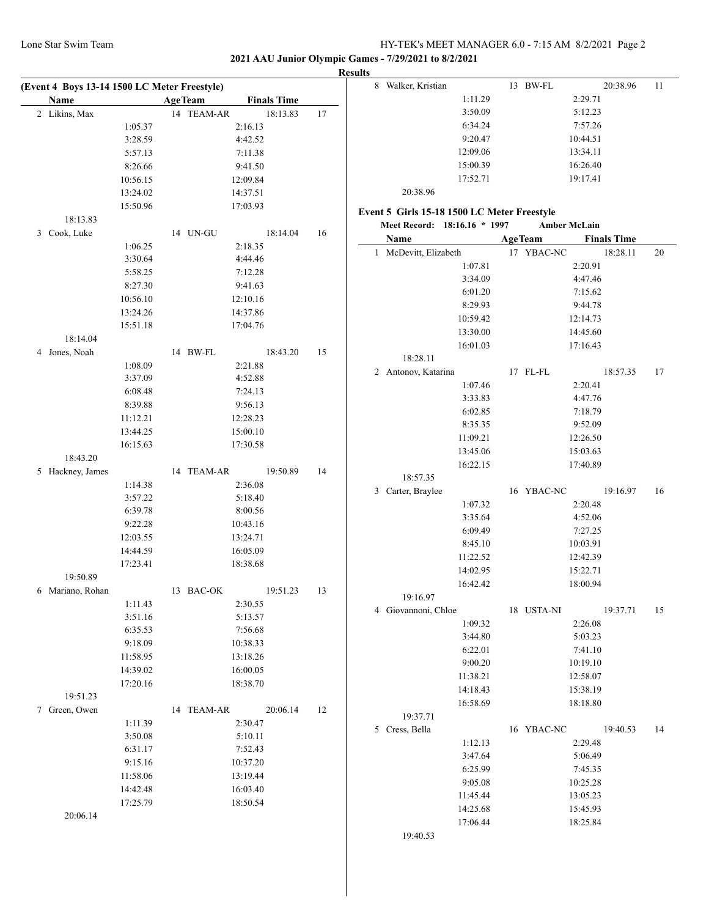**2021 AAU Junior Olympic Games - 7/29/2021 to 8/2/2021**

**Results**

**(Event 4 Boys 13-14 1500 LC Meter Freestyle)**

| | Name | Age | Team | Finals Time | Points |
|---|---|---|---|---|---|
| 2 | Likins, Max | 14 | TEAM-AR | 18:13.83 | 17 |
| | 1:05.37 | 2:16.13 | | | |
| | 3:28.59 | 4:42.52 | | | |
| | 5:57.13 | 7:11.38 | | | |
| | 8:26.66 | 9:41.50 | | | |
| | 10:56.15 | 12:09.84 | | | |
| | 13:24.02 | 14:37.51 | | | |
| | 15:50.96 | 17:03.93 | | | |
| | 18:13.83 | | | | |
| 3 | Cook, Luke | 14 | UN-GU | 18:14.04 | 16 |
| | 1:06.25 | 2:18.35 | | | |
| | 3:30.64 | 4:44.46 | | | |
| | 5:58.25 | 7:12.28 | | | |
| | 8:27.30 | 9:41.63 | | | |
| | 10:56.10 | 12:10.16 | | | |
| | 13:24.26 | 14:37.86 | | | |
| | 15:51.18 | 17:04.76 | | | |
| | 18:14.04 | | | | |
| 4 | Jones, Noah | 14 | BW-FL | 18:43.20 | 15 |
| | 1:08.09 | 2:21.88 | | | |
| | 3:37.09 | 4:52.88 | | | |
| | 6:08.48 | 7:24.13 | | | |
| | 8:39.88 | 9:56.13 | | | |
| | 11:12.21 | 12:28.23 | | | |
| | 13:44.25 | 15:00.10 | | | |
| | 16:15.63 | 17:30.58 | | | |
| | 18:43.20 | | | | |
| 5 | Hackney, James | 14 | TEAM-AR | 19:50.89 | 14 |
| | 1:14.38 | 2:36.08 | | | |
| | 3:57.22 | 5:18.40 | | | |
| | 6:39.78 | 8:00.56 | | | |
| | 9:22.28 | 10:43.16 | | | |
| | 12:03.55 | 13:24.71 | | | |
| | 14:44.59 | 16:05.09 | | | |
| | 17:23.41 | 18:38.68 | | | |
| | 19:50.89 | | | | |
| 6 | Mariano, Rohan | 13 | BAC-OK | 19:51.23 | 13 |
| | 1:11.43 | 2:30.55 | | | |
| | 3:51.16 | 5:13.57 | | | |
| | 6:35.53 | 7:56.68 | | | |
| | 9:18.09 | 10:38.33 | | | |
| | 11:58.95 | 13:18.26 | | | |
| | 14:39.02 | 16:00.05 | | | |
| | 17:20.16 | 18:38.70 | | | |
| | 19:51.23 | | | | |
| 7 | Green, Owen | 14 | TEAM-AR | 20:06.14 | 12 |
| | 1:11.39 | 2:30.47 | | | |
| | 3:50.08 | 5:10.11 | | | |
| | 6:31.17 | 7:52.43 | | | |
| | 9:15.16 | 10:37.20 | | | |
| | 11:58.06 | 13:19.44 | | | |
| | 14:42.48 | 16:03.40 | | | |
| | 17:25.79 | 18:50.54 | | | |
| | 20:06.14 | | | | |
| 8 | Walker, Kristian | 13 | BW-FL | 20:38.96 | 11 |
| | 1:11.29 | 2:29.71 | | | |
| | 3:50.09 | 5:12.23 | | | |
| | 6:34.24 | 7:57.26 | | | |
| | 9:20.47 | 10:44.51 | | | |
| | 12:09.06 | 13:34.11 | | | |
| | 15:00.39 | 16:26.40 | | | |
| | 17:52.71 | 19:17.41 | | | |
| | 20:38.96 | | | | |

**Event 5 Girls 15-18 1500 LC Meter Freestyle**

**Meet Record: 18:16.16 * 1997 Amber McLain**

| | Name | Age | Team | Finals Time | Points |
|---|---|---|---|---|---|
| 1 | McDevitt, Elizabeth | 17 | YBAC-NC | 18:28.11 | 20 |
| | 1:07.81 | 2:20.91 | | | |
| | 3:34.09 | 4:47.46 | | | |
| | 6:01.20 | 7:15.62 | | | |
| | 8:29.93 | 9:44.78 | | | |
| | 10:59.42 | 12:14.73 | | | |
| | 13:30.00 | 14:45.60 | | | |
| | 16:01.03 | 17:16.43 | | | |
| | 18:28.11 | | | | |
| 2 | Antonov, Katarina | 17 | FL-FL | 18:57.35 | 17 |
| | 1:07.46 | 2:20.41 | | | |
| | 3:33.83 | 4:47.76 | | | |
| | 6:02.85 | 7:18.79 | | | |
| | 8:35.35 | 9:52.09 | | | |
| | 11:09.21 | 12:26.50 | | | |
| | 13:45.06 | 15:03.63 | | | |
| | 16:22.15 | 17:40.89 | | | |
| | 18:57.35 | | | | |
| 3 | Carter, Braylee | 16 | YBAC-NC | 19:16.97 | 16 |
| | 1:07.32 | 2:20.48 | | | |
| | 3:35.64 | 4:52.06 | | | |
| | 6:09.49 | 7:27.25 | | | |
| | 8:45.10 | 10:03.91 | | | |
| | 11:22.52 | 12:42.39 | | | |
| | 14:02.95 | 15:22.71 | | | |
| | 16:42.42 | 18:00.94 | | | |
| | 19:16.97 | | | | |
| 4 | Giovannoni, Chloe | 18 | USTA-NI | 19:37.71 | 15 |
| | 1:09.32 | 2:26.08 | | | |
| | 3:44.80 | 5:03.23 | | | |
| | 6:22.01 | 7:41.10 | | | |
| | 9:00.20 | 10:19.10 | | | |
| | 11:38.21 | 12:58.07 | | | |
| | 14:18.43 | 15:38.19 | | | |
| | 16:58.69 | 18:18.80 | | | |
| | 19:37.71 | | | | |
| 5 | Cress, Bella | 16 | YBAC-NC | 19:40.53 | 14 |
| | 1:12.13 | 2:29.48 | | | |
| | 3:47.64 | 5:06.49 | | | |
| | 6:25.99 | 7:45.35 | | | |
| | 9:05.08 | 10:25.28 | | | |
| | 11:45.44 | 13:05.23 | | | |
| | 14:25.68 | 15:45.93 | | | |
| | 17:06.44 | 18:25.84 | | | |
| | 19:40.53 | | | | |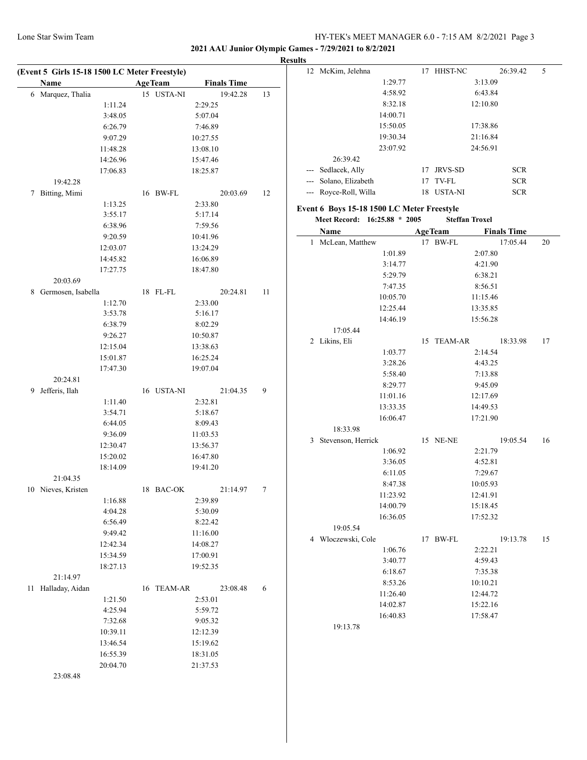**2021 AAU Junior Olympic Games - 7/29/2021 to 8/2/2021**

**Results**

**(Event 5 Girls 15-18 1500 LC Meter Freestyle)**

| Name | Age | Team | Finals Time | Points |
|---|---|---|---|---|
| 6 Marquez, Thalia | 15 | USTA-NI | 19:42.28 | 13 |
| 1:11.24 | | 2:29.25 | | |
| 3:48.05 | | 5:07.04 | | |
| 6:26.79 | | 7:46.89 | | |
| 9:07.29 | | 10:27.55 | | |
| 11:48.28 | | 13:08.10 | | |
| 14:26.96 | | 15:47.46 | | |
| 17:06.83 | | 18:25.87 | | |
| 19:42.28 | | | | |
| 7 Bitting, Mimi | 16 | BW-FL | 20:03.69 | 12 |
| 1:13.25 | | 2:33.80 | | |
| 3:55.17 | | 5:17.14 | | |
| 6:38.96 | | 7:59.56 | | |
| 9:20.59 | | 10:41.96 | | |
| 12:03.07 | | 13:24.29 | | |
| 14:45.82 | | 16:06.89 | | |
| 17:27.75 | | 18:47.80 | | |
| 20:03.69 | | | | |
| 8 Germosen, Isabella | 18 | FL-FL | 20:24.81 | 11 |
| 1:12.70 | | 2:33.00 | | |
| 3:53.78 | | 5:16.17 | | |
| 6:38.79 | | 8:02.29 | | |
| 9:26.27 | | 10:50.87 | | |
| 12:15.04 | | 13:38.63 | | |
| 15:01.87 | | 16:25.24 | | |
| 17:47.30 | | 19:07.04 | | |
| 20:24.81 | | | | |
| 9 Jefferis, Ilah | 16 | USTA-NI | 21:04.35 | 9 |
| 1:11.40 | | 2:32.81 | | |
| 3:54.71 | | 5:18.67 | | |
| 6:44.05 | | 8:09.43 | | |
| 9:36.09 | | 11:03.53 | | |
| 12:30.47 | | 13:56.37 | | |
| 15:20.02 | | 16:47.80 | | |
| 18:14.09 | | 19:41.20 | | |
| 21:04.35 | | | | |
| 10 Nieves, Kristen | 18 | BAC-OK | 21:14.97 | 7 |
| 1:16.88 | | 2:39.89 | | |
| 4:04.28 | | 5:30.09 | | |
| 6:56.49 | | 8:22.42 | | |
| 9:49.42 | | 11:16.00 | | |
| 12:42.34 | | 14:08.27 | | |
| 15:34.59 | | 17:00.91 | | |
| 18:27.13 | | 19:52.35 | | |
| 21:14.97 | | | | |
| 11 Halladay, Aidan | 16 | TEAM-AR | 23:08.48 | 6 |
| 1:21.50 | | 2:53.01 | | |
| 4:25.94 | | 5:59.72 | | |
| 7:32.68 | | 9:05.32 | | |
| 10:39.11 | | 12:12.39 | | |
| 13:46.54 | | 15:19.62 | | |
| 16:55.39 | | 18:31.05 | | |
| 20:04.70 | | 21:37.53 | | |
| 23:08.48 | | | | |
| 12 McKim, Jelehna | 17 | HHST-NC | 26:39.42 | 5 |
| 1:29.77 | | 3:13.09 | | |
| 4:58.92 | | 6:43.84 | | |
| 8:32.18 | | 12:10.80 | | |
| 14:00.71 | | | | |
| 15:50.05 | | 17:38.86 | | |
| 19:30.34 | | 21:16.84 | | |
| 23:07.92 | | 24:56.91 | | |
| 26:39.42 | | | | |
| --- Sedlacek, Ally | 17 | JRVS-SD | SCR | |
| --- Solano, Elizabeth | 17 | TV-FL | SCR | |
| --- Royce-Roll, Willa | 18 | USTA-NI | SCR | |

**Event 6 Boys 15-18 1500 LC Meter Freestyle**

**Meet Record: 16:25.88 * 2005 Steffan Troxel**

| Name | Age | Team | Finals Time | Points |
|---|---|---|---|---|
| 1 McLean, Matthew | 17 | BW-FL | 17:05.44 | 20 |
| 1:01.89 | | 2:07.80 | | |
| 3:14.77 | | 4:21.90 | | |
| 5:29.79 | | 6:38.21 | | |
| 7:47.35 | | 8:56.51 | | |
| 10:05.70 | | 11:15.46 | | |
| 12:25.44 | | 13:35.85 | | |
| 14:46.19 | | 15:56.28 | | |
| 17:05.44 | | | | |
| 2 Likins, Eli | 15 | TEAM-AR | 18:33.98 | 17 |
| 1:03.77 | | 2:14.54 | | |
| 3:28.26 | | 4:43.25 | | |
| 5:58.40 | | 7:13.88 | | |
| 8:29.77 | | 9:45.09 | | |
| 11:01.16 | | 12:17.69 | | |
| 13:33.35 | | 14:49.53 | | |
| 16:06.47 | | 17:21.90 | | |
| 18:33.98 | | | | |
| 3 Stevenson, Herrick | 15 | NE-NE | 19:05.54 | 16 |
| 1:06.92 | | 2:21.79 | | |
| 3:36.05 | | 4:52.81 | | |
| 6:11.05 | | 7:29.67 | | |
| 8:47.38 | | 10:05.93 | | |
| 11:23.92 | | 12:41.91 | | |
| 14:00.79 | | 15:18.45 | | |
| 16:36.05 | | 17:52.32 | | |
| 19:05.54 | | | | |
| 4 Wloczewski, Cole | 17 | BW-FL | 19:13.78 | 15 |
| 1:06.76 | | 2:22.21 | | |
| 3:40.77 | | 4:59.43 | | |
| 6:18.67 | | 7:35.38 | | |
| 8:53.26 | | 10:10.21 | | |
| 11:26.40 | | 12:44.72 | | |
| 14:02.87 | | 15:22.16 | | |
| 16:40.83 | | 17:58.47 | | |
| 19:13.78 | | | | |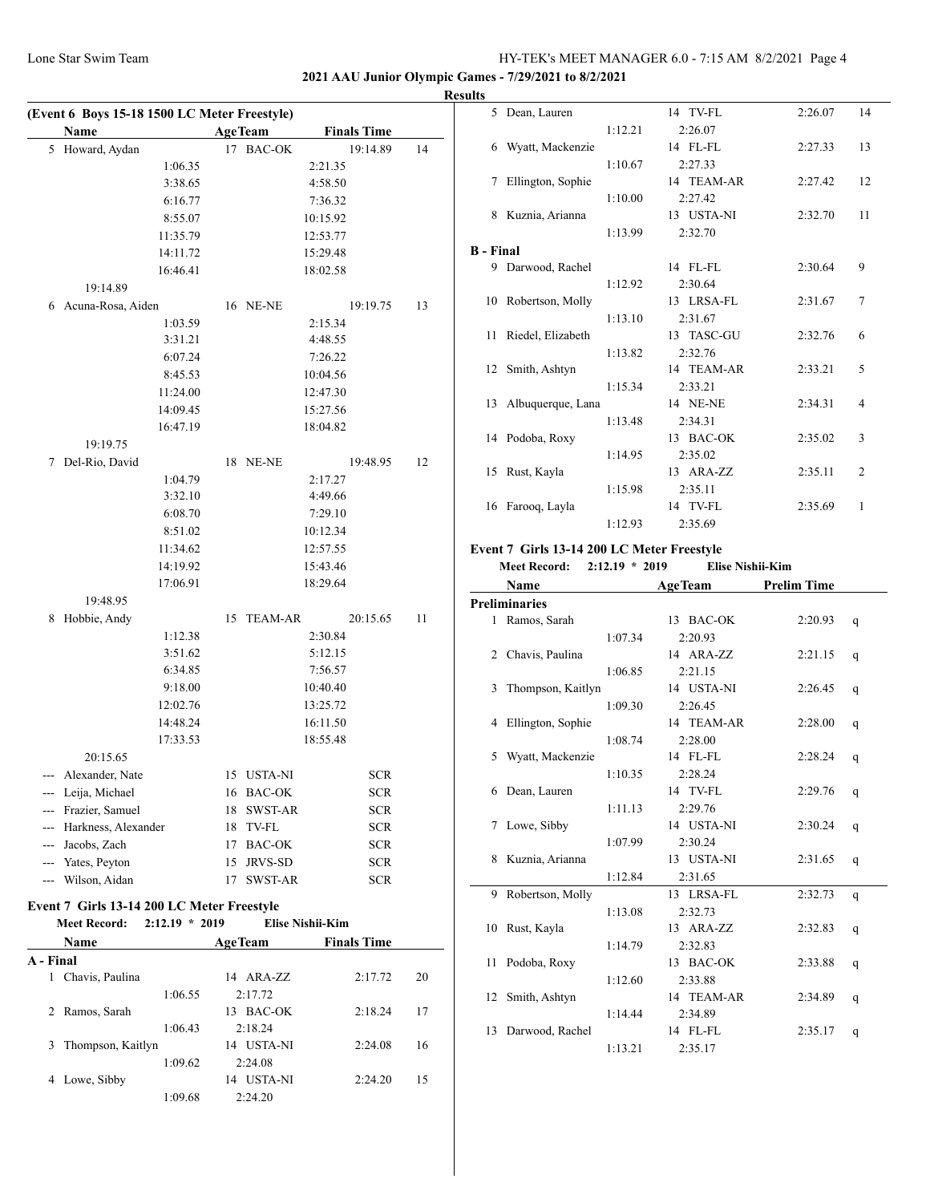**2021 AAU Junior Olympic Games - 7/29/2021 to 8/2/2021**

**Results**

### (Event 6 Boys 15-18 1500 LC Meter Freestyle)

| | Name | Age | Team | Finals Time | Points |
|---|---|---|---|---|---|
| 5 | Howard, Aydan | 17 | BAC-OK | 19:14.89 | 14 |
| | 1:06.35 | 2:21.35 | 3:38.65 | 4:58.50 | |
| | 6:16.77 | 7:36.32 | 8:55.07 | 10:15.92 | |
| | 11:35.79 | 12:53.77 | 14:11.72 | 15:29.48 | |
| | 16:46.41 | 18:02.58 | 19:14.89 | | |
| 6 | Acuna-Rosa, Aiden | 16 | NE-NE | 19:19.75 | 13 |
| | 1:03.59 | 2:15.34 | 3:31.21 | 4:48.55 | |
| | 6:07.24 | 7:26.22 | 8:45.53 | 10:04.56 | |
| | 11:24.00 | 12:47.30 | 14:09.45 | 15:27.56 | |
| | 16:47.19 | 18:04.82 | 19:19.75 | | |
| 7 | Del-Rio, David | 18 | NE-NE | 19:48.95 | 12 |
| | 1:04.79 | 2:17.27 | 3:32.10 | 4:49.66 | |
| | 6:08.70 | 7:29.10 | 8:51.02 | 10:12.34 | |
| | 11:34.62 | 12:57.55 | 14:19.92 | 15:43.46 | |
| | 17:06.91 | 18:29.64 | 19:48.95 | | |
| 8 | Hobbie, Andy | 15 | TEAM-AR | 20:15.65 | 11 |
| | 1:12.38 | 2:30.84 | 3:51.62 | 5:12.15 | |
| | 6:34.85 | 7:56.57 | 9:18.00 | 10:40.40 | |
| | 12:02.76 | 13:25.72 | 14:48.24 | 16:11.50 | |
| | 17:33.53 | 18:55.48 | 20:15.65 | | |
| --- | Alexander, Nate | 15 | USTA-NI | SCR | |
| --- | Leija, Michael | 16 | BAC-OK | SCR | |
| --- | Frazier, Samuel | 18 | SWST-AR | SCR | |
| --- | Harkness, Alexander | 18 | TV-FL | SCR | |
| --- | Jacobs, Zach | 17 | BAC-OK | SCR | |
| --- | Yates, Peyton | 15 | JRVS-SD | SCR | |
| --- | Wilson, Aidan | 17 | SWST-AR | SCR | |

### Event 7 Girls 13-14 200 LC Meter Freestyle

**Meet Record:** 2:12.19 * 2019 Elise Nishii-Kim

| | Name | Age | Team | Finals Time | Points |
|---|---|---|---|---|---|
| **A - Final** | | | | | |
| 1 | Chavis, Paulina | 14 | ARA-ZZ | 2:17.72 | 20 |
| | 1:06.55 | 2:17.72 | | | |
| 2 | Ramos, Sarah | 13 | BAC-OK | 2:18.24 | 17 |
| | 1:06.43 | 2:18.24 | | | |
| 3 | Thompson, Kaitlyn | 14 | USTA-NI | 2:24.08 | 16 |
| | 1:09.62 | 2:24.08 | | | |
| 4 | Lowe, Sibby | 14 | USTA-NI | 2:24.20 | 15 |
| | 1:09.68 | 2:24.20 | | | |
| 5 | Dean, Lauren | 14 | TV-FL | 2:26.07 | 14 |
| | 1:12.21 | 2:26.07 | | | |
| 6 | Wyatt, Mackenzie | 14 | FL-FL | 2:27.33 | 13 |
| | 1:10.67 | 2:27.33 | | | |
| 7 | Ellington, Sophie | 14 | TEAM-AR | 2:27.42 | 12 |
| | 1:10.00 | 2:27.42 | | | |
| 8 | Kuznia, Arianna | 13 | USTA-NI | 2:32.70 | 11 |
| | 1:13.99 | 2:32.70 | | | |
| **B - Final** | | | | | |
| 9 | Darwood, Rachel | 14 | FL-FL | 2:30.64 | 9 |
| | 1:12.92 | 2:30.64 | | | |
| 10 | Robertson, Molly | 13 | LRSA-FL | 2:31.67 | 7 |
| | 1:13.10 | 2:31.67 | | | |
| 11 | Riedel, Elizabeth | 13 | TASC-GU | 2:32.76 | 6 |
| | 1:13.82 | 2:32.76 | | | |
| 12 | Smith, Ashtyn | 14 | TEAM-AR | 2:33.21 | 5 |
| | 1:15.34 | 2:33.21 | | | |
| 13 | Albuquerque, Lana | 14 | NE-NE | 2:34.31 | 4 |
| | 1:13.48 | 2:34.31 | | | |
| 14 | Podoba, Roxy | 13 | BAC-OK | 2:35.02 | 3 |
| | 1:14.95 | 2:35.02 | | | |
| 15 | Rust, Kayla | 13 | ARA-ZZ | 2:35.11 | 2 |
| | 1:15.98 | 2:35.11 | | | |
| 16 | Farooq, Layla | 14 | TV-FL | 2:35.69 | 1 |
| | 1:12.93 | 2:35.69 | | | |

### Event 7 Girls 13-14 200 LC Meter Freestyle

**Meet Record:** 2:12.19 * 2019 Elise Nishii-Kim

| | Name | Age | Team | Prelim Time | |
|---|---|---|---|---|---|
| **Preliminaries** | | | | | |
| 1 | Ramos, Sarah | 13 | BAC-OK | 2:20.93 | q |
| | 1:07.34 | 2:20.93 | | | |
| 2 | Chavis, Paulina | 14 | ARA-ZZ | 2:21.15 | q |
| | 1:06.85 | 2:21.15 | | | |
| 3 | Thompson, Kaitlyn | 14 | USTA-NI | 2:26.45 | q |
| | 1:09.30 | 2:26.45 | | | |
| 4 | Ellington, Sophie | 14 | TEAM-AR | 2:28.00 | q |
| | 1:08.74 | 2:28.00 | | | |
| 5 | Wyatt, Mackenzie | 14 | FL-FL | 2:28.24 | q |
| | 1:10.35 | 2:28.24 | | | |
| 6 | Dean, Lauren | 14 | TV-FL | 2:29.76 | q |
| | 1:11.13 | 2:29.76 | | | |
| 7 | Lowe, Sibby | 14 | USTA-NI | 2:30.24 | q |
| | 1:07.99 | 2:30.24 | | | |
| 8 | Kuznia, Arianna | 13 | USTA-NI | 2:31.65 | q |
| | 1:12.84 | 2:31.65 | | | |
| 9 | Robertson, Molly | 13 | LRSA-FL | 2:32.73 | q |
| | 1:13.08 | 2:32.73 | | | |
| 10 | Rust, Kayla | 13 | ARA-ZZ | 2:32.83 | q |
| | 1:14.79 | 2:32.83 | | | |
| 11 | Podoba, Roxy | 13 | BAC-OK | 2:33.88 | q |
| | 1:12.60 | 2:33.88 | | | |
| 12 | Smith, Ashtyn | 14 | TEAM-AR | 2:34.89 | q |
| | 1:14.44 | 2:34.89 | | | |
| 13 | Darwood, Rachel | 14 | FL-FL | 2:35.17 | q |
| | 1:13.21 | 2:35.17 | | | |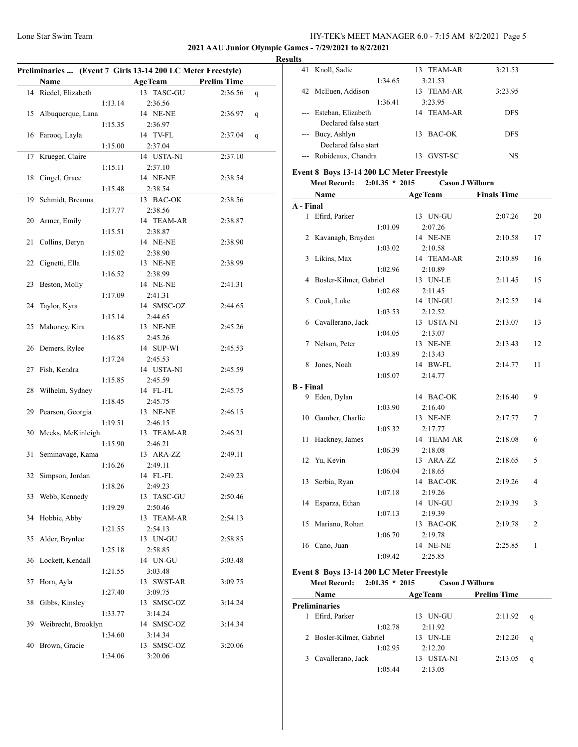**2021 AAU Junior Olympic Games - 7/29/2021 to 8/2/2021**

**Results**

**Preliminaries ... (Event 7 Girls 13-14 200 LC Meter Freestyle)**

| | Name | Split | Age | Team | Prelim Time | |
|---|---|---|---|---|---|---|
| 14 | Riedel, Elizabeth | 1:13.14 | 13 | TASC-GU | 2:36.56 | q |
| 15 | Albuquerque, Lana | 1:15.35 | 14 | NE-NE | 2:36.97 | q |
| 16 | Farooq, Layla | 1:15.00 | 14 | TV-FL | 2:37.04 | q |
| 17 | Krueger, Claire | 1:15.11 | 14 | USTA-NI | 2:37.10 | |
| 18 | Cingel, Grace | 1:15.48 | 14 | NE-NE | 2:38.54 | |
| 19 | Schmidt, Breanna | 1:17.77 | 13 | BAC-OK | 2:38.56 | |
| 20 | Armer, Emily | 1:15.51 | 14 | TEAM-AR | 2:38.87 | |
| 21 | Collins, Deryn | 1:15.02 | 14 | NE-NE | 2:38.90 | |
| 22 | Cignetti, Ella | 1:16.52 | 13 | NE-NE | 2:38.99 | |
| 23 | Beston, Molly | 1:17.09 | 14 | NE-NE | 2:41.31 | |
| 24 | Taylor, Kyra | 1:15.14 | 14 | SMSC-OZ | 2:44.65 | |
| 25 | Mahoney, Kira | 1:16.85 | 13 | NE-NE | 2:45.26 | |
| 26 | Demers, Rylee | 1:17.24 | 14 | SUP-WI | 2:45.53 | |
| 27 | Fish, Kendra | 1:15.85 | 14 | USTA-NI | 2:45.59 | |
| 28 | Wilhelm, Sydney | 1:18.45 | 14 | FL-FL | 2:45.75 | |
| 29 | Pearson, Georgia | 1:19.51 | 13 | NE-NE | 2:46.15 | |
| 30 | Meeks, McKinleigh | 1:15.90 | 13 | TEAM-AR | 2:46.21 | |
| 31 | Seminavage, Kama | 1:16.26 | 13 | ARA-ZZ | 2:49.11 | |
| 32 | Simpson, Jordan | 1:18.26 | 14 | FL-FL | 2:49.23 | |
| 33 | Webb, Kennedy | 1:19.29 | 13 | TASC-GU | 2:50.46 | |
| 34 | Hobbie, Abby | 1:21.55 | 13 | TEAM-AR | 2:54.13 | |
| 35 | Alder, Brynlee | 1:25.18 | 13 | UN-GU | 2:58.85 | |
| 36 | Lockett, Kendall | 1:21.55 | 14 | UN-GU | 3:03.48 | |
| 37 | Horn, Ayla | 1:27.40 | 13 | SWST-AR | 3:09.75 | |
| 38 | Gibbs, Kinsley | 1:33.77 | 13 | SMSC-OZ | 3:14.24 | |
| 39 | Weibrecht, Brooklyn | 1:34.60 | 14 | SMSC-OZ | 3:14.34 | |
| 40 | Brown, Gracie | 1:34.06 | 13 | SMSC-OZ | 3:20.06 | |
| 41 | Knoll, Sadie | 1:34.65 | 13 | TEAM-AR | 3:21.53 | |
| 42 | McEuen, Addison | 1:36.41 | 13 | TEAM-AR | 3:23.95 | |
| --- | Esteban, Elizabeth (Declared false start) | | 14 | TEAM-AR | DFS | |
| --- | Bucy, Ashlyn (Declared false start) | | 13 | BAC-OK | DFS | |
| --- | Robideaux, Chandra | | 13 | GVST-SC | NS | |

### Event 8 Boys 13-14 200 LC Meter Freestyle

**Meet Record:** 2:01.35 * 2015 Cason J Wilburn

| | Name | Split | Age | Team | Finals Time | Points |
|---|---|---|---|---|---|---|
| **A - Final** | | | | | | |
| 1 | Efird, Parker | 1:01.09 | 13 | UN-GU | 2:07.26 | 20 |
| 2 | Kavanagh, Brayden | 1:03.02 | 14 | NE-NE | 2:10.58 | 17 |
| 3 | Likins, Max | 1:02.96 | 14 | TEAM-AR | 2:10.89 | 16 |
| 4 | Bosler-Kilmer, Gabriel | 1:02.68 | 13 | UN-LE | 2:11.45 | 15 |
| 5 | Cook, Luke | 1:03.53 | 14 | UN-GU | 2:12.52 | 14 |
| 6 | Cavallerano, Jack | 1:04.05 | 13 | USTA-NI | 2:13.07 | 13 |
| 7 | Nelson, Peter | 1:03.89 | 13 | NE-NE | 2:13.43 | 12 |
| 8 | Jones, Noah | 1:05.07 | 14 | BW-FL | 2:14.77 | 11 |
| **B - Final** | | | | | | |
| 9 | Eden, Dylan | 1:03.90 | 14 | BAC-OK | 2:16.40 | 9 |
| 10 | Gamber, Charlie | 1:05.32 | 13 | NE-NE | 2:17.77 | 7 |
| 11 | Hackney, James | 1:06.39 | 14 | TEAM-AR | 2:18.08 | 6 |
| 12 | Yu, Kevin | 1:06.04 | 13 | ARA-ZZ | 2:18.65 | 5 |
| 13 | Serbia, Ryan | 1:07.18 | 14 | BAC-OK | 2:19.26 | 4 |
| 14 | Esparza, Ethan | 1:07.13 | 14 | UN-GU | 2:19.39 | 3 |
| 15 | Mariano, Rohan | 1:06.70 | 13 | BAC-OK | 2:19.78 | 2 |
| 16 | Cano, Juan | 1:09.42 | 14 | NE-NE | 2:25.85 | 1 |

### Event 8 Boys 13-14 200 LC Meter Freestyle

**Meet Record:** 2:01.35 * 2015 Cason J Wilburn

| | Name | Split | Age | Team | Prelim Time | |
|---|---|---|---|---|---|---|
| **Preliminaries** | | | | | | |
| 1 | Efird, Parker | 1:02.78 | 13 | UN-GU | 2:11.92 | q |
| 2 | Bosler-Kilmer, Gabriel | 1:02.95 | 13 | UN-LE | 2:12.20 | q |
| 3 | Cavallerano, Jack | 1:05.44 | 13 | USTA-NI | 2:13.05 | q |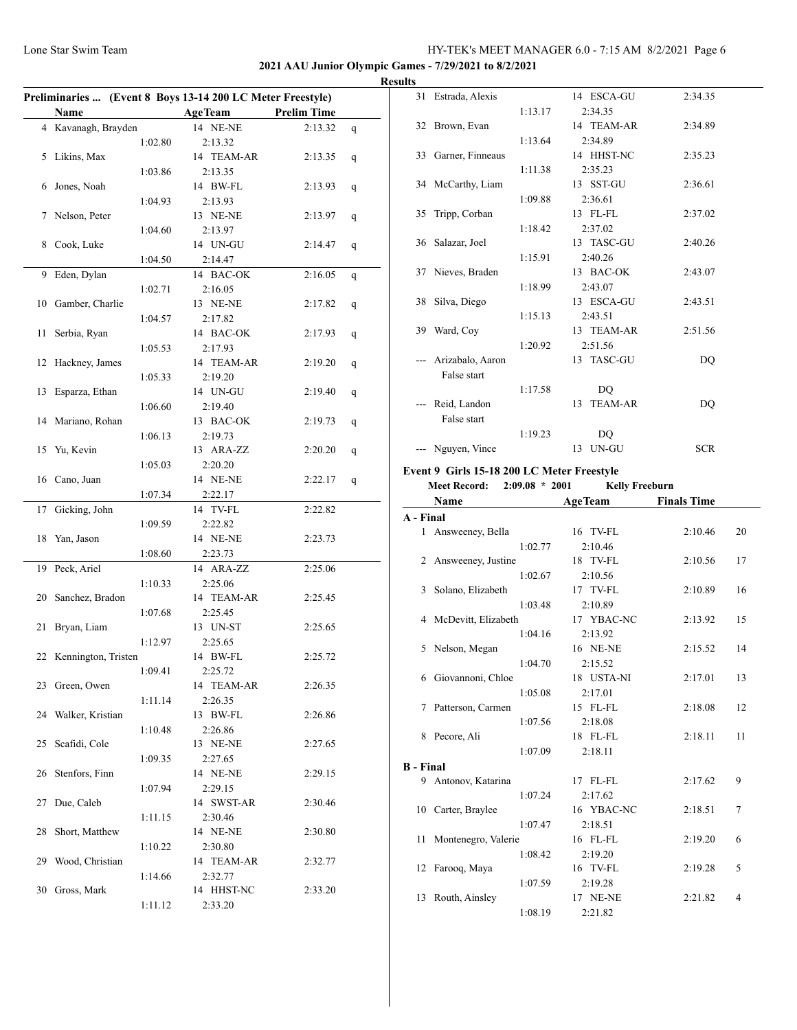**2021 AAU Junior Olympic Games - 7/29/2021 to 8/2/2021**

**Results**

### Preliminaries ... (Event 8 Boys 13-14 200 LC Meter Freestyle)

| | Name | Split | AgeTeam | Prelim Time | |
|---|---|---|---|---|---|
| 4 | Kavanagh, Brayden | | 14 NE-NE | 2:13.32 | q |
| | | 1:02.80 | 2:13.32 | | |
| 5 | Likins, Max | | 14 TEAM-AR | 2:13.35 | q |
| | | 1:03.86 | 2:13.35 | | |
| 6 | Jones, Noah | | 14 BW-FL | 2:13.93 | q |
| | | 1:04.93 | 2:13.93 | | |
| 7 | Nelson, Peter | | 13 NE-NE | 2:13.97 | q |
| | | 1:04.60 | 2:13.97 | | |
| 8 | Cook, Luke | | 14 UN-GU | 2:14.47 | q |
| | | 1:04.50 | 2:14.47 | | |
| 9 | Eden, Dylan | | 14 BAC-OK | 2:16.05 | q |
| | | 1:02.71 | 2:16.05 | | |
| 10 | Gamber, Charlie | | 13 NE-NE | 2:17.82 | q |
| | | 1:04.57 | 2:17.82 | | |
| 11 | Serbia, Ryan | | 14 BAC-OK | 2:17.93 | q |
| | | 1:05.53 | 2:17.93 | | |
| 12 | Hackney, James | | 14 TEAM-AR | 2:19.20 | q |
| | | 1:05.33 | 2:19.20 | | |
| 13 | Esparza, Ethan | | 14 UN-GU | 2:19.40 | q |
| | | 1:06.60 | 2:19.40 | | |
| 14 | Mariano, Rohan | | 13 BAC-OK | 2:19.73 | q |
| | | 1:06.13 | 2:19.73 | | |
| 15 | Yu, Kevin | | 13 ARA-ZZ | 2:20.20 | q |
| | | 1:05.03 | 2:20.20 | | |
| 16 | Cano, Juan | | 14 NE-NE | 2:22.17 | q |
| | | 1:07.34 | 2:22.17 | | |
| 17 | Gicking, John | | 14 TV-FL | 2:22.82 | |
| | | 1:09.59 | 2:22.82 | | |
| 18 | Yan, Jason | | 14 NE-NE | 2:23.73 | |
| | | 1:08.60 | 2:23.73 | | |
| 19 | Peck, Ariel | | 14 ARA-ZZ | 2:25.06 | |
| | | 1:10.33 | 2:25.06 | | |
| 20 | Sanchez, Bradon | | 14 TEAM-AR | 2:25.45 | |
| | | 1:07.68 | 2:25.45 | | |
| 21 | Bryan, Liam | | 13 UN-ST | 2:25.65 | |
| | | 1:12.97 | 2:25.65 | | |
| 22 | Kennington, Tristen | | 14 BW-FL | 2:25.72 | |
| | | 1:09.41 | 2:25.72 | | |
| 23 | Green, Owen | | 14 TEAM-AR | 2:26.35 | |
| | | 1:11.14 | 2:26.35 | | |
| 24 | Walker, Kristian | | 13 BW-FL | 2:26.86 | |
| | | 1:10.48 | 2:26.86 | | |
| 25 | Scafidi, Cole | | 13 NE-NE | 2:27.65 | |
| | | 1:09.35 | 2:27.65 | | |
| 26 | Stenfors, Finn | | 14 NE-NE | 2:29.15 | |
| | | 1:07.94 | 2:29.15 | | |
| 27 | Due, Caleb | | 14 SWST-AR | 2:30.46 | |
| | | 1:11.15 | 2:30.46 | | |
| 28 | Short, Matthew | | 14 NE-NE | 2:30.80 | |
| | | 1:10.22 | 2:30.80 | | |
| 29 | Wood, Christian | | 14 TEAM-AR | 2:32.77 | |
| | | 1:14.66 | 2:32.77 | | |
| 30 | Gross, Mark | | 14 HHST-NC | 2:33.20 | |
| | | 1:11.12 | 2:33.20 | | |
| 31 | Estrada, Alexis | | 14 ESCA-GU | 2:34.35 | |
| | | 1:13.17 | 2:34.35 | | |
| 32 | Brown, Evan | | 14 TEAM-AR | 2:34.89 | |
| | | 1:13.64 | 2:34.89 | | |
| 33 | Garner, Finneaus | | 14 HHST-NC | 2:35.23 | |
| | | 1:11.38 | 2:35.23 | | |
| 34 | McCarthy, Liam | | 13 SST-GU | 2:36.61 | |
| | | 1:09.88 | 2:36.61 | | |
| 35 | Tripp, Corban | | 13 FL-FL | 2:37.02 | |
| | | 1:18.42 | 2:37.02 | | |
| 36 | Salazar, Joel | | 13 TASC-GU | 2:40.26 | |
| | | 1:15.91 | 2:40.26 | | |
| 37 | Nieves, Braden | | 13 BAC-OK | 2:43.07 | |
| | | 1:18.99 | 2:43.07 | | |
| 38 | Silva, Diego | | 13 ESCA-GU | 2:43.51 | |
| | | 1:15.13 | 2:43.51 | | |
| 39 | Ward, Coy | | 13 TEAM-AR | 2:51.56 | |
| | | 1:20.92 | 2:51.56 | | |
| --- | Arizabalo, Aaron | | 13 TASC-GU | DQ | |
| | False start | | | | |
| | | 1:17.58 | DQ | | |
| --- | Reid, Landon | | 13 TEAM-AR | DQ | |
| | False start | | | | |
| | | 1:19.23 | DQ | | |
| --- | Nguyen, Vince | | 13 UN-GU | SCR | |

### Event 9 Girls 15-18 200 LC Meter Freestyle

**Meet Record:** 2:09.08 * 2001 Kelly Freeburn

| | Name | Split | AgeTeam | Finals Time | Points |
|---|---|---|---|---|---|
| **A - Final** | | | | | |
| 1 | Answeeney, Bella | | 16 TV-FL | 2:10.46 | 20 |
| | | 1:02.77 | 2:10.46 | | |
| 2 | Answeeney, Justine | | 18 TV-FL | 2:10.56 | 17 |
| | | 1:02.67 | 2:10.56 | | |
| 3 | Solano, Elizabeth | | 17 TV-FL | 2:10.89 | 16 |
| | | 1:03.48 | 2:10.89 | | |
| 4 | McDevitt, Elizabeth | | 17 YBAC-NC | 2:13.92 | 15 |
| | | 1:04.16 | 2:13.92 | | |
| 5 | Nelson, Megan | | 16 NE-NE | 2:15.52 | 14 |
| | | 1:04.70 | 2:15.52 | | |
| 6 | Giovannoni, Chloe | | 18 USTA-NI | 2:17.01 | 13 |
| | | 1:05.08 | 2:17.01 | | |
| 7 | Patterson, Carmen | | 15 FL-FL | 2:18.08 | 12 |
| | | 1:07.56 | 2:18.08 | | |
| 8 | Pecore, Ali | | 18 FL-FL | 2:18.11 | 11 |
| | | 1:07.09 | 2:18.11 | | |
| **B - Final** | | | | | |
| 9 | Antonov, Katarina | | 17 FL-FL | 2:17.62 | 9 |
| | | 1:07.24 | 2:17.62 | | |
| 10 | Carter, Braylee | | 16 YBAC-NC | 2:18.51 | 7 |
| | | 1:07.47 | 2:18.51 | | |
| 11 | Montenegro, Valerie | | 16 FL-FL | 2:19.20 | 6 |
| | | 1:08.42 | 2:19.20 | | |
| 12 | Farooq, Maya | | 16 TV-FL | 2:19.28 | 5 |
| | | 1:07.59 | 2:19.28 | | |
| 13 | Routh, Ainsley | | 17 NE-NE | 2:21.82 | 4 |
| | | 1:08.19 | 2:21.82 | | |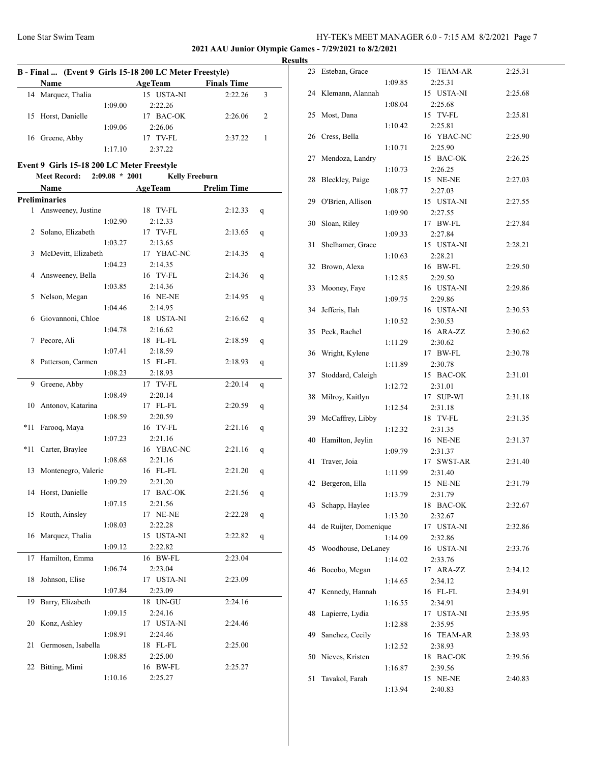**2021 AAU Junior Olympic Games - 7/29/2021 to 8/2/2021**

**Results**

### B - Final ... (Event 9 Girls 15-18 200 LC Meter Freestyle)

| | Name | Split | AgeTeam | Finals Time | Points |
|---|---|---|---|---|---|
| 14 | Marquez, Thalia | 1:09.00 | 15 USTA-NI | 2:22.26 | 3 |
| | | | 2:22.26 | | |
| 15 | Horst, Danielle | 1:09.06 | 17 BAC-OK | 2:26.06 | 2 |
| | | | 2:26.06 | | |
| 16 | Greene, Abby | 1:17.10 | 17 TV-FL | 2:37.22 | 1 |
| | | | 2:37.22 | | |

### Event 9 Girls 15-18 200 LC Meter Freestyle

**Meet Record: 2:09.08 * 2001 Kelly Freeburn**

**Preliminaries**

| | Name | Split | AgeTeam | Prelim Time | |
|---|---|---|---|---|---|
| 1 | Answeeney, Justine | 1:02.90 | 18 TV-FL / 2:12.33 | 2:12.33 | q |
| 2 | Solano, Elizabeth | 1:03.27 | 17 TV-FL / 2:13.65 | 2:13.65 | q |
| 3 | McDevitt, Elizabeth | 1:04.23 | 17 YBAC-NC / 2:14.35 | 2:14.35 | q |
| 4 | Answeeney, Bella | 1:03.85 | 16 TV-FL / 2:14.36 | 2:14.36 | q |
| 5 | Nelson, Megan | 1:04.46 | 16 NE-NE / 2:14.95 | 2:14.95 | q |
| 6 | Giovannoni, Chloe | 1:04.78 | 18 USTA-NI / 2:16.62 | 2:16.62 | q |
| 7 | Pecore, Ali | 1:07.41 | 18 FL-FL / 2:18.59 | 2:18.59 | q |
| 8 | Patterson, Carmen | 1:08.23 | 15 FL-FL / 2:18.93 | 2:18.93 | q |
| 9 | Greene, Abby | 1:08.49 | 17 TV-FL / 2:20.14 | 2:20.14 | q |
| 10 | Antonov, Katarina | 1:08.59 | 17 FL-FL / 2:20.59 | 2:20.59 | q |
| *11 | Farooq, Maya | 1:07.23 | 16 TV-FL / 2:21.16 | 2:21.16 | q |
| *11 | Carter, Braylee | 1:08.68 | 16 YBAC-NC / 2:21.16 | 2:21.16 | q |
| 13 | Montenegro, Valerie | 1:09.29 | 16 FL-FL / 2:21.20 | 2:21.20 | q |
| 14 | Horst, Danielle | 1:07.15 | 17 BAC-OK / 2:21.56 | 2:21.56 | q |
| 15 | Routh, Ainsley | 1:08.03 | 17 NE-NE / 2:22.28 | 2:22.28 | q |
| 16 | Marquez, Thalia | 1:09.12 | 15 USTA-NI / 2:22.82 | 2:22.82 | q |
| 17 | Hamilton, Emma | 1:06.74 | 16 BW-FL / 2:23.04 | 2:23.04 | |
| 18 | Johnson, Elise | 1:07.84 | 17 USTA-NI / 2:23.09 | 2:23.09 | |
| 19 | Barry, Elizabeth | 1:09.15 | 18 UN-GU / 2:24.16 | 2:24.16 | |
| 20 | Konz, Ashley | 1:08.91 | 17 USTA-NI / 2:24.46 | 2:24.46 | |
| 21 | Germosen, Isabella | 1:08.85 | 18 FL-FL / 2:25.00 | 2:25.00 | |
| 22 | Bitting, Mimi | 1:10.16 | 16 BW-FL / 2:25.27 | 2:25.27 | |
| 23 | Esteban, Grace | 1:09.85 | 15 TEAM-AR / 2:25.31 | 2:25.31 | |
| 24 | Klemann, Alannah | 1:08.04 | 15 USTA-NI / 2:25.68 | 2:25.68 | |
| 25 | Most, Dana | 1:10.42 | 15 TV-FL / 2:25.81 | 2:25.81 | |
| 26 | Cress, Bella | 1:10.71 | 16 YBAC-NC / 2:25.90 | 2:25.90 | |
| 27 | Mendoza, Landry | 1:10.73 | 15 BAC-OK / 2:26.25 | 2:26.25 | |
| 28 | Bleckley, Paige | 1:08.77 | 15 NE-NE / 2:27.03 | 2:27.03 | |
| 29 | O'Brien, Allison | 1:09.90 | 15 USTA-NI / 2:27.55 | 2:27.55 | |
| 30 | Sloan, Riley | 1:09.33 | 17 BW-FL / 2:27.84 | 2:27.84 | |
| 31 | Shelhamer, Grace | 1:10.63 | 15 USTA-NI / 2:28.21 | 2:28.21 | |
| 32 | Brown, Alexa | 1:12.85 | 16 BW-FL / 2:29.50 | 2:29.50 | |
| 33 | Mooney, Faye | 1:09.75 | 16 USTA-NI / 2:29.86 | 2:29.86 | |
| 34 | Jefferis, Ilah | 1:10.52 | 16 USTA-NI / 2:30.53 | 2:30.53 | |
| 35 | Peck, Rachel | 1:11.29 | 16 ARA-ZZ / 2:30.62 | 2:30.62 | |
| 36 | Wright, Kylene | 1:11.89 | 17 BW-FL / 2:30.78 | 2:30.78 | |
| 37 | Stoddard, Caleigh | 1:12.72 | 15 BAC-OK / 2:31.01 | 2:31.01 | |
| 38 | Milroy, Kaitlyn | 1:12.54 | 17 SUP-WI / 2:31.18 | 2:31.18 | |
| 39 | McCaffrey, Libby | 1:12.32 | 18 TV-FL / 2:31.35 | 2:31.35 | |
| 40 | Hamilton, Jeylin | 1:09.79 | 16 NE-NE / 2:31.37 | 2:31.37 | |
| 41 | Traver, Joia | 1:11.99 | 17 SWST-AR / 2:31.40 | 2:31.40 | |
| 42 | Bergeron, Ella | 1:13.79 | 15 NE-NE / 2:31.79 | 2:31.79 | |
| 43 | Schapp, Haylee | 1:13.20 | 18 BAC-OK / 2:32.67 | 2:32.67 | |
| 44 | de Ruijter, Domenique | 1:14.09 | 17 USTA-NI / 2:32.86 | 2:32.86 | |
| 45 | Woodhouse, DeLaney | 1:14.02 | 16 USTA-NI / 2:33.76 | 2:33.76 | |
| 46 | Bocobo, Megan | 1:14.65 | 17 ARA-ZZ / 2:34.12 | 2:34.12 | |
| 47 | Kennedy, Hannah | 1:16.55 | 16 FL-FL / 2:34.91 | 2:34.91 | |
| 48 | Lapierre, Lydia | 1:12.88 | 17 USTA-NI / 2:35.95 | 2:35.95 | |
| 49 | Sanchez, Cecily | 1:12.52 | 16 TEAM-AR / 2:38.93 | 2:38.93 | |
| 50 | Nieves, Kristen | 1:16.87 | 18 BAC-OK / 2:39.56 | 2:39.56 | |
| 51 | Tavakol, Farah | 1:13.94 | 15 NE-NE / 2:40.83 | 2:40.83 | |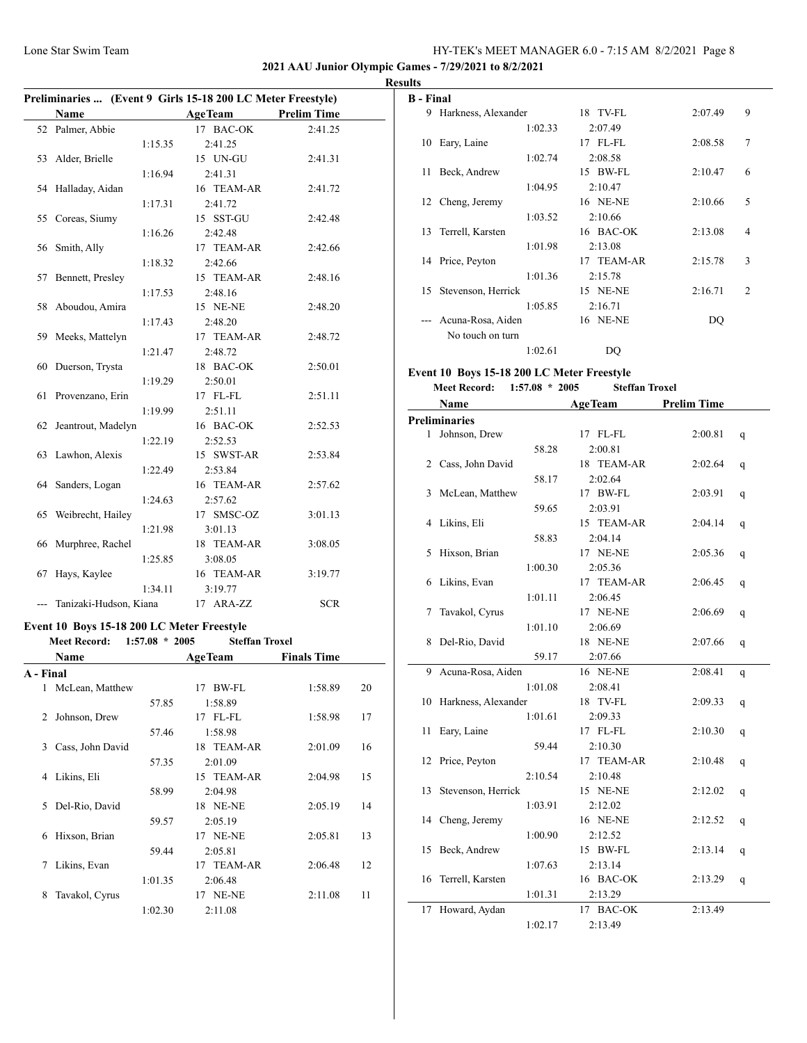**2021 AAU Junior Olympic Games - 7/29/2021 to 8/2/2021**

**Results**

### Preliminaries ... (Event 9 Girls 15-18 200 LC Meter Freestyle)

| | Name | | Age | Team | Prelim Time |
|---|---|---|---|---|---|
| 52 | Palmer, Abbie | | 17 | BAC-OK | 2:41.25 |
| | | 1:15.35 | | 2:41.25 | |
| 53 | Alder, Brielle | | 15 | UN-GU | 2:41.31 |
| | | 1:16.94 | | 2:41.31 | |
| 54 | Halladay, Aidan | | 16 | TEAM-AR | 2:41.72 |
| | | 1:17.31 | | 2:41.72 | |
| 55 | Coreas, Siumy | | 15 | SST-GU | 2:42.48 |
| | | 1:16.26 | | 2:42.48 | |
| 56 | Smith, Ally | | 17 | TEAM-AR | 2:42.66 |
| | | 1:18.32 | | 2:42.66 | |
| 57 | Bennett, Presley | | 15 | TEAM-AR | 2:48.16 |
| | | 1:17.53 | | 2:48.16 | |
| 58 | Aboudou, Amira | | 15 | NE-NE | 2:48.20 |
| | | 1:17.43 | | 2:48.20 | |
| 59 | Meeks, Mattelyn | | 17 | TEAM-AR | 2:48.72 |
| | | 1:21.47 | | 2:48.72 | |
| 60 | Duerson, Trysta | | 18 | BAC-OK | 2:50.01 |
| | | 1:19.29 | | 2:50.01 | |
| 61 | Provenzano, Erin | | 17 | FL-FL | 2:51.11 |
| | | 1:19.99 | | 2:51.11 | |
| 62 | Jeantrout, Madelyn | | 16 | BAC-OK | 2:52.53 |
| | | 1:22.19 | | 2:52.53 | |
| 63 | Lawhon, Alexis | | 15 | SWST-AR | 2:53.84 |
| | | 1:22.49 | | 2:53.84 | |
| 64 | Sanders, Logan | | 16 | TEAM-AR | 2:57.62 |
| | | 1:24.63 | | 2:57.62 | |
| 65 | Weibrecht, Hailey | | 17 | SMSC-OZ | 3:01.13 |
| | | 1:21.98 | | 3:01.13 | |
| 66 | Murphree, Rachel | | 18 | TEAM-AR | 3:08.05 |
| | | 1:25.85 | | 3:08.05 | |
| 67 | Hays, Kaylee | | 16 | TEAM-AR | 3:19.77 |
| | | 1:34.11 | | 3:19.77 | |
| --- | Tanizaki-Hudson, Kiana | | 17 | ARA-ZZ | SCR |

### Event 10 Boys 15-18 200 LC Meter Freestyle

**Meet Record:** 1:57.08 * 2005 Steffan Troxel

| | Name | | Age | Team | Finals Time | Points |
|---|---|---|---|---|---|---|
| **A - Final** | | | | | | |
| 1 | McLean, Matthew | | 17 | BW-FL | 1:58.89 | 20 |
| | | 57.85 | | 1:58.89 | | |
| 2 | Johnson, Drew | | 17 | FL-FL | 1:58.98 | 17 |
| | | 57.46 | | 1:58.98 | | |
| 3 | Cass, John David | | 18 | TEAM-AR | 2:01.09 | 16 |
| | | 57.35 | | 2:01.09 | | |
| 4 | Likins, Eli | | 15 | TEAM-AR | 2:04.98 | 15 |
| | | 58.99 | | 2:04.98 | | |
| 5 | Del-Rio, David | | 18 | NE-NE | 2:05.19 | 14 |
| | | 59.57 | | 2:05.19 | | |
| 6 | Hixson, Brian | | 17 | NE-NE | 2:05.81 | 13 |
| | | 59.44 | | 2:05.81 | | |
| 7 | Likins, Evan | | 17 | TEAM-AR | 2:06.48 | 12 |
| | | 1:01.35 | | 2:06.48 | | |
| 8 | Tavakol, Cyrus | | 17 | NE-NE | 2:11.08 | 11 |
| | | 1:02.30 | | 2:11.08 | | |
| **B - Final** | | | | | | |
| 9 | Harkness, Alexander | | 18 | TV-FL | 2:07.49 | 9 |
| | | 1:02.33 | | 2:07.49 | | |
| 10 | Eary, Laine | | 17 | FL-FL | 2:08.58 | 7 |
| | | 1:02.74 | | 2:08.58 | | |
| 11 | Beck, Andrew | | 15 | BW-FL | 2:10.47 | 6 |
| | | 1:04.95 | | 2:10.47 | | |
| 12 | Cheng, Jeremy | | 16 | NE-NE | 2:10.66 | 5 |
| | | 1:03.52 | | 2:10.66 | | |
| 13 | Terrell, Karsten | | 16 | BAC-OK | 2:13.08 | 4 |
| | | 1:01.98 | | 2:13.08 | | |
| 14 | Price, Peyton | | 17 | TEAM-AR | 2:15.78 | 3 |
| | | 1:01.36 | | 2:15.78 | | |
| 15 | Stevenson, Herrick | | 15 | NE-NE | 2:16.71 | 2 |
| | | 1:05.85 | | 2:16.71 | | |
| --- | Acuna-Rosa, Aiden | | 16 | NE-NE | DQ | |
| | No touch on turn | | | | | |
| | | 1:02.61 | | DQ | | |

### Event 10 Boys 15-18 200 LC Meter Freestyle

**Meet Record:** 1:57.08 * 2005 Steffan Troxel

| | Name | | Age | Team | Prelim Time | |
|---|---|---|---|---|---|---|
| **Preliminaries** | | | | | | |
| 1 | Johnson, Drew | | 17 | FL-FL | 2:00.81 | q |
| | | 58.28 | | 2:00.81 | | |
| 2 | Cass, John David | | 18 | TEAM-AR | 2:02.64 | q |
| | | 58.17 | | 2:02.64 | | |
| 3 | McLean, Matthew | | 17 | BW-FL | 2:03.91 | q |
| | | 59.65 | | 2:03.91 | | |
| 4 | Likins, Eli | | 15 | TEAM-AR | 2:04.14 | q |
| | | 58.83 | | 2:04.14 | | |
| 5 | Hixson, Brian | | 17 | NE-NE | 2:05.36 | q |
| | | 1:00.30 | | 2:05.36 | | |
| 6 | Likins, Evan | | 17 | TEAM-AR | 2:06.45 | q |
| | | 1:01.11 | | 2:06.45 | | |
| 7 | Tavakol, Cyrus | | 17 | NE-NE | 2:06.69 | q |
| | | 1:01.10 | | 2:06.69 | | |
| 8 | Del-Rio, David | | 18 | NE-NE | 2:07.66 | q |
| | | 59.17 | | 2:07.66 | | |
| 9 | Acuna-Rosa, Aiden | | 16 | NE-NE | 2:08.41 | q |
| | | 1:01.08 | | 2:08.41 | | |
| 10 | Harkness, Alexander | | 18 | TV-FL | 2:09.33 | q |
| | | 1:01.61 | | 2:09.33 | | |
| 11 | Eary, Laine | | 17 | FL-FL | 2:10.30 | q |
| | | 59.44 | | 2:10.30 | | |
| 12 | Price, Peyton | | 17 | TEAM-AR | 2:10.48 | q |
| | | 2:10.54 | | 2:10.48 | | |
| 13 | Stevenson, Herrick | | 15 | NE-NE | 2:12.02 | q |
| | | 1:03.91 | | 2:12.02 | | |
| 14 | Cheng, Jeremy | | 16 | NE-NE | 2:12.52 | q |
| | | 1:00.90 | | 2:12.52 | | |
| 15 | Beck, Andrew | | 15 | BW-FL | 2:13.14 | q |
| | | 1:07.63 | | 2:13.14 | | |
| 16 | Terrell, Karsten | | 16 | BAC-OK | 2:13.29 | q |
| | | 1:01.31 | | 2:13.29 | | |
| 17 | Howard, Aydan | | 17 | BAC-OK | 2:13.49 | |
| | | 1:02.17 | | 2:13.49 | | |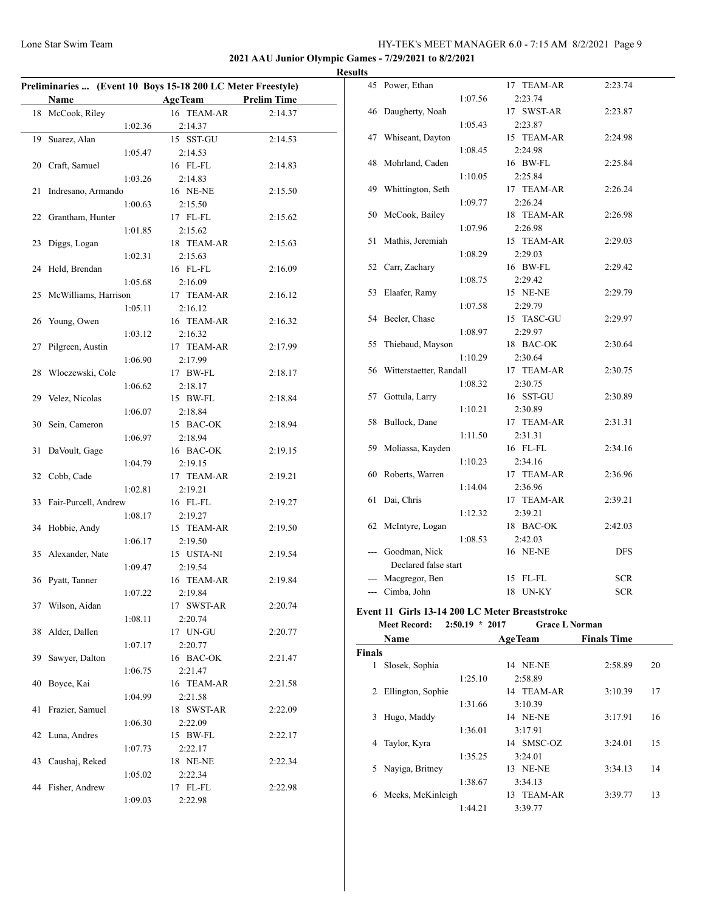## Results

### Preliminaries ... (Event 10 Boys 15-18 200 LC Meter Freestyle)

| | Name | Age | Team | Prelim Time |
|---|---|---|---|---|
| 18 | McCook, Riley | 16 | TEAM-AR | 2:14.37 |
| | 1:02.36 | | 2:14.37 | |
| 19 | Suarez, Alan | 15 | SST-GU | 2:14.53 |
| | 1:05.47 | | 2:14.53 | |
| 20 | Craft, Samuel | 16 | FL-FL | 2:14.83 |
| | 1:03.26 | | 2:14.83 | |
| 21 | Indresano, Armando | 16 | NE-NE | 2:15.50 |
| | 1:00.63 | | 2:15.50 | |
| 22 | Grantham, Hunter | 17 | FL-FL | 2:15.62 |
| | 1:01.85 | | 2:15.62 | |
| 23 | Diggs, Logan | 18 | TEAM-AR | 2:15.63 |
| | 1:02.31 | | 2:15.63 | |
| 24 | Held, Brendan | 16 | FL-FL | 2:16.09 |
| | 1:05.68 | | 2:16.09 | |
| 25 | McWilliams, Harrison | 17 | TEAM-AR | 2:16.12 |
| | 1:05.11 | | 2:16.12 | |
| 26 | Young, Owen | 16 | TEAM-AR | 2:16.32 |
| | 1:03.12 | | 2:16.32 | |
| 27 | Pilgreen, Austin | 17 | TEAM-AR | 2:17.99 |
| | 1:06.90 | | 2:17.99 | |
| 28 | Wloczewski, Cole | 17 | BW-FL | 2:18.17 |
| | 1:06.62 | | 2:18.17 | |
| 29 | Velez, Nicolas | 15 | BW-FL | 2:18.84 |
| | 1:06.07 | | 2:18.84 | |
| 30 | Sein, Cameron | 15 | BAC-OK | 2:18.94 |
| | 1:06.97 | | 2:18.94 | |
| 31 | DaVoult, Gage | 16 | BAC-OK | 2:19.15 |
| | 1:04.79 | | 2:19.15 | |
| 32 | Cobb, Cade | 17 | TEAM-AR | 2:19.21 |
| | 1:02.81 | | 2:19.21 | |
| 33 | Fair-Purcell, Andrew | 16 | FL-FL | 2:19.27 |
| | 1:08.17 | | 2:19.27 | |
| 34 | Hobbie, Andy | 15 | TEAM-AR | 2:19.50 |
| | 1:06.17 | | 2:19.50 | |
| 35 | Alexander, Nate | 15 | USTA-NI | 2:19.54 |
| | 1:09.47 | | 2:19.54 | |
| 36 | Pyatt, Tanner | 16 | TEAM-AR | 2:19.84 |
| | 1:07.22 | | 2:19.84 | |
| 37 | Wilson, Aidan | 17 | SWST-AR | 2:20.74 |
| | 1:08.11 | | 2:20.74 | |
| 38 | Alder, Dallen | 17 | UN-GU | 2:20.77 |
| | 1:07.17 | | 2:20.77 | |
| 39 | Sawyer, Dalton | 16 | BAC-OK | 2:21.47 |
| | 1:06.75 | | 2:21.47 | |
| 40 | Boyce, Kai | 16 | TEAM-AR | 2:21.58 |
| | 1:04.99 | | 2:21.58 | |
| 41 | Frazier, Samuel | 18 | SWST-AR | 2:22.09 |
| | 1:06.30 | | 2:22.09 | |
| 42 | Luna, Andres | 15 | BW-FL | 2:22.17 |
| | 1:07.73 | | 2:22.17 | |
| 43 | Caushaj, Reked | 18 | NE-NE | 2:22.34 |
| | 1:05.02 | | 2:22.34 | |
| 44 | Fisher, Andrew | 17 | FL-FL | 2:22.98 |
| | 1:09.03 | | 2:22.98 | |
| 45 | Power, Ethan | 17 | TEAM-AR | 2:23.74 |
| | 1:07.56 | | 2:23.74 | |
| 46 | Daugherty, Noah | 17 | SWST-AR | 2:23.87 |
| | 1:05.43 | | 2:23.87 | |
| 47 | Whiseant, Dayton | 15 | TEAM-AR | 2:24.98 |
| | 1:08.45 | | 2:24.98 | |
| 48 | Mohrland, Caden | 16 | BW-FL | 2:25.84 |
| | 1:10.05 | | 2:25.84 | |
| 49 | Whittington, Seth | 17 | TEAM-AR | 2:26.24 |
| | 1:09.77 | | 2:26.24 | |
| 50 | McCook, Bailey | 18 | TEAM-AR | 2:26.98 |
| | 1:07.96 | | 2:26.98 | |
| 51 | Mathis, Jeremiah | 15 | TEAM-AR | 2:29.03 |
| | 1:08.29 | | 2:29.03 | |
| 52 | Carr, Zachary | 16 | BW-FL | 2:29.42 |
| | 1:08.75 | | 2:29.42 | |
| 53 | Elaafer, Ramy | 15 | NE-NE | 2:29.79 |
| | 1:07.58 | | 2:29.79 | |
| 54 | Beeler, Chase | 15 | TASC-GU | 2:29.97 |
| | 1:08.97 | | 2:29.97 | |
| 55 | Thiebaud, Mayson | 18 | BAC-OK | 2:30.64 |
| | 1:10.29 | | 2:30.64 | |
| 56 | Witterstaetter, Randall | 17 | TEAM-AR | 2:30.75 |
| | 1:08.32 | | 2:30.75 | |
| 57 | Gottula, Larry | 16 | SST-GU | 2:30.89 |
| | 1:10.21 | | 2:30.89 | |
| 58 | Bullock, Dane | 17 | TEAM-AR | 2:31.31 |
| | 1:11.50 | | 2:31.31 | |
| 59 | Moliassa, Kayden | 16 | FL-FL | 2:34.16 |
| | 1:10.23 | | 2:34.16 | |
| 60 | Roberts, Warren | 17 | TEAM-AR | 2:36.96 |
| | 1:14.04 | | 2:36.96 | |
| 61 | Dai, Chris | 17 | TEAM-AR | 2:39.21 |
| | 1:12.32 | | 2:39.21 | |
| 62 | McIntyre, Logan | 18 | BAC-OK | 2:42.03 |
| | 1:08.53 | | 2:42.03 | |
| --- | Goodman, Nick | 16 | NE-NE | DFS |
| | Declared false start | | | |
| --- | Macgregor, Ben | 15 | FL-FL | SCR |
| --- | Cimba, John | 18 | UN-KY | SCR |

### Event 11 Girls 13-14 200 LC Meter Breaststroke

Meet Record: 2:50.19 * 2017 Grace L Norman

**Finals**

| | Name | Age | Team | Finals Time | Points |
|---|---|---|---|---|---|
| 1 | Slosek, Sophia | 14 | NE-NE | 2:58.89 | 20 |
| | 1:25.10 | | 2:58.89 | | |
| 2 | Ellington, Sophie | 14 | TEAM-AR | 3:10.39 | 17 |
| | 1:31.66 | | 3:10.39 | | |
| 3 | Hugo, Maddy | 14 | NE-NE | 3:17.91 | 16 |
| | 1:36.01 | | 3:17.91 | | |
| 4 | Taylor, Kyra | 14 | SMSC-OZ | 3:24.01 | 15 |
| | 1:35.25 | | 3:24.01 | | |
| 5 | Nayiga, Britney | 13 | NE-NE | 3:34.13 | 14 |
| | 1:38.67 | | 3:34.13 | | |
| 6 | Meeks, McKinleigh | 13 | TEAM-AR | 3:39.77 | 13 |
| | 1:44.21 | | 3:39.77 | | |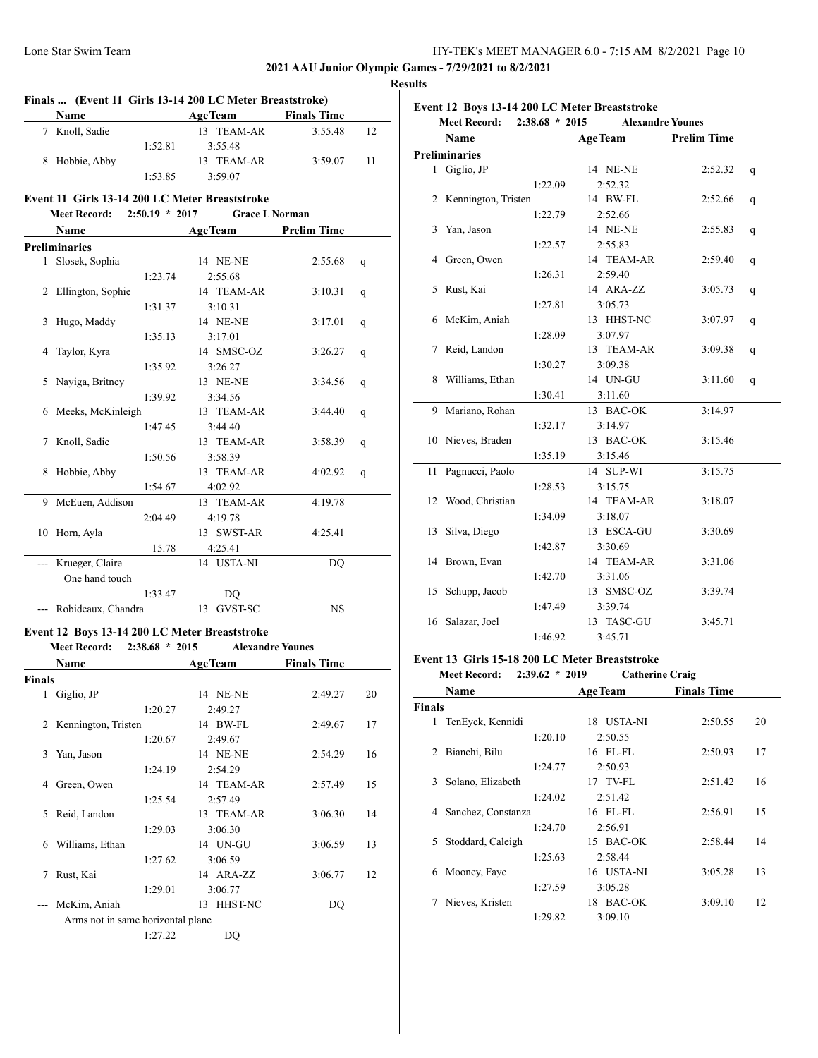**2021 AAU Junior Olympic Games - 7/29/2021 to 8/2/2021**

**Results**

### Finals ... (Event 11 Girls 13-14 200 LC Meter Breaststroke)

| | Name | Age | Team | Finals Time | Points |
|---|---|---|---|---|---|
| 7 | Knoll, Sadie | 13 | TEAM-AR | 3:55.48 | 12 |
| | 1:52.81 | | 3:55.48 | | |
| 8 | Hobbie, Abby | 13 | TEAM-AR | 3:59.07 | 11 |
| | 1:53.85 | | 3:59.07 | | |

### Event 11 Girls 13-14 200 LC Meter Breaststroke

**Meet Record: 2:50.19 * 2017 Grace L Norman**

| | Name | Age | Team | Prelim Time | |
|---|---|---|---|---|---|
| **Preliminaries** | | | | | |
| 1 | Slosek, Sophia | 14 | NE-NE | 2:55.68 | q |
| | 1:23.74 | | 2:55.68 | | |
| 2 | Ellington, Sophie | 14 | TEAM-AR | 3:10.31 | q |
| | 1:31.37 | | 3:10.31 | | |
| 3 | Hugo, Maddy | 14 | NE-NE | 3:17.01 | q |
| | 1:35.13 | | 3:17.01 | | |
| 4 | Taylor, Kyra | 14 | SMSC-OZ | 3:26.27 | q |
| | 1:35.92 | | 3:26.27 | | |
| 5 | Nayiga, Britney | 13 | NE-NE | 3:34.56 | q |
| | 1:39.92 | | 3:34.56 | | |
| 6 | Meeks, McKinleigh | 13 | TEAM-AR | 3:44.40 | q |
| | 1:47.45 | | 3:44.40 | | |
| 7 | Knoll, Sadie | 13 | TEAM-AR | 3:58.39 | q |
| | 1:50.56 | | 3:58.39 | | |
| 8 | Hobbie, Abby | 13 | TEAM-AR | 4:02.92 | q |
| | 1:54.67 | | 4:02.92 | | |
| 9 | McEuen, Addison | 13 | TEAM-AR | 4:19.78 | |
| | 2:04.49 | | 4:19.78 | | |
| 10 | Horn, Ayla | 13 | SWST-AR | 4:25.41 | |
| | 15.78 | | 4:25.41 | | |
| --- | Krueger, Claire | 14 | USTA-NI | DQ | |
| | One hand touch | | | | |
| | 1:33.47 | | DQ | | |
| --- | Robideaux, Chandra | 13 | GVST-SC | NS | |

### Event 12 Boys 13-14 200 LC Meter Breaststroke

**Meet Record: 2:38.68 * 2015 Alexandre Younes**

| | Name | Age | Team | Finals Time | Points |
|---|---|---|---|---|---|
| **Finals** | | | | | |
| 1 | Giglio, JP | 14 | NE-NE | 2:49.27 | 20 |
| | 1:20.27 | | 2:49.27 | | |
| 2 | Kennington, Tristen | 14 | BW-FL | 2:49.67 | 17 |
| | 1:20.67 | | 2:49.67 | | |
| 3 | Yan, Jason | 14 | NE-NE | 2:54.29 | 16 |
| | 1:24.19 | | 2:54.29 | | |
| 4 | Green, Owen | 14 | TEAM-AR | 2:57.49 | 15 |
| | 1:25.54 | | 2:57.49 | | |
| 5 | Reid, Landon | 13 | TEAM-AR | 3:06.30 | 14 |
| | 1:29.03 | | 3:06.30 | | |
| 6 | Williams, Ethan | 14 | UN-GU | 3:06.59 | 13 |
| | 1:27.62 | | 3:06.59 | | |
| 7 | Rust, Kai | 14 | ARA-ZZ | 3:06.77 | 12 |
| | 1:29.01 | | 3:06.77 | | |
| --- | McKim, Aniah | 13 | HHST-NC | DQ | |
| | Arms not in same horizontal plane | | | | |
| | 1:27.22 | | DQ | | |

### Event 12 Boys 13-14 200 LC Meter Breaststroke

**Meet Record: 2:38.68 * 2015 Alexandre Younes**

| | Name | Age | Team | Prelim Time | |
|---|---|---|---|---|---|
| **Preliminaries** | | | | | |
| 1 | Giglio, JP | 14 | NE-NE | 2:52.32 | q |
| | 1:22.09 | | 2:52.32 | | |
| 2 | Kennington, Tristen | 14 | BW-FL | 2:52.66 | q |
| | 1:22.79 | | 2:52.66 | | |
| 3 | Yan, Jason | 14 | NE-NE | 2:55.83 | q |
| | 1:22.57 | | 2:55.83 | | |
| 4 | Green, Owen | 14 | TEAM-AR | 2:59.40 | q |
| | 1:26.31 | | 2:59.40 | | |
| 5 | Rust, Kai | 14 | ARA-ZZ | 3:05.73 | q |
| | 1:27.81 | | 3:05.73 | | |
| 6 | McKim, Aniah | 13 | HHST-NC | 3:07.97 | q |
| | 1:28.09 | | 3:07.97 | | |
| 7 | Reid, Landon | 13 | TEAM-AR | 3:09.38 | q |
| | 1:30.27 | | 3:09.38 | | |
| 8 | Williams, Ethan | 14 | UN-GU | 3:11.60 | q |
| | 1:30.41 | | 3:11.60 | | |
| 9 | Mariano, Rohan | 13 | BAC-OK | 3:14.97 | |
| | 1:32.17 | | 3:14.97 | | |
| 10 | Nieves, Braden | 13 | BAC-OK | 3:15.46 | |
| | 1:35.19 | | 3:15.46 | | |
| 11 | Pagnucci, Paolo | 14 | SUP-WI | 3:15.75 | |
| | 1:28.53 | | 3:15.75 | | |
| 12 | Wood, Christian | 14 | TEAM-AR | 3:18.07 | |
| | 1:34.09 | | 3:18.07 | | |
| 13 | Silva, Diego | 13 | ESCA-GU | 3:30.69 | |
| | 1:42.87 | | 3:30.69 | | |
| 14 | Brown, Evan | 14 | TEAM-AR | 3:31.06 | |
| | 1:42.70 | | 3:31.06 | | |
| 15 | Schupp, Jacob | 13 | SMSC-OZ | 3:39.74 | |
| | 1:47.49 | | 3:39.74 | | |
| 16 | Salazar, Joel | 13 | TASC-GU | 3:45.71 | |
| | 1:46.92 | | 3:45.71 | | |

### Event 13 Girls 15-18 200 LC Meter Breaststroke

**Meet Record: 2:39.62 * 2019 Catherine Craig**

| | Name | Age | Team | Finals Time | Points |
|---|---|---|---|---|---|
| **Finals** | | | | | |
| 1 | TenEyck, Kennidi | 18 | USTA-NI | 2:50.55 | 20 |
| | 1:20.10 | | 2:50.55 | | |
| 2 | Bianchi, Bilu | 16 | FL-FL | 2:50.93 | 17 |
| | 1:24.77 | | 2:50.93 | | |
| 3 | Solano, Elizabeth | 17 | TV-FL | 2:51.42 | 16 |
| | 1:24.02 | | 2:51.42 | | |
| 4 | Sanchez, Constanza | 16 | FL-FL | 2:56.91 | 15 |
| | 1:24.70 | | 2:56.91 | | |
| 5 | Stoddard, Caleigh | 15 | BAC-OK | 2:58.44 | 14 |
| | 1:25.63 | | 2:58.44 | | |
| 6 | Mooney, Faye | 16 | USTA-NI | 3:05.28 | 13 |
| | 1:27.59 | | 3:05.28 | | |
| 7 | Nieves, Kristen | 18 | BAC-OK | 3:09.10 | 12 |
| | 1:29.82 | | 3:09.10 | | |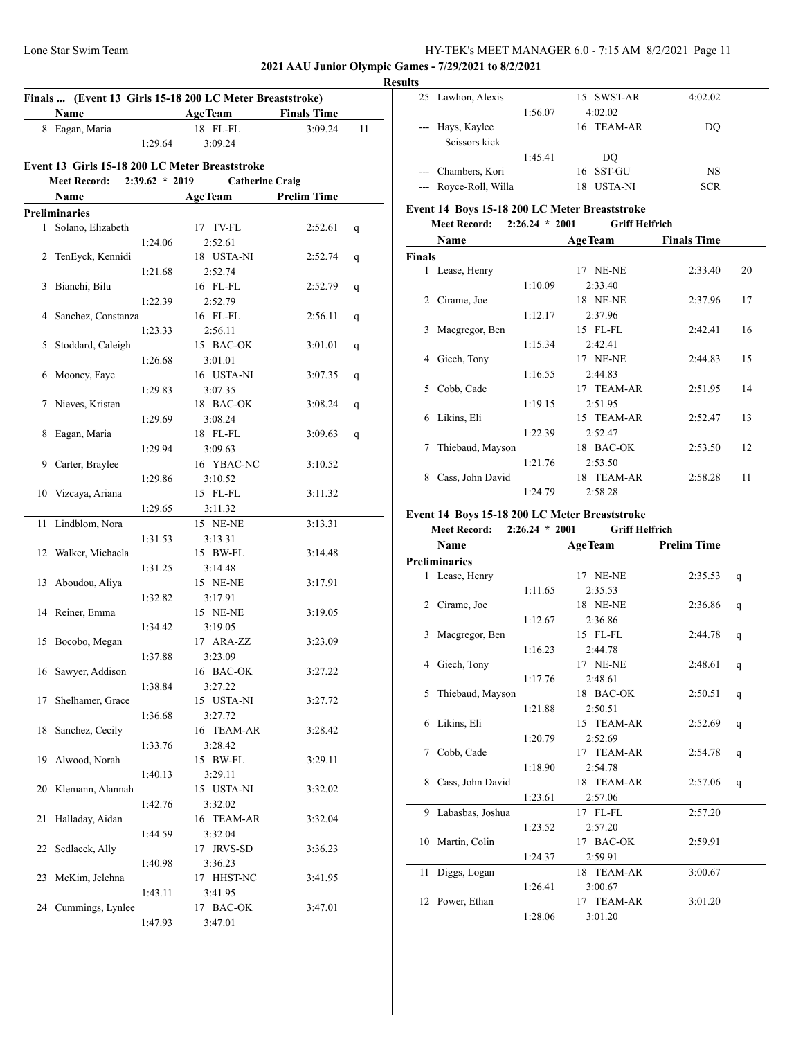**2021 AAU Junior Olympic Games - 7/29/2021 to 8/2/2021**

**Results**

## Finals ... (Event 13 Girls 15-18 200 LC Meter Breaststroke)

| | Name | Age | Team | Finals Time | |
|---|---|---|---|---|---|
| 8 | Eagan, Maria | 18 | FL-FL | 3:09.24 | 11 |
| | 1:29.64 | | 3:09.24 | | |

## Event 13 Girls 15-18 200 LC Meter Breaststroke

Meet Record: 2:39.62 * 2019 Catherine Craig

| | Name | Age | Team | Prelim Time | |
|---|---|---|---|---|---|
| **Preliminaries** | | | | | |
| 1 | Solano, Elizabeth | 17 | TV-FL | 2:52.61 | q |
| | 1:24.06 | | 2:52.61 | | |
| 2 | TenEyck, Kennidi | 18 | USTA-NI | 2:52.74 | q |
| | 1:21.68 | | 2:52.74 | | |
| 3 | Bianchi, Bilu | 16 | FL-FL | 2:52.79 | q |
| | 1:22.39 | | 2:52.79 | | |
| 4 | Sanchez, Constanza | 16 | FL-FL | 2:56.11 | q |
| | 1:23.33 | | 2:56.11 | | |
| 5 | Stoddard, Caleigh | 15 | BAC-OK | 3:01.01 | q |
| | 1:26.68 | | 3:01.01 | | |
| 6 | Mooney, Faye | 16 | USTA-NI | 3:07.35 | q |
| | 1:29.83 | | 3:07.35 | | |
| 7 | Nieves, Kristen | 18 | BAC-OK | 3:08.24 | q |
| | 1:29.69 | | 3:08.24 | | |
| 8 | Eagan, Maria | 18 | FL-FL | 3:09.63 | q |
| | 1:29.94 | | 3:09.63 | | |
| 9 | Carter, Braylee | 16 | YBAC-NC | 3:10.52 | |
| | 1:29.86 | | 3:10.52 | | |
| 10 | Vizcaya, Ariana | 15 | FL-FL | 3:11.32 | |
| | 1:29.65 | | 3:11.32 | | |
| 11 | Lindblom, Nora | 15 | NE-NE | 3:13.31 | |
| | 1:31.53 | | 3:13.31 | | |
| 12 | Walker, Michaela | 15 | BW-FL | 3:14.48 | |
| | 1:31.25 | | 3:14.48 | | |
| 13 | Aboudou, Aliya | 15 | NE-NE | 3:17.91 | |
| | 1:32.82 | | 3:17.91 | | |
| 14 | Reiner, Emma | 15 | NE-NE | 3:19.05 | |
| | 1:34.42 | | 3:19.05 | | |
| 15 | Bocobo, Megan | 17 | ARA-ZZ | 3:23.09 | |
| | 1:37.88 | | 3:23.09 | | |
| 16 | Sawyer, Addison | 16 | BAC-OK | 3:27.22 | |
| | 1:38.84 | | 3:27.22 | | |
| 17 | Shelhamer, Grace | 15 | USTA-NI | 3:27.72 | |
| | 1:36.68 | | 3:27.72 | | |
| 18 | Sanchez, Cecily | 16 | TEAM-AR | 3:28.42 | |
| | 1:33.76 | | 3:28.42 | | |
| 19 | Alwood, Norah | 15 | BW-FL | 3:29.11 | |
| | 1:40.13 | | 3:29.11 | | |
| 20 | Klemann, Alannah | 15 | USTA-NI | 3:32.02 | |
| | 1:42.76 | | 3:32.02 | | |
| 21 | Halladay, Aidan | 16 | TEAM-AR | 3:32.04 | |
| | 1:44.59 | | 3:32.04 | | |
| 22 | Sedlacek, Ally | 17 | JRVS-SD | 3:36.23 | |
| | 1:40.98 | | 3:36.23 | | |
| 23 | McKim, Jelehna | 17 | HHST-NC | 3:41.95 | |
| | 1:43.11 | | 3:41.95 | | |
| 24 | Cummings, Lynlee | 17 | BAC-OK | 3:47.01 | |
| | 1:47.93 | | 3:47.01 | | |
| 25 | Lawhon, Alexis | 15 | SWST-AR | 4:02.02 | |
| | 1:56.07 | | 4:02.02 | | |
| --- | Hays, Kaylee | 16 | TEAM-AR | DQ | |
| | Scissors kick | | | | |
| | 1:45.41 | | DQ | | |
| --- | Chambers, Kori | 16 | SST-GU | NS | |
| --- | Royce-Roll, Willa | 18 | USTA-NI | SCR | |

## Event 14 Boys 15-18 200 LC Meter Breaststroke

Meet Record: 2:26.24 * 2001 Griff Helfrich

| | Name | Age | Team | Finals Time | |
|---|---|---|---|---|---|
| **Finals** | | | | | |
| 1 | Lease, Henry | 17 | NE-NE | 2:33.40 | 20 |
| | 1:10.09 | | 2:33.40 | | |
| 2 | Cirame, Joe | 18 | NE-NE | 2:37.96 | 17 |
| | 1:12.17 | | 2:37.96 | | |
| 3 | Macgregor, Ben | 15 | FL-FL | 2:42.41 | 16 |
| | 1:15.34 | | 2:42.41 | | |
| 4 | Giech, Tony | 17 | NE-NE | 2:44.83 | 15 |
| | 1:16.55 | | 2:44.83 | | |
| 5 | Cobb, Cade | 17 | TEAM-AR | 2:51.95 | 14 |
| | 1:19.15 | | 2:51.95 | | |
| 6 | Likins, Eli | 15 | TEAM-AR | 2:52.47 | 13 |
| | 1:22.39 | | 2:52.47 | | |
| 7 | Thiebaud, Mayson | 18 | BAC-OK | 2:53.50 | 12 |
| | 1:21.76 | | 2:53.50 | | |
| 8 | Cass, John David | 18 | TEAM-AR | 2:58.28 | 11 |
| | 1:24.79 | | 2:58.28 | | |

## Event 14 Boys 15-18 200 LC Meter Breaststroke

Meet Record: 2:26.24 * 2001 Griff Helfrich

| | Name | Age | Team | Prelim Time | |
|---|---|---|---|---|---|
| **Preliminaries** | | | | | |
| 1 | Lease, Henry | 17 | NE-NE | 2:35.53 | q |
| | 1:11.65 | | 2:35.53 | | |
| 2 | Cirame, Joe | 18 | NE-NE | 2:36.86 | q |
| | 1:12.67 | | 2:36.86 | | |
| 3 | Macgregor, Ben | 15 | FL-FL | 2:44.78 | q |
| | 1:16.23 | | 2:44.78 | | |
| 4 | Giech, Tony | 17 | NE-NE | 2:48.61 | q |
| | 1:17.76 | | 2:48.61 | | |
| 5 | Thiebaud, Mayson | 18 | BAC-OK | 2:50.51 | q |
| | 1:21.88 | | 2:50.51 | | |
| 6 | Likins, Eli | 15 | TEAM-AR | 2:52.69 | q |
| | 1:20.79 | | 2:52.69 | | |
| 7 | Cobb, Cade | 17 | TEAM-AR | 2:54.78 | q |
| | 1:18.90 | | 2:54.78 | | |
| 8 | Cass, John David | 18 | TEAM-AR | 2:57.06 | q |
| | 1:23.61 | | 2:57.06 | | |
| 9 | Labasbas, Joshua | 17 | FL-FL | 2:57.20 | |
| | 1:23.52 | | 2:57.20 | | |
| 10 | Martin, Colin | 17 | BAC-OK | 2:59.91 | |
| | 1:24.37 | | 2:59.91 | | |
| 11 | Diggs, Logan | 18 | TEAM-AR | 3:00.67 | |
| | 1:26.41 | | 3:00.67 | | |
| 12 | Power, Ethan | 17 | TEAM-AR | 3:01.20 | |
| | 1:28.06 | | 3:01.20 | | |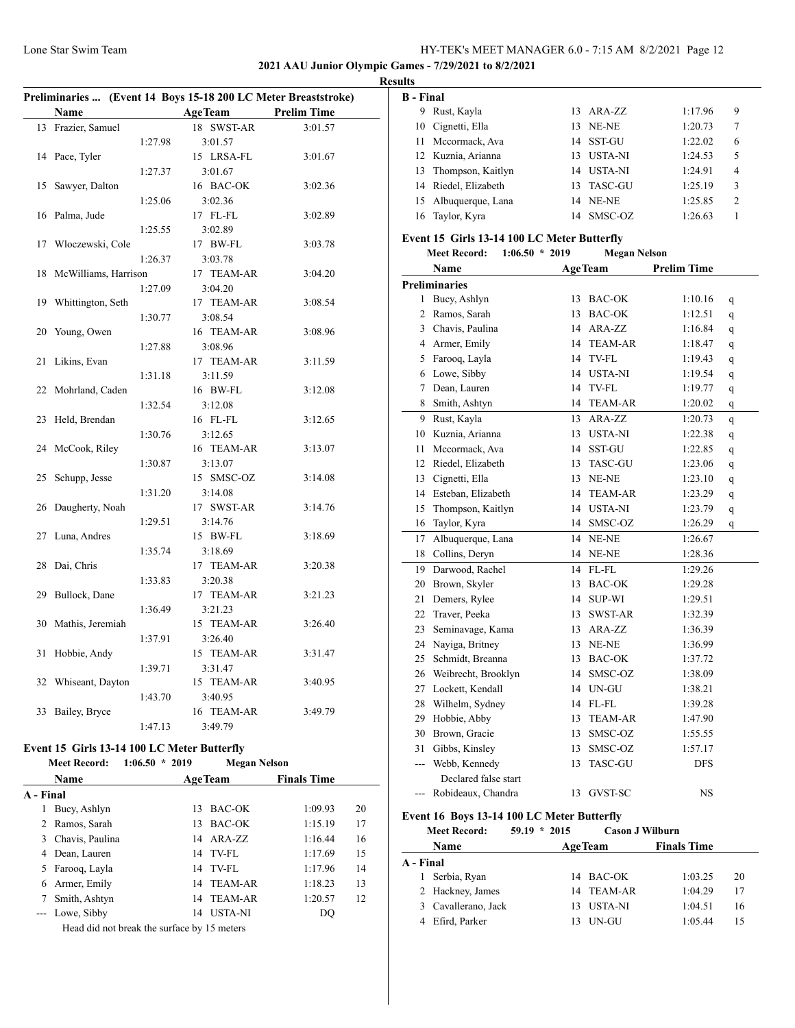**2021 AAU Junior Olympic Games - 7/29/2021 to 8/2/2021**

**Results**

### Preliminaries ... (Event 14 Boys 15-18 200 LC Meter Breaststroke)

| | Name | Age | Team | Prelim Time |
|---|---|---|---|---|
| 13 | Frazier, Samuel | 18 | SWST-AR | 3:01.57 |
| | 1:27.98 | | 3:01.57 | |
| 14 | Pace, Tyler | 15 | LRSA-FL | 3:01.67 |
| | 1:27.37 | | 3:01.67 | |
| 15 | Sawyer, Dalton | 16 | BAC-OK | 3:02.36 |
| | 1:25.06 | | 3:02.36 | |
| 16 | Palma, Jude | 17 | FL-FL | 3:02.89 |
| | 1:25.55 | | 3:02.89 | |
| 17 | Wloczewski, Cole | 17 | BW-FL | 3:03.78 |
| | 1:26.37 | | 3:03.78 | |
| 18 | McWilliams, Harrison | 17 | TEAM-AR | 3:04.20 |
| | 1:27.09 | | 3:04.20 | |
| 19 | Whittington, Seth | 17 | TEAM-AR | 3:08.54 |
| | 1:30.77 | | 3:08.54 | |
| 20 | Young, Owen | 16 | TEAM-AR | 3:08.96 |
| | 1:27.88 | | 3:08.96 | |
| 21 | Likins, Evan | 17 | TEAM-AR | 3:11.59 |
| | 1:31.18 | | 3:11.59 | |
| 22 | Mohrland, Caden | 16 | BW-FL | 3:12.08 |
| | 1:32.54 | | 3:12.08 | |
| 23 | Held, Brendan | 16 | FL-FL | 3:12.65 |
| | 1:30.76 | | 3:12.65 | |
| 24 | McCook, Riley | 16 | TEAM-AR | 3:13.07 |
| | 1:30.87 | | 3:13.07 | |
| 25 | Schupp, Jesse | 15 | SMSC-OZ | 3:14.08 |
| | 1:31.20 | | 3:14.08 | |
| 26 | Daugherty, Noah | 17 | SWST-AR | 3:14.76 |
| | 1:29.51 | | 3:14.76 | |
| 27 | Luna, Andres | 15 | BW-FL | 3:18.69 |
| | 1:35.74 | | 3:18.69 | |
| 28 | Dai, Chris | 17 | TEAM-AR | 3:20.38 |
| | 1:33.83 | | 3:20.38 | |
| 29 | Bullock, Dane | 17 | TEAM-AR | 3:21.23 |
| | 1:36.49 | | 3:21.23 | |
| 30 | Mathis, Jeremiah | 15 | TEAM-AR | 3:26.40 |
| | 1:37.91 | | 3:26.40 | |
| 31 | Hobbie, Andy | 15 | TEAM-AR | 3:31.47 |
| | 1:39.71 | | 3:31.47 | |
| 32 | Whiseant, Dayton | 15 | TEAM-AR | 3:40.95 |
| | 1:43.70 | | 3:40.95 | |
| 33 | Bailey, Bryce | 16 | TEAM-AR | 3:49.79 |
| | 1:47.13 | | 3:49.79 | |

### Event 15 Girls 13-14 100 LC Meter Butterfly

**Meet Record:** 1:06.50 * 2019 Megan Nelson

| | Name | Age | Team | Finals Time | Points |
|---|---|---|---|---|---|
| **A - Final** | | | | | |
| 1 | Bucy, Ashlyn | 13 | BAC-OK | 1:09.93 | 20 |
| 2 | Ramos, Sarah | 13 | BAC-OK | 1:15.19 | 17 |
| 3 | Chavis, Paulina | 14 | ARA-ZZ | 1:16.44 | 16 |
| 4 | Dean, Lauren | 14 | TV-FL | 1:17.69 | 15 |
| 5 | Farooq, Layla | 14 | TV-FL | 1:17.96 | 14 |
| 6 | Armer, Emily | 14 | TEAM-AR | 1:18.23 | 13 |
| 7 | Smith, Ashtyn | 14 | TEAM-AR | 1:20.57 | 12 |
| --- | Lowe, Sibby | 14 | USTA-NI | DQ | |
| | Head did not break the surface by 15 meters | | | | |
| **B - Final** | | | | | |
| 9 | Rust, Kayla | 13 | ARA-ZZ | 1:17.96 | 9 |
| 10 | Cignetti, Ella | 13 | NE-NE | 1:20.73 | 7 |
| 11 | Mccormack, Ava | 14 | SST-GU | 1:22.02 | 6 |
| 12 | Kuznia, Arianna | 13 | USTA-NI | 1:24.53 | 5 |
| 13 | Thompson, Kaitlyn | 14 | USTA-NI | 1:24.91 | 4 |
| 14 | Riedel, Elizabeth | 13 | TASC-GU | 1:25.19 | 3 |
| 15 | Albuquerque, Lana | 14 | NE-NE | 1:25.85 | 2 |
| 16 | Taylor, Kyra | 14 | SMSC-OZ | 1:26.63 | 1 |

### Event 15 Girls 13-14 100 LC Meter Butterfly

**Meet Record:** 1:06.50 * 2019 Megan Nelson

| | Name | Age | Team | Prelim Time | |
|---|---|---|---|---|---|
| **Preliminaries** | | | | | |
| 1 | Bucy, Ashlyn | 13 | BAC-OK | 1:10.16 | q |
| 2 | Ramos, Sarah | 13 | BAC-OK | 1:12.51 | q |
| 3 | Chavis, Paulina | 14 | ARA-ZZ | 1:16.84 | q |
| 4 | Armer, Emily | 14 | TEAM-AR | 1:18.47 | q |
| 5 | Farooq, Layla | 14 | TV-FL | 1:19.43 | q |
| 6 | Lowe, Sibby | 14 | USTA-NI | 1:19.54 | q |
| 7 | Dean, Lauren | 14 | TV-FL | 1:19.77 | q |
| 8 | Smith, Ashtyn | 14 | TEAM-AR | 1:20.02 | q |
| 9 | Rust, Kayla | 13 | ARA-ZZ | 1:20.73 | q |
| 10 | Kuznia, Arianna | 13 | USTA-NI | 1:22.38 | q |
| 11 | Mccormack, Ava | 14 | SST-GU | 1:22.85 | q |
| 12 | Riedel, Elizabeth | 13 | TASC-GU | 1:23.06 | q |
| 13 | Cignetti, Ella | 13 | NE-NE | 1:23.10 | q |
| 14 | Esteban, Elizabeth | 14 | TEAM-AR | 1:23.29 | q |
| 15 | Thompson, Kaitlyn | 14 | USTA-NI | 1:23.79 | q |
| 16 | Taylor, Kyra | 14 | SMSC-OZ | 1:26.29 | q |
| 17 | Albuquerque, Lana | 14 | NE-NE | 1:26.67 | |
| 18 | Collins, Deryn | 14 | NE-NE | 1:28.36 | |
| 19 | Darwood, Rachel | 14 | FL-FL | 1:29.26 | |
| 20 | Brown, Skyler | 13 | BAC-OK | 1:29.28 | |
| 21 | Demers, Rylee | 14 | SUP-WI | 1:29.51 | |
| 22 | Traver, Peeka | 13 | SWST-AR | 1:32.39 | |
| 23 | Seminavage, Kama | 13 | ARA-ZZ | 1:36.39 | |
| 24 | Nayiga, Britney | 13 | NE-NE | 1:36.99 | |
| 25 | Schmidt, Breanna | 13 | BAC-OK | 1:37.72 | |
| 26 | Weibrecht, Brooklyn | 14 | SMSC-OZ | 1:38.09 | |
| 27 | Lockett, Kendall | 14 | UN-GU | 1:38.21 | |
| 28 | Wilhelm, Sydney | 14 | FL-FL | 1:39.28 | |
| 29 | Hobbie, Abby | 13 | TEAM-AR | 1:47.90 | |
| 30 | Brown, Gracie | 13 | SMSC-OZ | 1:55.55 | |
| 31 | Gibbs, Kinsley | 13 | SMSC-OZ | 1:57.17 | |
| --- | Webb, Kennedy | 13 | TASC-GU | DFS | |
| | Declared false start | | | | |
| --- | Robideaux, Chandra | 13 | GVST-SC | NS | |

### Event 16 Boys 13-14 100 LC Meter Butterfly

**Meet Record:** 59.19 * 2015 Cason J Wilburn

| | Name | Age | Team | Finals Time | Points |
|---|---|---|---|---|---|
| **A - Final** | | | | | |
| 1 | Serbia, Ryan | 14 | BAC-OK | 1:03.25 | 20 |
| 2 | Hackney, James | 14 | TEAM-AR | 1:04.29 | 17 |
| 3 | Cavallerano, Jack | 13 | USTA-NI | 1:04.51 | 16 |
| 4 | Efird, Parker | 13 | UN-GU | 1:05.44 | 15 |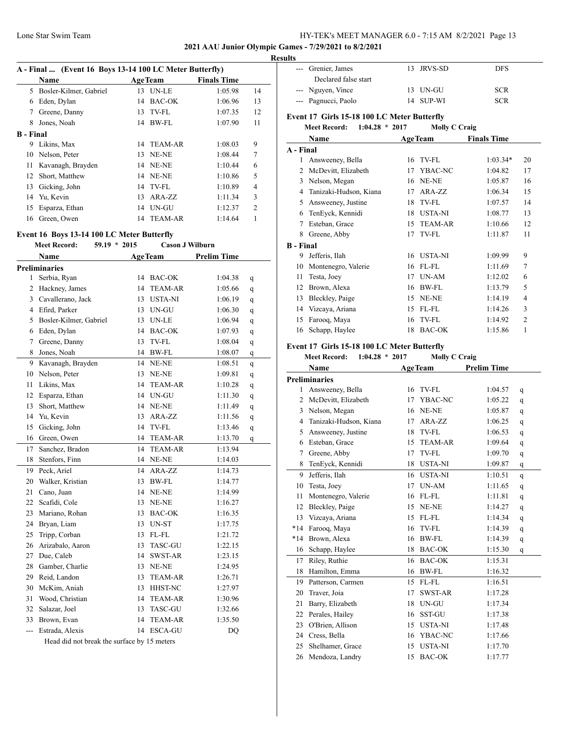## 2021 AAU Junior Olympic Games - 7/29/2021 to 8/2/2021

### Results

**A - Final ... (Event 16 Boys 13-14 100 LC Meter Butterfly)**

| | Name | Age | Team | Finals Time | |
|---|---|---|---|---|---|
| 5 | Bosler-Kilmer, Gabriel | 13 | UN-LE | 1:05.98 | 14 |
| 6 | Eden, Dylan | 14 | BAC-OK | 1:06.96 | 13 |
| 7 | Greene, Danny | 13 | TV-FL | 1:07.35 | 12 |
| 8 | Jones, Noah | 14 | BW-FL | 1:07.90 | 11 |
| **B - Final** | | | | | |
| 9 | Likins, Max | 14 | TEAM-AR | 1:08.03 | 9 |
| 10 | Nelson, Peter | 13 | NE-NE | 1:08.44 | 7 |
| 11 | Kavanagh, Brayden | 14 | NE-NE | 1:10.44 | 6 |
| 12 | Short, Matthew | 14 | NE-NE | 1:10.86 | 5 |
| 13 | Gicking, John | 14 | TV-FL | 1:10.89 | 4 |
| 14 | Yu, Kevin | 13 | ARA-ZZ | 1:11.34 | 3 |
| 15 | Esparza, Ethan | 14 | UN-GU | 1:12.37 | 2 |
| 16 | Green, Owen | 14 | TEAM-AR | 1:14.64 | 1 |

**Event 16 Boys 13-14 100 LC Meter Butterfly**

Meet Record: 59.19 * 2015 Cason J Wilburn

| | Name | Age | Team | Prelim Time | |
|---|---|---|---|---|---|
| **Preliminaries** | | | | | |
| 1 | Serbia, Ryan | 14 | BAC-OK | 1:04.38 | q |
| 2 | Hackney, James | 14 | TEAM-AR | 1:05.66 | q |
| 3 | Cavallerano, Jack | 13 | USTA-NI | 1:06.19 | q |
| 4 | Efird, Parker | 13 | UN-GU | 1:06.30 | q |
| 5 | Bosler-Kilmer, Gabriel | 13 | UN-LE | 1:06.94 | q |
| 6 | Eden, Dylan | 14 | BAC-OK | 1:07.93 | q |
| 7 | Greene, Danny | 13 | TV-FL | 1:08.04 | q |
| 8 | Jones, Noah | 14 | BW-FL | 1:08.07 | q |
| 9 | Kavanagh, Brayden | 14 | NE-NE | 1:08.51 | q |
| 10 | Nelson, Peter | 13 | NE-NE | 1:09.81 | q |
| 11 | Likins, Max | 14 | TEAM-AR | 1:10.28 | q |
| 12 | Esparza, Ethan | 14 | UN-GU | 1:11.30 | q |
| 13 | Short, Matthew | 14 | NE-NE | 1:11.49 | q |
| 14 | Yu, Kevin | 13 | ARA-ZZ | 1:11.56 | q |
| 15 | Gicking, John | 14 | TV-FL | 1:13.46 | q |
| 16 | Green, Owen | 14 | TEAM-AR | 1:13.70 | q |
| 17 | Sanchez, Bradon | 14 | TEAM-AR | 1:13.94 | |
| 18 | Stenfors, Finn | 14 | NE-NE | 1:14.03 | |
| 19 | Peck, Ariel | 14 | ARA-ZZ | 1:14.73 | |
| 20 | Walker, Kristian | 13 | BW-FL | 1:14.77 | |
| 21 | Cano, Juan | 14 | NE-NE | 1:14.99 | |
| 22 | Scafidi, Cole | 13 | NE-NE | 1:16.27 | |
| 23 | Mariano, Rohan | 13 | BAC-OK | 1:16.35 | |
| 24 | Bryan, Liam | 13 | UN-ST | 1:17.75 | |
| 25 | Tripp, Corban | 13 | FL-FL | 1:21.72 | |
| 26 | Arizabalo, Aaron | 13 | TASC-GU | 1:22.15 | |
| 27 | Due, Caleb | 14 | SWST-AR | 1:23.15 | |
| 28 | Gamber, Charlie | 13 | NE-NE | 1:24.95 | |
| 29 | Reid, Landon | 13 | TEAM-AR | 1:26.71 | |
| 30 | McKim, Aniah | 13 | HHST-NC | 1:27.97 | |
| 31 | Wood, Christian | 14 | TEAM-AR | 1:30.96 | |
| 32 | Salazar, Joel | 13 | TASC-GU | 1:32.66 | |
| 33 | Brown, Evan | 14 | TEAM-AR | 1:35.50 | |
| --- | Estrada, Alexis | 14 | ESCA-GU | DQ | |
| | Head did not break the surface by 15 meters | | | | |
| --- | Grenier, James | 13 | JRVS-SD | DFS | |
| | Declared false start | | | | |
| --- | Nguyen, Vince | 13 | UN-GU | SCR | |
| --- | Pagnucci, Paolo | 14 | SUP-WI | SCR | |

**Event 17 Girls 15-18 100 LC Meter Butterfly**

Meet Record: 1:04.28 * 2017 Molly C Craig

| | Name | Age | Team | Finals Time | |
|---|---|---|---|---|---|
| **A - Final** | | | | | |
| 1 | Answeeney, Bella | 16 | TV-FL | 1:03.34* | 20 |
| 2 | McDevitt, Elizabeth | 17 | YBAC-NC | 1:04.82 | 17 |
| 3 | Nelson, Megan | 16 | NE-NE | 1:05.87 | 16 |
| 4 | Tanizaki-Hudson, Kiana | 17 | ARA-ZZ | 1:06.34 | 15 |
| 5 | Answeeney, Justine | 18 | TV-FL | 1:07.57 | 14 |
| 6 | TenEyck, Kennidi | 18 | USTA-NI | 1:08.77 | 13 |
| 7 | Esteban, Grace | 15 | TEAM-AR | 1:10.66 | 12 |
| 8 | Greene, Abby | 17 | TV-FL | 1:11.87 | 11 |
| **B - Final** | | | | | |
| 9 | Jefferis, Ilah | 16 | USTA-NI | 1:09.99 | 9 |
| 10 | Montenegro, Valerie | 16 | FL-FL | 1:11.69 | 7 |
| 11 | Testa, Joey | 17 | UN-AM | 1:12.02 | 6 |
| 12 | Brown, Alexa | 16 | BW-FL | 1:13.79 | 5 |
| 13 | Bleckley, Paige | 15 | NE-NE | 1:14.19 | 4 |
| 14 | Vizcaya, Ariana | 15 | FL-FL | 1:14.26 | 3 |
| 15 | Farooq, Maya | 16 | TV-FL | 1:14.92 | 2 |
| 16 | Schapp, Haylee | 18 | BAC-OK | 1:15.86 | 1 |

**Event 17 Girls 15-18 100 LC Meter Butterfly**

Meet Record: 1:04.28 * 2017 Molly C Craig

| | Name | Age | Team | Prelim Time | |
|---|---|---|---|---|---|
| **Preliminaries** | | | | | |
| 1 | Answeeney, Bella | 16 | TV-FL | 1:04.57 | q |
| 2 | McDevitt, Elizabeth | 17 | YBAC-NC | 1:05.22 | q |
| 3 | Nelson, Megan | 16 | NE-NE | 1:05.87 | q |
| 4 | Tanizaki-Hudson, Kiana | 17 | ARA-ZZ | 1:06.25 | q |
| 5 | Answeeney, Justine | 18 | TV-FL | 1:06.53 | q |
| 6 | Esteban, Grace | 15 | TEAM-AR | 1:09.64 | q |
| 7 | Greene, Abby | 17 | TV-FL | 1:09.70 | q |
| 8 | TenEyck, Kennidi | 18 | USTA-NI | 1:09.87 | q |
| 9 | Jefferis, Ilah | 16 | USTA-NI | 1:10.51 | q |
| 10 | Testa, Joey | 17 | UN-AM | 1:11.65 | q |
| 11 | Montenegro, Valerie | 16 | FL-FL | 1:11.81 | q |
| 12 | Bleckley, Paige | 15 | NE-NE | 1:14.27 | q |
| 13 | Vizcaya, Ariana | 15 | FL-FL | 1:14.34 | q |
| *14 | Farooq, Maya | 16 | TV-FL | 1:14.39 | q |
| *14 | Brown, Alexa | 16 | BW-FL | 1:14.39 | q |
| 16 | Schapp, Haylee | 18 | BAC-OK | 1:15.30 | q |
| 17 | Riley, Ruthie | 16 | BAC-OK | 1:15.31 | |
| 18 | Hamilton, Emma | 16 | BW-FL | 1:16.32 | |
| 19 | Patterson, Carmen | 15 | FL-FL | 1:16.51 | |
| 20 | Traver, Joia | 17 | SWST-AR | 1:17.28 | |
| 21 | Barry, Elizabeth | 18 | UN-GU | 1:17.34 | |
| 22 | Perales, Hailey | 16 | SST-GU | 1:17.38 | |
| 23 | O'Brien, Allison | 15 | USTA-NI | 1:17.48 | |
| 24 | Cress, Bella | 16 | YBAC-NC | 1:17.66 | |
| 25 | Shelhamer, Grace | 15 | USTA-NI | 1:17.70 | |
| 26 | Mendoza, Landry | 15 | BAC-OK | 1:17.77 | |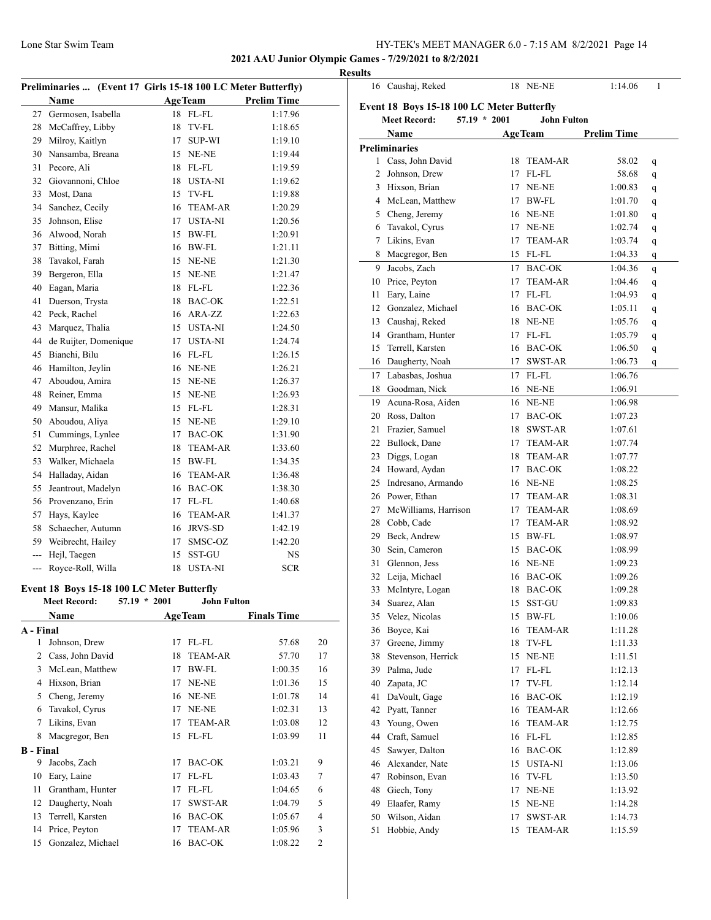2021 AAU Junior Olympic Games - 7/29/2021 to 8/2/2021

**Results**

## Preliminaries ... (Event 17 Girls 15-18 100 LC Meter Butterfly)

| | Name | Age | Team | Prelim Time |
|---|---|---|---|---|
| 27 | Germosen, Isabella | 18 | FL-FL | 1:17.96 |
| 28 | McCaffrey, Libby | 18 | TV-FL | 1:18.65 |
| 29 | Milroy, Kaitlyn | 17 | SUP-WI | 1:19.10 |
| 30 | Nansamba, Breana | 15 | NE-NE | 1:19.44 |
| 31 | Pecore, Ali | 18 | FL-FL | 1:19.59 |
| 32 | Giovannoni, Chloe | 18 | USTA-NI | 1:19.62 |
| 33 | Most, Dana | 15 | TV-FL | 1:19.88 |
| 34 | Sanchez, Cecily | 16 | TEAM-AR | 1:20.29 |
| 35 | Johnson, Elise | 17 | USTA-NI | 1:20.56 |
| 36 | Alwood, Norah | 15 | BW-FL | 1:20.91 |
| 37 | Bitting, Mimi | 16 | BW-FL | 1:21.11 |
| 38 | Tavakol, Farah | 15 | NE-NE | 1:21.30 |
| 39 | Bergeron, Ella | 15 | NE-NE | 1:21.47 |
| 40 | Eagan, Maria | 18 | FL-FL | 1:22.36 |
| 41 | Duerson, Trysta | 18 | BAC-OK | 1:22.51 |
| 42 | Peck, Rachel | 16 | ARA-ZZ | 1:22.63 |
| 43 | Marquez, Thalia | 15 | USTA-NI | 1:24.50 |
| 44 | de Ruijter, Domenique | 17 | USTA-NI | 1:24.74 |
| 45 | Bianchi, Bilu | 16 | FL-FL | 1:26.15 |
| 46 | Hamilton, Jeylin | 16 | NE-NE | 1:26.21 |
| 47 | Aboudou, Amira | 15 | NE-NE | 1:26.37 |
| 48 | Reiner, Emma | 15 | NE-NE | 1:26.93 |
| 49 | Mansur, Malika | 15 | FL-FL | 1:28.31 |
| 50 | Aboudou, Aliya | 15 | NE-NE | 1:29.10 |
| 51 | Cummings, Lynlee | 17 | BAC-OK | 1:31.90 |
| 52 | Murphree, Rachel | 18 | TEAM-AR | 1:33.60 |
| 53 | Walker, Michaela | 15 | BW-FL | 1:34.35 |
| 54 | Halladay, Aidan | 16 | TEAM-AR | 1:36.48 |
| 55 | Jeantrout, Madelyn | 16 | BAC-OK | 1:38.30 |
| 56 | Provenzano, Erin | 17 | FL-FL | 1:40.68 |
| 57 | Hays, Kaylee | 16 | TEAM-AR | 1:41.37 |
| 58 | Schaecher, Autumn | 16 | JRVS-SD | 1:42.19 |
| 59 | Weibrecht, Hailey | 17 | SMSC-OZ | 1:42.20 |
| --- | Hejl, Taegen | 15 | SST-GU | NS |
| --- | Royce-Roll, Willa | 18 | USTA-NI | SCR |

## Event 18 Boys 15-18 100 LC Meter Butterfly

Meet Record: 57.19 * 2001 John Fulton

| | Name | Age | Team | Finals Time | Points |
|---|---|---|---|---|---|
| **A - Final** | | | | | |
| 1 | Johnson, Drew | 17 | FL-FL | 57.68 | 20 |
| 2 | Cass, John David | 18 | TEAM-AR | 57.70 | 17 |
| 3 | McLean, Matthew | 17 | BW-FL | 1:00.35 | 16 |
| 4 | Hixson, Brian | 17 | NE-NE | 1:01.36 | 15 |
| 5 | Cheng, Jeremy | 16 | NE-NE | 1:01.78 | 14 |
| 6 | Tavakol, Cyrus | 17 | NE-NE | 1:02.31 | 13 |
| 7 | Likins, Evan | 17 | TEAM-AR | 1:03.08 | 12 |
| 8 | Macgregor, Ben | 15 | FL-FL | 1:03.99 | 11 |
| **B - Final** | | | | | |
| 9 | Jacobs, Zach | 17 | BAC-OK | 1:03.21 | 9 |
| 10 | Eary, Laine | 17 | FL-FL | 1:03.43 | 7 |
| 11 | Grantham, Hunter | 17 | FL-FL | 1:04.65 | 6 |
| 12 | Daugherty, Noah | 17 | SWST-AR | 1:04.79 | 5 |
| 13 | Terrell, Karsten | 16 | BAC-OK | 1:05.67 | 4 |
| 14 | Price, Peyton | 17 | TEAM-AR | 1:05.96 | 3 |
| 15 | Gonzalez, Michael | 16 | BAC-OK | 1:08.22 | 2 |
| 16 | Caushaj, Reked | 18 | NE-NE | 1:14.06 | 1 |

## Event 18 Boys 15-18 100 LC Meter Butterfly

Meet Record: 57.19 * 2001 John Fulton

| | Name | Age | Team | Prelim Time | |
|---|---|---|---|---|---|
| **Preliminaries** | | | | | |
| 1 | Cass, John David | 18 | TEAM-AR | 58.02 | q |
| 2 | Johnson, Drew | 17 | FL-FL | 58.68 | q |
| 3 | Hixson, Brian | 17 | NE-NE | 1:00.83 | q |
| 4 | McLean, Matthew | 17 | BW-FL | 1:01.70 | q |
| 5 | Cheng, Jeremy | 16 | NE-NE | 1:01.80 | q |
| 6 | Tavakol, Cyrus | 17 | NE-NE | 1:02.74 | q |
| 7 | Likins, Evan | 17 | TEAM-AR | 1:03.74 | q |
| 8 | Macgregor, Ben | 15 | FL-FL | 1:04.33 | q |
| 9 | Jacobs, Zach | 17 | BAC-OK | 1:04.36 | q |
| 10 | Price, Peyton | 17 | TEAM-AR | 1:04.46 | q |
| 11 | Eary, Laine | 17 | FL-FL | 1:04.93 | q |
| 12 | Gonzalez, Michael | 16 | BAC-OK | 1:05.11 | q |
| 13 | Caushaj, Reked | 18 | NE-NE | 1:05.76 | q |
| 14 | Grantham, Hunter | 17 | FL-FL | 1:05.79 | q |
| 15 | Terrell, Karsten | 16 | BAC-OK | 1:06.50 | q |
| 16 | Daugherty, Noah | 17 | SWST-AR | 1:06.73 | q |
| 17 | Labasbas, Joshua | 17 | FL-FL | 1:06.76 | |
| 18 | Goodman, Nick | 16 | NE-NE | 1:06.91 | |
| 19 | Acuna-Rosa, Aiden | 16 | NE-NE | 1:06.98 | |
| 20 | Ross, Dalton | 17 | BAC-OK | 1:07.23 | |
| 21 | Frazier, Samuel | 18 | SWST-AR | 1:07.61 | |
| 22 | Bullock, Dane | 17 | TEAM-AR | 1:07.74 | |
| 23 | Diggs, Logan | 18 | TEAM-AR | 1:07.77 | |
| 24 | Howard, Aydan | 17 | BAC-OK | 1:08.22 | |
| 25 | Indresano, Armando | 16 | NE-NE | 1:08.25 | |
| 26 | Power, Ethan | 17 | TEAM-AR | 1:08.31 | |
| 27 | McWilliams, Harrison | 17 | TEAM-AR | 1:08.69 | |
| 28 | Cobb, Cade | 17 | TEAM-AR | 1:08.92 | |
| 29 | Beck, Andrew | 15 | BW-FL | 1:08.97 | |
| 30 | Sein, Cameron | 15 | BAC-OK | 1:08.99 | |
| 31 | Glennon, Jess | 16 | NE-NE | 1:09.23 | |
| 32 | Leija, Michael | 16 | BAC-OK | 1:09.26 | |
| 33 | McIntyre, Logan | 18 | BAC-OK | 1:09.28 | |
| 34 | Suarez, Alan | 15 | SST-GU | 1:09.83 | |
| 35 | Velez, Nicolas | 15 | BW-FL | 1:10.06 | |
| 36 | Boyce, Kai | 16 | TEAM-AR | 1:11.28 | |
| 37 | Greene, Jimmy | 18 | TV-FL | 1:11.33 | |
| 38 | Stevenson, Herrick | 15 | NE-NE | 1:11.51 | |
| 39 | Palma, Jude | 17 | FL-FL | 1:12.13 | |
| 40 | Zapata, JC | 17 | TV-FL | 1:12.14 | |
| 41 | DaVoult, Gage | 16 | BAC-OK | 1:12.19 | |
| 42 | Pyatt, Tanner | 16 | TEAM-AR | 1:12.66 | |
| 43 | Young, Owen | 16 | TEAM-AR | 1:12.75 | |
| 44 | Craft, Samuel | 16 | FL-FL | 1:12.85 | |
| 45 | Sawyer, Dalton | 16 | BAC-OK | 1:12.89 | |
| 46 | Alexander, Nate | 15 | USTA-NI | 1:13.06 | |
| 47 | Robinson, Evan | 16 | TV-FL | 1:13.50 | |
| 48 | Giech, Tony | 17 | NE-NE | 1:13.92 | |
| 49 | Elaafer, Ramy | 15 | NE-NE | 1:14.28 | |
| 50 | Wilson, Aidan | 17 | SWST-AR | 1:14.73 | |
| 51 | Hobbie, Andy | 15 | TEAM-AR | 1:15.59 | |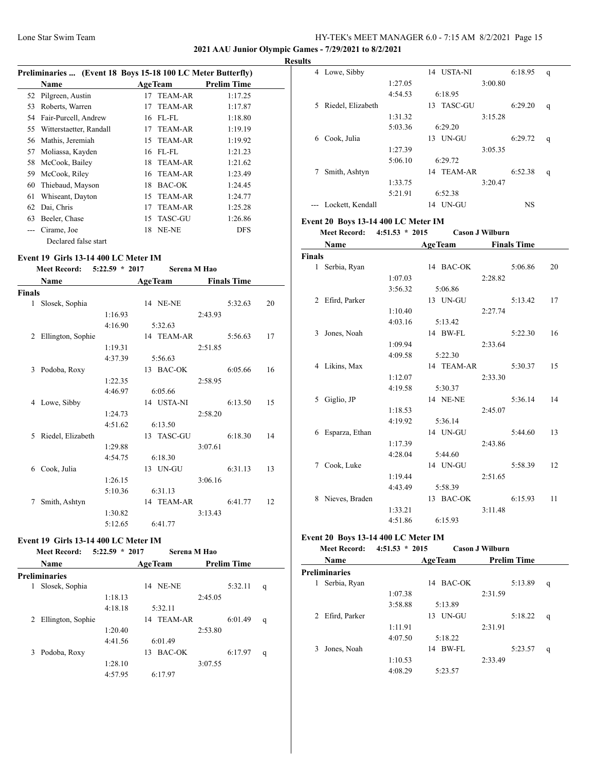## 2021 AAU Junior Olympic Games - 7/29/2021 to 8/2/2021

### Results

**Preliminaries ... (Event 18 Boys 15-18 100 LC Meter Butterfly)**

| | Name | Age | Team | Prelim Time |
|---|---|---|---|---|
| 52 | Pilgreen, Austin | 17 | TEAM-AR | 1:17.25 |
| 53 | Roberts, Warren | 17 | TEAM-AR | 1:17.87 |
| 54 | Fair-Purcell, Andrew | 16 | FL-FL | 1:18.80 |
| 55 | Witterstaetter, Randall | 17 | TEAM-AR | 1:19.19 |
| 56 | Mathis, Jeremiah | 15 | TEAM-AR | 1:19.92 |
| 57 | Moliassa, Kayden | 16 | FL-FL | 1:21.23 |
| 58 | McCook, Bailey | 18 | TEAM-AR | 1:21.62 |
| 59 | McCook, Riley | 16 | TEAM-AR | 1:23.49 |
| 60 | Thiebaud, Mayson | 18 | BAC-OK | 1:24.45 |
| 61 | Whiseant, Dayton | 15 | TEAM-AR | 1:24.77 |
| 62 | Dai, Chris | 17 | TEAM-AR | 1:25.28 |
| 63 | Beeler, Chase | 15 | TASC-GU | 1:26.86 |
| --- | Cirame, Joe | 18 | NE-NE | DFS |
| | Declared false start | | | |

### Event 19 Girls 13-14 400 LC Meter IM

Meet Record: 5:22.59 * 2017 Serena M Hao

**Finals**

| | Name | Age | Team | Finals Time | Points |
|---|---|---|---|---|---|
| 1 | Slosek, Sophia | 14 | NE-NE | 5:32.63 | 20 |
| | 1:16.93 | | 2:43.93 | | |
| | 4:16.90 | | 5:32.63 | | |
| 2 | Ellington, Sophie | 14 | TEAM-AR | 5:56.63 | 17 |
| | 1:19.31 | | 2:51.85 | | |
| | 4:37.39 | | 5:56.63 | | |
| 3 | Podoba, Roxy | 13 | BAC-OK | 6:05.66 | 16 |
| | 1:22.35 | | 2:58.95 | | |
| | 4:46.97 | | 6:05.66 | | |
| 4 | Lowe, Sibby | 14 | USTA-NI | 6:13.50 | 15 |
| | 1:24.73 | | 2:58.20 | | |
| | 4:51.62 | | 6:13.50 | | |
| 5 | Riedel, Elizabeth | 13 | TASC-GU | 6:18.30 | 14 |
| | 1:29.88 | | 3:07.61 | | |
| | 4:54.75 | | 6:18.30 | | |
| 6 | Cook, Julia | 13 | UN-GU | 6:31.13 | 13 |
| | 1:26.15 | | 3:06.16 | | |
| | 5:10.36 | | 6:31.13 | | |
| 7 | Smith, Ashtyn | 14 | TEAM-AR | 6:41.77 | 12 |
| | 1:30.82 | | 3:13.43 | | |
| | 5:12.65 | | 6:41.77 | | |

### Event 19 Girls 13-14 400 LC Meter IM

Meet Record: 5:22.59 * 2017 Serena M Hao

**Preliminaries**

| | Name | Age | Team | Prelim Time | |
|---|---|---|---|---|---|
| 1 | Slosek, Sophia | 14 | NE-NE | 5:32.11 | q |
| | 1:18.13 | | 2:45.05 | | |
| | 4:18.18 | | 5:32.11 | | |
| 2 | Ellington, Sophie | 14 | TEAM-AR | 6:01.49 | q |
| | 1:20.40 | | 2:53.80 | | |
| | 4:41.56 | | 6:01.49 | | |
| 3 | Podoba, Roxy | 13 | BAC-OK | 6:17.97 | q |
| | 1:28.10 | | 3:07.55 | | |
| | 4:57.95 | | 6:17.97 | | |
| 4 | Lowe, Sibby | 14 | USTA-NI | 6:18.95 | q |
| | 1:27.05 | | 3:00.80 | | |
| | 4:54.53 | | 6:18.95 | | |
| 5 | Riedel, Elizabeth | 13 | TASC-GU | 6:29.20 | q |
| | 1:31.32 | | 3:15.28 | | |
| | 5:03.36 | | 6:29.20 | | |
| 6 | Cook, Julia | 13 | UN-GU | 6:29.72 | q |
| | 1:27.39 | | 3:05.35 | | |
| | 5:06.10 | | 6:29.72 | | |
| 7 | Smith, Ashtyn | 14 | TEAM-AR | 6:52.38 | q |
| | 1:33.75 | | 3:20.47 | | |
| | 5:21.91 | | 6:52.38 | | |
| --- | Lockett, Kendall | 14 | UN-GU | NS | |

### Event 20 Boys 13-14 400 LC Meter IM

Meet Record: 4:51.53 * 2015 Cason J Wilburn

**Finals**

| | Name | Age | Team | Finals Time | Points |
|---|---|---|---|---|---|
| 1 | Serbia, Ryan | 14 | BAC-OK | 5:06.86 | 20 |
| | 1:07.03 | | 2:28.82 | | |
| | 3:56.32 | | 5:06.86 | | |
| 2 | Efird, Parker | 13 | UN-GU | 5:13.42 | 17 |
| | 1:10.40 | | 2:27.74 | | |
| | 4:03.16 | | 5:13.42 | | |
| 3 | Jones, Noah | 14 | BW-FL | 5:22.30 | 16 |
| | 1:09.94 | | 2:33.64 | | |
| | 4:09.58 | | 5:22.30 | | |
| 4 | Likins, Max | 14 | TEAM-AR | 5:30.37 | 15 |
| | 1:12.07 | | 2:33.30 | | |
| | 4:19.58 | | 5:30.37 | | |
| 5 | Giglio, JP | 14 | NE-NE | 5:36.14 | 14 |
| | 1:18.53 | | 2:45.07 | | |
| | 4:19.92 | | 5:36.14 | | |
| 6 | Esparza, Ethan | 14 | UN-GU | 5:44.60 | 13 |
| | 1:17.39 | | 2:43.86 | | |
| | 4:28.04 | | 5:44.60 | | |
| 7 | Cook, Luke | 14 | UN-GU | 5:58.39 | 12 |
| | 1:19.44 | | 2:51.65 | | |
| | 4:43.49 | | 5:58.39 | | |
| 8 | Nieves, Braden | 13 | BAC-OK | 6:15.93 | 11 |
| | 1:33.21 | | 3:11.48 | | |
| | 4:51.86 | | 6:15.93 | | |

### Event 20 Boys 13-14 400 LC Meter IM

Meet Record: 4:51.53 * 2015 Cason J Wilburn

**Preliminaries**

| | Name | Age | Team | Prelim Time | |
|---|---|---|---|---|---|
| 1 | Serbia, Ryan | 14 | BAC-OK | 5:13.89 | q |
| | 1:07.38 | | 2:31.59 | | |
| | 3:58.88 | | 5:13.89 | | |
| 2 | Efird, Parker | 13 | UN-GU | 5:18.22 | q |
| | 1:11.91 | | 2:31.91 | | |
| | 4:07.50 | | 5:18.22 | | |
| 3 | Jones, Noah | 14 | BW-FL | 5:23.57 | q |
| | 1:10.53 | | 2:33.49 | | |
| | 4:08.29 | | 5:23.57 | | |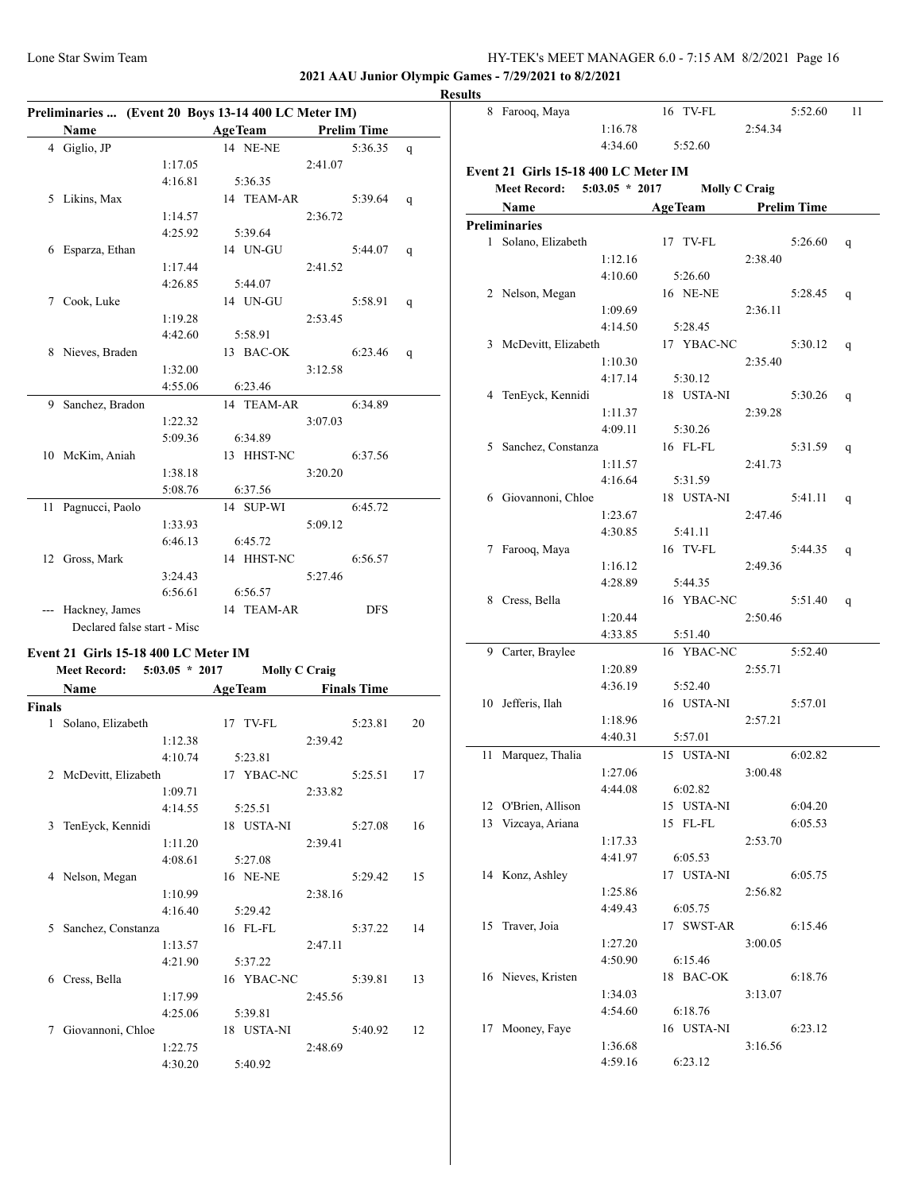## 2021 AAU Junior Olympic Games - 7/29/2021 to 8/2/2021

### Results

**Preliminaries ... (Event 20 Boys 13-14 400 LC Meter IM)**

| | Name | Age | Team | Prelim Time | |
|---|---|---|---|---|---|
| 4 | Giglio, JP | 14 | NE-NE | 5:36.35 | q |
| | 1:17.05 | | 2:41.07 | | |
| | 4:16.81 | | 5:36.35 | | |
| 5 | Likins, Max | 14 | TEAM-AR | 5:39.64 | q |
| | 1:14.57 | | 2:36.72 | | |
| | 4:25.92 | | 5:39.64 | | |
| 6 | Esparza, Ethan | 14 | UN-GU | 5:44.07 | q |
| | 1:17.44 | | 2:41.52 | | |
| | 4:26.85 | | 5:44.07 | | |
| 7 | Cook, Luke | 14 | UN-GU | 5:58.91 | q |
| | 1:19.28 | | 2:53.45 | | |
| | 4:42.60 | | 5:58.91 | | |
| 8 | Nieves, Braden | 13 | BAC-OK | 6:23.46 | q |
| | 1:32.00 | | 3:12.58 | | |
| | 4:55.06 | | 6:23.46 | | |
| 9 | Sanchez, Bradon | 14 | TEAM-AR | 6:34.89 | |
| | 1:22.32 | | 3:07.03 | | |
| | 5:09.36 | | 6:34.89 | | |
| 10 | McKim, Aniah | 13 | HHST-NC | 6:37.56 | |
| | 1:38.18 | | 3:20.20 | | |
| | 5:08.76 | | 6:37.56 | | |
| 11 | Pagnucci, Paolo | 14 | SUP-WI | 6:45.72 | |
| | 1:33.93 | | 5:09.12 | | |
| | 6:46.13 | | 6:45.72 | | |
| 12 | Gross, Mark | 14 | HHST-NC | 6:56.57 | |
| | 3:24.43 | | 5:27.46 | | |
| | 6:56.61 | | 6:56.57 | | |
| --- | Hackney, James | 14 | TEAM-AR | DFS | |
| | Declared false start - Misc | | | | |

**Event 21 Girls 15-18 400 LC Meter IM**

Meet Record: 5:03.05 * 2017 Molly C Craig

| | Name | Age | Team | Finals Time | Points |
|---|---|---|---|---|---|
| **Finals** | | | | | |
| 1 | Solano, Elizabeth | 17 | TV-FL | 5:23.81 | 20 |
| | 1:12.38 | | 2:39.42 | | |
| | 4:10.74 | | 5:23.81 | | |
| 2 | McDevitt, Elizabeth | 17 | YBAC-NC | 5:25.51 | 17 |
| | 1:09.71 | | 2:33.82 | | |
| | 4:14.55 | | 5:25.51 | | |
| 3 | TenEyck, Kennidi | 18 | USTA-NI | 5:27.08 | 16 |
| | 1:11.20 | | 2:39.41 | | |
| | 4:08.61 | | 5:27.08 | | |
| 4 | Nelson, Megan | 16 | NE-NE | 5:29.42 | 15 |
| | 1:10.99 | | 2:38.16 | | |
| | 4:16.40 | | 5:29.42 | | |
| 5 | Sanchez, Constanza | 16 | FL-FL | 5:37.22 | 14 |
| | 1:13.57 | | 2:47.11 | | |
| | 4:21.90 | | 5:37.22 | | |
| 6 | Cress, Bella | 16 | YBAC-NC | 5:39.81 | 13 |
| | 1:17.99 | | 2:45.56 | | |
| | 4:25.06 | | 5:39.81 | | |
| 7 | Giovannoni, Chloe | 18 | USTA-NI | 5:40.92 | 12 |
| | 1:22.75 | | 2:48.69 | | |
| | 4:30.20 | | 5:40.92 | | |
| 8 | Farooq, Maya | 16 | TV-FL | 5:52.60 | 11 |
| | 1:16.78 | | 2:54.34 | | |
| | 4:34.60 | | 5:52.60 | | |

**Event 21 Girls 15-18 400 LC Meter IM**

Meet Record: 5:03.05 * 2017 Molly C Craig

| | Name | Age | Team | Prelim Time | |
|---|---|---|---|---|---|
| **Preliminaries** | | | | | |
| 1 | Solano, Elizabeth | 17 | TV-FL | 5:26.60 | q |
| | 1:12.16 | | 2:38.40 | | |
| | 4:10.60 | | 5:26.60 | | |
| 2 | Nelson, Megan | 16 | NE-NE | 5:28.45 | q |
| | 1:09.69 | | 2:36.11 | | |
| | 4:14.50 | | 5:28.45 | | |
| 3 | McDevitt, Elizabeth | 17 | YBAC-NC | 5:30.12 | q |
| | 1:10.30 | | 2:35.40 | | |
| | 4:17.14 | | 5:30.12 | | |
| 4 | TenEyck, Kennidi | 18 | USTA-NI | 5:30.26 | q |
| | 1:11.37 | | 2:39.28 | | |
| | 4:09.11 | | 5:30.26 | | |
| 5 | Sanchez, Constanza | 16 | FL-FL | 5:31.59 | q |
| | 1:11.57 | | 2:41.73 | | |
| | 4:16.64 | | 5:31.59 | | |
| 6 | Giovannoni, Chloe | 18 | USTA-NI | 5:41.11 | q |
| | 1:23.67 | | 2:47.46 | | |
| | 4:30.85 | | 5:41.11 | | |
| 7 | Farooq, Maya | 16 | TV-FL | 5:44.35 | q |
| | 1:16.12 | | 2:49.36 | | |
| | 4:28.89 | | 5:44.35 | | |
| 8 | Cress, Bella | 16 | YBAC-NC | 5:51.40 | q |
| | 1:20.44 | | 2:50.46 | | |
| | 4:33.85 | | 5:51.40 | | |
| 9 | Carter, Braylee | 16 | YBAC-NC | 5:52.40 | |
| | 1:20.89 | | 2:55.71 | | |
| | 4:36.19 | | 5:52.40 | | |
| 10 | Jefferis, Ilah | 16 | USTA-NI | 5:57.01 | |
| | 1:18.96 | | 2:57.21 | | |
| | 4:40.31 | | 5:57.01 | | |
| 11 | Marquez, Thalia | 15 | USTA-NI | 6:02.82 | |
| | 1:27.06 | | 3:00.48 | | |
| | 4:44.08 | | 6:02.82 | | |
| 12 | O'Brien, Allison | 15 | USTA-NI | 6:04.20 | |
| 13 | Vizcaya, Ariana | 15 | FL-FL | 6:05.53 | |
| | 1:17.33 | | 2:53.70 | | |
| | 4:41.97 | | 6:05.53 | | |
| 14 | Konz, Ashley | 17 | USTA-NI | 6:05.75 | |
| | 1:25.86 | | 2:56.82 | | |
| | 4:49.43 | | 6:05.75 | | |
| 15 | Traver, Joia | 17 | SWST-AR | 6:15.46 | |
| | 1:27.20 | | 3:00.05 | | |
| | 4:50.90 | | 6:15.46 | | |
| 16 | Nieves, Kristen | 18 | BAC-OK | 6:18.76 | |
| | 1:34.03 | | 3:13.07 | | |
| | 4:54.60 | | 6:18.76 | | |
| 17 | Mooney, Faye | 16 | USTA-NI | 6:23.12 | |
| | 1:36.68 | | 3:16.56 | | |
| | 4:59.16 | | 6:23.12 | | |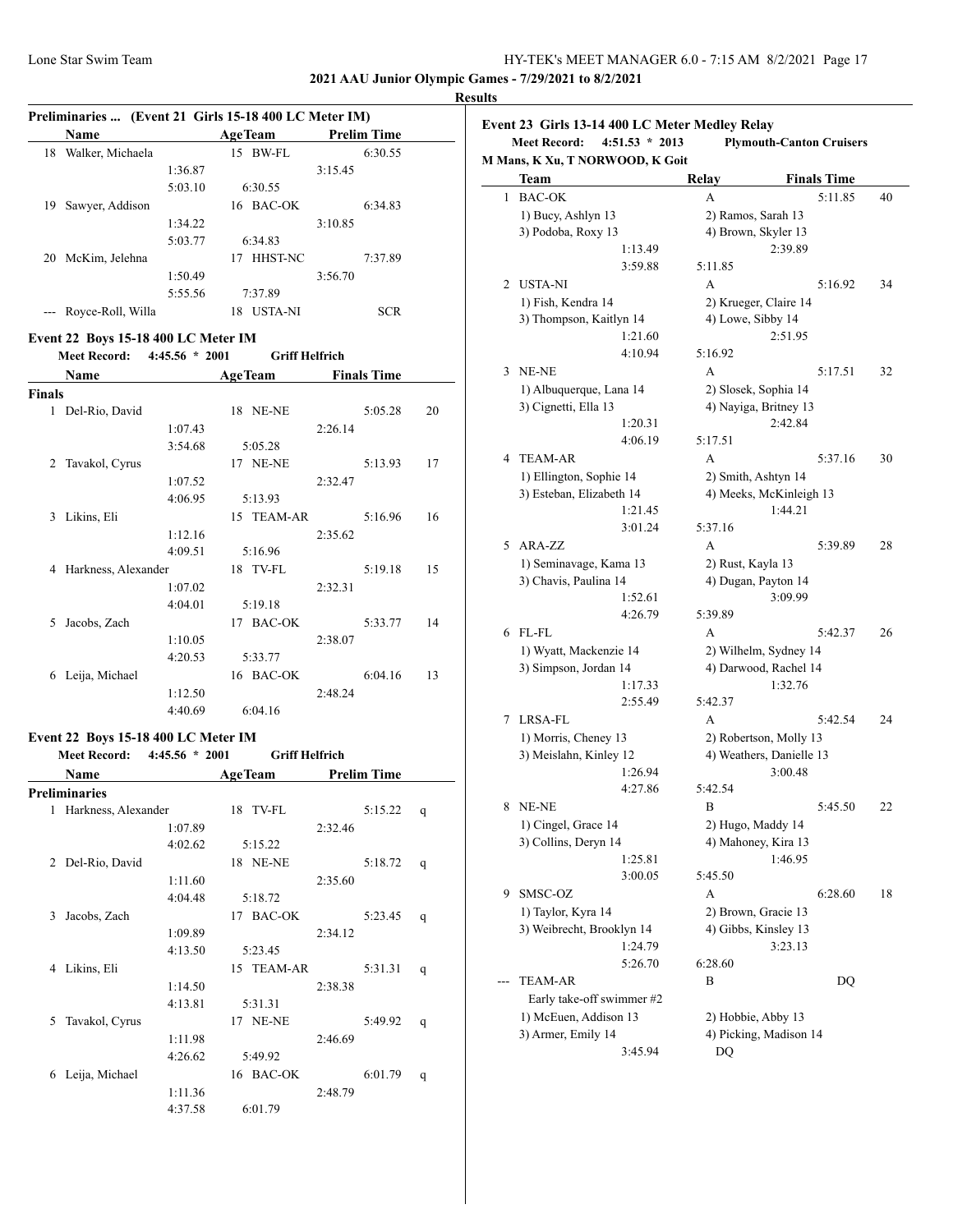## 2021 AAU Junior Olympic Games - 7/29/2021 to 8/2/2021

### Results

**Preliminaries ... (Event 21 Girls 15-18 400 LC Meter IM)**

| | Name | Age | Team | Prelim Time | |
|---|---|---|---|---|---|
| 18 | Walker, Michaela | 15 | BW-FL | 6:30.55 | |
| | 1:36.87 | | | 3:15.45 | |
| | 5:03.10 | 6:30.55 | | | |
| 19 | Sawyer, Addison | 16 | BAC-OK | 6:34.83 | |
| | 1:34.22 | | | 3:10.85 | |
| | 5:03.77 | 6:34.83 | | | |
| 20 | McKim, Jelehna | 17 | HHST-NC | 7:37.89 | |
| | 1:50.49 | | | 3:56.70 | |
| | 5:55.56 | 7:37.89 | | | |
| --- | Royce-Roll, Willa | 18 | USTA-NI | SCR | |

**Event 22 Boys 15-18 400 LC Meter IM**

Meet Record: 4:45.56 * 2001 Griff Helfrich

| | Name | Age | Team | Finals Time | Points |
|---|---|---|---|---|---|
| **Finals** | | | | | |
| 1 | Del-Rio, David | 18 | NE-NE | 5:05.28 | 20 |
| | 1:07.43 | | | 2:26.14 | |
| | 3:54.68 | 5:05.28 | | | |
| 2 | Tavakol, Cyrus | 17 | NE-NE | 5:13.93 | 17 |
| | 1:07.52 | | | 2:32.47 | |
| | 4:06.95 | 5:13.93 | | | |
| 3 | Likins, Eli | 15 | TEAM-AR | 5:16.96 | 16 |
| | 1:12.16 | | | 2:35.62 | |
| | 4:09.51 | 5:16.96 | | | |
| 4 | Harkness, Alexander | 18 | TV-FL | 5:19.18 | 15 |
| | 1:07.02 | | | 2:32.31 | |
| | 4:04.01 | 5:19.18 | | | |
| 5 | Jacobs, Zach | 17 | BAC-OK | 5:33.77 | 14 |
| | 1:10.05 | | | 2:38.07 | |
| | 4:20.53 | 5:33.77 | | | |
| 6 | Leija, Michael | 16 | BAC-OK | 6:04.16 | 13 |
| | 1:12.50 | | | 2:48.24 | |
| | 4:40.69 | 6:04.16 | | | |

**Event 22 Boys 15-18 400 LC Meter IM**

Meet Record: 4:45.56 * 2001 Griff Helfrich

| | Name | Age | Team | Prelim Time | |
|---|---|---|---|---|---|
| **Preliminaries** | | | | | |
| 1 | Harkness, Alexander | 18 | TV-FL | 5:15.22 | q |
| | 1:07.89 | | | 2:32.46 | |
| | 4:02.62 | 5:15.22 | | | |
| 2 | Del-Rio, David | 18 | NE-NE | 5:18.72 | q |
| | 1:11.60 | | | 2:35.60 | |
| | 4:04.48 | 5:18.72 | | | |
| 3 | Jacobs, Zach | 17 | BAC-OK | 5:23.45 | q |
| | 1:09.89 | | | 2:34.12 | |
| | 4:13.50 | 5:23.45 | | | |
| 4 | Likins, Eli | 15 | TEAM-AR | 5:31.31 | q |
| | 1:14.50 | | | 2:38.38 | |
| | 4:13.81 | 5:31.31 | | | |
| 5 | Tavakol, Cyrus | 17 | NE-NE | 5:49.92 | q |
| | 1:11.98 | | | 2:46.69 | |
| | 4:26.62 | 5:49.92 | | | |
| 6 | Leija, Michael | 16 | BAC-OK | 6:01.79 | q |
| | 1:11.36 | | | 2:48.79 | |
| | 4:37.58 | 6:01.79 | | | |

**Event 23 Girls 13-14 400 LC Meter Medley Relay**

Meet Record: 4:51.53 * 2013 Plymouth-Canton Cruisers

M Mans, K Xu, T NORWOOD, K Goit

| | Team | Relay | Finals Time | Points |
|---|---|---|---|---|
| 1 | BAC-OK | A | 5:11.85 | 40 |
| | 1) Bucy, Ashlyn 13 | 2) Ramos, Sarah 13 | | |
| | 3) Podoba, Roxy 13 | 4) Brown, Skyler 13 | | |
| | 1:13.49 | 2:39.89 | | |
| | 3:59.88 | 5:11.85 | | |
| 2 | USTA-NI | A | 5:16.92 | 34 |
| | 1) Fish, Kendra 14 | 2) Krueger, Claire 14 | | |
| | 3) Thompson, Kaitlyn 14 | 4) Lowe, Sibby 14 | | |
| | 1:21.60 | 2:51.95 | | |
| | 4:10.94 | 5:16.92 | | |
| 3 | NE-NE | A | 5:17.51 | 32 |
| | 1) Albuquerque, Lana 14 | 2) Slosek, Sophia 14 | | |
| | 3) Cignetti, Ella 13 | 4) Nayiga, Britney 13 | | |
| | 1:20.31 | 2:42.84 | | |
| | 4:06.19 | 5:17.51 | | |
| 4 | TEAM-AR | A | 5:37.16 | 30 |
| | 1) Ellington, Sophie 14 | 2) Smith, Ashtyn 14 | | |
| | 3) Esteban, Elizabeth 14 | 4) Meeks, McKinleigh 13 | | |
| | 1:21.45 | 1:44.21 | | |
| | 3:01.24 | 5:37.16 | | |
| 5 | ARA-ZZ | A | 5:39.89 | 28 |
| | 1) Seminavage, Kama 13 | 2) Rust, Kayla 13 | | |
| | 3) Chavis, Paulina 14 | 4) Dugan, Payton 14 | | |
| | 1:52.61 | 3:09.99 | | |
| | 4:26.79 | 5:39.89 | | |
| 6 | FL-FL | A | 5:42.37 | 26 |
| | 1) Wyatt, Mackenzie 14 | 2) Wilhelm, Sydney 14 | | |
| | 3) Simpson, Jordan 14 | 4) Darwood, Rachel 14 | | |
| | 1:17.33 | 1:32.76 | | |
| | 2:55.49 | 5:42.37 | | |
| 7 | LRSA-FL | A | 5:42.54 | 24 |
| | 1) Morris, Cheney 13 | 2) Robertson, Molly 13 | | |
| | 3) Meislahn, Kinley 12 | 4) Weathers, Danielle 13 | | |
| | 1:26.94 | 3:00.48 | | |
| | 4:27.86 | 5:42.54 | | |
| 8 | NE-NE | B | 5:45.50 | 22 |
| | 1) Cingel, Grace 14 | 2) Hugo, Maddy 14 | | |
| | 3) Collins, Deryn 14 | 4) Mahoney, Kira 13 | | |
| | 1:25.81 | 1:46.95 | | |
| | 3:00.05 | 5:45.50 | | |
| 9 | SMSC-OZ | A | 6:28.60 | 18 |
| | 1) Taylor, Kyra 14 | 2) Brown, Gracie 13 | | |
| | 3) Weibrecht, Brooklyn 14 | 4) Gibbs, Kinsley 13 | | |
| | 1:24.79 | 3:23.13 | | |
| | 5:26.70 | 6:28.60 | | |
| --- | TEAM-AR | B | DQ | |
| | Early take-off swimmer #2 | | | |
| | 1) McEuen, Addison 13 | 2) Hobbie, Abby 13 | | |
| | 3) Armer, Emily 14 | 4) Picking, Madison 14 | | |
| | 3:45.94 | DQ | | |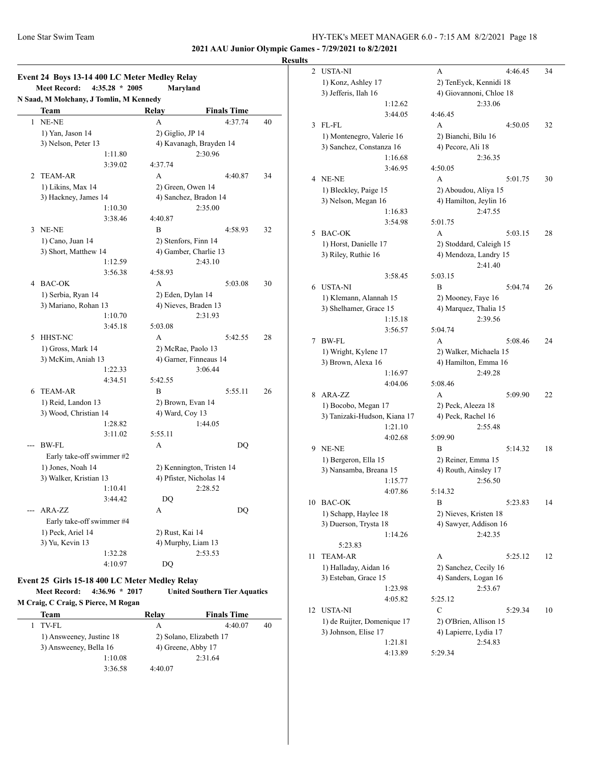2021 AAU Junior Olympic Games - 7/29/2021 to 8/2/2021

**Results**

### Event 24 Boys 13-14 400 LC Meter Medley Relay

**Meet Record:** 4:35.28 * 2005 **Maryland**

N Saad, M Molchany, J Tomlin, M Kennedy

| | Team | Relay | Finals Time | |
|---|---|---|---|---|
| 1 | NE-NE | A | 4:37.74 | 40 |
| | 1) Yan, Jason 14 | 2) Giglio, JP 14 | | |
| | 3) Nelson, Peter 13 | 4) Kavanagh, Brayden 14 | | |
| | 1:11.80 | 2:30.96 | | |
| | 3:39.02 | 4:37.74 | | |
| 2 | TEAM-AR | A | 4:40.87 | 34 |
| | 1) Likins, Max 14 | 2) Green, Owen 14 | | |
| | 3) Hackney, James 14 | 4) Sanchez, Bradon 14 | | |
| | 1:10.30 | 2:35.00 | | |
| | 3:38.46 | 4:40.87 | | |
| 3 | NE-NE | B | 4:58.93 | 32 |
| | 1) Cano, Juan 14 | 2) Stenfors, Finn 14 | | |
| | 3) Short, Matthew 14 | 4) Gamber, Charlie 13 | | |
| | 1:12.59 | 2:43.10 | | |
| | 3:56.38 | 4:58.93 | | |
| 4 | BAC-OK | A | 5:03.08 | 30 |
| | 1) Serbia, Ryan 14 | 2) Eden, Dylan 14 | | |
| | 3) Mariano, Rohan 13 | 4) Nieves, Braden 13 | | |
| | 1:10.70 | 2:31.93 | | |
| | 3:45.18 | 5:03.08 | | |
| 5 | HHST-NC | A | 5:42.55 | 28 |
| | 1) Gross, Mark 14 | 2) McRae, Paolo 13 | | |
| | 3) McKim, Aniah 13 | 4) Garner, Finneaus 14 | | |
| | 1:22.33 | 3:06.44 | | |
| | 4:34.51 | 5:42.55 | | |
| 6 | TEAM-AR | B | 5:55.11 | 26 |
| | 1) Reid, Landon 13 | 2) Brown, Evan 14 | | |
| | 3) Wood, Christian 14 | 4) Ward, Coy 13 | | |
| | 1:28.82 | 1:44.05 | | |
| | 3:11.02 | 5:55.11 | | |
| --- | BW-FL | A | DQ | |
| | Early take-off swimmer #2 | | | |
| | 1) Jones, Noah 14 | 2) Kennington, Tristen 14 | | |
| | 3) Walker, Kristian 13 | 4) Pfister, Nicholas 14 | | |
| | 1:10.41 | 2:28.52 | | |
| | 3:44.42 | DQ | | |
| --- | ARA-ZZ | A | DQ | |
| | Early take-off swimmer #4 | | | |
| | 1) Peck, Ariel 14 | 2) Rust, Kai 14 | | |
| | 3) Yu, Kevin 13 | 4) Murphy, Liam 13 | | |
| | 1:32.28 | 2:53.53 | | |
| | 4:10.97 | DQ | | |

### Event 25 Girls 15-18 400 LC Meter Medley Relay

**Meet Record:** 4:36.96 * 2017 **United Southern Tier Aquatics**

M Craig, C Craig, S Pierce, M Rogan

| | Team | Relay | Finals Time | |
|---|---|---|---|---|
| 1 | TV-FL | A | 4:40.07 | 40 |
| | 1) Answeeney, Justine 18 | 2) Solano, Elizabeth 17 | | |
| | 3) Answeeney, Bella 16 | 4) Greene, Abby 17 | | |
| | 1:10.08 | 2:31.64 | | |
| | 3:36.58 | 4:40.07 | | |
| 2 | USTA-NI | A | 4:46.45 | 34 |
| | 1) Konz, Ashley 17 | 2) TenEyck, Kennidi 18 | | |
| | 3) Jefferis, Ilah 16 | 4) Giovannoni, Chloe 18 | | |
| | 1:12.62 | 2:33.06 | | |
| | 3:44.05 | 4:46.45 | | |
| 3 | FL-FL | A | 4:50.05 | 32 |
| | 1) Montenegro, Valerie 16 | 2) Bianchi, Bilu 16 | | |
| | 3) Sanchez, Constanza 16 | 4) Pecore, Ali 18 | | |
| | 1:16.68 | 2:36.35 | | |
| | 3:46.95 | 4:50.05 | | |
| 4 | NE-NE | A | 5:01.75 | 30 |
| | 1) Bleckley, Paige 15 | 2) Aboudou, Aliya 15 | | |
| | 3) Nelson, Megan 16 | 4) Hamilton, Jeylin 16 | | |
| | 1:16.83 | 2:47.55 | | |
| | 3:54.98 | 5:01.75 | | |
| 5 | BAC-OK | A | 5:03.15 | 28 |
| | 1) Horst, Danielle 17 | 2) Stoddard, Caleigh 15 | | |
| | 3) Riley, Ruthie 16 | 4) Mendoza, Landry 15 | | |
| | | 2:41.40 | | |
| | 3:58.45 | 5:03.15 | | |
| 6 | USTA-NI | B | 5:04.74 | 26 |
| | 1) Klemann, Alannah 15 | 2) Mooney, Faye 16 | | |
| | 3) Shelhamer, Grace 15 | 4) Marquez, Thalia 15 | | |
| | 1:15.18 | 2:39.56 | | |
| | 3:56.57 | 5:04.74 | | |
| 7 | BW-FL | A | 5:08.46 | 24 |
| | 1) Wright, Kylene 17 | 2) Walker, Michaela 15 | | |
| | 3) Brown, Alexa 16 | 4) Hamilton, Emma 16 | | |
| | 1:16.97 | 2:49.28 | | |
| | 4:04.06 | 5:08.46 | | |
| 8 | ARA-ZZ | A | 5:09.90 | 22 |
| | 1) Bocobo, Megan 17 | 2) Peck, Aleeza 18 | | |
| | 3) Tanizaki-Hudson, Kiana 17 | 4) Peck, Rachel 16 | | |
| | 1:21.10 | 2:55.48 | | |
| | 4:02.68 | 5:09.90 | | |
| 9 | NE-NE | B | 5:14.32 | 18 |
| | 1) Bergeron, Ella 15 | 2) Reiner, Emma 15 | | |
| | 3) Nansamba, Breana 15 | 4) Routh, Ainsley 17 | | |
| | 1:15.77 | 2:56.50 | | |
| | 4:07.86 | 5:14.32 | | |
| 10 | BAC-OK | B | 5:23.83 | 14 |
| | 1) Schapp, Haylee 18 | 2) Nieves, Kristen 18 | | |
| | 3) Duerson, Trysta 18 | 4) Sawyer, Addison 16 | | |
| | 1:14.26 | 2:42.35 | | |
| | 5:23.83 | | | |
| 11 | TEAM-AR | A | 5:25.12 | 12 |
| | 1) Halladay, Aidan 16 | 2) Sanchez, Cecily 16 | | |
| | 3) Esteban, Grace 15 | 4) Sanders, Logan 16 | | |
| | 1:23.98 | 2:53.67 | | |
| | 4:05.82 | 5:25.12 | | |
| 12 | USTA-NI | C | 5:29.34 | 10 |
| | 1) de Ruijter, Domenique 17 | 2) O'Brien, Allison 15 | | |
| | 3) Johnson, Elise 17 | 4) Lapierre, Lydia 17 | | |
| | 1:21.81 | 2:54.83 | | |
| | 4:13.89 | 5:29.34 | | |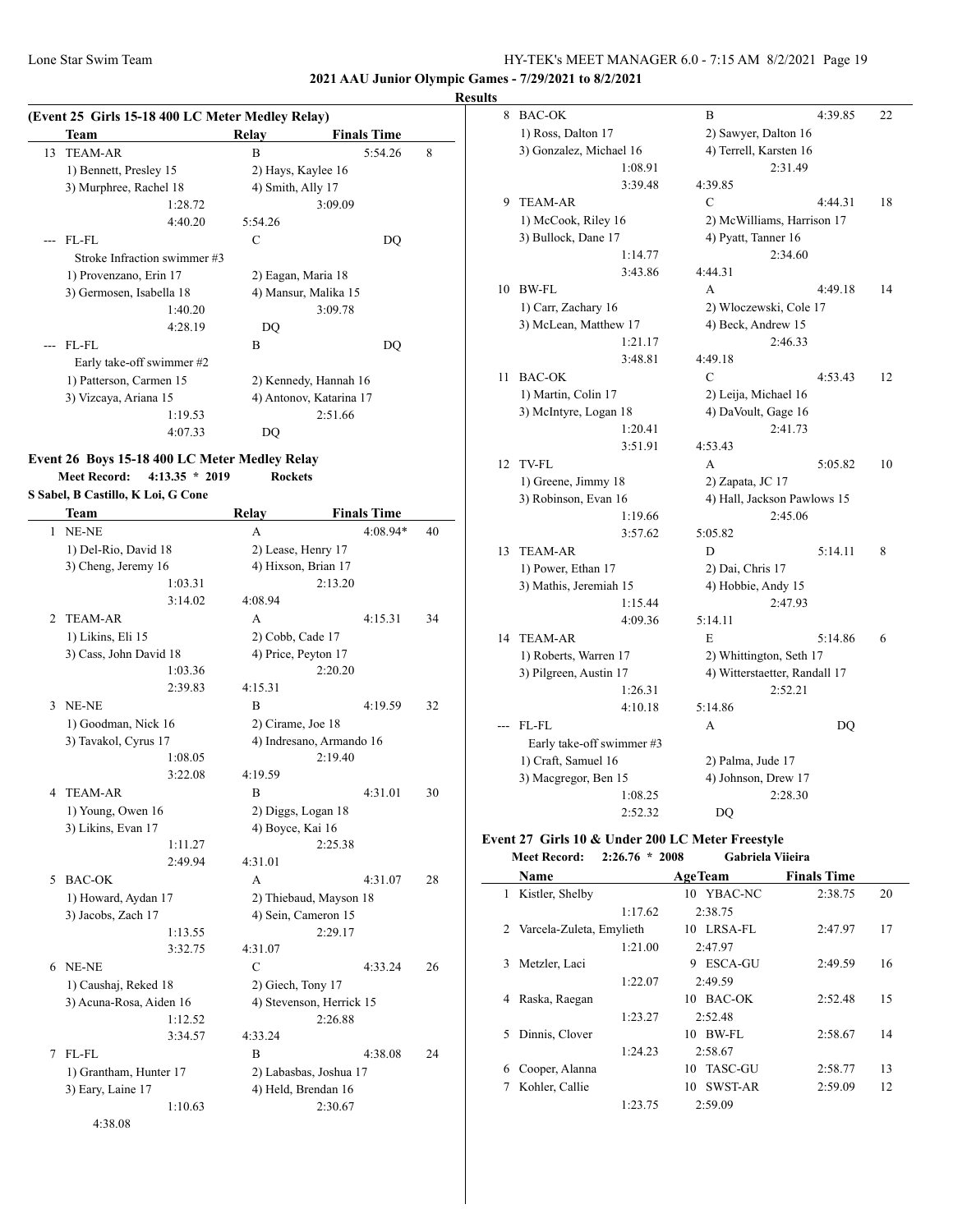**2021 AAU Junior Olympic Games - 7/29/2021 to 8/2/2021**

**Results**

### (Event 25 Girls 15-18 400 LC Meter Medley Relay)

| | Team | Relay | Finals Time | |
|---|---|---|---|---|
| 13 | TEAM-AR | B | 5:54.26 | 8 |
| | 1) Bennett, Presley 15 | 2) Hays, Kaylee 16 | | |
| | 3) Murphree, Rachel 18 | 4) Smith, Ally 17 | | |
| | 1:28.72 | 3:09.09 | | |
| | 4:40.20 | 5:54.26 | | |
| --- | FL-FL | C | DQ | |
| | Stroke Infraction swimmer #3 | | | |
| | 1) Provenzano, Erin 17 | 2) Eagan, Maria 18 | | |
| | 3) Germosen, Isabella 18 | 4) Mansur, Malika 15 | | |
| | 1:40.20 | 3:09.78 | | |
| | 4:28.19 | DQ | | |
| --- | FL-FL | B | DQ | |
| | Early take-off swimmer #2 | | | |
| | 1) Patterson, Carmen 15 | 2) Kennedy, Hannah 16 | | |
| | 3) Vizcaya, Ariana 15 | 4) Antonov, Katarina 17 | | |
| | 1:19.53 | 2:51.66 | | |
| | 4:07.33 | DQ | | |

### Event 26 Boys 15-18 400 LC Meter Medley Relay

**Meet Record: 4:13.35 * 2019 Rockets**

**S Sabel, B Castillo, K Loi, G Cone**

| | Team | Relay | Finals Time | |
|---|---|---|---|---|
| 1 | NE-NE | A | 4:08.94* | 40 |
| | 1) Del-Rio, David 18 | 2) Lease, Henry 17 | | |
| | 3) Cheng, Jeremy 16 | 4) Hixson, Brian 17 | | |
| | 1:03.31 | 2:13.20 | | |
| | 3:14.02 | 4:08.94 | | |
| 2 | TEAM-AR | A | 4:15.31 | 34 |
| | 1) Likins, Eli 15 | 2) Cobb, Cade 17 | | |
| | 3) Cass, John David 18 | 4) Price, Peyton 17 | | |
| | 1:03.36 | 2:20.20 | | |
| | 2:39.83 | 4:15.31 | | |
| 3 | NE-NE | B | 4:19.59 | 32 |
| | 1) Goodman, Nick 16 | 2) Cirame, Joe 18 | | |
| | 3) Tavakol, Cyrus 17 | 4) Indresano, Armando 16 | | |
| | 1:08.05 | 2:19.40 | | |
| | 3:22.08 | 4:19.59 | | |
| 4 | TEAM-AR | B | 4:31.01 | 30 |
| | 1) Young, Owen 16 | 2) Diggs, Logan 18 | | |
| | 3) Likins, Evan 17 | 4) Boyce, Kai 16 | | |
| | 1:11.27 | 2:25.38 | | |
| | 2:49.94 | 4:31.01 | | |
| 5 | BAC-OK | A | 4:31.07 | 28 |
| | 1) Howard, Aydan 17 | 2) Thiebaud, Mayson 18 | | |
| | 3) Jacobs, Zach 17 | 4) Sein, Cameron 15 | | |
| | 1:13.55 | 2:29.17 | | |
| | 3:32.75 | 4:31.07 | | |
| 6 | NE-NE | C | 4:33.24 | 26 |
| | 1) Caushaj, Reked 18 | 2) Giech, Tony 17 | | |
| | 3) Acuna-Rosa, Aiden 16 | 4) Stevenson, Herrick 15 | | |
| | 1:12.52 | 2:26.88 | | |
| | 3:34.57 | 4:33.24 | | |
| 7 | FL-FL | B | 4:38.08 | 24 |
| | 1) Grantham, Hunter 17 | 2) Labasbas, Joshua 17 | | |
| | 3) Eary, Laine 17 | 4) Held, Brendan 16 | | |
| | 1:10.63 | 2:30.67 | | |
| | 4:38.08 | | | |
| 8 | BAC-OK | B | 4:39.85 | 22 |
| | 1) Ross, Dalton 17 | 2) Sawyer, Dalton 16 | | |
| | 3) Gonzalez, Michael 16 | 4) Terrell, Karsten 16 | | |
| | 1:08.91 | 2:31.49 | | |
| | 3:39.48 | 4:39.85 | | |
| 9 | TEAM-AR | C | 4:44.31 | 18 |
| | 1) McCook, Riley 16 | 2) McWilliams, Harrison 17 | | |
| | 3) Bullock, Dane 17 | 4) Pyatt, Tanner 16 | | |
| | 1:14.77 | 2:34.60 | | |
| | 3:43.86 | 4:44.31 | | |
| 10 | BW-FL | A | 4:49.18 | 14 |
| | 1) Carr, Zachary 16 | 2) Wloczewski, Cole 17 | | |
| | 3) McLean, Matthew 17 | 4) Beck, Andrew 15 | | |
| | 1:21.17 | 2:46.33 | | |
| | 3:48.81 | 4:49.18 | | |
| 11 | BAC-OK | C | 4:53.43 | 12 |
| | 1) Martin, Colin 17 | 2) Leija, Michael 16 | | |
| | 3) McIntyre, Logan 18 | 4) DaVoult, Gage 16 | | |
| | 1:20.41 | 2:41.73 | | |
| | 3:51.91 | 4:53.43 | | |
| 12 | TV-FL | A | 5:05.82 | 10 |
| | 1) Greene, Jimmy 18 | 2) Zapata, JC 17 | | |
| | 3) Robinson, Evan 16 | 4) Hall, Jackson Pawlows 15 | | |
| | 1:19.66 | 2:45.06 | | |
| | 3:57.62 | 5:05.82 | | |
| 13 | TEAM-AR | D | 5:14.11 | 8 |
| | 1) Power, Ethan 17 | 2) Dai, Chris 17 | | |
| | 3) Mathis, Jeremiah 15 | 4) Hobbie, Andy 15 | | |
| | 1:15.44 | 2:47.93 | | |
| | 4:09.36 | 5:14.11 | | |
| 14 | TEAM-AR | E | 5:14.86 | 6 |
| | 1) Roberts, Warren 17 | 2) Whittington, Seth 17 | | |
| | 3) Pilgreen, Austin 17 | 4) Witterstaetter, Randall 17 | | |
| | 1:26.31 | 2:52.21 | | |
| | 4:10.18 | 5:14.86 | | |
| --- | FL-FL | A | DQ | |
| | Early take-off swimmer #3 | | | |
| | 1) Craft, Samuel 16 | 2) Palma, Jude 17 | | |
| | 3) Macgregor, Ben 15 | 4) Johnson, Drew 17 | | |
| | 1:08.25 | 2:28.30 | | |
| | 2:52.32 | DQ | | |

### Event 27 Girls 10 & Under 200 LC Meter Freestyle

**Meet Record: 2:26.76 * 2008 Gabriela Viieira**

| | Name | Age | Team | Finals Time | |
|---|---|---|---|---|---|
| 1 | Kistler, Shelby | 10 | YBAC-NC | 2:38.75 | 20 |
| | 1:17.62 | | 2:38.75 | | |
| 2 | Varcela-Zuleta, Emylieth | 10 | LRSA-FL | 2:47.97 | 17 |
| | 1:21.00 | | 2:47.97 | | |
| 3 | Metzler, Laci | 9 | ESCA-GU | 2:49.59 | 16 |
| | 1:22.07 | | 2:49.59 | | |
| 4 | Raska, Raegan | 10 | BAC-OK | 2:52.48 | 15 |
| | 1:23.27 | | 2:52.48 | | |
| 5 | Dinnis, Clover | 10 | BW-FL | 2:58.67 | 14 |
| | 1:24.23 | | 2:58.67 | | |
| 6 | Cooper, Alanna | 10 | TASC-GU | 2:58.77 | 13 |
| 7 | Kohler, Callie | 10 | SWST-AR | 2:59.09 | 12 |
| | 1:23.75 | | 2:59.09 | | |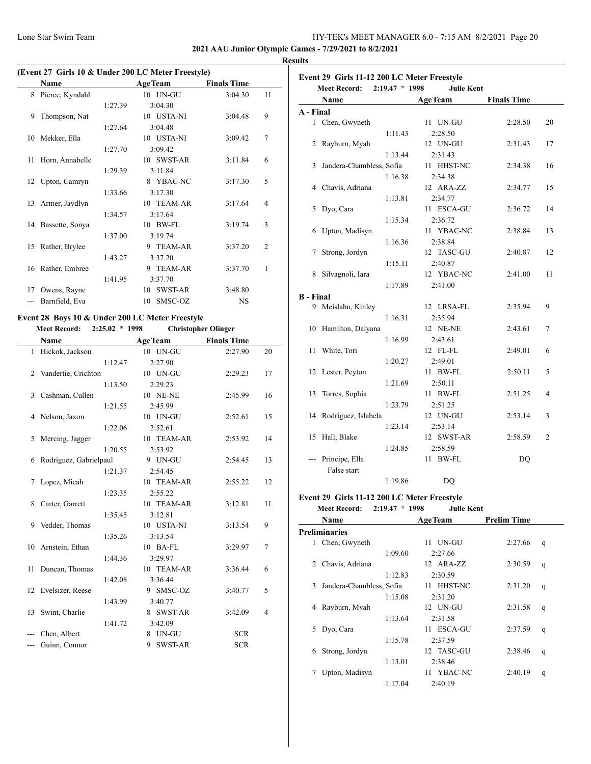# 2021 AAU Junior Olympic Games - 7/29/2021 to 8/2/2021

## Results

### (Event 27 Girls 10 & Under 200 LC Meter Freestyle)

| | Name | Split | Age | Team | Finals Time | Points |
|---|---|---|---|---|---|---|
| 8 | Pierce, Kyndahl | 1:27.39 | 10 | UN-GU | 3:04.30 | 11 |
| 9 | Thompson, Nat | 1:27.64 | 10 | USTA-NI | 3:04.48 | 9 |
| 10 | Mekker, Ella | 1:27.70 | 10 | USTA-NI | 3:09.42 | 7 |
| 11 | Horn, Annabelle | 1:29.39 | 10 | SWST-AR | 3:11.84 | 6 |
| 12 | Upton, Camryn | 1:33.66 | 8 | YBAC-NC | 3:17.30 | 5 |
| 13 | Armer, Jaydlyn | 1:34.57 | 10 | TEAM-AR | 3:17.64 | 4 |
| 14 | Bassette, Sonya | 1:37.00 | 10 | BW-FL | 3:19.74 | 3 |
| 15 | Rather, Brylee | 1:43.27 | 9 | TEAM-AR | 3:37.20 | 2 |
| 16 | Rather, Embree | 1:41.95 | 9 | TEAM-AR | 3:37.70 | 1 |
| 17 | Owens, Rayne | | 10 | SWST-AR | 3:48.80 | |
| --- | Barnfield, Eva | | 10 | SMSC-OZ | NS | |

### Event 28 Boys 10 & Under 200 LC Meter Freestyle

Meet Record: 2:25.02 * 1998 Christopher Olinger

| | Name | Split | Age | Team | Finals Time | Points |
|---|---|---|---|---|---|---|
| 1 | Hickok, Jackson | 1:12.47 | 10 | UN-GU | 2:27.90 | 20 |
| 2 | Vandertie, Crichton | 1:13.50 | 10 | UN-GU | 2:29.23 | 17 |
| 3 | Cashman, Cullen | 1:21.55 | 10 | NE-NE | 2:45.99 | 16 |
| 4 | Nelson, Jaxon | 1:22.06 | 10 | UN-GU | 2:52.61 | 15 |
| 5 | Mercing, Jagger | 1:20.55 | 10 | TEAM-AR | 2:53.92 | 14 |
| 6 | Rodriguez, Gabrielpaul | 1:21.37 | 9 | UN-GU | 2:54.45 | 13 |
| 7 | Lopez, Micah | 1:23.35 | 10 | TEAM-AR | 2:55.22 | 12 |
| 8 | Carter, Garrett | 1:35.45 | 10 | TEAM-AR | 3:12.81 | 11 |
| 9 | Vedder, Thomas | 1:35.26 | 10 | USTA-NI | 3:13.54 | 9 |
| 10 | Arnstein, Ethan | 1:44.36 | 10 | BA-FL | 3:29.97 | 7 |
| 11 | Duncan, Thomas | 1:42.08 | 10 | TEAM-AR | 3:36.44 | 6 |
| 12 | Evelsizer, Reese | 1:43.99 | 9 | SMSC-OZ | 3:40.77 | 5 |
| 13 | Swint, Charlie | 1:41.72 | 8 | SWST-AR | 3:42.09 | 4 |
| --- | Chen, Albert | | 8 | UN-GU | SCR | |
| --- | Guinn, Connor | | 9 | SWST-AR | SCR | |

### Event 29 Girls 11-12 200 LC Meter Freestyle

Meet Record: 2:19.47 * 1998 Julie Kent

| | Name | Split | Age | Team | Finals Time | Points |
|---|---|---|---|---|---|---|
| **A - Final** | | | | | | |
| 1 | Chen, Gwyneth | 1:11.43 | 11 | UN-GU | 2:28.50 | 20 |
| 2 | Rayburn, Myah | 1:13.44 | 12 | UN-GU | 2:31.43 | 17 |
| 3 | Jandera-Chambless, Sofia | 1:16.38 | 11 | HHST-NC | 2:34.38 | 16 |
| 4 | Chavis, Adriana | 1:13.81 | 12 | ARA-ZZ | 2:34.77 | 15 |
| 5 | Dyo, Cara | 1:15.34 | 11 | ESCA-GU | 2:36.72 | 14 |
| 6 | Upton, Madisyn | 1:16.36 | 11 | YBAC-NC | 2:38.84 | 13 |
| 7 | Strong, Jordyn | 1:15.11 | 12 | TASC-GU | 2:40.87 | 12 |
| 8 | Silvagnoli, Iara | 1:17.89 | 12 | YBAC-NC | 2:41.00 | 11 |
| **B - Final** | | | | | | |
| 9 | Meislahn, Kinley | 1:16.31 | 12 | LRSA-FL | 2:35.94 | 9 |
| 10 | Hamilton, Dalyana | 1:16.99 | 12 | NE-NE | 2:43.61 | 7 |
| 11 | White, Tori | 1:20.27 | 12 | FL-FL | 2:49.01 | 6 |
| 12 | Lester, Peyton | 1:21.69 | 11 | BW-FL | 2:50.11 | 5 |
| 13 | Torres, Sophia | 1:23.79 | 11 | BW-FL | 2:51.25 | 4 |
| 14 | Rodriguez, Islabela | 1:23.14 | 12 | UN-GU | 2:53.14 | 3 |
| 15 | Hall, Blake | 1:24.85 | 12 | SWST-AR | 2:58.59 | 2 |
| --- | Principe, Ella (False start) | 1:19.86 | 11 | BW-FL | DQ | |

### Event 29 Girls 11-12 200 LC Meter Freestyle

Meet Record: 2:19.47 * 1998 Julie Kent

| | Name | Split | Age | Team | Prelim Time | |
|---|---|---|---|---|---|---|
| **Preliminaries** | | | | | | |
| 1 | Chen, Gwyneth | 1:09.60 | 11 | UN-GU | 2:27.66 | q |
| 2 | Chavis, Adriana | 1:12.83 | 12 | ARA-ZZ | 2:30.59 | q |
| 3 | Jandera-Chambless, Sofia | 1:15.08 | 11 | HHST-NC | 2:31.20 | q |
| 4 | Rayburn, Myah | 1:13.64 | 12 | UN-GU | 2:31.58 | q |
| 5 | Dyo, Cara | 1:15.78 | 11 | ESCA-GU | 2:37.59 | q |
| 6 | Strong, Jordyn | 1:13.01 | 12 | TASC-GU | 2:38.46 | q |
| 7 | Upton, Madisyn | 1:17.04 | 11 | YBAC-NC | 2:40.19 | q |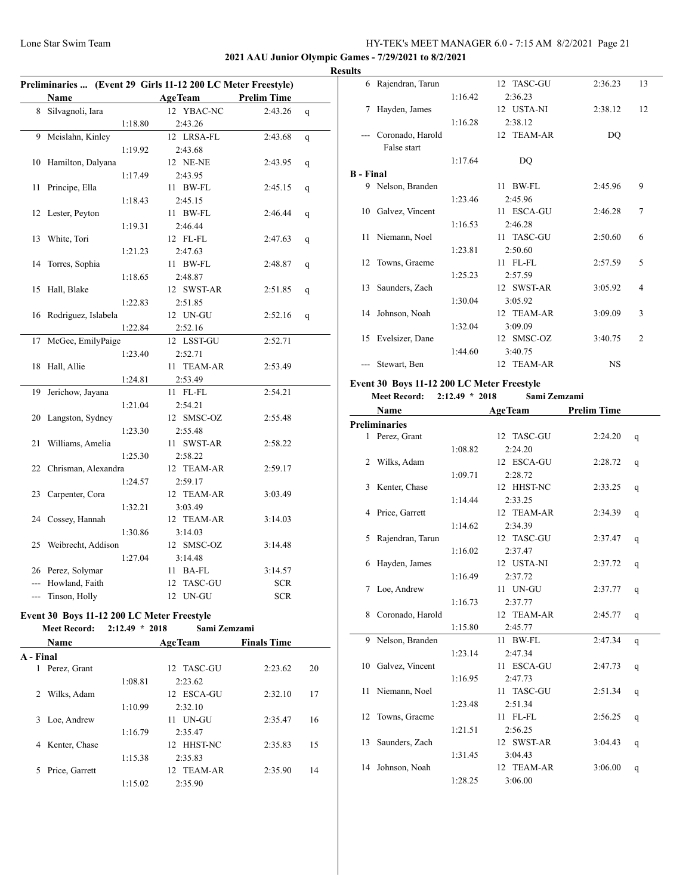**2021 AAU Junior Olympic Games - 7/29/2021 to 8/2/2021**

**Results**

### Preliminaries ... (Event 29 Girls 11-12 200 LC Meter Freestyle)

| | Name | | Age | Team | Prelim Time | |
|---|---|---|---|---|---|---|
| 8 | Silvagnoli, Iara | | 12 | YBAC-NC | 2:43.26 | q |
| | | 1:18.80 | | 2:43.26 | | |
| 9 | Meislahn, Kinley | | 12 | LRSA-FL | 2:43.68 | q |
| | | 1:19.92 | | 2:43.68 | | |
| 10 | Hamilton, Dalyana | | 12 | NE-NE | 2:43.95 | q |
| | | 1:17.49 | | 2:43.95 | | |
| 11 | Principe, Ella | | 11 | BW-FL | 2:45.15 | q |
| | | 1:18.43 | | 2:45.15 | | |
| 12 | Lester, Peyton | | 11 | BW-FL | 2:46.44 | q |
| | | 1:19.31 | | 2:46.44 | | |
| 13 | White, Tori | | 12 | FL-FL | 2:47.63 | q |
| | | 1:21.23 | | 2:47.63 | | |
| 14 | Torres, Sophia | | 11 | BW-FL | 2:48.87 | q |
| | | 1:18.65 | | 2:48.87 | | |
| 15 | Hall, Blake | | 12 | SWST-AR | 2:51.85 | q |
| | | 1:22.83 | | 2:51.85 | | |
| 16 | Rodriguez, Islabela | | 12 | UN-GU | 2:52.16 | q |
| | | 1:22.84 | | 2:52.16 | | |
| 17 | McGee, EmilyPaige | | 12 | LSST-GU | 2:52.71 | |
| | | 1:23.40 | | 2:52.71 | | |
| 18 | Hall, Allie | | 11 | TEAM-AR | 2:53.49 | |
| | | 1:24.81 | | 2:53.49 | | |
| 19 | Jerichow, Jayana | | 11 | FL-FL | 2:54.21 | |
| | | 1:21.04 | | 2:54.21 | | |
| 20 | Langston, Sydney | | 12 | SMSC-OZ | 2:55.48 | |
| | | 1:23.30 | | 2:55.48 | | |
| 21 | Williams, Amelia | | 11 | SWST-AR | 2:58.22 | |
| | | 1:25.30 | | 2:58.22 | | |
| 22 | Chrisman, Alexandra | | 12 | TEAM-AR | 2:59.17 | |
| | | 1:24.57 | | 2:59.17 | | |
| 23 | Carpenter, Cora | | 12 | TEAM-AR | 3:03.49 | |
| | | 1:32.21 | | 3:03.49 | | |
| 24 | Cossey, Hannah | | 12 | TEAM-AR | 3:14.03 | |
| | | 1:30.86 | | 3:14.03 | | |
| 25 | Weibrecht, Addison | | 12 | SMSC-OZ | 3:14.48 | |
| | | 1:27.04 | | 3:14.48 | | |
| 26 | Perez, Solymar | | 11 | BA-FL | 3:14.57 | |
| --- | Howland, Faith | | 12 | TASC-GU | SCR | |
| --- | Tinson, Holly | | 12 | UN-GU | SCR | |

### Event 30 Boys 11-12 200 LC Meter Freestyle

**Meet Record:** 2:12.49 * 2018 Sami Zemzami

| | Name | | Age | Team | Finals Time | Points |
|---|---|---|---|---|---|---|
| **A - Final** | | | | | | |
| 1 | Perez, Grant | | 12 | TASC-GU | 2:23.62 | 20 |
| | | 1:08.81 | | 2:23.62 | | |
| 2 | Wilks, Adam | | 12 | ESCA-GU | 2:32.10 | 17 |
| | | 1:10.99 | | 2:32.10 | | |
| 3 | Loe, Andrew | | 11 | UN-GU | 2:35.47 | 16 |
| | | 1:16.79 | | 2:35.47 | | |
| 4 | Kenter, Chase | | 12 | HHST-NC | 2:35.83 | 15 |
| | | 1:15.38 | | 2:35.83 | | |
| 5 | Price, Garrett | | 12 | TEAM-AR | 2:35.90 | 14 |
| | | 1:15.02 | | 2:35.90 | | |
| 6 | Rajendran, Tarun | | 12 | TASC-GU | 2:36.23 | 13 |
| | | 1:16.42 | | 2:36.23 | | |
| 7 | Hayden, James | | 12 | USTA-NI | 2:38.12 | 12 |
| | | 1:16.28 | | 2:38.12 | | |
| --- | Coronado, Harold | | 12 | TEAM-AR | DQ | |
| | False start | | | | | |
| | | 1:17.64 | | DQ | | |
| **B - Final** | | | | | | |
| 9 | Nelson, Branden | | 11 | BW-FL | 2:45.96 | 9 |
| | | 1:23.46 | | 2:45.96 | | |
| 10 | Galvez, Vincent | | 11 | ESCA-GU | 2:46.28 | 7 |
| | | 1:16.53 | | 2:46.28 | | |
| 11 | Niemann, Noel | | 11 | TASC-GU | 2:50.60 | 6 |
| | | 1:23.81 | | 2:50.60 | | |
| 12 | Towns, Graeme | | 11 | FL-FL | 2:57.59 | 5 |
| | | 1:25.23 | | 2:57.59 | | |
| 13 | Saunders, Zach | | 12 | SWST-AR | 3:05.92 | 4 |
| | | 1:30.04 | | 3:05.92 | | |
| 14 | Johnson, Noah | | 12 | TEAM-AR | 3:09.09 | 3 |
| | | 1:32.04 | | 3:09.09 | | |
| 15 | Evelsizer, Dane | | 12 | SMSC-OZ | 3:40.75 | 2 |
| | | 1:44.60 | | 3:40.75 | | |
| --- | Stewart, Ben | | 12 | TEAM-AR | NS | |

### Event 30 Boys 11-12 200 LC Meter Freestyle

**Meet Record:** 2:12.49 * 2018 Sami Zemzami

| | Name | | Age | Team | Prelim Time | |
|---|---|---|---|---|---|---|
| **Preliminaries** | | | | | | |
| 1 | Perez, Grant | | 12 | TASC-GU | 2:24.20 | q |
| | | 1:08.82 | | 2:24.20 | | |
| 2 | Wilks, Adam | | 12 | ESCA-GU | 2:28.72 | q |
| | | 1:09.71 | | 2:28.72 | | |
| 3 | Kenter, Chase | | 12 | HHST-NC | 2:33.25 | q |
| | | 1:14.44 | | 2:33.25 | | |
| 4 | Price, Garrett | | 12 | TEAM-AR | 2:34.39 | q |
| | | 1:14.62 | | 2:34.39 | | |
| 5 | Rajendran, Tarun | | 12 | TASC-GU | 2:37.47 | q |
| | | 1:16.02 | | 2:37.47 | | |
| 6 | Hayden, James | | 12 | USTA-NI | 2:37.72 | q |
| | | 1:16.49 | | 2:37.72 | | |
| 7 | Loe, Andrew | | 11 | UN-GU | 2:37.77 | q |
| | | 1:16.73 | | 2:37.77 | | |
| 8 | Coronado, Harold | | 12 | TEAM-AR | 2:45.77 | q |
| | | 1:15.80 | | 2:45.77 | | |
| 9 | Nelson, Branden | | 11 | BW-FL | 2:47.34 | q |
| | | 1:23.14 | | 2:47.34 | | |
| 10 | Galvez, Vincent | | 11 | ESCA-GU | 2:47.73 | q |
| | | 1:16.95 | | 2:47.73 | | |
| 11 | Niemann, Noel | | 11 | TASC-GU | 2:51.34 | q |
| | | 1:23.48 | | 2:51.34 | | |
| 12 | Towns, Graeme | | 11 | FL-FL | 2:56.25 | q |
| | | 1:21.51 | | 2:56.25 | | |
| 13 | Saunders, Zach | | 12 | SWST-AR | 3:04.43 | q |
| | | 1:31.45 | | 3:04.43 | | |
| 14 | Johnson, Noah | | 12 | TEAM-AR | 3:06.00 | q |
| | | 1:28.25 | | 3:06.00 | | |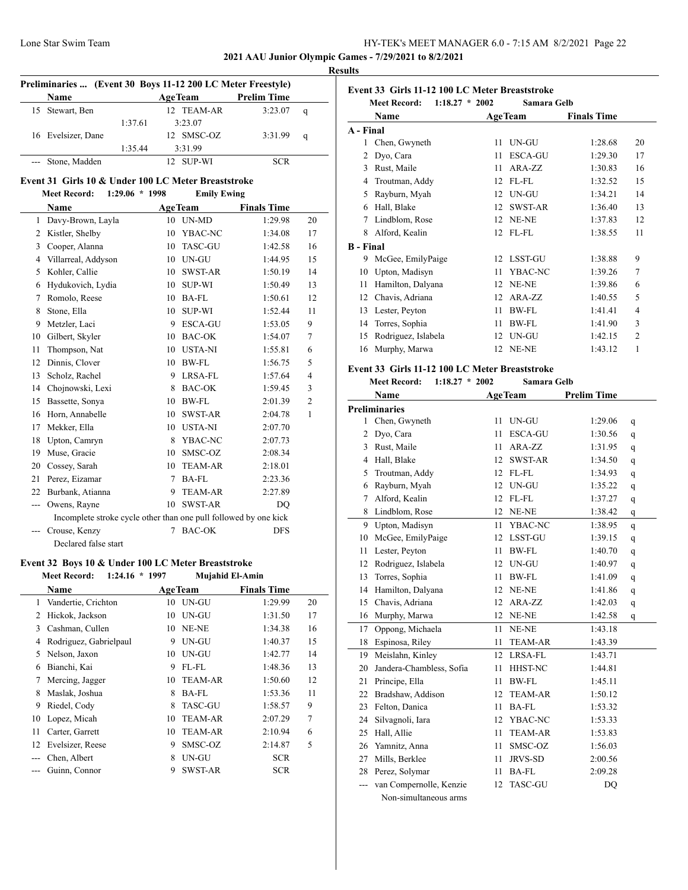2021 AAU Junior Olympic Games - 7/29/2021 to 8/2/2021

Results

**Preliminaries ... (Event 30 Boys 11-12 200 LC Meter Freestyle)**

| | Name | Age | Team | Prelim Time | |
|---|---|---|---|---|---|
| 15 | Stewart, Ben | 12 | TEAM-AR | 3:23.07 | q |
| | 1:37.61 | | 3:23.07 | | |
| 16 | Evelsizer, Dane | 12 | SMSC-OZ | 3:31.99 | q |
| | 1:35.44 | | 3:31.99 | | |
| --- | Stone, Madden | 12 | SUP-WI | SCR | |

## Event 31 Girls 10 & Under 100 LC Meter Breaststroke

Meet Record: 1:29.06 * 1998 Emily Ewing

| | Name | Age | Team | Finals Time | |
|---|---|---|---|---|---|
| 1 | Davy-Brown, Layla | 10 | UN-MD | 1:29.98 | 20 |
| 2 | Kistler, Shelby | 10 | YBAC-NC | 1:34.08 | 17 |
| 3 | Cooper, Alanna | 10 | TASC-GU | 1:42.58 | 16 |
| 4 | Villarreal, Addyson | 10 | UN-GU | 1:44.95 | 15 |
| 5 | Kohler, Callie | 10 | SWST-AR | 1:50.19 | 14 |
| 6 | Hydukovich, Lydia | 10 | SUP-WI | 1:50.49 | 13 |
| 7 | Romolo, Reese | 10 | BA-FL | 1:50.61 | 12 |
| 8 | Stone, Ella | 10 | SUP-WI | 1:52.44 | 11 |
| 9 | Metzler, Laci | 9 | ESCA-GU | 1:53.05 | 9 |
| 10 | Gilbert, Skyler | 10 | BAC-OK | 1:54.07 | 7 |
| 11 | Thompson, Nat | 10 | USTA-NI | 1:55.81 | 6 |
| 12 | Dinnis, Clover | 10 | BW-FL | 1:56.75 | 5 |
| 13 | Scholz, Rachel | 9 | LRSA-FL | 1:57.64 | 4 |
| 14 | Chojnowski, Lexi | 8 | BAC-OK | 1:59.45 | 3 |
| 15 | Bassette, Sonya | 10 | BW-FL | 2:01.39 | 2 |
| 16 | Horn, Annabelle | 10 | SWST-AR | 2:04.78 | 1 |
| 17 | Mekker, Ella | 10 | USTA-NI | 2:07.70 | |
| 18 | Upton, Camryn | 8 | YBAC-NC | 2:07.73 | |
| 19 | Muse, Gracie | 10 | SMSC-OZ | 2:08.34 | |
| 20 | Cossey, Sarah | 10 | TEAM-AR | 2:18.01 | |
| 21 | Perez, Eizamar | 7 | BA-FL | 2:23.36 | |
| 22 | Burbank, Atianna | 9 | TEAM-AR | 2:27.89 | |
| --- | Owens, Rayne | 10 | SWST-AR | DQ | |
| | Incomplete stroke cycle other than one pull followed by one kick | | | | |
| --- | Crouse, Kenzy | 7 | BAC-OK | DFS | |
| | Declared false start | | | | |

## Event 32 Boys 10 & Under 100 LC Meter Breaststroke

Meet Record: 1:24.16 * 1997 Mujahid El-Amin

| | Name | Age | Team | Finals Time | |
|---|---|---|---|---|---|
| 1 | Vandertie, Crichton | 10 | UN-GU | 1:29.99 | 20 |
| 2 | Hickok, Jackson | 10 | UN-GU | 1:31.50 | 17 |
| 3 | Cashman, Cullen | 10 | NE-NE | 1:34.38 | 16 |
| 4 | Rodriguez, Gabrielpaul | 9 | UN-GU | 1:40.37 | 15 |
| 5 | Nelson, Jaxon | 10 | UN-GU | 1:42.77 | 14 |
| 6 | Bianchi, Kai | 9 | FL-FL | 1:48.36 | 13 |
| 7 | Mercing, Jagger | 10 | TEAM-AR | 1:50.60 | 12 |
| 8 | Maslak, Joshua | 8 | BA-FL | 1:53.36 | 11 |
| 9 | Riedel, Cody | 8 | TASC-GU | 1:58.57 | 9 |
| 10 | Lopez, Micah | 10 | TEAM-AR | 2:07.29 | 7 |
| 11 | Carter, Garrett | 10 | TEAM-AR | 2:10.94 | 6 |
| 12 | Evelsizer, Reese | 9 | SMSC-OZ | 2:14.87 | 5 |
| --- | Chen, Albert | 8 | UN-GU | SCR | |
| --- | Guinn, Connor | 9 | SWST-AR | SCR | |

## Event 33 Girls 11-12 100 LC Meter Breaststroke

Meet Record: 1:18.27 * 2002 Samara Gelb

| | Name | Age | Team | Finals Time | |
|---|---|---|---|---|---|
| **A - Final** | | | | | |
| 1 | Chen, Gwyneth | 11 | UN-GU | 1:28.68 | 20 |
| 2 | Dyo, Cara | 11 | ESCA-GU | 1:29.30 | 17 |
| 3 | Rust, Maile | 11 | ARA-ZZ | 1:30.83 | 16 |
| 4 | Troutman, Addy | 12 | FL-FL | 1:32.52 | 15 |
| 5 | Rayburn, Myah | 12 | UN-GU | 1:34.21 | 14 |
| 6 | Hall, Blake | 12 | SWST-AR | 1:36.40 | 13 |
| 7 | Lindblom, Rose | 12 | NE-NE | 1:37.83 | 12 |
| 8 | Alford, Kealin | 12 | FL-FL | 1:38.55 | 11 |
| **B - Final** | | | | | |
| 9 | McGee, EmilyPaige | 12 | LSST-GU | 1:38.88 | 9 |
| 10 | Upton, Madisyn | 11 | YBAC-NC | 1:39.26 | 7 |
| 11 | Hamilton, Dalyana | 12 | NE-NE | 1:39.86 | 6 |
| 12 | Chavis, Adriana | 12 | ARA-ZZ | 1:40.55 | 5 |
| 13 | Lester, Peyton | 11 | BW-FL | 1:41.41 | 4 |
| 14 | Torres, Sophia | 11 | BW-FL | 1:41.90 | 3 |
| 15 | Rodriguez, Islabela | 12 | UN-GU | 1:42.15 | 2 |
| 16 | Murphy, Marwa | 12 | NE-NE | 1:43.12 | 1 |

## Event 33 Girls 11-12 100 LC Meter Breaststroke

Meet Record: 1:18.27 * 2002 Samara Gelb

| | Name | Age | Team | Prelim Time | |
|---|---|---|---|---|---|
| **Preliminaries** | | | | | |
| 1 | Chen, Gwyneth | 11 | UN-GU | 1:29.06 | q |
| 2 | Dyo, Cara | 11 | ESCA-GU | 1:30.56 | q |
| 3 | Rust, Maile | 11 | ARA-ZZ | 1:31.95 | q |
| 4 | Hall, Blake | 12 | SWST-AR | 1:34.50 | q |
| 5 | Troutman, Addy | 12 | FL-FL | 1:34.93 | q |
| 6 | Rayburn, Myah | 12 | UN-GU | 1:35.22 | q |
| 7 | Alford, Kealin | 12 | FL-FL | 1:37.27 | q |
| 8 | Lindblom, Rose | 12 | NE-NE | 1:38.42 | q |
| 9 | Upton, Madisyn | 11 | YBAC-NC | 1:38.95 | q |
| 10 | McGee, EmilyPaige | 12 | LSST-GU | 1:39.15 | q |
| 11 | Lester, Peyton | 11 | BW-FL | 1:40.70 | q |
| 12 | Rodriguez, Islabela | 12 | UN-GU | 1:40.97 | q |
| 13 | Torres, Sophia | 11 | BW-FL | 1:41.09 | q |
| 14 | Hamilton, Dalyana | 12 | NE-NE | 1:41.86 | q |
| 15 | Chavis, Adriana | 12 | ARA-ZZ | 1:42.03 | q |
| 16 | Murphy, Marwa | 12 | NE-NE | 1:42.58 | q |
| 17 | Oppong, Michaela | 11 | NE-NE | 1:43.18 | |
| 18 | Espinosa, Riley | 11 | TEAM-AR | 1:43.39 | |
| 19 | Meislahn, Kinley | 12 | LRSA-FL | 1:43.71 | |
| 20 | Jandera-Chambless, Sofia | 11 | HHST-NC | 1:44.81 | |
| 21 | Principe, Ella | 11 | BW-FL | 1:45.11 | |
| 22 | Bradshaw, Addison | 12 | TEAM-AR | 1:50.12 | |
| 23 | Felton, Danica | 11 | BA-FL | 1:53.32 | |
| 24 | Silvagnoli, Iara | 12 | YBAC-NC | 1:53.33 | |
| 25 | Hall, Allie | 11 | TEAM-AR | 1:53.83 | |
| 26 | Yamnitz, Anna | 11 | SMSC-OZ | 1:56.03 | |
| 27 | Mills, Berklee | 11 | JRVS-SD | 2:00.56 | |
| 28 | Perez, Solymar | 11 | BA-FL | 2:09.28 | |
| --- | van Compernolle, Kenzie | 12 | TASC-GU | DQ | |
| | Non-simultaneous arms | | | | |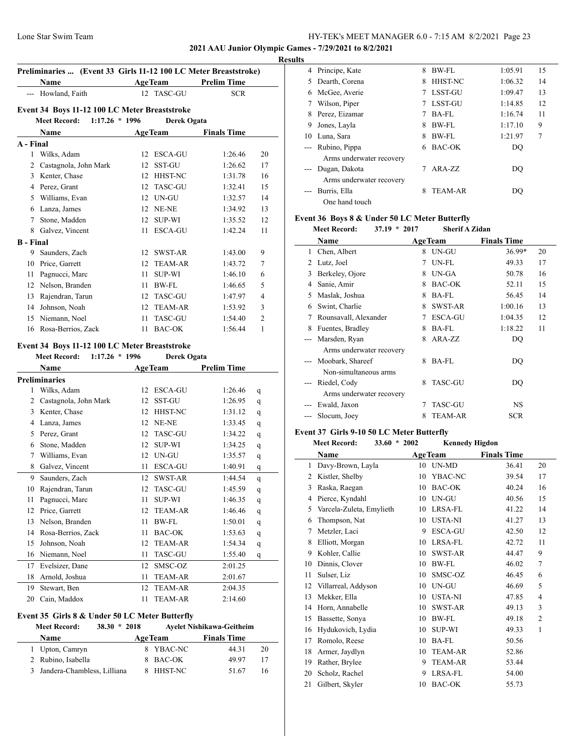## 2021 AAU Junior Olympic Games - 7/29/2021 to 8/2/2021

### Results

**Preliminaries ... (Event 33 Girls 11-12 100 LC Meter Breaststroke)**

| | Name | Age | Team | Prelim Time |
|---|---|---|---|---|
| --- | Howland, Faith | 12 | TASC-GU | SCR |

### Event 34 Boys 11-12 100 LC Meter Breaststroke

**Meet Record: 1:17.26 * 1996 Derek Ogata**

| | Name | Age | Team | Finals Time | Points |
|---|---|---|---|---|---|
| **A - Final** | | | | | |
| 1 | Wilks, Adam | 12 | ESCA-GU | 1:26.46 | 20 |
| 2 | Castagnola, John Mark | 12 | SST-GU | 1:26.62 | 17 |
| 3 | Kenter, Chase | 12 | HHST-NC | 1:31.78 | 16 |
| 4 | Perez, Grant | 12 | TASC-GU | 1:32.41 | 15 |
| 5 | Williams, Evan | 12 | UN-GU | 1:32.57 | 14 |
| 6 | Lanza, James | 12 | NE-NE | 1:34.92 | 13 |
| 7 | Stone, Madden | 12 | SUP-WI | 1:35.52 | 12 |
| 8 | Galvez, Vincent | 11 | ESCA-GU | 1:42.24 | 11 |
| **B - Final** | | | | | |
| 9 | Saunders, Zach | 12 | SWST-AR | 1:43.00 | 9 |
| 10 | Price, Garrett | 12 | TEAM-AR | 1:43.72 | 7 |
| 11 | Pagnucci, Marc | 11 | SUP-WI | 1:46.10 | 6 |
| 12 | Nelson, Branden | 11 | BW-FL | 1:46.65 | 5 |
| 13 | Rajendran, Tarun | 12 | TASC-GU | 1:47.97 | 4 |
| 14 | Johnson, Noah | 12 | TEAM-AR | 1:53.92 | 3 |
| 15 | Niemann, Noel | 11 | TASC-GU | 1:54.40 | 2 |
| 16 | Rosa-Berrios, Zack | 11 | BAC-OK | 1:56.44 | 1 |

### Event 34 Boys 11-12 100 LC Meter Breaststroke

**Meet Record: 1:17.26 * 1996 Derek Ogata**

| | Name | Age | Team | Prelim Time | |
|---|---|---|---|---|---|
| **Preliminaries** | | | | | |
| 1 | Wilks, Adam | 12 | ESCA-GU | 1:26.46 | q |
| 2 | Castagnola, John Mark | 12 | SST-GU | 1:26.95 | q |
| 3 | Kenter, Chase | 12 | HHST-NC | 1:31.12 | q |
| 4 | Lanza, James | 12 | NE-NE | 1:33.45 | q |
| 5 | Perez, Grant | 12 | TASC-GU | 1:34.22 | q |
| 6 | Stone, Madden | 12 | SUP-WI | 1:34.25 | q |
| 7 | Williams, Evan | 12 | UN-GU | 1:35.57 | q |
| 8 | Galvez, Vincent | 11 | ESCA-GU | 1:40.91 | q |
| 9 | Saunders, Zach | 12 | SWST-AR | 1:44.54 | q |
| 10 | Rajendran, Tarun | 12 | TASC-GU | 1:45.59 | q |
| 11 | Pagnucci, Marc | 11 | SUP-WI | 1:46.35 | q |
| 12 | Price, Garrett | 12 | TEAM-AR | 1:46.46 | q |
| 13 | Nelson, Branden | 11 | BW-FL | 1:50.01 | q |
| 14 | Rosa-Berrios, Zack | 11 | BAC-OK | 1:53.63 | q |
| 15 | Johnson, Noah | 12 | TEAM-AR | 1:54.34 | q |
| 16 | Niemann, Noel | 11 | TASC-GU | 1:55.40 | q |
| 17 | Evelsizer, Dane | 12 | SMSC-OZ | 2:01.25 | |
| 18 | Arnold, Joshua | 11 | TEAM-AR | 2:01.67 | |
| 19 | Stewart, Ben | 12 | TEAM-AR | 2:04.35 | |
| 20 | Cain, Maddox | 11 | TEAM-AR | 2:14.60 | |

### Event 35 Girls 8 & Under 50 LC Meter Butterfly

**Meet Record: 38.30 * 2018 Ayelet Nishikawa-Geitheim**

| | Name | Age | Team | Finals Time | Points |
|---|---|---|---|---|---|
| 1 | Upton, Camryn | 8 | YBAC-NC | 44.31 | 20 |
| 2 | Rubino, Isabella | 8 | BAC-OK | 49.97 | 17 |
| 3 | Jandera-Chambless, Lilliana | 8 | HHST-NC | 51.67 | 16 |
| 4 | Principe, Kate | 8 | BW-FL | 1:05.91 | 15 |
| 5 | Dearth, Corena | 8 | HHST-NC | 1:06.32 | 14 |
| 6 | McGee, Averie | 7 | LSST-GU | 1:09.47 | 13 |
| 7 | Wilson, Piper | 7 | LSST-GU | 1:14.85 | 12 |
| 8 | Perez, Eizamar | 7 | BA-FL | 1:16.74 | 11 |
| 9 | Jones, Layla | 8 | BW-FL | 1:17.10 | 9 |
| 10 | Luna, Sara | 8 | BW-FL | 1:21.97 | 7 |
| --- | Rubino, Pippa | 6 | BAC-OK | DQ | |
| | Arms underwater recovery | | | | |
| --- | Dugan, Dakota | 7 | ARA-ZZ | DQ | |
| | Arms underwater recovery | | | | |
| --- | Burris, Ella | 8 | TEAM-AR | DQ | |
| | One hand touch | | | | |

### Event 36 Boys 8 & Under 50 LC Meter Butterfly

**Meet Record: 37.19 * 2017 Sherif A Zidan**

| | Name | Age | Team | Finals Time | Points |
|---|---|---|---|---|---|
| 1 | Chen, Albert | 8 | UN-GU | 36.99* | 20 |
| 2 | Lutz, Joel | 7 | UN-FL | 49.33 | 17 |
| 3 | Berkeley, Ojore | 8 | UN-GA | 50.78 | 16 |
| 4 | Sanie, Amir | 8 | BAC-OK | 52.11 | 15 |
| 5 | Maslak, Joshua | 8 | BA-FL | 56.45 | 14 |
| 6 | Swint, Charlie | 8 | SWST-AR | 1:00.16 | 13 |
| 7 | Rounsavall, Alexander | 7 | ESCA-GU | 1:04.35 | 12 |
| 8 | Fuentes, Bradley | 8 | BA-FL | 1:18.22 | 11 |
| --- | Marsden, Ryan | 8 | ARA-ZZ | DQ | |
| | Arms underwater recovery | | | | |
| --- | Moobark, Shareef | 8 | BA-FL | DQ | |
| | Non-simultaneous arms | | | | |
| --- | Riedel, Cody | 8 | TASC-GU | DQ | |
| | Arms underwater recovery | | | | |
| --- | Ewald, Jaxon | 7 | TASC-GU | NS | |
| --- | Slocum, Joey | 8 | TEAM-AR | SCR | |

### Event 37 Girls 9-10 50 LC Meter Butterfly

**Meet Record: 33.60 * 2002 Kennedy Higdon**

| | Name | Age | Team | Finals Time | Points |
|---|---|---|---|---|---|
| 1 | Davy-Brown, Layla | 10 | UN-MD | 36.41 | 20 |
| 2 | Kistler, Shelby | 10 | YBAC-NC | 39.54 | 17 |
| 3 | Raska, Raegan | 10 | BAC-OK | 40.24 | 16 |
| 4 | Pierce, Kyndahl | 10 | UN-GU | 40.56 | 15 |
| 5 | Varcela-Zuleta, Emylieth | 10 | LRSA-FL | 41.22 | 14 |
| 6 | Thompson, Nat | 10 | USTA-NI | 41.27 | 13 |
| 7 | Metzler, Laci | 9 | ESCA-GU | 42.50 | 12 |
| 8 | Elliott, Morgan | 10 | LRSA-FL | 42.72 | 11 |
| 9 | Kohler, Callie | 10 | SWST-AR | 44.47 | 9 |
| 10 | Dinnis, Clover | 10 | BW-FL | 46.02 | 7 |
| 11 | Sulser, Liz | 10 | SMSC-OZ | 46.45 | 6 |
| 12 | Villarreal, Addyson | 10 | UN-GU | 46.69 | 5 |
| 13 | Mekker, Ella | 10 | USTA-NI | 47.85 | 4 |
| 14 | Horn, Annabelle | 10 | SWST-AR | 49.13 | 3 |
| 15 | Bassette, Sonya | 10 | BW-FL | 49.18 | 2 |
| 16 | Hydukovich, Lydia | 10 | SUP-WI | 49.33 | 1 |
| 17 | Romolo, Reese | 10 | BA-FL | 50.56 | |
| 18 | Armer, Jaydlyn | 10 | TEAM-AR | 52.86 | |
| 19 | Rather, Brylee | 9 | TEAM-AR | 53.44 | |
| 20 | Scholz, Rachel | 9 | LRSA-FL | 54.00 | |
| 21 | Gilbert, Skyler | 10 | BAC-OK | 55.73 | |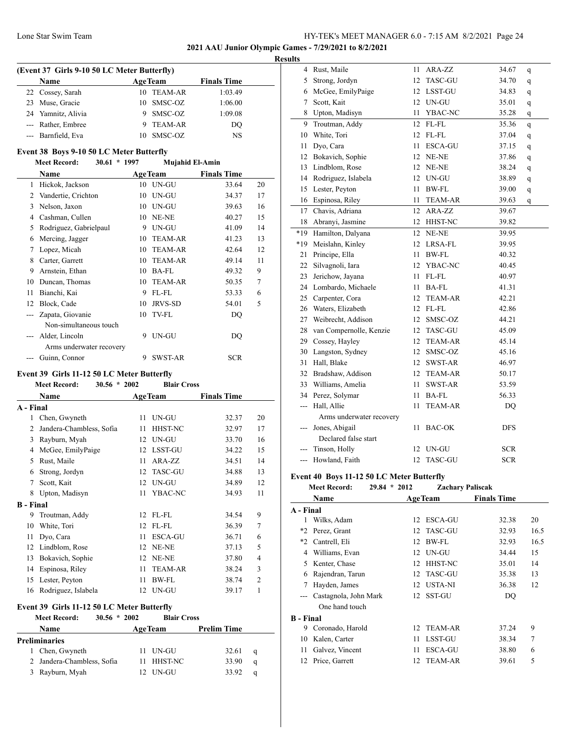## 2021 AAU Junior Olympic Games - 7/29/2021 to 8/2/2021

### Results

#### (Event 37 Girls 9-10 50 LC Meter Butterfly)

| | Name | Age | Team | Finals Time | |
|---|---|---|---|---|---|
| 22 | Cossey, Sarah | 10 | TEAM-AR | 1:03.49 | |
| 23 | Muse, Gracie | 10 | SMSC-OZ | 1:06.00 | |
| 24 | Yamnitz, Alivia | 9 | SMSC-OZ | 1:09.08 | |
| --- | Rather, Embree | 9 | TEAM-AR | DQ | |
| --- | Barnfield, Eva | 10 | SMSC-OZ | NS | |

#### Event 38 Boys 9-10 50 LC Meter Butterfly

Meet Record: 30.61 * 1997 Mujahid El-Amin

| | Name | Age | Team | Finals Time | |
|---|---|---|---|---|---|
| 1 | Hickok, Jackson | 10 | UN-GU | 33.64 | 20 |
| 2 | Vandertie, Crichton | 10 | UN-GU | 34.37 | 17 |
| 3 | Nelson, Jaxon | 10 | UN-GU | 39.63 | 16 |
| 4 | Cashman, Cullen | 10 | NE-NE | 40.27 | 15 |
| 5 | Rodriguez, Gabrielpaul | 9 | UN-GU | 41.09 | 14 |
| 6 | Mercing, Jagger | 10 | TEAM-AR | 41.23 | 13 |
| 7 | Lopez, Micah | 10 | TEAM-AR | 42.64 | 12 |
| 8 | Carter, Garrett | 10 | TEAM-AR | 49.14 | 11 |
| 9 | Arnstein, Ethan | 10 | BA-FL | 49.32 | 9 |
| 10 | Duncan, Thomas | 10 | TEAM-AR | 50.35 | 7 |
| 11 | Bianchi, Kai | 9 | FL-FL | 53.33 | 6 |
| 12 | Block, Cade | 10 | JRVS-SD | 54.01 | 5 |
| --- | Zapata, Giovanie | 10 | TV-FL | DQ | |
| | Non-simultaneous touch | | | | |
| --- | Alder, Lincoln | 9 | UN-GU | DQ | |
| | Arms underwater recovery | | | | |
| --- | Guinn, Connor | 9 | SWST-AR | SCR | |

#### Event 39 Girls 11-12 50 LC Meter Butterfly

Meet Record: 30.56 * 2002 Blair Cross

| | Name | Age | Team | Finals Time | |
|---|---|---|---|---|---|
| **A - Final** | | | | | |
| 1 | Chen, Gwyneth | 11 | UN-GU | 32.37 | 20 |
| 2 | Jandera-Chambless, Sofia | 11 | HHST-NC | 32.97 | 17 |
| 3 | Rayburn, Myah | 12 | UN-GU | 33.70 | 16 |
| 4 | McGee, EmilyPaige | 12 | LSST-GU | 34.22 | 15 |
| 5 | Rust, Maile | 11 | ARA-ZZ | 34.51 | 14 |
| 6 | Strong, Jordyn | 12 | TASC-GU | 34.88 | 13 |
| 7 | Scott, Kait | 12 | UN-GU | 34.89 | 12 |
| 8 | Upton, Madisyn | 11 | YBAC-NC | 34.93 | 11 |
| **B - Final** | | | | | |
| 9 | Troutman, Addy | 12 | FL-FL | 34.54 | 9 |
| 10 | White, Tori | 12 | FL-FL | 36.39 | 7 |
| 11 | Dyo, Cara | 11 | ESCA-GU | 36.71 | 6 |
| 12 | Lindblom, Rose | 12 | NE-NE | 37.13 | 5 |
| 13 | Bokavich, Sophie | 12 | NE-NE | 37.80 | 4 |
| 14 | Espinosa, Riley | 11 | TEAM-AR | 38.24 | 3 |
| 15 | Lester, Peyton | 11 | BW-FL | 38.74 | 2 |
| 16 | Rodriguez, Islabela | 12 | UN-GU | 39.17 | 1 |

#### Event 39 Girls 11-12 50 LC Meter Butterfly

Meet Record: 30.56 * 2002 Blair Cross

| | Name | Age | Team | Prelim Time | |
|---|---|---|---|---|---|
| **Preliminaries** | | | | | |
| 1 | Chen, Gwyneth | 11 | UN-GU | 32.61 | q |
| 2 | Jandera-Chambless, Sofia | 11 | HHST-NC | 33.90 | q |
| 3 | Rayburn, Myah | 12 | UN-GU | 33.92 | q |
| 4 | Rust, Maile | 11 | ARA-ZZ | 34.67 | q |
| 5 | Strong, Jordyn | 12 | TASC-GU | 34.70 | q |
| 6 | McGee, EmilyPaige | 12 | LSST-GU | 34.83 | q |
| 7 | Scott, Kait | 12 | UN-GU | 35.01 | q |
| 8 | Upton, Madisyn | 11 | YBAC-NC | 35.28 | q |
| 9 | Troutman, Addy | 12 | FL-FL | 35.36 | q |
| 10 | White, Tori | 12 | FL-FL | 37.04 | q |
| 11 | Dyo, Cara | 11 | ESCA-GU | 37.15 | q |
| 12 | Bokavich, Sophie | 12 | NE-NE | 37.86 | q |
| 13 | Lindblom, Rose | 12 | NE-NE | 38.24 | q |
| 14 | Rodriguez, Islabela | 12 | UN-GU | 38.89 | q |
| 15 | Lester, Peyton | 11 | BW-FL | 39.00 | q |
| 16 | Espinosa, Riley | 11 | TEAM-AR | 39.63 | q |
| 17 | Chavis, Adriana | 12 | ARA-ZZ | 39.67 | |
| 18 | Abranyi, Jasmine | 12 | HHST-NC | 39.82 | |
| *19 | Hamilton, Dalyana | 12 | NE-NE | 39.95 | |
| *19 | Meislahn, Kinley | 12 | LRSA-FL | 39.95 | |
| 21 | Principe, Ella | 11 | BW-FL | 40.32 | |
| 22 | Silvagnoli, Iara | 12 | YBAC-NC | 40.45 | |
| 23 | Jerichow, Jayana | 11 | FL-FL | 40.97 | |
| 24 | Lombardo, Michaele | 11 | BA-FL | 41.31 | |
| 25 | Carpenter, Cora | 12 | TEAM-AR | 42.21 | |
| 26 | Waters, Elizabeth | 12 | FL-FL | 42.86 | |
| 27 | Weibrecht, Addison | 12 | SMSC-OZ | 44.21 | |
| 28 | van Compernolle, Kenzie | 12 | TASC-GU | 45.09 | |
| 29 | Cossey, Hayley | 12 | TEAM-AR | 45.14 | |
| 30 | Langston, Sydney | 12 | SMSC-OZ | 45.16 | |
| 31 | Hall, Blake | 12 | SWST-AR | 46.97 | |
| 32 | Bradshaw, Addison | 12 | TEAM-AR | 50.17 | |
| 33 | Williams, Amelia | 11 | SWST-AR | 53.59 | |
| 34 | Perez, Solymar | 11 | BA-FL | 56.33 | |
| --- | Hall, Allie | 11 | TEAM-AR | DQ | |
| | Arms underwater recovery | | | | |
| --- | Jones, Abigail | 11 | BAC-OK | DFS | |
| | Declared false start | | | | |
| --- | Tinson, Holly | 12 | UN-GU | SCR | |
| --- | Howland, Faith | 12 | TASC-GU | SCR | |

#### Event 40 Boys 11-12 50 LC Meter Butterfly

Meet Record: 29.84 * 2012 Zachary Paliscak

| | Name | Age | Team | Finals Time | |
|---|---|---|---|---|---|
| **A - Final** | | | | | |
| 1 | Wilks, Adam | 12 | ESCA-GU | 32.38 | 20 |
| *2 | Perez, Grant | 12 | TASC-GU | 32.93 | 16.5 |
| *2 | Cantrell, Eli | 12 | BW-FL | 32.93 | 16.5 |
| 4 | Williams, Evan | 12 | UN-GU | 34.44 | 15 |
| 5 | Kenter, Chase | 12 | HHST-NC | 35.01 | 14 |
| 6 | Rajendran, Tarun | 12 | TASC-GU | 35.38 | 13 |
| 7 | Hayden, James | 12 | USTA-NI | 36.38 | 12 |
| --- | Castagnola, John Mark | 12 | SST-GU | DQ | |
| | One hand touch | | | | |
| **B - Final** | | | | | |
| 9 | Coronado, Harold | 12 | TEAM-AR | 37.24 | 9 |
| 10 | Kalen, Carter | 11 | LSST-GU | 38.34 | 7 |
| 11 | Galvez, Vincent | 11 | ESCA-GU | 38.80 | 6 |
| 12 | Price, Garrett | 12 | TEAM-AR | 39.61 | 5 |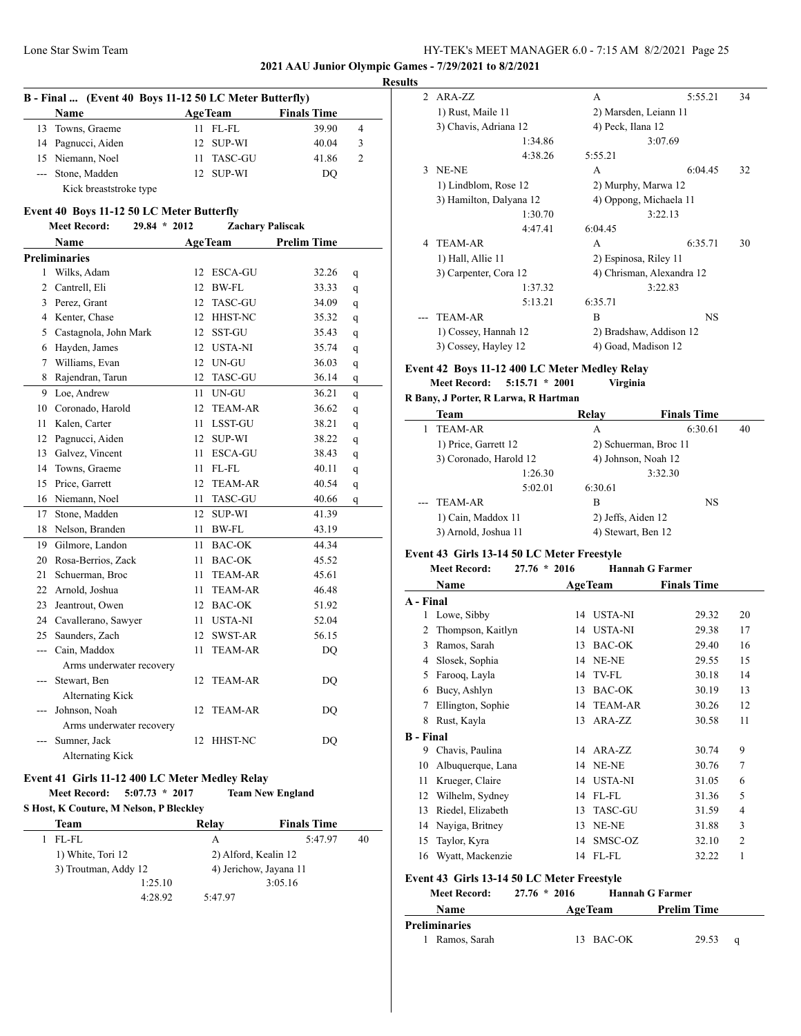## 2021 AAU Junior Olympic Games - 7/29/2021 to 8/2/2021

### Results

**B - Final ... (Event 40 Boys 11-12 50 LC Meter Butterfly)**

| | Name | Age | Team | Finals Time | |
|---|---|---|---|---|---|
| 13 | Towns, Graeme | 11 | FL-FL | 39.90 | 4 |
| 14 | Pagnucci, Aiden | 12 | SUP-WI | 40.04 | 3 |
| 15 | Niemann, Noel | 11 | TASC-GU | 41.86 | 2 |
| --- | Stone, Madden | 12 | SUP-WI | DQ | |
| | Kick breaststroke type | | | | |

### Event 40 Boys 11-12 50 LC Meter Butterfly

**Meet Record: 29.84 * 2012 Zachary Paliscak**

| | Name | Age | Team | Prelim Time | |
|---|---|---|---|---|---|
| **Preliminaries** | | | | | |
| 1 | Wilks, Adam | 12 | ESCA-GU | 32.26 | q |
| 2 | Cantrell, Eli | 12 | BW-FL | 33.33 | q |
| 3 | Perez, Grant | 12 | TASC-GU | 34.09 | q |
| 4 | Kenter, Chase | 12 | HHST-NC | 35.32 | q |
| 5 | Castagnola, John Mark | 12 | SST-GU | 35.43 | q |
| 6 | Hayden, James | 12 | USTA-NI | 35.74 | q |
| 7 | Williams, Evan | 12 | UN-GU | 36.03 | q |
| 8 | Rajendran, Tarun | 12 | TASC-GU | 36.14 | q |
| 9 | Loe, Andrew | 11 | UN-GU | 36.21 | q |
| 10 | Coronado, Harold | 12 | TEAM-AR | 36.62 | q |
| 11 | Kalen, Carter | 11 | LSST-GU | 38.21 | q |
| 12 | Pagnucci, Aiden | 12 | SUP-WI | 38.22 | q |
| 13 | Galvez, Vincent | 11 | ESCA-GU | 38.43 | q |
| 14 | Towns, Graeme | 11 | FL-FL | 40.11 | q |
| 15 | Price, Garrett | 12 | TEAM-AR | 40.54 | q |
| 16 | Niemann, Noel | 11 | TASC-GU | 40.66 | q |
| 17 | Stone, Madden | 12 | SUP-WI | 41.39 | |
| 18 | Nelson, Branden | 11 | BW-FL | 43.19 | |
| 19 | Gilmore, Landon | 11 | BAC-OK | 44.34 | |
| 20 | Rosa-Berrios, Zack | 11 | BAC-OK | 45.52 | |
| 21 | Schuerman, Broc | 11 | TEAM-AR | 45.61 | |
| 22 | Arnold, Joshua | 11 | TEAM-AR | 46.48 | |
| 23 | Jeantrout, Owen | 12 | BAC-OK | 51.92 | |
| 24 | Cavallerano, Sawyer | 11 | USTA-NI | 52.04 | |
| 25 | Saunders, Zach | 12 | SWST-AR | 56.15 | |
| --- | Cain, Maddox | 11 | TEAM-AR | DQ | |
| | Arms underwater recovery | | | | |
| --- | Stewart, Ben | 12 | TEAM-AR | DQ | |
| | Alternating Kick | | | | |
| --- | Johnson, Noah | 12 | TEAM-AR | DQ | |
| | Arms underwater recovery | | | | |
| --- | Sumner, Jack | 12 | HHST-NC | DQ | |
| | Alternating Kick | | | | |

### Event 41 Girls 11-12 400 LC Meter Medley Relay

**Meet Record: 5:07.73 * 2017 Team New England**
**S Host, K Couture, M Nelson, P Bleckley**

| | Team | Relay | Finals Time | |
|---|---|---|---|---|
| 1 | FL-FL | A | 5:47.97 | 40 |
| | 1) White, Tori 12 | 2) Alford, Kealin 12 | | |
| | 3) Troutman, Addy 12 | 4) Jerichow, Jayana 11 | | |
| | 1:25.10 | 3:05.16 | | |
| | 4:28.92 | 5:47.97 | | |
| 2 | ARA-ZZ | A | 5:55.21 | 34 |
| | 1) Rust, Maile 11 | 2) Marsden, Leiann 11 | | |
| | 3) Chavis, Adriana 12 | 4) Peck, Ilana 12 | | |
| | 1:34.86 | 3:07.69 | | |
| | 4:38.26 | 5:55.21 | | |
| 3 | NE-NE | A | 6:04.45 | 32 |
| | 1) Lindblom, Rose 12 | 2) Murphy, Marwa 12 | | |
| | 3) Hamilton, Dalyana 12 | 4) Oppong, Michaela 11 | | |
| | 1:30.70 | 3:22.13 | | |
| | 4:47.41 | 6:04.45 | | |
| 4 | TEAM-AR | A | 6:35.71 | 30 |
| | 1) Hall, Allie 11 | 2) Espinosa, Riley 11 | | |
| | 3) Carpenter, Cora 12 | 4) Chrisman, Alexandra 12 | | |
| | 1:37.32 | 3:22.83 | | |
| | 5:13.21 | 6:35.71 | | |
| --- | TEAM-AR | B | NS | |
| | 1) Cossey, Hannah 12 | 2) Bradshaw, Addison 12 | | |
| | 3) Cossey, Hayley 12 | 4) Goad, Madison 12 | | |

### Event 42 Boys 11-12 400 LC Meter Medley Relay

**Meet Record: 5:15.71 * 2001 Virginia**
**R Bany, J Porter, R Larwa, R Hartman**

| | Team | Relay | Finals Time | |
|---|---|---|---|---|
| 1 | TEAM-AR | A | 6:30.61 | 40 |
| | 1) Price, Garrett 12 | 2) Schuerman, Broc 11 | | |
| | 3) Coronado, Harold 12 | 4) Johnson, Noah 12 | | |
| | 1:26.30 | 3:32.30 | | |
| | 5:02.01 | 6:30.61 | | |
| --- | TEAM-AR | B | NS | |
| | 1) Cain, Maddox 11 | 2) Jeffs, Aiden 12 | | |
| | 3) Arnold, Joshua 11 | 4) Stewart, Ben 12 | | |

### Event 43 Girls 13-14 50 LC Meter Freestyle

**Meet Record: 27.76 * 2016 Hannah G Farmer**

| | Name | Age | Team | Finals Time | |
|---|---|---|---|---|---|
| **A - Final** | | | | | |
| 1 | Lowe, Sibby | 14 | USTA-NI | 29.32 | 20 |
| 2 | Thompson, Kaitlyn | 14 | USTA-NI | 29.38 | 17 |
| 3 | Ramos, Sarah | 13 | BAC-OK | 29.40 | 16 |
| 4 | Slosek, Sophia | 14 | NE-NE | 29.55 | 15 |
| 5 | Farooq, Layla | 14 | TV-FL | 30.18 | 14 |
| 6 | Bucy, Ashlyn | 13 | BAC-OK | 30.19 | 13 |
| 7 | Ellington, Sophie | 14 | TEAM-AR | 30.26 | 12 |
| 8 | Rust, Kayla | 13 | ARA-ZZ | 30.58 | 11 |
| **B - Final** | | | | | |
| 9 | Chavis, Paulina | 14 | ARA-ZZ | 30.74 | 9 |
| 10 | Albuquerque, Lana | 14 | NE-NE | 30.76 | 7 |
| 11 | Krueger, Claire | 14 | USTA-NI | 31.05 | 6 |
| 12 | Wilhelm, Sydney | 14 | FL-FL | 31.36 | 5 |
| 13 | Riedel, Elizabeth | 13 | TASC-GU | 31.59 | 4 |
| 14 | Nayiga, Britney | 13 | NE-NE | 31.88 | 3 |
| 15 | Taylor, Kyra | 14 | SMSC-OZ | 32.10 | 2 |
| 16 | Wyatt, Mackenzie | 14 | FL-FL | 32.22 | 1 |

### Event 43 Girls 13-14 50 LC Meter Freestyle

**Meet Record: 27.76 * 2016 Hannah G Farmer**

| | Name | Age | Team | Prelim Time | |
|---|---|---|---|---|---|
| **Preliminaries** | | | | | |
| 1 | Ramos, Sarah | 13 | BAC-OK | 29.53 | q |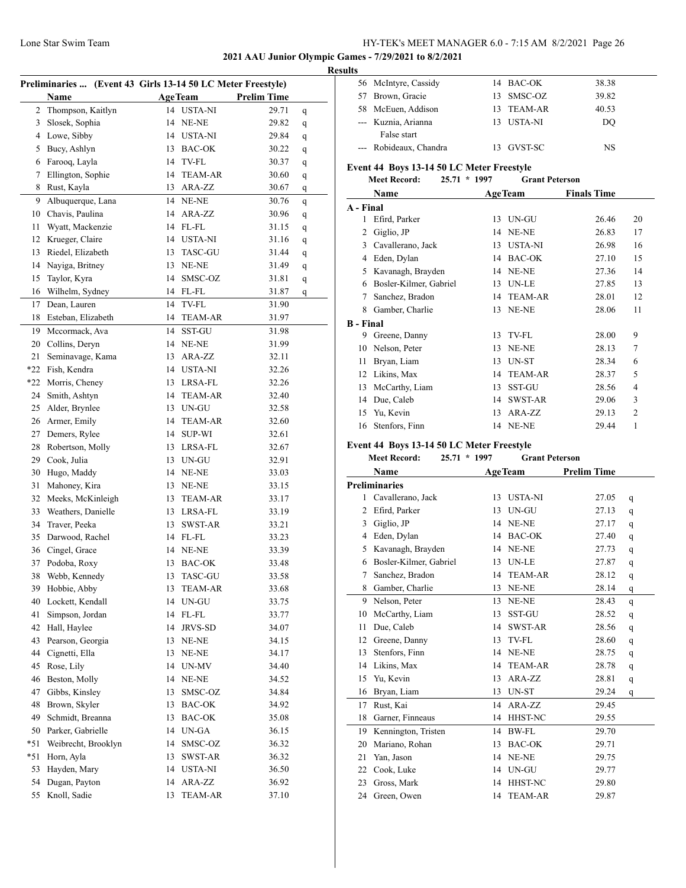## Results

### Preliminaries ... (Event 43 Girls 13-14 50 LC Meter Freestyle)

| | Name | Age | Team | Prelim Time | |
|---|---|---|---|---|---|
| 2 | Thompson, Kaitlyn | 14 | USTA-NI | 29.71 | q |
| 3 | Slosek, Sophia | 14 | NE-NE | 29.82 | q |
| 4 | Lowe, Sibby | 14 | USTA-NI | 29.84 | q |
| 5 | Bucy, Ashlyn | 13 | BAC-OK | 30.22 | q |
| 6 | Farooq, Layla | 14 | TV-FL | 30.37 | q |
| 7 | Ellington, Sophie | 14 | TEAM-AR | 30.60 | q |
| 8 | Rust, Kayla | 13 | ARA-ZZ | 30.67 | q |
| 9 | Albuquerque, Lana | 14 | NE-NE | 30.76 | q |
| 10 | Chavis, Paulina | 14 | ARA-ZZ | 30.96 | q |
| 11 | Wyatt, Mackenzie | 14 | FL-FL | 31.15 | q |
| 12 | Krueger, Claire | 14 | USTA-NI | 31.16 | q |
| 13 | Riedel, Elizabeth | 13 | TASC-GU | 31.44 | q |
| 14 | Nayiga, Britney | 13 | NE-NE | 31.49 | q |
| 15 | Taylor, Kyra | 14 | SMSC-OZ | 31.81 | q |
| 16 | Wilhelm, Sydney | 14 | FL-FL | 31.87 | q |
| 17 | Dean, Lauren | 14 | TV-FL | 31.90 | |
| 18 | Esteban, Elizabeth | 14 | TEAM-AR | 31.97 | |
| 19 | Mccormack, Ava | 14 | SST-GU | 31.98 | |
| 20 | Collins, Deryn | 14 | NE-NE | 31.99 | |
| 21 | Seminavage, Kama | 13 | ARA-ZZ | 32.11 | |
| *22 | Fish, Kendra | 14 | USTA-NI | 32.26 | |
| *22 | Morris, Cheney | 13 | LRSA-FL | 32.26 | |
| 24 | Smith, Ashtyn | 14 | TEAM-AR | 32.40 | |
| 25 | Alder, Brynlee | 13 | UN-GU | 32.58 | |
| 26 | Armer, Emily | 14 | TEAM-AR | 32.60 | |
| 27 | Demers, Rylee | 14 | SUP-WI | 32.61 | |
| 28 | Robertson, Molly | 13 | LRSA-FL | 32.67 | |
| 29 | Cook, Julia | 13 | UN-GU | 32.91 | |
| 30 | Hugo, Maddy | 14 | NE-NE | 33.03 | |
| 31 | Mahoney, Kira | 13 | NE-NE | 33.15 | |
| 32 | Meeks, McKinleigh | 13 | TEAM-AR | 33.17 | |
| 33 | Weathers, Danielle | 13 | LRSA-FL | 33.19 | |
| 34 | Traver, Peeka | 13 | SWST-AR | 33.21 | |
| 35 | Darwood, Rachel | 14 | FL-FL | 33.23 | |
| 36 | Cingel, Grace | 14 | NE-NE | 33.39 | |
| 37 | Podoba, Roxy | 13 | BAC-OK | 33.48 | |
| 38 | Webb, Kennedy | 13 | TASC-GU | 33.58 | |
| 39 | Hobbie, Abby | 13 | TEAM-AR | 33.68 | |
| 40 | Lockett, Kendall | 14 | UN-GU | 33.75 | |
| 41 | Simpson, Jordan | 14 | FL-FL | 33.77 | |
| 42 | Hall, Haylee | 14 | JRVS-SD | 34.07 | |
| 43 | Pearson, Georgia | 13 | NE-NE | 34.15 | |
| 44 | Cignetti, Ella | 13 | NE-NE | 34.17 | |
| 45 | Rose, Lily | 14 | UN-MV | 34.40 | |
| 46 | Beston, Molly | 14 | NE-NE | 34.52 | |
| 47 | Gibbs, Kinsley | 13 | SMSC-OZ | 34.84 | |
| 48 | Brown, Skyler | 13 | BAC-OK | 34.92 | |
| 49 | Schmidt, Breanna | 13 | BAC-OK | 35.08 | |
| 50 | Parker, Gabrielle | 14 | UN-GA | 36.15 | |
| *51 | Weibrecht, Brooklyn | 14 | SMSC-OZ | 36.32 | |
| *51 | Horn, Ayla | 13 | SWST-AR | 36.32 | |
| 53 | Hayden, Mary | 14 | USTA-NI | 36.50 | |
| 54 | Dugan, Payton | 14 | ARA-ZZ | 36.92 | |
| 55 | Knoll, Sadie | 13 | TEAM-AR | 37.10 | |
| 56 | McIntyre, Cassidy | 14 | BAC-OK | 38.38 | |
| 57 | Brown, Gracie | 13 | SMSC-OZ | 39.82 | |
| 58 | McEuen, Addison | 13 | TEAM-AR | 40.53 | |
| --- | Kuznia, Arianna | 13 | USTA-NI | DQ | |
| | False start | | | | |
| --- | Robideaux, Chandra | 13 | GVST-SC | NS | |

### Event 44 Boys 13-14 50 LC Meter Freestyle

**Meet Record:** 25.71 * 1997 Grant Peterson

| | Name | Age | Team | Finals Time | |
|---|---|---|---|---|---|
| **A - Final** | | | | | |
| 1 | Efird, Parker | 13 | UN-GU | 26.46 | 20 |
| 2 | Giglio, JP | 14 | NE-NE | 26.83 | 17 |
| 3 | Cavallerano, Jack | 13 | USTA-NI | 26.98 | 16 |
| 4 | Eden, Dylan | 14 | BAC-OK | 27.10 | 15 |
| 5 | Kavanagh, Brayden | 14 | NE-NE | 27.36 | 14 |
| 6 | Bosler-Kilmer, Gabriel | 13 | UN-LE | 27.85 | 13 |
| 7 | Sanchez, Bradon | 14 | TEAM-AR | 28.01 | 12 |
| 8 | Gamber, Charlie | 13 | NE-NE | 28.06 | 11 |
| **B - Final** | | | | | |
| 9 | Greene, Danny | 13 | TV-FL | 28.00 | 9 |
| 10 | Nelson, Peter | 13 | NE-NE | 28.13 | 7 |
| 11 | Bryan, Liam | 13 | UN-ST | 28.34 | 6 |
| 12 | Likins, Max | 14 | TEAM-AR | 28.37 | 5 |
| 13 | McCarthy, Liam | 13 | SST-GU | 28.56 | 4 |
| 14 | Due, Caleb | 14 | SWST-AR | 29.06 | 3 |
| 15 | Yu, Kevin | 13 | ARA-ZZ | 29.13 | 2 |
| 16 | Stenfors, Finn | 14 | NE-NE | 29.44 | 1 |

### Event 44 Boys 13-14 50 LC Meter Freestyle

**Meet Record:** 25.71 * 1997 Grant Peterson

| | Name | Age | Team | Prelim Time | |
|---|---|---|---|---|---|
| **Preliminaries** | | | | | |
| 1 | Cavallerano, Jack | 13 | USTA-NI | 27.05 | q |
| 2 | Efird, Parker | 13 | UN-GU | 27.13 | q |
| 3 | Giglio, JP | 14 | NE-NE | 27.17 | q |
| 4 | Eden, Dylan | 14 | BAC-OK | 27.40 | q |
| 5 | Kavanagh, Brayden | 14 | NE-NE | 27.73 | q |
| 6 | Bosler-Kilmer, Gabriel | 13 | UN-LE | 27.87 | q |
| 7 | Sanchez, Bradon | 14 | TEAM-AR | 28.12 | q |
| 8 | Gamber, Charlie | 13 | NE-NE | 28.14 | q |
| 9 | Nelson, Peter | 13 | NE-NE | 28.43 | q |
| 10 | McCarthy, Liam | 13 | SST-GU | 28.52 | q |
| 11 | Due, Caleb | 14 | SWST-AR | 28.56 | q |
| 12 | Greene, Danny | 13 | TV-FL | 28.60 | q |
| 13 | Stenfors, Finn | 14 | NE-NE | 28.75 | q |
| 14 | Likins, Max | 14 | TEAM-AR | 28.78 | q |
| 15 | Yu, Kevin | 13 | ARA-ZZ | 28.81 | q |
| 16 | Bryan, Liam | 13 | UN-ST | 29.24 | q |
| 17 | Rust, Kai | 14 | ARA-ZZ | 29.45 | |
| 18 | Garner, Finneaus | 14 | HHST-NC | 29.55 | |
| 19 | Kennington, Tristen | 14 | BW-FL | 29.70 | |
| 20 | Mariano, Rohan | 13 | BAC-OK | 29.71 | |
| 21 | Yan, Jason | 14 | NE-NE | 29.75 | |
| 22 | Cook, Luke | 14 | UN-GU | 29.77 | |
| 23 | Gross, Mark | 14 | HHST-NC | 29.80 | |
| 24 | Green, Owen | 14 | TEAM-AR | 29.87 | |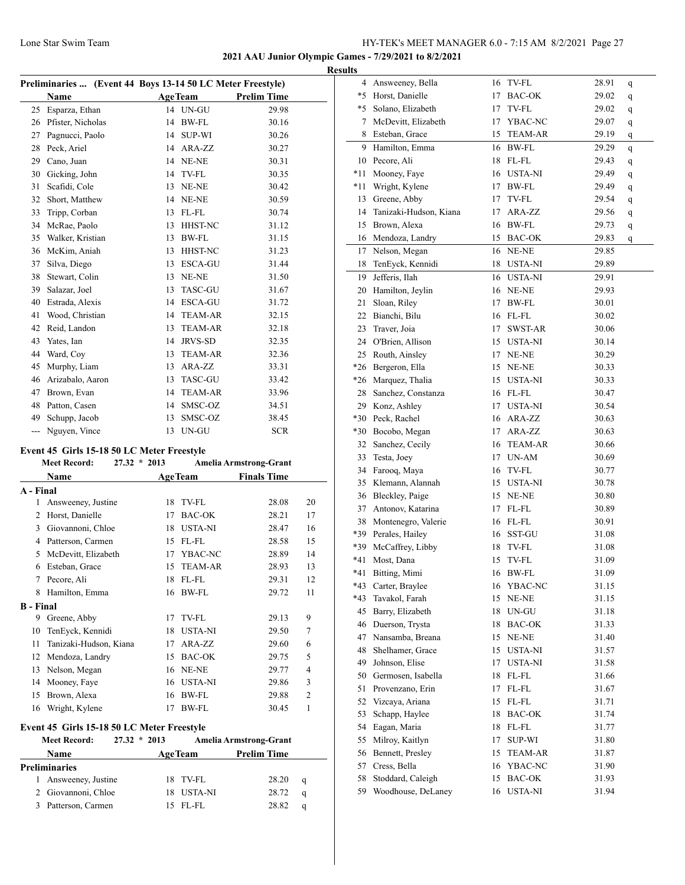## Results

### Preliminaries ... (Event 44 Boys 13-14 50 LC Meter Freestyle)

| | Name | Age | Team | Prelim Time |
|---|---|---|---|---|
| 25 | Esparza, Ethan | 14 | UN-GU | 29.98 |
| 26 | Pfister, Nicholas | 14 | BW-FL | 30.16 |
| 27 | Pagnucci, Paolo | 14 | SUP-WI | 30.26 |
| 28 | Peck, Ariel | 14 | ARA-ZZ | 30.27 |
| 29 | Cano, Juan | 14 | NE-NE | 30.31 |
| 30 | Gicking, John | 14 | TV-FL | 30.35 |
| 31 | Scafidi, Cole | 13 | NE-NE | 30.42 |
| 32 | Short, Matthew | 14 | NE-NE | 30.59 |
| 33 | Tripp, Corban | 13 | FL-FL | 30.74 |
| 34 | McRae, Paolo | 13 | HHST-NC | 31.12 |
| 35 | Walker, Kristian | 13 | BW-FL | 31.15 |
| 36 | McKim, Aniah | 13 | HHST-NC | 31.23 |
| 37 | Silva, Diego | 13 | ESCA-GU | 31.44 |
| 38 | Stewart, Colin | 13 | NE-NE | 31.50 |
| 39 | Salazar, Joel | 13 | TASC-GU | 31.67 |
| 40 | Estrada, Alexis | 14 | ESCA-GU | 31.72 |
| 41 | Wood, Christian | 14 | TEAM-AR | 32.15 |
| 42 | Reid, Landon | 13 | TEAM-AR | 32.18 |
| 43 | Yates, Ian | 14 | JRVS-SD | 32.35 |
| 44 | Ward, Coy | 13 | TEAM-AR | 32.36 |
| 45 | Murphy, Liam | 13 | ARA-ZZ | 33.31 |
| 46 | Arizabalo, Aaron | 13 | TASC-GU | 33.42 |
| 47 | Brown, Evan | 14 | TEAM-AR | 33.96 |
| 48 | Patton, Casen | 14 | SMSC-OZ | 34.51 |
| 49 | Schupp, Jacob | 13 | SMSC-OZ | 38.45 |
| --- | Nguyen, Vince | 13 | UN-GU | SCR |

### Event 45 Girls 15-18 50 LC Meter Freestyle

**Meet Record:** 27.32 * 2013 Amelia Armstrong-Grant

| | Name | Age | Team | Finals Time | Points |
|---|---|---|---|---|---|
| **A - Final** | | | | | |
| 1 | Answeeney, Justine | 18 | TV-FL | 28.08 | 20 |
| 2 | Horst, Danielle | 17 | BAC-OK | 28.21 | 17 |
| 3 | Giovannoni, Chloe | 18 | USTA-NI | 28.47 | 16 |
| 4 | Patterson, Carmen | 15 | FL-FL | 28.58 | 15 |
| 5 | McDevitt, Elizabeth | 17 | YBAC-NC | 28.89 | 14 |
| 6 | Esteban, Grace | 15 | TEAM-AR | 28.93 | 13 |
| 7 | Pecore, Ali | 18 | FL-FL | 29.31 | 12 |
| 8 | Hamilton, Emma | 16 | BW-FL | 29.72 | 11 |
| **B - Final** | | | | | |
| 9 | Greene, Abby | 17 | TV-FL | 29.13 | 9 |
| 10 | TenEyck, Kennidi | 18 | USTA-NI | 29.50 | 7 |
| 11 | Tanizaki-Hudson, Kiana | 17 | ARA-ZZ | 29.60 | 6 |
| 12 | Mendoza, Landry | 15 | BAC-OK | 29.75 | 5 |
| 13 | Nelson, Megan | 16 | NE-NE | 29.77 | 4 |
| 14 | Mooney, Faye | 16 | USTA-NI | 29.86 | 3 |
| 15 | Brown, Alexa | 16 | BW-FL | 29.88 | 2 |
| 16 | Wright, Kylene | 17 | BW-FL | 30.45 | 1 |

### Event 45 Girls 15-18 50 LC Meter Freestyle

**Meet Record:** 27.32 * 2013 Amelia Armstrong-Grant

| | Name | Age | Team | Prelim Time | |
|---|---|---|---|---|---|
| **Preliminaries** | | | | | |
| 1 | Answeeney, Justine | 18 | TV-FL | 28.20 | q |
| 2 | Giovannoni, Chloe | 18 | USTA-NI | 28.72 | q |
| 3 | Patterson, Carmen | 15 | FL-FL | 28.82 | q |
| 4 | Answeeney, Bella | 16 | TV-FL | 28.91 | q |
| *5 | Horst, Danielle | 17 | BAC-OK | 29.02 | q |
| *5 | Solano, Elizabeth | 17 | TV-FL | 29.02 | q |
| 7 | McDevitt, Elizabeth | 17 | YBAC-NC | 29.07 | q |
| 8 | Esteban, Grace | 15 | TEAM-AR | 29.19 | q |
| 9 | Hamilton, Emma | 16 | BW-FL | 29.29 | q |
| 10 | Pecore, Ali | 18 | FL-FL | 29.43 | q |
| *11 | Mooney, Faye | 16 | USTA-NI | 29.49 | q |
| *11 | Wright, Kylene | 17 | BW-FL | 29.49 | q |
| 13 | Greene, Abby | 17 | TV-FL | 29.54 | q |
| 14 | Tanizaki-Hudson, Kiana | 17 | ARA-ZZ | 29.56 | q |
| 15 | Brown, Alexa | 16 | BW-FL | 29.73 | q |
| 16 | Mendoza, Landry | 15 | BAC-OK | 29.83 | q |
| 17 | Nelson, Megan | 16 | NE-NE | 29.85 | |
| 18 | TenEyck, Kennidi | 18 | USTA-NI | 29.89 | |
| 19 | Jefferis, Ilah | 16 | USTA-NI | 29.91 | |
| 20 | Hamilton, Jeylin | 16 | NE-NE | 29.93 | |
| 21 | Sloan, Riley | 17 | BW-FL | 30.01 | |
| 22 | Bianchi, Bilu | 16 | FL-FL | 30.02 | |
| 23 | Traver, Joia | 17 | SWST-AR | 30.06 | |
| 24 | O'Brien, Allison | 15 | USTA-NI | 30.14 | |
| 25 | Routh, Ainsley | 17 | NE-NE | 30.29 | |
| *26 | Bergeron, Ella | 15 | NE-NE | 30.33 | |
| *26 | Marquez, Thalia | 15 | USTA-NI | 30.33 | |
| 28 | Sanchez, Constanza | 16 | FL-FL | 30.47 | |
| 29 | Konz, Ashley | 17 | USTA-NI | 30.54 | |
| *30 | Peck, Rachel | 16 | ARA-ZZ | 30.63 | |
| *30 | Bocobo, Megan | 17 | ARA-ZZ | 30.63 | |
| 32 | Sanchez, Cecily | 16 | TEAM-AR | 30.66 | |
| 33 | Testa, Joey | 17 | UN-AM | 30.69 | |
| 34 | Farooq, Maya | 16 | TV-FL | 30.77 | |
| 35 | Klemann, Alannah | 15 | USTA-NI | 30.78 | |
| 36 | Bleckley, Paige | 15 | NE-NE | 30.80 | |
| 37 | Antonov, Katarina | 17 | FL-FL | 30.89 | |
| 38 | Montenegro, Valerie | 16 | FL-FL | 30.91 | |
| *39 | Perales, Hailey | 16 | SST-GU | 31.08 | |
| *39 | McCaffrey, Libby | 18 | TV-FL | 31.08 | |
| *41 | Most, Dana | 15 | TV-FL | 31.09 | |
| *41 | Bitting, Mimi | 16 | BW-FL | 31.09 | |
| *43 | Carter, Braylee | 16 | YBAC-NC | 31.15 | |
| *43 | Tavakol, Farah | 15 | NE-NE | 31.15 | |
| 45 | Barry, Elizabeth | 18 | UN-GU | 31.18 | |
| 46 | Duerson, Trysta | 18 | BAC-OK | 31.33 | |
| 47 | Nansamba, Breana | 15 | NE-NE | 31.40 | |
| 48 | Shelhamer, Grace | 15 | USTA-NI | 31.57 | |
| 49 | Johnson, Elise | 17 | USTA-NI | 31.58 | |
| 50 | Germosen, Isabella | 18 | FL-FL | 31.66 | |
| 51 | Provenzano, Erin | 17 | FL-FL | 31.67 | |
| 52 | Vizcaya, Ariana | 15 | FL-FL | 31.71 | |
| 53 | Schapp, Haylee | 18 | BAC-OK | 31.74 | |
| 54 | Eagan, Maria | 18 | FL-FL | 31.77 | |
| 55 | Milroy, Kaitlyn | 17 | SUP-WI | 31.80 | |
| 56 | Bennett, Presley | 15 | TEAM-AR | 31.87 | |
| 57 | Cress, Bella | 16 | YBAC-NC | 31.90 | |
| 58 | Stoddard, Caleigh | 15 | BAC-OK | 31.93 | |
| 59 | Woodhouse, DeLaney | 16 | USTA-NI | 31.94 | |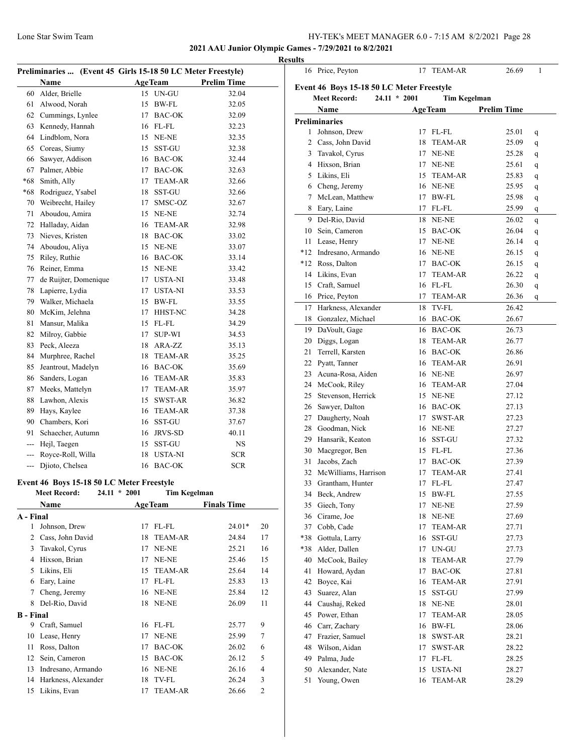**2021 AAU Junior Olympic Games - 7/29/2021 to 8/2/2021**

**Results**

### Preliminaries ... (Event 45 Girls 15-18 50 LC Meter Freestyle)

| | Name | Age | Team | Prelim Time |
|---|---|---|---|---|
| 60 | Alder, Brielle | 15 | UN-GU | 32.04 |
| 61 | Alwood, Norah | 15 | BW-FL | 32.05 |
| 62 | Cummings, Lynlee | 17 | BAC-OK | 32.09 |
| 63 | Kennedy, Hannah | 16 | FL-FL | 32.23 |
| 64 | Lindblom, Nora | 15 | NE-NE | 32.35 |
| 65 | Coreas, Siumy | 15 | SST-GU | 32.38 |
| 66 | Sawyer, Addison | 16 | BAC-OK | 32.44 |
| 67 | Palmer, Abbie | 17 | BAC-OK | 32.63 |
| *68 | Smith, Ally | 17 | TEAM-AR | 32.66 |
| *68 | Rodriguez, Ysabel | 18 | SST-GU | 32.66 |
| 70 | Weibrecht, Hailey | 17 | SMSC-OZ | 32.67 |
| 71 | Aboudou, Amira | 15 | NE-NE | 32.74 |
| 72 | Halladay, Aidan | 16 | TEAM-AR | 32.98 |
| 73 | Nieves, Kristen | 18 | BAC-OK | 33.02 |
| 74 | Aboudou, Aliya | 15 | NE-NE | 33.07 |
| 75 | Riley, Ruthie | 16 | BAC-OK | 33.14 |
| 76 | Reiner, Emma | 15 | NE-NE | 33.42 |
| 77 | de Ruijter, Domenique | 17 | USTA-NI | 33.48 |
| 78 | Lapierre, Lydia | 17 | USTA-NI | 33.53 |
| 79 | Walker, Michaela | 15 | BW-FL | 33.55 |
| 80 | McKim, Jelehna | 17 | HHST-NC | 34.28 |
| 81 | Mansur, Malika | 15 | FL-FL | 34.29 |
| 82 | Milroy, Gabbie | 17 | SUP-WI | 34.53 |
| 83 | Peck, Aleeza | 18 | ARA-ZZ | 35.13 |
| 84 | Murphree, Rachel | 18 | TEAM-AR | 35.25 |
| 85 | Jeantrout, Madelyn | 16 | BAC-OK | 35.69 |
| 86 | Sanders, Logan | 16 | TEAM-AR | 35.83 |
| 87 | Meeks, Mattelyn | 17 | TEAM-AR | 35.97 |
| 88 | Lawhon, Alexis | 15 | SWST-AR | 36.82 |
| 89 | Hays, Kaylee | 16 | TEAM-AR | 37.38 |
| 90 | Chambers, Kori | 16 | SST-GU | 37.67 |
| 91 | Schaecher, Autumn | 16 | JRVS-SD | 40.11 |
| --- | Hejl, Taegen | 15 | SST-GU | NS |
| --- | Royce-Roll, Willa | 18 | USTA-NI | SCR |
| --- | Djioto, Chelsea | 16 | BAC-OK | SCR |

### Event 46 Boys 15-18 50 LC Meter Freestyle

**Meet Record:** 24.11 * 2001 Tim Kegelman

| | Name | Age | Team | Finals Time | Points |
|---|---|---|---|---|---|
| **A - Final** | | | | | |
| 1 | Johnson, Drew | 17 | FL-FL | 24.01* | 20 |
| 2 | Cass, John David | 18 | TEAM-AR | 24.84 | 17 |
| 3 | Tavakol, Cyrus | 17 | NE-NE | 25.21 | 16 |
| 4 | Hixson, Brian | 17 | NE-NE | 25.46 | 15 |
| 5 | Likins, Eli | 15 | TEAM-AR | 25.64 | 14 |
| 6 | Eary, Laine | 17 | FL-FL | 25.83 | 13 |
| 7 | Cheng, Jeremy | 16 | NE-NE | 25.84 | 12 |
| 8 | Del-Rio, David | 18 | NE-NE | 26.09 | 11 |
| **B - Final** | | | | | |
| 9 | Craft, Samuel | 16 | FL-FL | 25.77 | 9 |
| 10 | Lease, Henry | 17 | NE-NE | 25.99 | 7 |
| 11 | Ross, Dalton | 17 | BAC-OK | 26.02 | 6 |
| 12 | Sein, Cameron | 15 | BAC-OK | 26.12 | 5 |
| 13 | Indresano, Armando | 16 | NE-NE | 26.16 | 4 |
| 14 | Harkness, Alexander | 18 | TV-FL | 26.24 | 3 |
| 15 | Likins, Evan | 17 | TEAM-AR | 26.66 | 2 |
| 16 | Price, Peyton | 17 | TEAM-AR | 26.69 | 1 |

### Event 46 Boys 15-18 50 LC Meter Freestyle

**Meet Record:** 24.11 * 2001 Tim Kegelman

| | Name | Age | Team | Prelim Time | |
|---|---|---|---|---|---|
| **Preliminaries** | | | | | |
| 1 | Johnson, Drew | 17 | FL-FL | 25.01 | q |
| 2 | Cass, John David | 18 | TEAM-AR | 25.09 | q |
| 3 | Tavakol, Cyrus | 17 | NE-NE | 25.28 | q |
| 4 | Hixson, Brian | 17 | NE-NE | 25.61 | q |
| 5 | Likins, Eli | 15 | TEAM-AR | 25.83 | q |
| 6 | Cheng, Jeremy | 16 | NE-NE | 25.95 | q |
| 7 | McLean, Matthew | 17 | BW-FL | 25.98 | q |
| 8 | Eary, Laine | 17 | FL-FL | 25.99 | q |
| 9 | Del-Rio, David | 18 | NE-NE | 26.02 | q |
| 10 | Sein, Cameron | 15 | BAC-OK | 26.04 | q |
| 11 | Lease, Henry | 17 | NE-NE | 26.14 | q |
| *12 | Indresano, Armando | 16 | NE-NE | 26.15 | q |
| *12 | Ross, Dalton | 17 | BAC-OK | 26.15 | q |
| 14 | Likins, Evan | 17 | TEAM-AR | 26.22 | q |
| 15 | Craft, Samuel | 16 | FL-FL | 26.30 | q |
| 16 | Price, Peyton | 17 | TEAM-AR | 26.36 | q |
| 17 | Harkness, Alexander | 18 | TV-FL | 26.42 | |
| 18 | Gonzalez, Michael | 16 | BAC-OK | 26.67 | |
| 19 | DaVoult, Gage | 16 | BAC-OK | 26.73 | |
| 20 | Diggs, Logan | 18 | TEAM-AR | 26.77 | |
| 21 | Terrell, Karsten | 16 | BAC-OK | 26.86 | |
| 22 | Pyatt, Tanner | 16 | TEAM-AR | 26.91 | |
| 23 | Acuna-Rosa, Aiden | 16 | NE-NE | 26.97 | |
| 24 | McCook, Riley | 16 | TEAM-AR | 27.04 | |
| 25 | Stevenson, Herrick | 15 | NE-NE | 27.12 | |
| 26 | Sawyer, Dalton | 16 | BAC-OK | 27.13 | |
| 27 | Daugherty, Noah | 17 | SWST-AR | 27.23 | |
| 28 | Goodman, Nick | 16 | NE-NE | 27.27 | |
| 29 | Hansarik, Keaton | 16 | SST-GU | 27.32 | |
| 30 | Macgregor, Ben | 15 | FL-FL | 27.36 | |
| 31 | Jacobs, Zach | 17 | BAC-OK | 27.39 | |
| 32 | McWilliams, Harrison | 17 | TEAM-AR | 27.41 | |
| 33 | Grantham, Hunter | 17 | FL-FL | 27.47 | |
| 34 | Beck, Andrew | 15 | BW-FL | 27.55 | |
| 35 | Giech, Tony | 17 | NE-NE | 27.59 | |
| 36 | Cirame, Joe | 18 | NE-NE | 27.69 | |
| 37 | Cobb, Cade | 17 | TEAM-AR | 27.71 | |
| *38 | Gottula, Larry | 16 | SST-GU | 27.73 | |
| *38 | Alder, Dallen | 17 | UN-GU | 27.73 | |
| 40 | McCook, Bailey | 18 | TEAM-AR | 27.79 | |
| 41 | Howard, Aydan | 17 | BAC-OK | 27.81 | |
| 42 | Boyce, Kai | 16 | TEAM-AR | 27.91 | |
| 43 | Suarez, Alan | 15 | SST-GU | 27.99 | |
| 44 | Caushaj, Reked | 18 | NE-NE | 28.01 | |
| 45 | Power, Ethan | 17 | TEAM-AR | 28.05 | |
| 46 | Carr, Zachary | 16 | BW-FL | 28.06 | |
| 47 | Frazier, Samuel | 18 | SWST-AR | 28.21 | |
| 48 | Wilson, Aidan | 17 | SWST-AR | 28.22 | |
| 49 | Palma, Jude | 17 | FL-FL | 28.25 | |
| 50 | Alexander, Nate | 15 | USTA-NI | 28.27 | |
| 51 | Young, Owen | 16 | TEAM-AR | 28.29 | |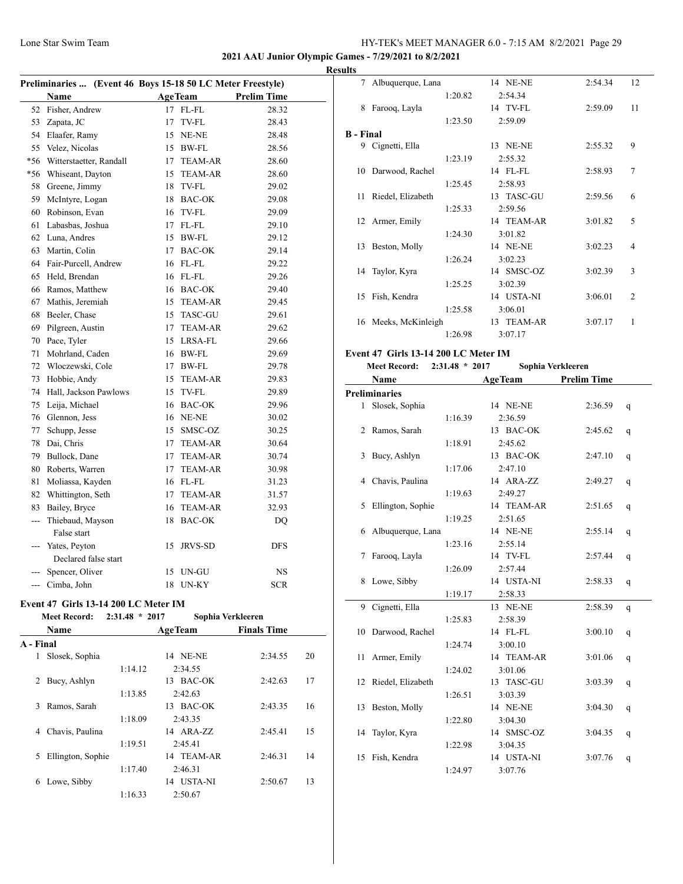## 2021 AAU Junior Olympic Games - 7/29/2021 to 8/2/2021

### Results

**Preliminaries ... (Event 46 Boys 15-18 50 LC Meter Freestyle)**

| | Name | Age | Team | Prelim Time |
|---|---|---|---|---|
| 52 | Fisher, Andrew | 17 | FL-FL | 28.32 |
| 53 | Zapata, JC | 17 | TV-FL | 28.43 |
| 54 | Elaafer, Ramy | 15 | NE-NE | 28.48 |
| 55 | Velez, Nicolas | 15 | BW-FL | 28.56 |
| *56 | Witterstaetter, Randall | 17 | TEAM-AR | 28.60 |
| *56 | Whiseant, Dayton | 15 | TEAM-AR | 28.60 |
| 58 | Greene, Jimmy | 18 | TV-FL | 29.02 |
| 59 | McIntyre, Logan | 18 | BAC-OK | 29.08 |
| 60 | Robinson, Evan | 16 | TV-FL | 29.09 |
| 61 | Labasbas, Joshua | 17 | FL-FL | 29.10 |
| 62 | Luna, Andres | 15 | BW-FL | 29.12 |
| 63 | Martin, Colin | 17 | BAC-OK | 29.14 |
| 64 | Fair-Purcell, Andrew | 16 | FL-FL | 29.22 |
| 65 | Held, Brendan | 16 | FL-FL | 29.26 |
| 66 | Ramos, Matthew | 16 | BAC-OK | 29.40 |
| 67 | Mathis, Jeremiah | 15 | TEAM-AR | 29.45 |
| 68 | Beeler, Chase | 15 | TASC-GU | 29.61 |
| 69 | Pilgreen, Austin | 17 | TEAM-AR | 29.62 |
| 70 | Pace, Tyler | 15 | LRSA-FL | 29.66 |
| 71 | Mohrland, Caden | 16 | BW-FL | 29.69 |
| 72 | Wloczewski, Cole | 17 | BW-FL | 29.78 |
| 73 | Hobbie, Andy | 15 | TEAM-AR | 29.83 |
| 74 | Hall, Jackson Pawlows | 15 | TV-FL | 29.89 |
| 75 | Leija, Michael | 16 | BAC-OK | 29.96 |
| 76 | Glennon, Jess | 16 | NE-NE | 30.02 |
| 77 | Schupp, Jesse | 15 | SMSC-OZ | 30.25 |
| 78 | Dai, Chris | 17 | TEAM-AR | 30.64 |
| 79 | Bullock, Dane | 17 | TEAM-AR | 30.74 |
| 80 | Roberts, Warren | 17 | TEAM-AR | 30.98 |
| 81 | Moliassa, Kayden | 16 | FL-FL | 31.23 |
| 82 | Whittington, Seth | 17 | TEAM-AR | 31.57 |
| 83 | Bailey, Bryce | 16 | TEAM-AR | 32.93 |
| --- | Thiebaud, Mayson | 18 | BAC-OK | DQ |
| | False start | | | |
| --- | Yates, Peyton | 15 | JRVS-SD | DFS |
| | Declared false start | | | |
| --- | Spencer, Oliver | 15 | UN-GU | NS |
| --- | Cimba, John | 18 | UN-KY | SCR |

### Event 47 Girls 13-14 200 LC Meter IM

**Meet Record:** 2:31.48 * 2017 Sophia Verkleeren

| | Name | Age | Team | Finals Time | Points |
|---|---|---|---|---|---|
| **A - Final** | | | | | |
| 1 | Slosek, Sophia | 14 | NE-NE | 2:34.55 | 20 |
| | 1:14.12 | | 2:34.55 | | |
| 2 | Bucy, Ashlyn | 13 | BAC-OK | 2:42.63 | 17 |
| | 1:13.85 | | 2:42.63 | | |
| 3 | Ramos, Sarah | 13 | BAC-OK | 2:43.35 | 16 |
| | 1:18.09 | | 2:43.35 | | |
| 4 | Chavis, Paulina | 14 | ARA-ZZ | 2:45.41 | 15 |
| | 1:19.51 | | 2:45.41 | | |
| 5 | Ellington, Sophie | 14 | TEAM-AR | 2:46.31 | 14 |
| | 1:17.40 | | 2:46.31 | | |
| 6 | Lowe, Sibby | 14 | USTA-NI | 2:50.67 | 13 |
| | 1:16.33 | | 2:50.67 | | |
| 7 | Albuquerque, Lana | 14 | NE-NE | 2:54.34 | 12 |
| | 1:20.82 | | 2:54.34 | | |
| 8 | Farooq, Layla | 14 | TV-FL | 2:59.09 | 11 |
| | 1:23.50 | | 2:59.09 | | |
| **B - Final** | | | | | |
| 9 | Cignetti, Ella | 13 | NE-NE | 2:55.32 | 9 |
| | 1:23.19 | | 2:55.32 | | |
| 10 | Darwood, Rachel | 14 | FL-FL | 2:58.93 | 7 |
| | 1:25.45 | | 2:58.93 | | |
| 11 | Riedel, Elizabeth | 13 | TASC-GU | 2:59.56 | 6 |
| | 1:25.33 | | 2:59.56 | | |
| 12 | Armer, Emily | 14 | TEAM-AR | 3:01.82 | 5 |
| | 1:24.30 | | 3:01.82 | | |
| 13 | Beston, Molly | 14 | NE-NE | 3:02.23 | 4 |
| | 1:26.24 | | 3:02.23 | | |
| 14 | Taylor, Kyra | 14 | SMSC-OZ | 3:02.39 | 3 |
| | 1:25.25 | | 3:02.39 | | |
| 15 | Fish, Kendra | 14 | USTA-NI | 3:06.01 | 2 |
| | 1:25.58 | | 3:06.01 | | |
| 16 | Meeks, McKinleigh | 13 | TEAM-AR | 3:07.17 | 1 |
| | 1:26.98 | | 3:07.17 | | |

### Event 47 Girls 13-14 200 LC Meter IM

**Meet Record:** 2:31.48 * 2017 Sophia Verkleeren

| | Name | Age | Team | Prelim Time | |
|---|---|---|---|---|---|
| **Preliminaries** | | | | | |
| 1 | Slosek, Sophia | 14 | NE-NE | 2:36.59 | q |
| | 1:16.39 | | 2:36.59 | | |
| 2 | Ramos, Sarah | 13 | BAC-OK | 2:45.62 | q |
| | 1:18.91 | | 2:45.62 | | |
| 3 | Bucy, Ashlyn | 13 | BAC-OK | 2:47.10 | q |
| | 1:17.06 | | 2:47.10 | | |
| 4 | Chavis, Paulina | 14 | ARA-ZZ | 2:49.27 | q |
| | 1:19.63 | | 2:49.27 | | |
| 5 | Ellington, Sophie | 14 | TEAM-AR | 2:51.65 | q |
| | 1:19.25 | | 2:51.65 | | |
| 6 | Albuquerque, Lana | 14 | NE-NE | 2:55.14 | q |
| | 1:23.16 | | 2:55.14 | | |
| 7 | Farooq, Layla | 14 | TV-FL | 2:57.44 | q |
| | 1:26.09 | | 2:57.44 | | |
| 8 | Lowe, Sibby | 14 | USTA-NI | 2:58.33 | q |
| | 1:19.17 | | 2:58.33 | | |
| 9 | Cignetti, Ella | 13 | NE-NE | 2:58.39 | q |
| | 1:25.83 | | 2:58.39 | | |
| 10 | Darwood, Rachel | 14 | FL-FL | 3:00.10 | q |
| | 1:24.74 | | 3:00.10 | | |
| 11 | Armer, Emily | 14 | TEAM-AR | 3:01.06 | q |
| | 1:24.02 | | 3:01.06 | | |
| 12 | Riedel, Elizabeth | 13 | TASC-GU | 3:03.39 | q |
| | 1:26.51 | | 3:03.39 | | |
| 13 | Beston, Molly | 14 | NE-NE | 3:04.30 | q |
| | 1:22.80 | | 3:04.30 | | |
| 14 | Taylor, Kyra | 14 | SMSC-OZ | 3:04.35 | q |
| | 1:22.98 | | 3:04.35 | | |
| 15 | Fish, Kendra | 14 | USTA-NI | 3:07.76 | q |
| | 1:24.97 | | 3:07.76 | | |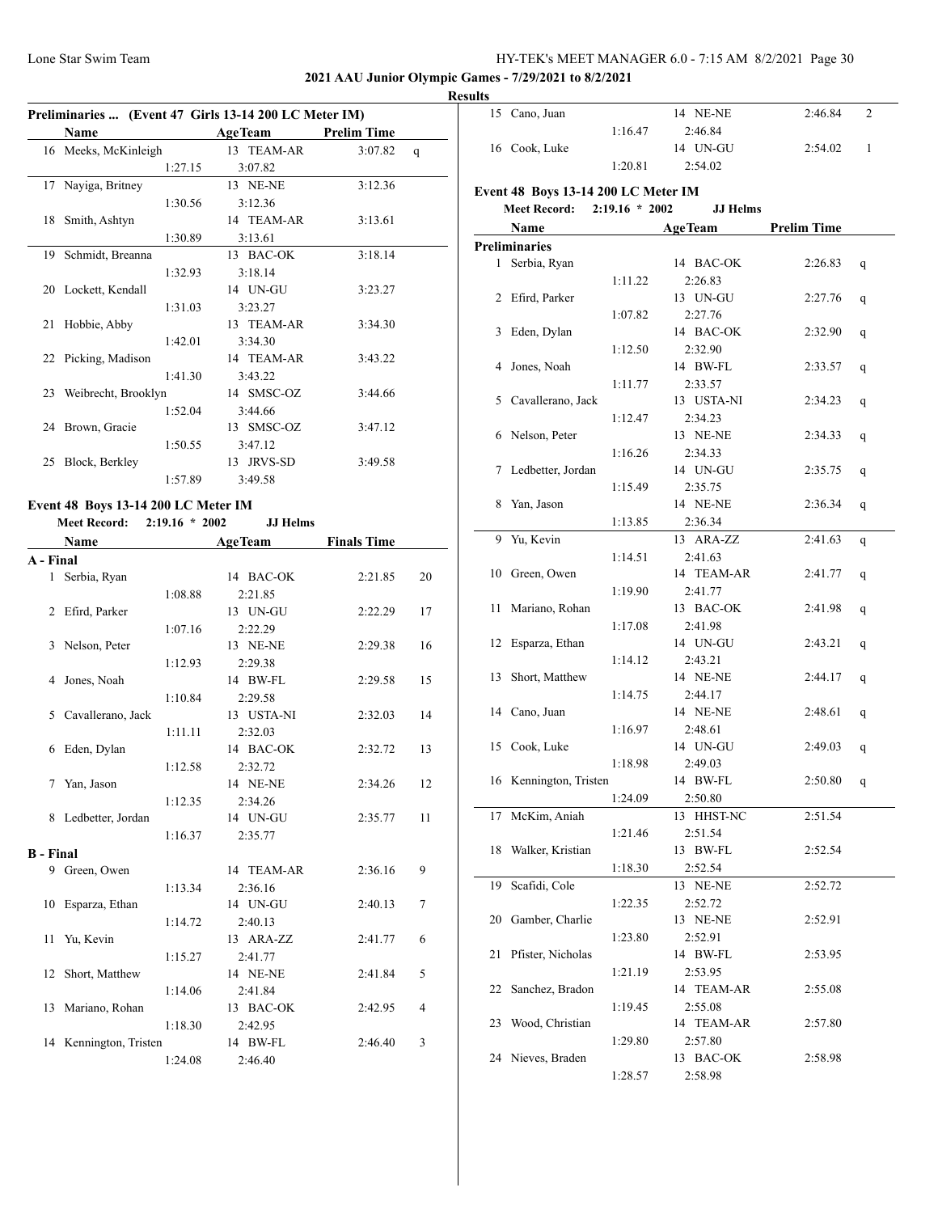**2021 AAU Junior Olympic Games - 7/29/2021 to 8/2/2021**

**Results**

### Preliminaries ... (Event 47 Girls 13-14 200 LC Meter IM)

| | Name | | AgeTeam | Prelim Time | |
|---|---|---|---|---|---|
| 16 | Meeks, McKinleigh | | 13 TEAM-AR | 3:07.82 | q |
| | | 1:27.15 | 3:07.82 | | |
| 17 | Nayiga, Britney | | 13 NE-NE | 3:12.36 | |
| | | 1:30.56 | 3:12.36 | | |
| 18 | Smith, Ashtyn | | 14 TEAM-AR | 3:13.61 | |
| | | 1:30.89 | 3:13.61 | | |
| 19 | Schmidt, Breanna | | 13 BAC-OK | 3:18.14 | |
| | | 1:32.93 | 3:18.14 | | |
| 20 | Lockett, Kendall | | 14 UN-GU | 3:23.27 | |
| | | 1:31.03 | 3:23.27 | | |
| 21 | Hobbie, Abby | | 13 TEAM-AR | 3:34.30 | |
| | | 1:42.01 | 3:34.30 | | |
| 22 | Picking, Madison | | 14 TEAM-AR | 3:43.22 | |
| | | 1:41.30 | 3:43.22 | | |
| 23 | Weibrecht, Brooklyn | | 14 SMSC-OZ | 3:44.66 | |
| | | 1:52.04 | 3:44.66 | | |
| 24 | Brown, Gracie | | 13 SMSC-OZ | 3:47.12 | |
| | | 1:50.55 | 3:47.12 | | |
| 25 | Block, Berkley | | 13 JRVS-SD | 3:49.58 | |
| | | 1:57.89 | 3:49.58 | | |

### Event 48 Boys 13-14 200 LC Meter IM

**Meet Record:** 2:19.16 * 2002 **JJ Helms**

| | Name | | AgeTeam | Finals Time | |
|---|---|---|---|---|---|
| **A - Final** | | | | | |
| 1 | Serbia, Ryan | | 14 BAC-OK | 2:21.85 | 20 |
| | | 1:08.88 | 2:21.85 | | |
| 2 | Efird, Parker | | 13 UN-GU | 2:22.29 | 17 |
| | | 1:07.16 | 2:22.29 | | |
| 3 | Nelson, Peter | | 13 NE-NE | 2:29.38 | 16 |
| | | 1:12.93 | 2:29.38 | | |
| 4 | Jones, Noah | | 14 BW-FL | 2:29.58 | 15 |
| | | 1:10.84 | 2:29.58 | | |
| 5 | Cavallerano, Jack | | 13 USTA-NI | 2:32.03 | 14 |
| | | 1:11.11 | 2:32.03 | | |
| 6 | Eden, Dylan | | 14 BAC-OK | 2:32.72 | 13 |
| | | 1:12.58 | 2:32.72 | | |
| 7 | Yan, Jason | | 14 NE-NE | 2:34.26 | 12 |
| | | 1:12.35 | 2:34.26 | | |
| 8 | Ledbetter, Jordan | | 14 UN-GU | 2:35.77 | 11 |
| | | 1:16.37 | 2:35.77 | | |
| **B - Final** | | | | | |
| 9 | Green, Owen | | 14 TEAM-AR | 2:36.16 | 9 |
| | | 1:13.34 | 2:36.16 | | |
| 10 | Esparza, Ethan | | 14 UN-GU | 2:40.13 | 7 |
| | | 1:14.72 | 2:40.13 | | |
| 11 | Yu, Kevin | | 13 ARA-ZZ | 2:41.77 | 6 |
| | | 1:15.27 | 2:41.77 | | |
| 12 | Short, Matthew | | 14 NE-NE | 2:41.84 | 5 |
| | | 1:14.06 | 2:41.84 | | |
| 13 | Mariano, Rohan | | 13 BAC-OK | 2:42.95 | 4 |
| | | 1:18.30 | 2:42.95 | | |
| 14 | Kennington, Tristen | | 14 BW-FL | 2:46.40 | 3 |
| | | 1:24.08 | 2:46.40 | | |
| 15 | Cano, Juan | | 14 NE-NE | 2:46.84 | 2 |
| | | 1:16.47 | 2:46.84 | | |
| 16 | Cook, Luke | | 14 UN-GU | 2:54.02 | 1 |
| | | 1:20.81 | 2:54.02 | | |

### Event 48 Boys 13-14 200 LC Meter IM

**Meet Record:** 2:19.16 * 2002 **JJ Helms**

| | Name | | AgeTeam | Prelim Time | |
|---|---|---|---|---|---|
| **Preliminaries** | | | | | |
| 1 | Serbia, Ryan | | 14 BAC-OK | 2:26.83 | q |
| | | 1:11.22 | 2:26.83 | | |
| 2 | Efird, Parker | | 13 UN-GU | 2:27.76 | q |
| | | 1:07.82 | 2:27.76 | | |
| 3 | Eden, Dylan | | 14 BAC-OK | 2:32.90 | q |
| | | 1:12.50 | 2:32.90 | | |
| 4 | Jones, Noah | | 14 BW-FL | 2:33.57 | q |
| | | 1:11.77 | 2:33.57 | | |
| 5 | Cavallerano, Jack | | 13 USTA-NI | 2:34.23 | q |
| | | 1:12.47 | 2:34.23 | | |
| 6 | Nelson, Peter | | 13 NE-NE | 2:34.33 | q |
| | | 1:16.26 | 2:34.33 | | |
| 7 | Ledbetter, Jordan | | 14 UN-GU | 2:35.75 | q |
| | | 1:15.49 | 2:35.75 | | |
| 8 | Yan, Jason | | 14 NE-NE | 2:36.34 | q |
| | | 1:13.85 | 2:36.34 | | |
| 9 | Yu, Kevin | | 13 ARA-ZZ | 2:41.63 | q |
| | | 1:14.51 | 2:41.63 | | |
| 10 | Green, Owen | | 14 TEAM-AR | 2:41.77 | q |
| | | 1:19.90 | 2:41.77 | | |
| 11 | Mariano, Rohan | | 13 BAC-OK | 2:41.98 | q |
| | | 1:17.08 | 2:41.98 | | |
| 12 | Esparza, Ethan | | 14 UN-GU | 2:43.21 | q |
| | | 1:14.12 | 2:43.21 | | |
| 13 | Short, Matthew | | 14 NE-NE | 2:44.17 | q |
| | | 1:14.75 | 2:44.17 | | |
| 14 | Cano, Juan | | 14 NE-NE | 2:48.61 | q |
| | | 1:16.97 | 2:48.61 | | |
| 15 | Cook, Luke | | 14 UN-GU | 2:49.03 | q |
| | | 1:18.98 | 2:49.03 | | |
| 16 | Kennington, Tristen | | 14 BW-FL | 2:50.80 | q |
| | | 1:24.09 | 2:50.80 | | |
| 17 | McKim, Aniah | | 13 HHST-NC | 2:51.54 | |
| | | 1:21.46 | 2:51.54 | | |
| 18 | Walker, Kristian | | 13 BW-FL | 2:52.54 | |
| | | 1:18.30 | 2:52.54 | | |
| 19 | Scafidi, Cole | | 13 NE-NE | 2:52.72 | |
| | | 1:22.35 | 2:52.72 | | |
| 20 | Gamber, Charlie | | 13 NE-NE | 2:52.91 | |
| | | 1:23.80 | 2:52.91 | | |
| 21 | Pfister, Nicholas | | 14 BW-FL | 2:53.95 | |
| | | 1:21.19 | 2:53.95 | | |
| 22 | Sanchez, Bradon | | 14 TEAM-AR | 2:55.08 | |
| | | 1:19.45 | 2:55.08 | | |
| 23 | Wood, Christian | | 14 TEAM-AR | 2:57.80 | |
| | | 1:29.80 | 2:57.80 | | |
| 24 | Nieves, Braden | | 13 BAC-OK | 2:58.98 | |
| | | 1:28.57 | 2:58.98 | | |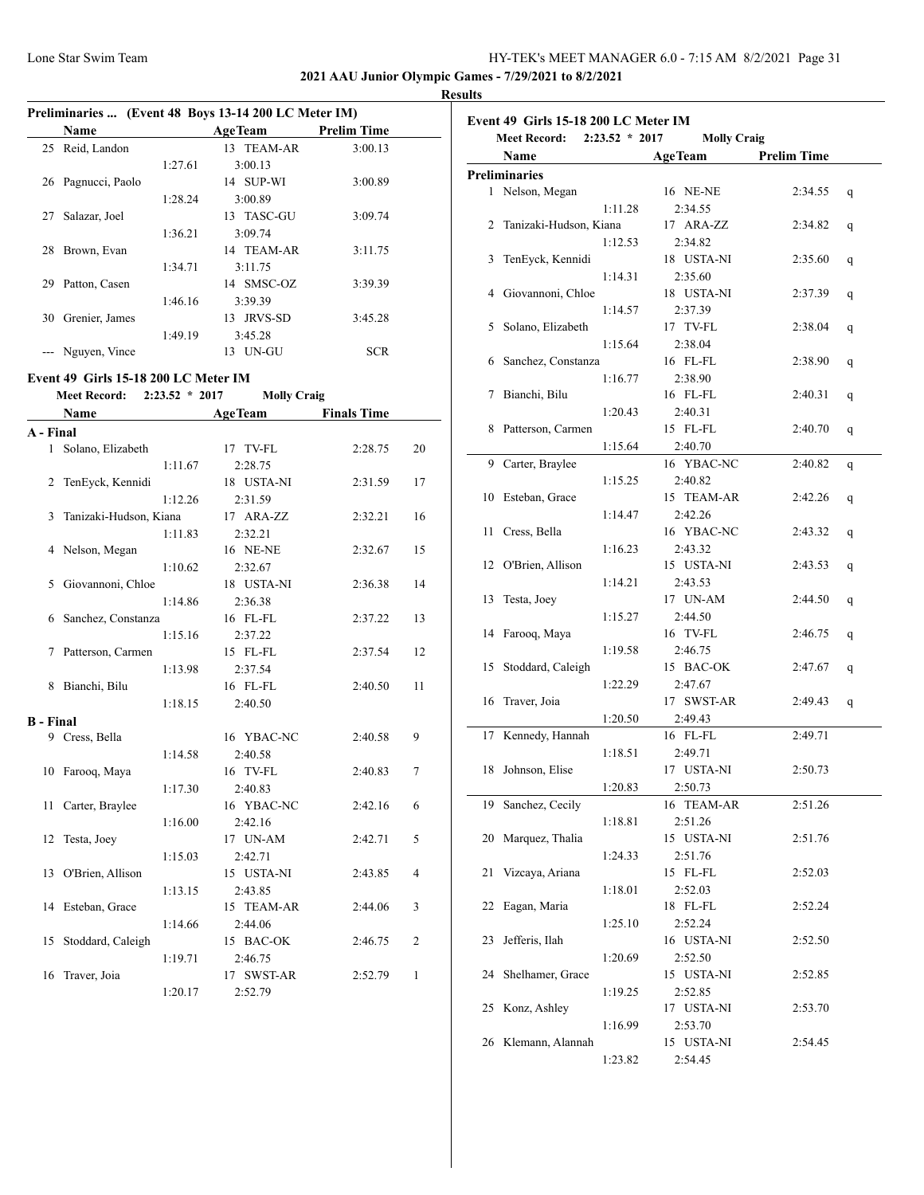**2021 AAU Junior Olympic Games - 7/29/2021 to 8/2/2021**

**Results**

### Preliminaries ... (Event 48 Boys 13-14 200 LC Meter IM)

| | Name | Split | Age Team | Prelim Time |
|---|---|---|---|---|
| 25 | Reid, Landon | | 13 TEAM-AR | 3:00.13 |
| | | 1:27.61 | 3:00.13 | |
| 26 | Pagnucci, Paolo | | 14 SUP-WI | 3:00.89 |
| | | 1:28.24 | 3:00.89 | |
| 27 | Salazar, Joel | | 13 TASC-GU | 3:09.74 |
| | | 1:36.21 | 3:09.74 | |
| 28 | Brown, Evan | | 14 TEAM-AR | 3:11.75 |
| | | 1:34.71 | 3:11.75 | |
| 29 | Patton, Casen | | 14 SMSC-OZ | 3:39.39 |
| | | 1:46.16 | 3:39.39 | |
| 30 | Grenier, James | | 13 JRVS-SD | 3:45.28 |
| | | 1:49.19 | 3:45.28 | |
| --- | Nguyen, Vince | | 13 UN-GU | SCR |

### Event 49 Girls 15-18 200 LC Meter IM

**Meet Record: 2:23.52 * 2017 Molly Craig**

| | Name | Split | Age Team | Finals Time | Points |
|---|---|---|---|---|---|
| **A - Final** | | | | | |
| 1 | Solano, Elizabeth | | 17 TV-FL | 2:28.75 | 20 |
| | | 1:11.67 | 2:28.75 | | |
| 2 | TenEyck, Kennidi | | 18 USTA-NI | 2:31.59 | 17 |
| | | 1:12.26 | 2:31.59 | | |
| 3 | Tanizaki-Hudson, Kiana | | 17 ARA-ZZ | 2:32.21 | 16 |
| | | 1:11.83 | 2:32.21 | | |
| 4 | Nelson, Megan | | 16 NE-NE | 2:32.67 | 15 |
| | | 1:10.62 | 2:32.67 | | |
| 5 | Giovannoni, Chloe | | 18 USTA-NI | 2:36.38 | 14 |
| | | 1:14.86 | 2:36.38 | | |
| 6 | Sanchez, Constanza | | 16 FL-FL | 2:37.22 | 13 |
| | | 1:15.16 | 2:37.22 | | |
| 7 | Patterson, Carmen | | 15 FL-FL | 2:37.54 | 12 |
| | | 1:13.98 | 2:37.54 | | |
| 8 | Bianchi, Bilu | | 16 FL-FL | 2:40.50 | 11 |
| | | 1:18.15 | 2:40.50 | | |
| **B - Final** | | | | | |
| 9 | Cress, Bella | | 16 YBAC-NC | 2:40.58 | 9 |
| | | 1:14.58 | 2:40.58 | | |
| 10 | Farooq, Maya | | 16 TV-FL | 2:40.83 | 7 |
| | | 1:17.30 | 2:40.83 | | |
| 11 | Carter, Braylee | | 16 YBAC-NC | 2:42.16 | 6 |
| | | 1:16.00 | 2:42.16 | | |
| 12 | Testa, Joey | | 17 UN-AM | 2:42.71 | 5 |
| | | 1:15.03 | 2:42.71 | | |
| 13 | O'Brien, Allison | | 15 USTA-NI | 2:43.85 | 4 |
| | | 1:13.15 | 2:43.85 | | |
| 14 | Esteban, Grace | | 15 TEAM-AR | 2:44.06 | 3 |
| | | 1:14.66 | 2:44.06 | | |
| 15 | Stoddard, Caleigh | | 15 BAC-OK | 2:46.75 | 2 |
| | | 1:19.71 | 2:46.75 | | |
| 16 | Traver, Joia | | 17 SWST-AR | 2:52.79 | 1 |
| | | 1:20.17 | 2:52.79 | | |

### Event 49 Girls 15-18 200 LC Meter IM

**Meet Record: 2:23.52 * 2017 Molly Craig**

| | Name | Split | Age Team | Prelim Time | |
|---|---|---|---|---|---|
| **Preliminaries** | | | | | |
| 1 | Nelson, Megan | | 16 NE-NE | 2:34.55 | q |
| | | 1:11.28 | 2:34.55 | | |
| 2 | Tanizaki-Hudson, Kiana | | 17 ARA-ZZ | 2:34.82 | q |
| | | 1:12.53 | 2:34.82 | | |
| 3 | TenEyck, Kennidi | | 18 USTA-NI | 2:35.60 | q |
| | | 1:14.31 | 2:35.60 | | |
| 4 | Giovannoni, Chloe | | 18 USTA-NI | 2:37.39 | q |
| | | 1:14.57 | 2:37.39 | | |
| 5 | Solano, Elizabeth | | 17 TV-FL | 2:38.04 | q |
| | | 1:15.64 | 2:38.04 | | |
| 6 | Sanchez, Constanza | | 16 FL-FL | 2:38.90 | q |
| | | 1:16.77 | 2:38.90 | | |
| 7 | Bianchi, Bilu | | 16 FL-FL | 2:40.31 | q |
| | | 1:20.43 | 2:40.31 | | |
| 8 | Patterson, Carmen | | 15 FL-FL | 2:40.70 | q |
| | | 1:15.64 | 2:40.70 | | |
| 9 | Carter, Braylee | | 16 YBAC-NC | 2:40.82 | q |
| | | 1:15.25 | 2:40.82 | | |
| 10 | Esteban, Grace | | 15 TEAM-AR | 2:42.26 | q |
| | | 1:14.47 | 2:42.26 | | |
| 11 | Cress, Bella | | 16 YBAC-NC | 2:43.32 | q |
| | | 1:16.23 | 2:43.32 | | |
| 12 | O'Brien, Allison | | 15 USTA-NI | 2:43.53 | q |
| | | 1:14.21 | 2:43.53 | | |
| 13 | Testa, Joey | | 17 UN-AM | 2:44.50 | q |
| | | 1:15.27 | 2:44.50 | | |
| 14 | Farooq, Maya | | 16 TV-FL | 2:46.75 | q |
| | | 1:19.58 | 2:46.75 | | |
| 15 | Stoddard, Caleigh | | 15 BAC-OK | 2:47.67 | q |
| | | 1:22.29 | 2:47.67 | | |
| 16 | Traver, Joia | | 17 SWST-AR | 2:49.43 | q |
| | | 1:20.50 | 2:49.43 | | |
| 17 | Kennedy, Hannah | | 16 FL-FL | 2:49.71 | |
| | | 1:18.51 | 2:49.71 | | |
| 18 | Johnson, Elise | | 17 USTA-NI | 2:50.73 | |
| | | 1:20.83 | 2:50.73 | | |
| 19 | Sanchez, Cecily | | 16 TEAM-AR | 2:51.26 | |
| | | 1:18.81 | 2:51.26 | | |
| 20 | Marquez, Thalia | | 15 USTA-NI | 2:51.76 | |
| | | 1:24.33 | 2:51.76 | | |
| 21 | Vizcaya, Ariana | | 15 FL-FL | 2:52.03 | |
| | | 1:18.01 | 2:52.03 | | |
| 22 | Eagan, Maria | | 18 FL-FL | 2:52.24 | |
| | | 1:25.10 | 2:52.24 | | |
| 23 | Jefferis, Ilah | | 16 USTA-NI | 2:52.50 | |
| | | 1:20.69 | 2:52.50 | | |
| 24 | Shelhamer, Grace | | 15 USTA-NI | 2:52.85 | |
| | | 1:19.25 | 2:52.85 | | |
| 25 | Konz, Ashley | | 17 USTA-NI | 2:53.70 | |
| | | 1:16.99 | 2:53.70 | | |
| 26 | Klemann, Alannah | | 15 USTA-NI | 2:54.45 | |
| | | 1:23.82 | 2:54.45 | | |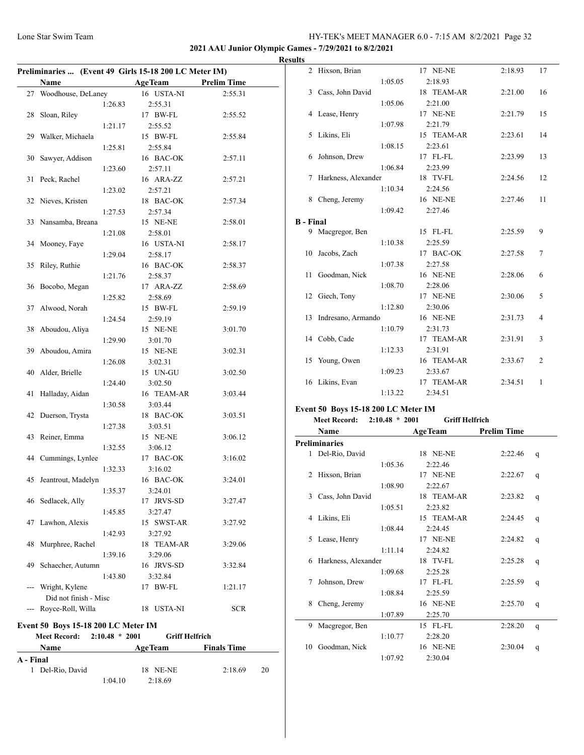## Preliminaries ... (Event 49 Girls 15-18 200 LC Meter IM)

| | Name | | AgeTeam | Prelim Time |
|---|---|---|---|---|
| 27 | Woodhouse, DeLaney | | 16 USTA-NI | 2:55.31 |
| | | 1:26.83 | 2:55.31 | |
| 28 | Sloan, Riley | | 17 BW-FL | 2:55.52 |
| | | 1:21.17 | 2:55.52 | |
| 29 | Walker, Michaela | | 15 BW-FL | 2:55.84 |
| | | 1:25.81 | 2:55.84 | |
| 30 | Sawyer, Addison | | 16 BAC-OK | 2:57.11 |
| | | 1:23.60 | 2:57.11 | |
| 31 | Peck, Rachel | | 16 ARA-ZZ | 2:57.21 |
| | | 1:23.02 | 2:57.21 | |
| 32 | Nieves, Kristen | | 18 BAC-OK | 2:57.34 |
| | | 1:27.53 | 2:57.34 | |
| 33 | Nansamba, Breana | | 15 NE-NE | 2:58.01 |
| | | 1:21.08 | 2:58.01 | |
| 34 | Mooney, Faye | | 16 USTA-NI | 2:58.17 |
| | | 1:29.04 | 2:58.17 | |
| 35 | Riley, Ruthie | | 16 BAC-OK | 2:58.37 |
| | | 1:21.76 | 2:58.37 | |
| 36 | Bocobo, Megan | | 17 ARA-ZZ | 2:58.69 |
| | | 1:25.82 | 2:58.69 | |
| 37 | Alwood, Norah | | 15 BW-FL | 2:59.19 |
| | | 1:24.54 | 2:59.19 | |
| 38 | Aboudou, Aliya | | 15 NE-NE | 3:01.70 |
| | | 1:29.90 | 3:01.70 | |
| 39 | Aboudou, Amira | | 15 NE-NE | 3:02.31 |
| | | 1:26.08 | 3:02.31 | |
| 40 | Alder, Brielle | | 15 UN-GU | 3:02.50 |
| | | 1:24.40 | 3:02.50 | |
| 41 | Halladay, Aidan | | 16 TEAM-AR | 3:03.44 |
| | | 1:30.58 | 3:03.44 | |
| 42 | Duerson, Trysta | | 18 BAC-OK | 3:03.51 |
| | | 1:27.38 | 3:03.51 | |
| 43 | Reiner, Emma | | 15 NE-NE | 3:06.12 |
| | | 1:32.55 | 3:06.12 | |
| 44 | Cummings, Lynlee | | 17 BAC-OK | 3:16.02 |
| | | 1:32.33 | 3:16.02 | |
| 45 | Jeantrout, Madelyn | | 16 BAC-OK | 3:24.01 |
| | | 1:35.37 | 3:24.01 | |
| 46 | Sedlacek, Ally | | 17 JRVS-SD | 3:27.47 |
| | | 1:45.85 | 3:27.47 | |
| 47 | Lawhon, Alexis | | 15 SWST-AR | 3:27.92 |
| | | 1:42.93 | 3:27.92 | |
| 48 | Murphree, Rachel | | 18 TEAM-AR | 3:29.06 |
| | | 1:39.16 | 3:29.06 | |
| 49 | Schaecher, Autumn | | 16 JRVS-SD | 3:32.84 |
| | | 1:43.80 | 3:32.84 | |
| --- | Wright, Kylene | | 17 BW-FL | 1:21.17 |
| | Did not finish - Misc | | | |
| --- | Royce-Roll, Willa | | 18 USTA-NI | SCR |

## Event 50 Boys 15-18 200 LC Meter IM

Meet Record: 2:10.48 * 2001 Griff Helfrich

| | Name | | AgeTeam | Finals Time | Points |
|---|---|---|---|---|---|
| **A - Final** | | | | | |
| 1 | Del-Rio, David | | 18 NE-NE | 2:18.69 | 20 |
| | | 1:04.10 | 2:18.69 | | |
| 2 | Hixson, Brian | | 17 NE-NE | 2:18.93 | 17 |
| | | 1:05.05 | 2:18.93 | | |
| 3 | Cass, John David | | 18 TEAM-AR | 2:21.00 | 16 |
| | | 1:05.06 | 2:21.00 | | |
| 4 | Lease, Henry | | 17 NE-NE | 2:21.79 | 15 |
| | | 1:07.98 | 2:21.79 | | |
| 5 | Likins, Eli | | 15 TEAM-AR | 2:23.61 | 14 |
| | | 1:08.15 | 2:23.61 | | |
| 6 | Johnson, Drew | | 17 FL-FL | 2:23.99 | 13 |
| | | 1:06.84 | 2:23.99 | | |
| 7 | Harkness, Alexander | | 18 TV-FL | 2:24.56 | 12 |
| | | 1:10.34 | 2:24.56 | | |
| 8 | Cheng, Jeremy | | 16 NE-NE | 2:27.46 | 11 |
| | | 1:09.42 | 2:27.46 | | |
| **B - Final** | | | | | |
| 9 | Macgregor, Ben | | 15 FL-FL | 2:25.59 | 9 |
| | | 1:10.38 | 2:25.59 | | |
| 10 | Jacobs, Zach | | 17 BAC-OK | 2:27.58 | 7 |
| | | 1:07.38 | 2:27.58 | | |
| 11 | Goodman, Nick | | 16 NE-NE | 2:28.06 | 6 |
| | | 1:08.70 | 2:28.06 | | |
| 12 | Giech, Tony | | 17 NE-NE | 2:30.06 | 5 |
| | | 1:12.80 | 2:30.06 | | |
| 13 | Indresano, Armando | | 16 NE-NE | 2:31.73 | 4 |
| | | 1:10.79 | 2:31.73 | | |
| 14 | Cobb, Cade | | 17 TEAM-AR | 2:31.91 | 3 |
| | | 1:12.33 | 2:31.91 | | |
| 15 | Young, Owen | | 16 TEAM-AR | 2:33.67 | 2 |
| | | 1:09.23 | 2:33.67 | | |
| 16 | Likins, Evan | | 17 TEAM-AR | 2:34.51 | 1 |
| | | 1:13.22 | 2:34.51 | | |

## Event 50 Boys 15-18 200 LC Meter IM

Meet Record: 2:10.48 * 2001 Griff Helfrich

| | Name | | AgeTeam | Prelim Time | |
|---|---|---|---|---|---|
| **Preliminaries** | | | | | |
| 1 | Del-Rio, David | | 18 NE-NE | 2:22.46 | q |
| | | 1:05.36 | 2:22.46 | | |
| 2 | Hixson, Brian | | 17 NE-NE | 2:22.67 | q |
| | | 1:08.90 | 2:22.67 | | |
| 3 | Cass, John David | | 18 TEAM-AR | 2:23.82 | q |
| | | 1:05.51 | 2:23.82 | | |
| 4 | Likins, Eli | | 15 TEAM-AR | 2:24.45 | q |
| | | 1:08.44 | 2:24.45 | | |
| 5 | Lease, Henry | | 17 NE-NE | 2:24.82 | q |
| | | 1:11.14 | 2:24.82 | | |
| 6 | Harkness, Alexander | | 18 TV-FL | 2:25.28 | q |
| | | 1:09.68 | 2:25.28 | | |
| 7 | Johnson, Drew | | 17 FL-FL | 2:25.59 | q |
| | | 1:08.84 | 2:25.59 | | |
| 8 | Cheng, Jeremy | | 16 NE-NE | 2:25.70 | q |
| | | 1:07.89 | 2:25.70 | | |
| 9 | Macgregor, Ben | | 15 FL-FL | 2:28.20 | q |
| | | 1:10.77 | 2:28.20 | | |
| 10 | Goodman, Nick | | 16 NE-NE | 2:30.04 | q |
| | | 1:07.92 | 2:30.04 | | |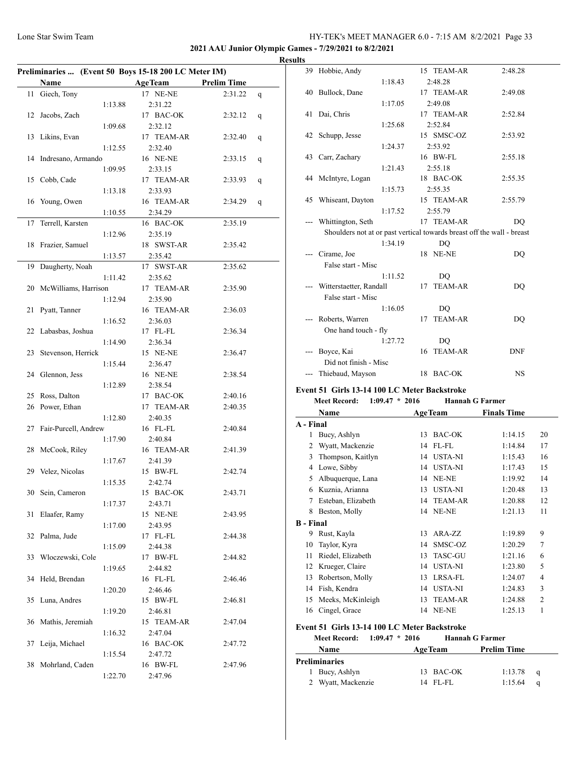**2021 AAU Junior Olympic Games - 7/29/2021 to 8/2/2021**

**Results**

### Preliminaries ... (Event 50 Boys 15-18 200 LC Meter IM)

| | Name | Age | Team | Prelim Time | |
|---|---|---|---|---|---|
| 11 | Giech, Tony | 17 | NE-NE | 2:31.22 | q |
| | 1:13.88 | | 2:31.22 | | |
| 12 | Jacobs, Zach | 17 | BAC-OK | 2:32.12 | q |
| | 1:09.68 | | 2:32.12 | | |
| 13 | Likins, Evan | 17 | TEAM-AR | 2:32.40 | q |
| | 1:12.55 | | 2:32.40 | | |
| 14 | Indresano, Armando | 16 | NE-NE | 2:33.15 | q |
| | 1:09.95 | | 2:33.15 | | |
| 15 | Cobb, Cade | 17 | TEAM-AR | 2:33.93 | q |
| | 1:13.18 | | 2:33.93 | | |
| 16 | Young, Owen | 16 | TEAM-AR | 2:34.29 | q |
| | 1:10.55 | | 2:34.29 | | |
| 17 | Terrell, Karsten | 16 | BAC-OK | 2:35.19 | |
| | 1:12.96 | | 2:35.19 | | |
| 18 | Frazier, Samuel | 18 | SWST-AR | 2:35.42 | |
| | 1:13.57 | | 2:35.42 | | |
| 19 | Daugherty, Noah | 17 | SWST-AR | 2:35.62 | |
| | 1:11.42 | | 2:35.62 | | |
| 20 | McWilliams, Harrison | 17 | TEAM-AR | 2:35.90 | |
| | 1:12.94 | | 2:35.90 | | |
| 21 | Pyatt, Tanner | 16 | TEAM-AR | 2:36.03 | |
| | 1:16.52 | | 2:36.03 | | |
| 22 | Labasbas, Joshua | 17 | FL-FL | 2:36.34 | |
| | 1:14.90 | | 2:36.34 | | |
| 23 | Stevenson, Herrick | 15 | NE-NE | 2:36.47 | |
| | 1:15.44 | | 2:36.47 | | |
| 24 | Glennon, Jess | 16 | NE-NE | 2:38.54 | |
| | 1:12.89 | | 2:38.54 | | |
| 25 | Ross, Dalton | 17 | BAC-OK | 2:40.16 | |
| 26 | Power, Ethan | 17 | TEAM-AR | 2:40.35 | |
| | 1:12.80 | | 2:40.35 | | |
| 27 | Fair-Purcell, Andrew | 16 | FL-FL | 2:40.84 | |
| | 1:17.90 | | 2:40.84 | | |
| 28 | McCook, Riley | 16 | TEAM-AR | 2:41.39 | |
| | 1:17.67 | | 2:41.39 | | |
| 29 | Velez, Nicolas | 15 | BW-FL | 2:42.74 | |
| | 1:15.35 | | 2:42.74 | | |
| 30 | Sein, Cameron | 15 | BAC-OK | 2:43.71 | |
| | 1:17.37 | | 2:43.71 | | |
| 31 | Elaafer, Ramy | 15 | NE-NE | 2:43.95 | |
| | 1:17.00 | | 2:43.95 | | |
| 32 | Palma, Jude | 17 | FL-FL | 2:44.38 | |
| | 1:15.09 | | 2:44.38 | | |
| 33 | Wloczewski, Cole | 17 | BW-FL | 2:44.82 | |
| | 1:19.65 | | 2:44.82 | | |
| 34 | Held, Brendan | 16 | FL-FL | 2:46.46 | |
| | 1:20.20 | | 2:46.46 | | |
| 35 | Luna, Andres | 15 | BW-FL | 2:46.81 | |
| | 1:19.20 | | 2:46.81 | | |
| 36 | Mathis, Jeremiah | 15 | TEAM-AR | 2:47.04 | |
| | 1:16.32 | | 2:47.04 | | |
| 37 | Leija, Michael | 16 | BAC-OK | 2:47.72 | |
| | 1:15.54 | | 2:47.72 | | |
| 38 | Mohrland, Caden | 16 | BW-FL | 2:47.96 | |
| | 1:22.70 | | 2:47.96 | | |
| 39 | Hobbie, Andy | 15 | TEAM-AR | 2:48.28 | |
| | 1:18.43 | | 2:48.28 | | |
| 40 | Bullock, Dane | 17 | TEAM-AR | 2:49.08 | |
| | 1:17.05 | | 2:49.08 | | |
| 41 | Dai, Chris | 17 | TEAM-AR | 2:52.84 | |
| | 1:25.68 | | 2:52.84 | | |
| 42 | Schupp, Jesse | 15 | SMSC-OZ | 2:53.92 | |
| | 1:24.37 | | 2:53.92 | | |
| 43 | Carr, Zachary | 16 | BW-FL | 2:55.18 | |
| | 1:21.43 | | 2:55.18 | | |
| 44 | McIntyre, Logan | 18 | BAC-OK | 2:55.35 | |
| | 1:15.73 | | 2:55.35 | | |
| 45 | Whiseant, Dayton | 15 | TEAM-AR | 2:55.79 | |
| | 1:17.52 | | 2:55.79 | | |
| --- | Whittington, Seth | 17 | TEAM-AR | DQ | |
| | Shoulders not at or past vertical towards breast off the wall - breast | | | | |
| | 1:34.19 | | DQ | | |
| --- | Cirame, Joe | 18 | NE-NE | DQ | |
| | False start - Misc | | | | |
| | 1:11.52 | | DQ | | |
| --- | Witterstaetter, Randall | 17 | TEAM-AR | DQ | |
| | False start - Misc | | | | |
| | 1:16.05 | | DQ | | |
| --- | Roberts, Warren | 17 | TEAM-AR | DQ | |
| | One hand touch - fly | | | | |
| | 1:27.72 | | DQ | | |
| --- | Boyce, Kai | 16 | TEAM-AR | DNF | |
| | Did not finish - Misc | | | | |
| --- | Thiebaud, Mayson | 18 | BAC-OK | NS | |

### Event 51 Girls 13-14 100 LC Meter Backstroke

**Meet Record:** 1:09.47 * 2016 **Hannah G Farmer**

| | Name | Age | Team | Finals Time | Points |
|---|---|---|---|---|---|
| **A - Final** | | | | | |
| 1 | Bucy, Ashlyn | 13 | BAC-OK | 1:14.15 | 20 |
| 2 | Wyatt, Mackenzie | 14 | FL-FL | 1:14.84 | 17 |
| 3 | Thompson, Kaitlyn | 14 | USTA-NI | 1:15.43 | 16 |
| 4 | Lowe, Sibby | 14 | USTA-NI | 1:17.43 | 15 |
| 5 | Albuquerque, Lana | 14 | NE-NE | 1:19.92 | 14 |
| 6 | Kuznia, Arianna | 13 | USTA-NI | 1:20.48 | 13 |
| 7 | Esteban, Elizabeth | 14 | TEAM-AR | 1:20.88 | 12 |
| 8 | Beston, Molly | 14 | NE-NE | 1:21.13 | 11 |
| **B - Final** | | | | | |
| 9 | Rust, Kayla | 13 | ARA-ZZ | 1:19.89 | 9 |
| 10 | Taylor, Kyra | 14 | SMSC-OZ | 1:20.29 | 7 |
| 11 | Riedel, Elizabeth | 13 | TASC-GU | 1:21.16 | 6 |
| 12 | Krueger, Claire | 14 | USTA-NI | 1:23.80 | 5 |
| 13 | Robertson, Molly | 13 | LRSA-FL | 1:24.07 | 4 |
| 14 | Fish, Kendra | 14 | USTA-NI | 1:24.83 | 3 |
| 15 | Meeks, McKinleigh | 13 | TEAM-AR | 1:24.88 | 2 |
| 16 | Cingel, Grace | 14 | NE-NE | 1:25.13 | 1 |

### Event 51 Girls 13-14 100 LC Meter Backstroke

**Meet Record:** 1:09.47 * 2016 **Hannah G Farmer**

| | Name | Age | Team | Prelim Time | |
|---|---|---|---|---|---|
| **Preliminaries** | | | | | |
| 1 | Bucy, Ashlyn | 13 | BAC-OK | 1:13.78 | q |
| 2 | Wyatt, Mackenzie | 14 | FL-FL | 1:15.64 | q |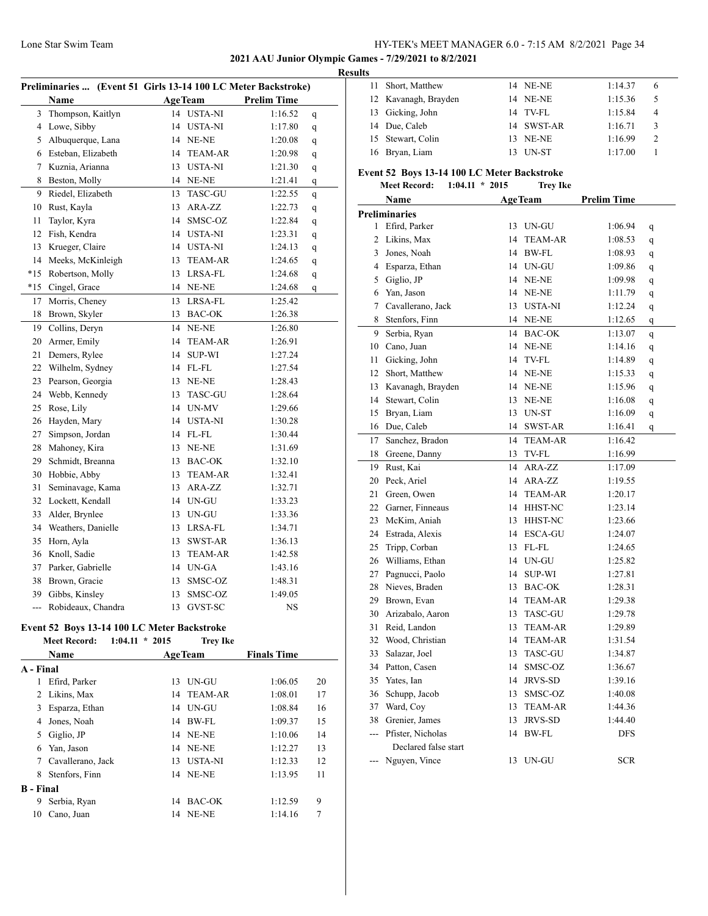**2021 AAU Junior Olympic Games - 7/29/2021 to 8/2/2021**

**Results**

### Preliminaries ... (Event 51 Girls 13-14 100 LC Meter Backstroke)

| | Name | Age | Team | Prelim Time | |
|---|---|---|---|---|---|
| 3 | Thompson, Kaitlyn | 14 | USTA-NI | 1:16.52 | q |
| 4 | Lowe, Sibby | 14 | USTA-NI | 1:17.80 | q |
| 5 | Albuquerque, Lana | 14 | NE-NE | 1:20.08 | q |
| 6 | Esteban, Elizabeth | 14 | TEAM-AR | 1:20.98 | q |
| 7 | Kuznia, Arianna | 13 | USTA-NI | 1:21.30 | q |
| 8 | Beston, Molly | 14 | NE-NE | 1:21.41 | q |
| 9 | Riedel, Elizabeth | 13 | TASC-GU | 1:22.55 | q |
| 10 | Rust, Kayla | 13 | ARA-ZZ | 1:22.73 | q |
| 11 | Taylor, Kyra | 14 | SMSC-OZ | 1:22.84 | q |
| 12 | Fish, Kendra | 14 | USTA-NI | 1:23.31 | q |
| 13 | Krueger, Claire | 14 | USTA-NI | 1:24.13 | q |
| 14 | Meeks, McKinleigh | 13 | TEAM-AR | 1:24.65 | q |
| *15 | Robertson, Molly | 13 | LRSA-FL | 1:24.68 | q |
| *15 | Cingel, Grace | 14 | NE-NE | 1:24.68 | q |
| 17 | Morris, Cheney | 13 | LRSA-FL | 1:25.42 | |
| 18 | Brown, Skyler | 13 | BAC-OK | 1:26.38 | |
| 19 | Collins, Deryn | 14 | NE-NE | 1:26.80 | |
| 20 | Armer, Emily | 14 | TEAM-AR | 1:26.91 | |
| 21 | Demers, Rylee | 14 | SUP-WI | 1:27.24 | |
| 22 | Wilhelm, Sydney | 14 | FL-FL | 1:27.54 | |
| 23 | Pearson, Georgia | 13 | NE-NE | 1:28.43 | |
| 24 | Webb, Kennedy | 13 | TASC-GU | 1:28.64 | |
| 25 | Rose, Lily | 14 | UN-MV | 1:29.66 | |
| 26 | Hayden, Mary | 14 | USTA-NI | 1:30.28 | |
| 27 | Simpson, Jordan | 14 | FL-FL | 1:30.44 | |
| 28 | Mahoney, Kira | 13 | NE-NE | 1:31.69 | |
| 29 | Schmidt, Breanna | 13 | BAC-OK | 1:32.10 | |
| 30 | Hobbie, Abby | 13 | TEAM-AR | 1:32.41 | |
| 31 | Seminavage, Kama | 13 | ARA-ZZ | 1:32.71 | |
| 32 | Lockett, Kendall | 14 | UN-GU | 1:33.23 | |
| 33 | Alder, Brynlee | 13 | UN-GU | 1:33.36 | |
| 34 | Weathers, Danielle | 13 | LRSA-FL | 1:34.71 | |
| 35 | Horn, Ayla | 13 | SWST-AR | 1:36.13 | |
| 36 | Knoll, Sadie | 13 | TEAM-AR | 1:42.58 | |
| 37 | Parker, Gabrielle | 14 | UN-GA | 1:43.16 | |
| 38 | Brown, Gracie | 13 | SMSC-OZ | 1:48.31 | |
| 39 | Gibbs, Kinsley | 13 | SMSC-OZ | 1:49.05 | |
| --- | Robideaux, Chandra | 13 | GVST-SC | NS | |

### Event 52 Boys 13-14 100 LC Meter Backstroke

**Meet Record:** 1:04.11 * 2015 Trey Ike

| | Name | Age | Team | Finals Time | |
|---|---|---|---|---|---|
| **A - Final** | | | | | |
| 1 | Efird, Parker | 13 | UN-GU | 1:06.05 | 20 |
| 2 | Likins, Max | 14 | TEAM-AR | 1:08.01 | 17 |
| 3 | Esparza, Ethan | 14 | UN-GU | 1:08.84 | 16 |
| 4 | Jones, Noah | 14 | BW-FL | 1:09.37 | 15 |
| 5 | Giglio, JP | 14 | NE-NE | 1:10.06 | 14 |
| 6 | Yan, Jason | 14 | NE-NE | 1:12.27 | 13 |
| 7 | Cavallerano, Jack | 13 | USTA-NI | 1:12.33 | 12 |
| 8 | Stenfors, Finn | 14 | NE-NE | 1:13.95 | 11 |
| **B - Final** | | | | | |
| 9 | Serbia, Ryan | 14 | BAC-OK | 1:12.59 | 9 |
| 10 | Cano, Juan | 14 | NE-NE | 1:14.16 | 7 |
| 11 | Short, Matthew | 14 | NE-NE | 1:14.37 | 6 |
| 12 | Kavanagh, Brayden | 14 | NE-NE | 1:15.36 | 5 |
| 13 | Gicking, John | 14 | TV-FL | 1:15.84 | 4 |
| 14 | Due, Caleb | 14 | SWST-AR | 1:16.71 | 3 |
| 15 | Stewart, Colin | 13 | NE-NE | 1:16.99 | 2 |
| 16 | Bryan, Liam | 13 | UN-ST | 1:17.00 | 1 |

### Event 52 Boys 13-14 100 LC Meter Backstroke

**Meet Record:** 1:04.11 * 2015 Trey Ike

| | Name | Age | Team | Prelim Time | |
|---|---|---|---|---|---|
| **Preliminaries** | | | | | |
| 1 | Efird, Parker | 13 | UN-GU | 1:06.94 | q |
| 2 | Likins, Max | 14 | TEAM-AR | 1:08.53 | q |
| 3 | Jones, Noah | 14 | BW-FL | 1:08.93 | q |
| 4 | Esparza, Ethan | 14 | UN-GU | 1:09.86 | q |
| 5 | Giglio, JP | 14 | NE-NE | 1:09.98 | q |
| 6 | Yan, Jason | 14 | NE-NE | 1:11.79 | q |
| 7 | Cavallerano, Jack | 13 | USTA-NI | 1:12.24 | q |
| 8 | Stenfors, Finn | 14 | NE-NE | 1:12.65 | q |
| 9 | Serbia, Ryan | 14 | BAC-OK | 1:13.07 | q |
| 10 | Cano, Juan | 14 | NE-NE | 1:14.16 | q |
| 11 | Gicking, John | 14 | TV-FL | 1:14.89 | q |
| 12 | Short, Matthew | 14 | NE-NE | 1:15.33 | q |
| 13 | Kavanagh, Brayden | 14 | NE-NE | 1:15.96 | q |
| 14 | Stewart, Colin | 13 | NE-NE | 1:16.08 | q |
| 15 | Bryan, Liam | 13 | UN-ST | 1:16.09 | q |
| 16 | Due, Caleb | 14 | SWST-AR | 1:16.41 | q |
| 17 | Sanchez, Bradon | 14 | TEAM-AR | 1:16.42 | |
| 18 | Greene, Danny | 13 | TV-FL | 1:16.99 | |
| 19 | Rust, Kai | 14 | ARA-ZZ | 1:17.09 | |
| 20 | Peck, Ariel | 14 | ARA-ZZ | 1:19.55 | |
| 21 | Green, Owen | 14 | TEAM-AR | 1:20.17 | |
| 22 | Garner, Finneaus | 14 | HHST-NC | 1:23.14 | |
| 23 | McKim, Aniah | 13 | HHST-NC | 1:23.66 | |
| 24 | Estrada, Alexis | 14 | ESCA-GU | 1:24.07 | |
| 25 | Tripp, Corban | 13 | FL-FL | 1:24.65 | |
| 26 | Williams, Ethan | 14 | UN-GU | 1:25.82 | |
| 27 | Pagnucci, Paolo | 14 | SUP-WI | 1:27.81 | |
| 28 | Nieves, Braden | 13 | BAC-OK | 1:28.31 | |
| 29 | Brown, Evan | 14 | TEAM-AR | 1:29.38 | |
| 30 | Arizabalo, Aaron | 13 | TASC-GU | 1:29.78 | |
| 31 | Reid, Landon | 13 | TEAM-AR | 1:29.89 | |
| 32 | Wood, Christian | 14 | TEAM-AR | 1:31.54 | |
| 33 | Salazar, Joel | 13 | TASC-GU | 1:34.87 | |
| 34 | Patton, Casen | 14 | SMSC-OZ | 1:36.67 | |
| 35 | Yates, Ian | 14 | JRVS-SD | 1:39.16 | |
| 36 | Schupp, Jacob | 13 | SMSC-OZ | 1:40.08 | |
| 37 | Ward, Coy | 13 | TEAM-AR | 1:44.36 | |
| 38 | Grenier, James | 13 | JRVS-SD | 1:44.40 | |
| --- | Pfister, Nicholas | 14 | BW-FL | DFS | |
| | Declared false start | | | | |
| --- | Nguyen, Vince | 13 | UN-GU | SCR | |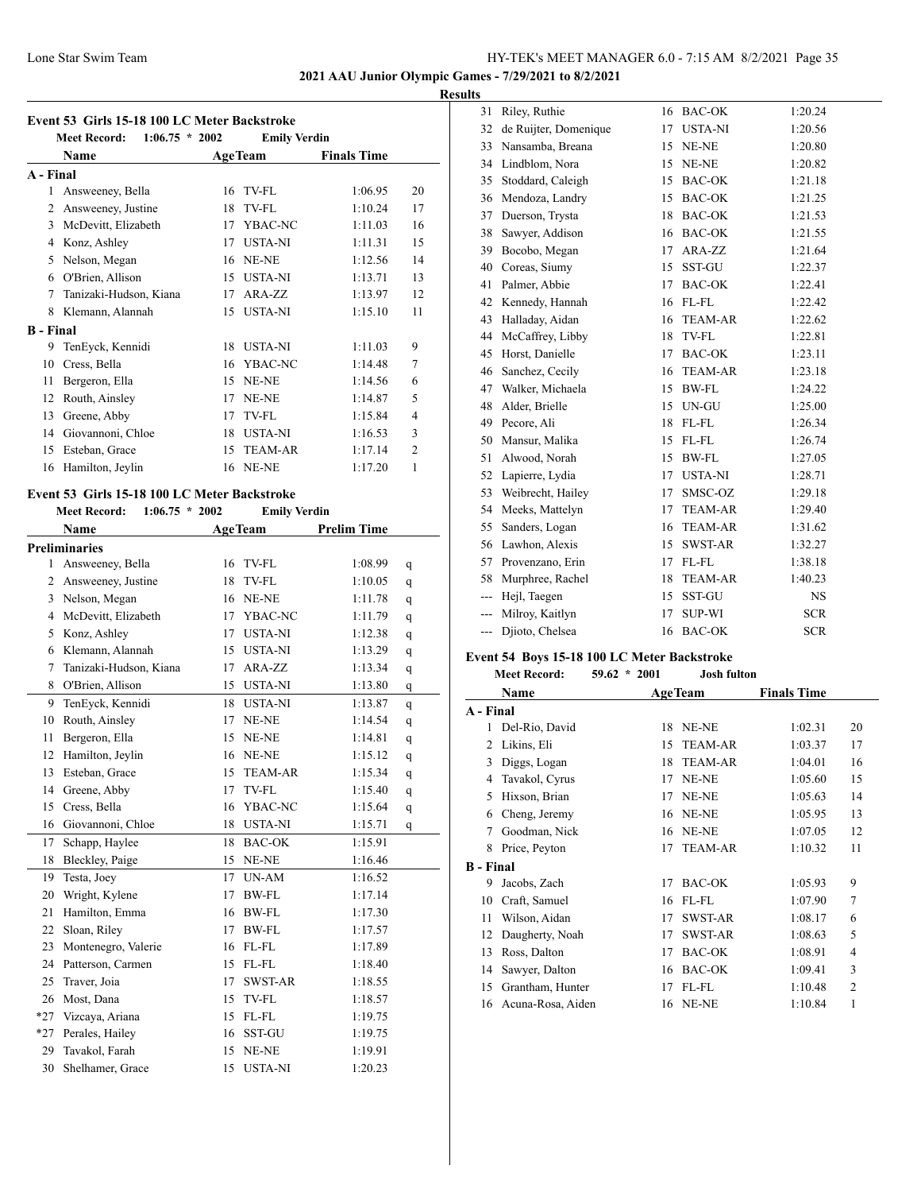**2021 AAU Junior Olympic Games - 7/29/2021 to 8/2/2021**

**Results**

### Event 53 Girls 15-18 100 LC Meter Backstroke

Meet Record: 1:06.75 * 2002 Emily Verdin

| | Name | Age | Team | Finals Time | Points |
|---|---|---|---|---|---|
| **A - Final** | | | | | |
| 1 | Answeeney, Bella | 16 | TV-FL | 1:06.95 | 20 |
| 2 | Answeeney, Justine | 18 | TV-FL | 1:10.24 | 17 |
| 3 | McDevitt, Elizabeth | 17 | YBAC-NC | 1:11.03 | 16 |
| 4 | Konz, Ashley | 17 | USTA-NI | 1:11.31 | 15 |
| 5 | Nelson, Megan | 16 | NE-NE | 1:12.56 | 14 |
| 6 | O'Brien, Allison | 15 | USTA-NI | 1:13.71 | 13 |
| 7 | Tanizaki-Hudson, Kiana | 17 | ARA-ZZ | 1:13.97 | 12 |
| 8 | Klemann, Alannah | 15 | USTA-NI | 1:15.10 | 11 |
| **B - Final** | | | | | |
| 9 | TenEyck, Kennidi | 18 | USTA-NI | 1:11.03 | 9 |
| 10 | Cress, Bella | 16 | YBAC-NC | 1:14.48 | 7 |
| 11 | Bergeron, Ella | 15 | NE-NE | 1:14.56 | 6 |
| 12 | Routh, Ainsley | 17 | NE-NE | 1:14.87 | 5 |
| 13 | Greene, Abby | 17 | TV-FL | 1:15.84 | 4 |
| 14 | Giovannoni, Chloe | 18 | USTA-NI | 1:16.53 | 3 |
| 15 | Esteban, Grace | 15 | TEAM-AR | 1:17.14 | 2 |
| 16 | Hamilton, Jeylin | 16 | NE-NE | 1:17.20 | 1 |

### Event 53 Girls 15-18 100 LC Meter Backstroke

Meet Record: 1:06.75 * 2002 Emily Verdin

| | Name | Age | Team | Prelim Time | |
|---|---|---|---|---|---|
| **Preliminaries** | | | | | |
| 1 | Answeeney, Bella | 16 | TV-FL | 1:08.99 | q |
| 2 | Answeeney, Justine | 18 | TV-FL | 1:10.05 | q |
| 3 | Nelson, Megan | 16 | NE-NE | 1:11.78 | q |
| 4 | McDevitt, Elizabeth | 17 | YBAC-NC | 1:11.79 | q |
| 5 | Konz, Ashley | 17 | USTA-NI | 1:12.38 | q |
| 6 | Klemann, Alannah | 15 | USTA-NI | 1:13.29 | q |
| 7 | Tanizaki-Hudson, Kiana | 17 | ARA-ZZ | 1:13.34 | q |
| 8 | O'Brien, Allison | 15 | USTA-NI | 1:13.80 | q |
| 9 | TenEyck, Kennidi | 18 | USTA-NI | 1:13.87 | q |
| 10 | Routh, Ainsley | 17 | NE-NE | 1:14.54 | q |
| 11 | Bergeron, Ella | 15 | NE-NE | 1:14.81 | q |
| 12 | Hamilton, Jeylin | 16 | NE-NE | 1:15.12 | q |
| 13 | Esteban, Grace | 15 | TEAM-AR | 1:15.34 | q |
| 14 | Greene, Abby | 17 | TV-FL | 1:15.40 | q |
| 15 | Cress, Bella | 16 | YBAC-NC | 1:15.64 | q |
| 16 | Giovannoni, Chloe | 18 | USTA-NI | 1:15.71 | q |
| 17 | Schapp, Haylee | 18 | BAC-OK | 1:15.91 | |
| 18 | Bleckley, Paige | 15 | NE-NE | 1:16.46 | |
| 19 | Testa, Joey | 17 | UN-AM | 1:16.52 | |
| 20 | Wright, Kylene | 17 | BW-FL | 1:17.14 | |
| 21 | Hamilton, Emma | 16 | BW-FL | 1:17.30 | |
| 22 | Sloan, Riley | 17 | BW-FL | 1:17.57 | |
| 23 | Montenegro, Valerie | 16 | FL-FL | 1:17.89 | |
| 24 | Patterson, Carmen | 15 | FL-FL | 1:18.40 | |
| 25 | Traver, Joia | 17 | SWST-AR | 1:18.55 | |
| 26 | Most, Dana | 15 | TV-FL | 1:18.57 | |
| *27 | Vizcaya, Ariana | 15 | FL-FL | 1:19.75 | |
| *27 | Perales, Hailey | 16 | SST-GU | 1:19.75 | |
| 29 | Tavakol, Farah | 15 | NE-NE | 1:19.91 | |
| 30 | Shelhamer, Grace | 15 | USTA-NI | 1:20.23 | |
| 31 | Riley, Ruthie | 16 | BAC-OK | 1:20.24 | |
| 32 | de Ruijter, Domenique | 17 | USTA-NI | 1:20.56 | |
| 33 | Nansamba, Breana | 15 | NE-NE | 1:20.80 | |
| 34 | Lindblom, Nora | 15 | NE-NE | 1:20.82 | |
| 35 | Stoddard, Caleigh | 15 | BAC-OK | 1:21.18 | |
| 36 | Mendoza, Landry | 15 | BAC-OK | 1:21.25 | |
| 37 | Duerson, Trysta | 18 | BAC-OK | 1:21.53 | |
| 38 | Sawyer, Addison | 16 | BAC-OK | 1:21.55 | |
| 39 | Bocobo, Megan | 17 | ARA-ZZ | 1:21.64 | |
| 40 | Coreas, Siumy | 15 | SST-GU | 1:22.37 | |
| 41 | Palmer, Abbie | 17 | BAC-OK | 1:22.41 | |
| 42 | Kennedy, Hannah | 16 | FL-FL | 1:22.42 | |
| 43 | Halladay, Aidan | 16 | TEAM-AR | 1:22.62 | |
| 44 | McCaffrey, Libby | 18 | TV-FL | 1:22.81 | |
| 45 | Horst, Danielle | 17 | BAC-OK | 1:23.11 | |
| 46 | Sanchez, Cecily | 16 | TEAM-AR | 1:23.18 | |
| 47 | Walker, Michaela | 15 | BW-FL | 1:24.22 | |
| 48 | Alder, Brielle | 15 | UN-GU | 1:25.00 | |
| 49 | Pecore, Ali | 18 | FL-FL | 1:26.34 | |
| 50 | Mansur, Malika | 15 | FL-FL | 1:26.74 | |
| 51 | Alwood, Norah | 15 | BW-FL | 1:27.05 | |
| 52 | Lapierre, Lydia | 17 | USTA-NI | 1:28.71 | |
| 53 | Weibrecht, Hailey | 17 | SMSC-OZ | 1:29.18 | |
| 54 | Meeks, Mattelyn | 17 | TEAM-AR | 1:29.40 | |
| 55 | Sanders, Logan | 16 | TEAM-AR | 1:31.62 | |
| 56 | Lawhon, Alexis | 15 | SWST-AR | 1:32.27 | |
| 57 | Provenzano, Erin | 17 | FL-FL | 1:38.18 | |
| 58 | Murphree, Rachel | 18 | TEAM-AR | 1:40.23 | |
| --- | Hejl, Taegen | 15 | SST-GU | NS | |
| --- | Milroy, Kaitlyn | 17 | SUP-WI | SCR | |
| --- | Djioto, Chelsea | 16 | BAC-OK | SCR | |

### Event 54 Boys 15-18 100 LC Meter Backstroke

Meet Record: 59.62 * 2001 Josh fulton

| | Name | Age | Team | Finals Time | Points |
|---|---|---|---|---|---|
| **A - Final** | | | | | |
| 1 | Del-Rio, David | 18 | NE-NE | 1:02.31 | 20 |
| 2 | Likins, Eli | 15 | TEAM-AR | 1:03.37 | 17 |
| 3 | Diggs, Logan | 18 | TEAM-AR | 1:04.01 | 16 |
| 4 | Tavakol, Cyrus | 17 | NE-NE | 1:05.60 | 15 |
| 5 | Hixson, Brian | 17 | NE-NE | 1:05.63 | 14 |
| 6 | Cheng, Jeremy | 16 | NE-NE | 1:05.95 | 13 |
| 7 | Goodman, Nick | 16 | NE-NE | 1:07.05 | 12 |
| 8 | Price, Peyton | 17 | TEAM-AR | 1:10.32 | 11 |
| **B - Final** | | | | | |
| 9 | Jacobs, Zach | 17 | BAC-OK | 1:05.93 | 9 |
| 10 | Craft, Samuel | 16 | FL-FL | 1:07.90 | 7 |
| 11 | Wilson, Aidan | 17 | SWST-AR | 1:08.17 | 6 |
| 12 | Daugherty, Noah | 17 | SWST-AR | 1:08.63 | 5 |
| 13 | Ross, Dalton | 17 | BAC-OK | 1:08.91 | 4 |
| 14 | Sawyer, Dalton | 16 | BAC-OK | 1:09.41 | 3 |
| 15 | Grantham, Hunter | 17 | FL-FL | 1:10.48 | 2 |
| 16 | Acuna-Rosa, Aiden | 16 | NE-NE | 1:10.84 | 1 |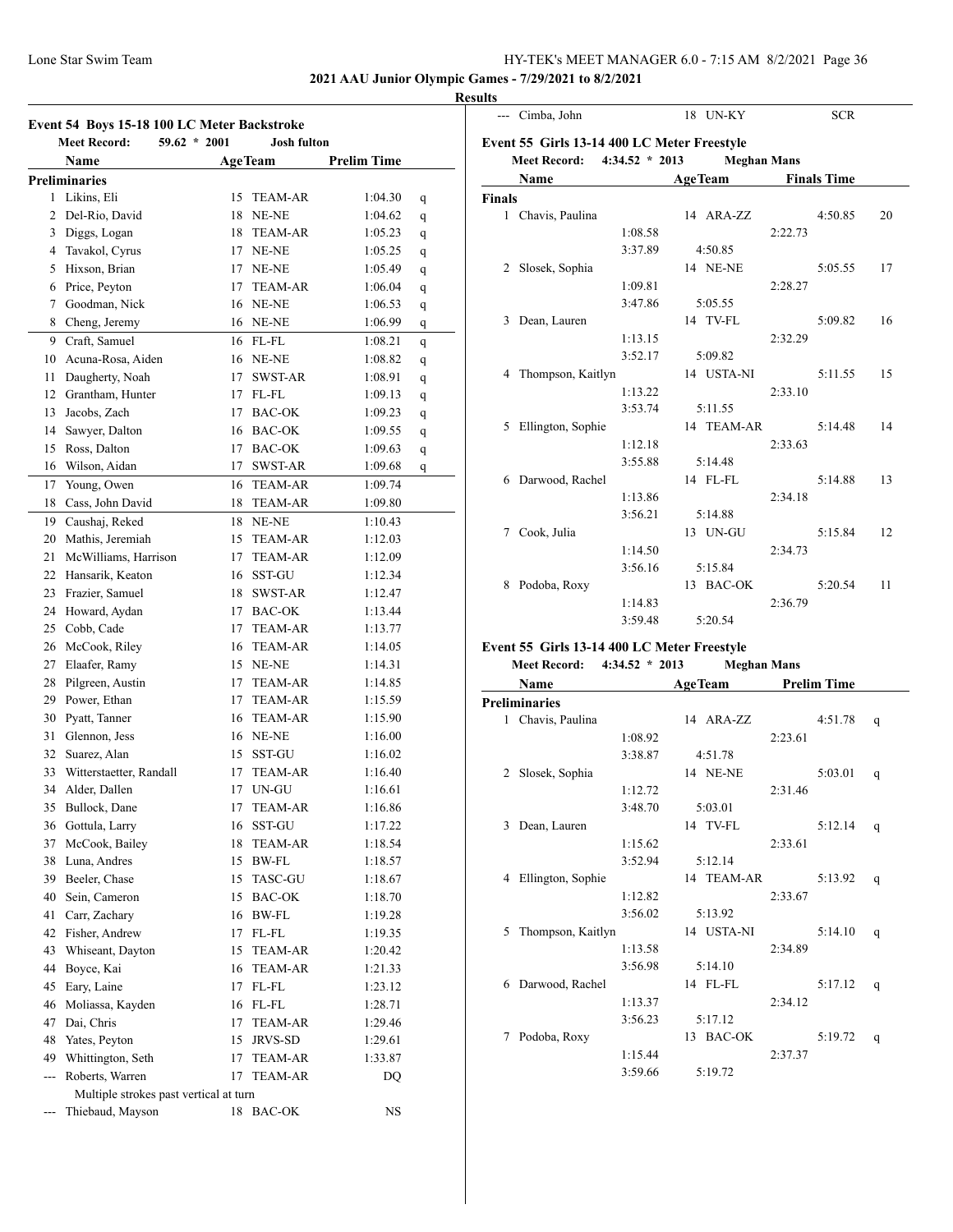## Results

### Event 54 Boys 15-18 100 LC Meter Backstroke

**Meet Record:** 59.62 * 2001 Josh fulton

| | Name | Age | Team | Prelim Time | |
|---|---|---|---|---|---|
| **Preliminaries** | | | | | |
| 1 | Likins, Eli | 15 | TEAM-AR | 1:04.30 | q |
| 2 | Del-Rio, David | 18 | NE-NE | 1:04.62 | q |
| 3 | Diggs, Logan | 18 | TEAM-AR | 1:05.23 | q |
| 4 | Tavakol, Cyrus | 17 | NE-NE | 1:05.25 | q |
| 5 | Hixson, Brian | 17 | NE-NE | 1:05.49 | q |
| 6 | Price, Peyton | 17 | TEAM-AR | 1:06.04 | q |
| 7 | Goodman, Nick | 16 | NE-NE | 1:06.53 | q |
| 8 | Cheng, Jeremy | 16 | NE-NE | 1:06.99 | q |
| 9 | Craft, Samuel | 16 | FL-FL | 1:08.21 | q |
| 10 | Acuna-Rosa, Aiden | 16 | NE-NE | 1:08.82 | q |
| 11 | Daugherty, Noah | 17 | SWST-AR | 1:08.91 | q |
| 12 | Grantham, Hunter | 17 | FL-FL | 1:09.13 | q |
| 13 | Jacobs, Zach | 17 | BAC-OK | 1:09.23 | q |
| 14 | Sawyer, Dalton | 16 | BAC-OK | 1:09.55 | q |
| 15 | Ross, Dalton | 17 | BAC-OK | 1:09.63 | q |
| 16 | Wilson, Aidan | 17 | SWST-AR | 1:09.68 | q |
| 17 | Young, Owen | 16 | TEAM-AR | 1:09.74 | |
| 18 | Cass, John David | 18 | TEAM-AR | 1:09.80 | |
| 19 | Caushaj, Reked | 18 | NE-NE | 1:10.43 | |
| 20 | Mathis, Jeremiah | 15 | TEAM-AR | 1:12.03 | |
| 21 | McWilliams, Harrison | 17 | TEAM-AR | 1:12.09 | |
| 22 | Hansarik, Keaton | 16 | SST-GU | 1:12.34 | |
| 23 | Frazier, Samuel | 18 | SWST-AR | 1:12.47 | |
| 24 | Howard, Aydan | 17 | BAC-OK | 1:13.44 | |
| 25 | Cobb, Cade | 17 | TEAM-AR | 1:13.77 | |
| 26 | McCook, Riley | 16 | TEAM-AR | 1:14.05 | |
| 27 | Elaafer, Ramy | 15 | NE-NE | 1:14.31 | |
| 28 | Pilgreen, Austin | 17 | TEAM-AR | 1:14.85 | |
| 29 | Power, Ethan | 17 | TEAM-AR | 1:15.59 | |
| 30 | Pyatt, Tanner | 16 | TEAM-AR | 1:15.90 | |
| 31 | Glennon, Jess | 16 | NE-NE | 1:16.00 | |
| 32 | Suarez, Alan | 15 | SST-GU | 1:16.02 | |
| 33 | Witterstaetter, Randall | 17 | TEAM-AR | 1:16.40 | |
| 34 | Alder, Dallen | 17 | UN-GU | 1:16.61 | |
| 35 | Bullock, Dane | 17 | TEAM-AR | 1:16.86 | |
| 36 | Gottula, Larry | 16 | SST-GU | 1:17.22 | |
| 37 | McCook, Bailey | 18 | TEAM-AR | 1:18.54 | |
| 38 | Luna, Andres | 15 | BW-FL | 1:18.57 | |
| 39 | Beeler, Chase | 15 | TASC-GU | 1:18.67 | |
| 40 | Sein, Cameron | 15 | BAC-OK | 1:18.70 | |
| 41 | Carr, Zachary | 16 | BW-FL | 1:19.28 | |
| 42 | Fisher, Andrew | 17 | FL-FL | 1:19.35 | |
| 43 | Whiseant, Dayton | 15 | TEAM-AR | 1:20.42 | |
| 44 | Boyce, Kai | 16 | TEAM-AR | 1:21.33 | |
| 45 | Eary, Laine | 17 | FL-FL | 1:23.12 | |
| 46 | Moliassa, Kayden | 16 | FL-FL | 1:28.71 | |
| 47 | Dai, Chris | 17 | TEAM-AR | 1:29.46 | |
| 48 | Yates, Peyton | 15 | JRVS-SD | 1:29.61 | |
| 49 | Whittington, Seth | 17 | TEAM-AR | 1:33.87 | |
| --- | Roberts, Warren | 17 | TEAM-AR | DQ | |
| | Multiple strokes past vertical at turn | | | | |
| --- | Thiebaud, Mayson | 18 | BAC-OK | NS | |
| --- | Cimba, John | 18 | UN-KY | SCR | |

### Event 55 Girls 13-14 400 LC Meter Freestyle

**Meet Record:** 4:34.52 * 2013 Meghan Mans

| | Name | Age | Team | Finals Time | Points |
|---|---|---|---|---|---|
| **Finals** | | | | | |
| 1 | Chavis, Paulina | 14 | ARA-ZZ | 4:50.85 | 20 |
| | 1:08.58 | 2:22.73 | 3:37.89 | 4:50.85 | |
| 2 | Slosek, Sophia | 14 | NE-NE | 5:05.55 | 17 |
| | 1:09.81 | 2:28.27 | 3:47.86 | 5:05.55 | |
| 3 | Dean, Lauren | 14 | TV-FL | 5:09.82 | 16 |
| | 1:13.15 | 2:32.29 | 3:52.17 | 5:09.82 | |
| 4 | Thompson, Kaitlyn | 14 | USTA-NI | 5:11.55 | 15 |
| | 1:13.22 | 2:33.10 | 3:53.74 | 5:11.55 | |
| 5 | Ellington, Sophie | 14 | TEAM-AR | 5:14.48 | 14 |
| | 1:12.18 | 2:33.63 | 3:55.88 | 5:14.48 | |
| 6 | Darwood, Rachel | 14 | FL-FL | 5:14.88 | 13 |
| | 1:13.86 | 2:34.18 | 3:56.21 | 5:14.88 | |
| 7 | Cook, Julia | 13 | UN-GU | 5:15.84 | 12 |
| | 1:14.50 | 2:34.73 | 3:56.16 | 5:15.84 | |
| 8 | Podoba, Roxy | 13 | BAC-OK | 5:20.54 | 11 |
| | 1:14.83 | 2:36.79 | 3:59.48 | 5:20.54 | |

### Event 55 Girls 13-14 400 LC Meter Freestyle

**Meet Record:** 4:34.52 * 2013 Meghan Mans

| | Name | Age | Team | Prelim Time | |
|---|---|---|---|---|---|
| **Preliminaries** | | | | | |
| 1 | Chavis, Paulina | 14 | ARA-ZZ | 4:51.78 | q |
| | 1:08.92 | 2:23.61 | 3:38.87 | 4:51.78 | |
| 2 | Slosek, Sophia | 14 | NE-NE | 5:03.01 | q |
| | 1:12.72 | 2:31.46 | 3:48.70 | 5:03.01 | |
| 3 | Dean, Lauren | 14 | TV-FL | 5:12.14 | q |
| | 1:15.62 | 2:33.61 | 3:52.94 | 5:12.14 | |
| 4 | Ellington, Sophie | 14 | TEAM-AR | 5:13.92 | q |
| | 1:12.82 | 2:33.67 | 3:56.02 | 5:13.92 | |
| 5 | Thompson, Kaitlyn | 14 | USTA-NI | 5:14.10 | q |
| | 1:13.58 | 2:34.89 | 3:56.98 | 5:14.10 | |
| 6 | Darwood, Rachel | 14 | FL-FL | 5:17.12 | q |
| | 1:13.37 | 2:34.12 | 3:56.23 | 5:17.12 | |
| 7 | Podoba, Roxy | 13 | BAC-OK | 5:19.72 | q |
| | 1:15.44 | 2:37.37 | 3:59.66 | 5:19.72 | |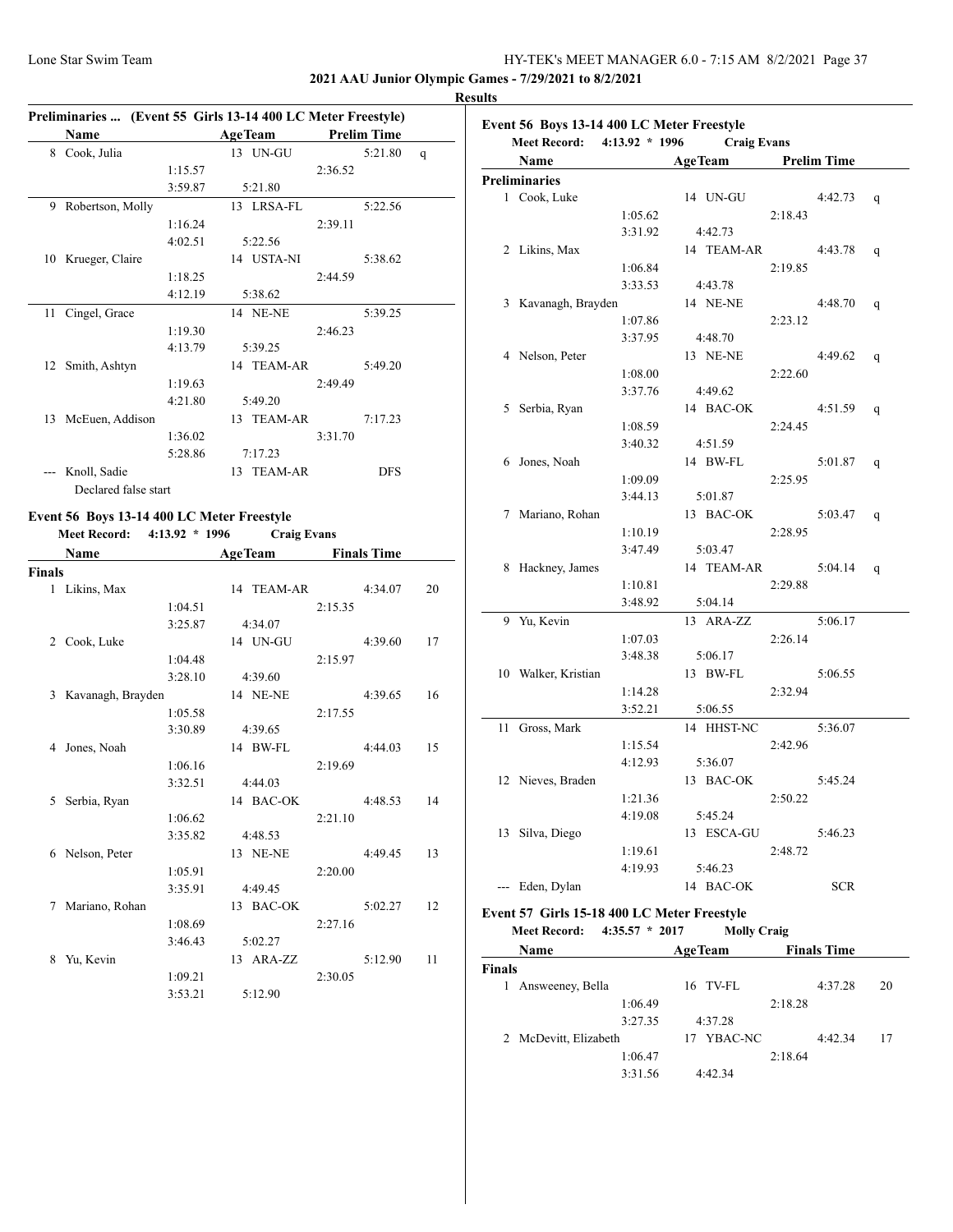**2021 AAU Junior Olympic Games - 7/29/2021 to 8/2/2021**

**Results**

### Preliminaries ... (Event 55 Girls 13-14 400 LC Meter Freestyle)

| | Name | Age | Team | Prelim Time | |
|---|---|---|---|---|---|
| 8 | Cook, Julia | 13 | UN-GU | 5:21.80 | q |
| | 1:15.57 | | 2:36.52 | | |
| | 3:59.87 | 5:21.80 | | | |
| 9 | Robertson, Molly | 13 | LRSA-FL | 5:22.56 | |
| | 1:16.24 | | 2:39.11 | | |
| | 4:02.51 | 5:22.56 | | | |
| 10 | Krueger, Claire | 14 | USTA-NI | 5:38.62 | |
| | 1:18.25 | | 2:44.59 | | |
| | 4:12.19 | 5:38.62 | | | |
| 11 | Cingel, Grace | 14 | NE-NE | 5:39.25 | |
| | 1:19.30 | | 2:46.23 | | |
| | 4:13.79 | 5:39.25 | | | |
| 12 | Smith, Ashtyn | 14 | TEAM-AR | 5:49.20 | |
| | 1:19.63 | | 2:49.49 | | |
| | 4:21.80 | 5:49.20 | | | |
| 13 | McEuen, Addison | 13 | TEAM-AR | 7:17.23 | |
| | 1:36.02 | | 3:31.70 | | |
| | 5:28.86 | 7:17.23 | | | |
| --- | Knoll, Sadie | 13 | TEAM-AR | DFS | |
| | Declared false start | | | | |

### Event 56 Boys 13-14 400 LC Meter Freestyle

Meet Record: 4:13.92 * 1996 Craig Evans

| | Name | Age | Team | Finals Time | Points |
|---|---|---|---|---|---|
| **Finals** | | | | | |
| 1 | Likins, Max | 14 | TEAM-AR | 4:34.07 | 20 |
| | 1:04.51 | | 2:15.35 | | |
| | 3:25.87 | 4:34.07 | | | |
| 2 | Cook, Luke | 14 | UN-GU | 4:39.60 | 17 |
| | 1:04.48 | | 2:15.97 | | |
| | 3:28.10 | 4:39.60 | | | |
| 3 | Kavanagh, Brayden | 14 | NE-NE | 4:39.65 | 16 |
| | 1:05.58 | | 2:17.55 | | |
| | 3:30.89 | 4:39.65 | | | |
| 4 | Jones, Noah | 14 | BW-FL | 4:44.03 | 15 |
| | 1:06.16 | | 2:19.69 | | |
| | 3:32.51 | 4:44.03 | | | |
| 5 | Serbia, Ryan | 14 | BAC-OK | 4:48.53 | 14 |
| | 1:06.62 | | 2:21.10 | | |
| | 3:35.82 | 4:48.53 | | | |
| 6 | Nelson, Peter | 13 | NE-NE | 4:49.45 | 13 |
| | 1:05.91 | | 2:20.00 | | |
| | 3:35.91 | 4:49.45 | | | |
| 7 | Mariano, Rohan | 13 | BAC-OK | 5:02.27 | 12 |
| | 1:08.69 | | 2:27.16 | | |
| | 3:46.43 | 5:02.27 | | | |
| 8 | Yu, Kevin | 13 | ARA-ZZ | 5:12.90 | 11 |
| | 1:09.21 | | 2:30.05 | | |
| | 3:53.21 | 5:12.90 | | | |

### Event 56 Boys 13-14 400 LC Meter Freestyle

Meet Record: 4:13.92 * 1996 Craig Evans

| | Name | Age | Team | Prelim Time | |
|---|---|---|---|---|---|
| **Preliminaries** | | | | | |
| 1 | Cook, Luke | 14 | UN-GU | 4:42.73 | q |
| | 1:05.62 | | 2:18.43 | | |
| | 3:31.92 | 4:42.73 | | | |
| 2 | Likins, Max | 14 | TEAM-AR | 4:43.78 | q |
| | 1:06.84 | | 2:19.85 | | |
| | 3:33.53 | 4:43.78 | | | |
| 3 | Kavanagh, Brayden | 14 | NE-NE | 4:48.70 | q |
| | 1:07.86 | | 2:23.12 | | |
| | 3:37.95 | 4:48.70 | | | |
| 4 | Nelson, Peter | 13 | NE-NE | 4:49.62 | q |
| | 1:08.00 | | 2:22.60 | | |
| | 3:37.76 | 4:49.62 | | | |
| 5 | Serbia, Ryan | 14 | BAC-OK | 4:51.59 | q |
| | 1:08.59 | | 2:24.45 | | |
| | 3:40.32 | 4:51.59 | | | |
| 6 | Jones, Noah | 14 | BW-FL | 5:01.87 | q |
| | 1:09.09 | | 2:25.95 | | |
| | 3:44.13 | 5:01.87 | | | |
| 7 | Mariano, Rohan | 13 | BAC-OK | 5:03.47 | q |
| | 1:10.19 | | 2:28.95 | | |
| | 3:47.49 | 5:03.47 | | | |
| 8 | Hackney, James | 14 | TEAM-AR | 5:04.14 | q |
| | 1:10.81 | | 2:29.88 | | |
| | 3:48.92 | 5:04.14 | | | |
| 9 | Yu, Kevin | 13 | ARA-ZZ | 5:06.17 | |
| | 1:07.03 | | 2:26.14 | | |
| | 3:48.38 | 5:06.17 | | | |
| 10 | Walker, Kristian | 13 | BW-FL | 5:06.55 | |
| | 1:14.28 | | 2:32.94 | | |
| | 3:52.21 | 5:06.55 | | | |
| 11 | Gross, Mark | 14 | HHST-NC | 5:36.07 | |
| | 1:15.54 | | 2:42.96 | | |
| | 4:12.93 | 5:36.07 | | | |
| 12 | Nieves, Braden | 13 | BAC-OK | 5:45.24 | |
| | 1:21.36 | | 2:50.22 | | |
| | 4:19.08 | 5:45.24 | | | |
| 13 | Silva, Diego | 13 | ESCA-GU | 5:46.23 | |
| | 1:19.61 | | 2:48.72 | | |
| | 4:19.93 | 5:46.23 | | | |
| --- | Eden, Dylan | 14 | BAC-OK | SCR | |

### Event 57 Girls 15-18 400 LC Meter Freestyle

Meet Record: 4:35.57 * 2017 Molly Craig

| | Name | Age | Team | Finals Time | Points |
|---|---|---|---|---|---|
| **Finals** | | | | | |
| 1 | Answeeney, Bella | 16 | TV-FL | 4:37.28 | 20 |
| | 1:06.49 | | 2:18.28 | | |
| | 3:27.35 | 4:37.28 | | | |
| 2 | McDevitt, Elizabeth | 17 | YBAC-NC | 4:42.34 | 17 |
| | 1:06.47 | | 2:18.64 | | |
| | 3:31.56 | 4:42.34 | | | |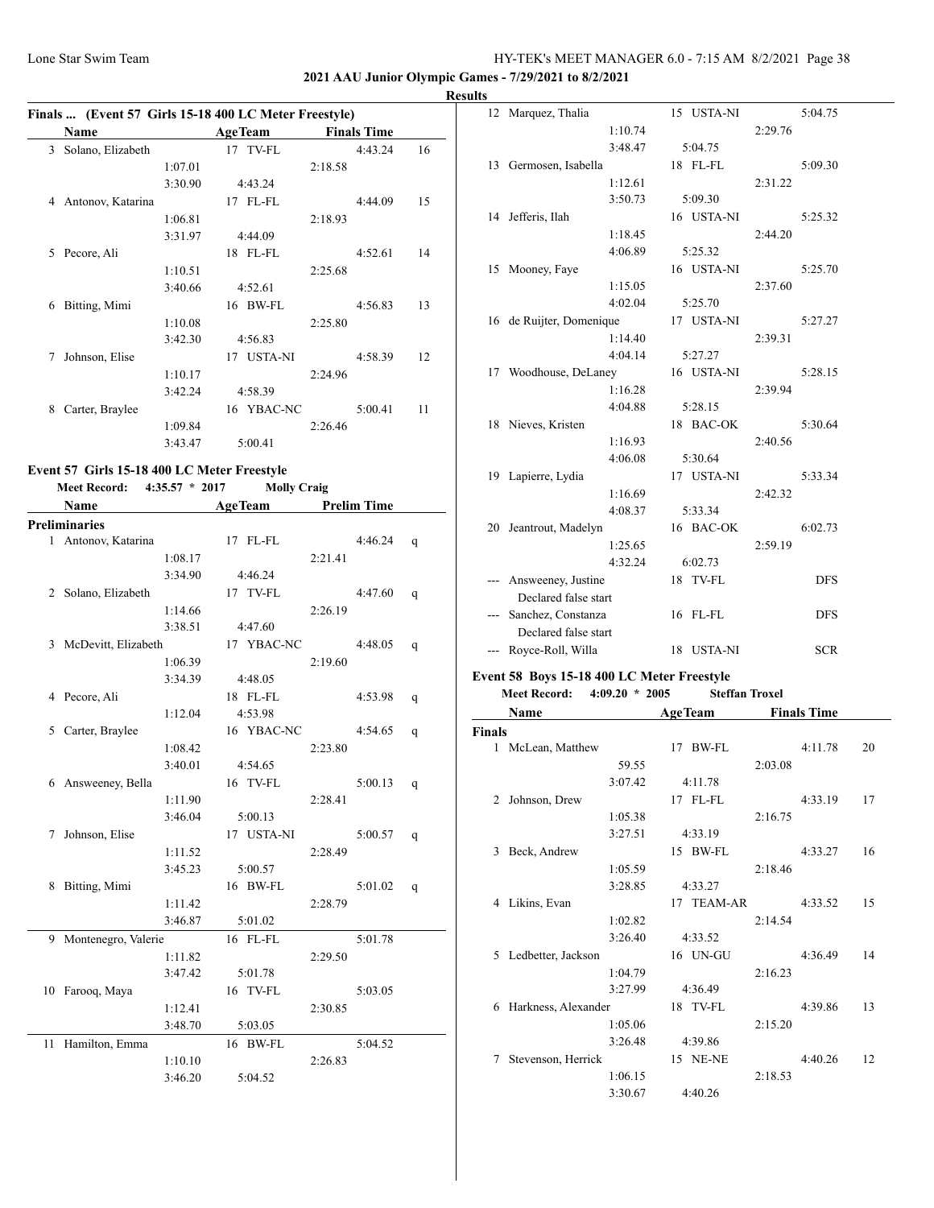## Results

### Finals ... (Event 57 Girls 15-18 400 LC Meter Freestyle)

| | Name | Age | Team | Finals Time | Points |
|---|---|---|---|---|---|
| 3 | Solano, Elizabeth | 17 | TV-FL | 4:43.24 | 16 |
| | 1:07.01 | | 2:18.58 | | |
| | 3:30.90 | | 4:43.24 | | |
| 4 | Antonov, Katarina | 17 | FL-FL | 4:44.09 | 15 |
| | 1:06.81 | | 2:18.93 | | |
| | 3:31.97 | | 4:44.09 | | |
| 5 | Pecore, Ali | 18 | FL-FL | 4:52.61 | 14 |
| | 1:10.51 | | 2:25.68 | | |
| | 3:40.66 | | 4:52.61 | | |
| 6 | Bitting, Mimi | 16 | BW-FL | 4:56.83 | 13 |
| | 1:10.08 | | 2:25.80 | | |
| | 3:42.30 | | 4:56.83 | | |
| 7 | Johnson, Elise | 17 | USTA-NI | 4:58.39 | 12 |
| | 1:10.17 | | 2:24.96 | | |
| | 3:42.24 | | 4:58.39 | | |
| 8 | Carter, Braylee | 16 | YBAC-NC | 5:00.41 | 11 |
| | 1:09.84 | | 2:26.46 | | |
| | 3:43.47 | | 5:00.41 | | |

### Event 57 Girls 15-18 400 LC Meter Freestyle

**Meet Record:** 4:35.57 * 2017 Molly Craig

| | Name | Age | Team | Prelim Time | |
|---|---|---|---|---|---|
| **Preliminaries** | | | | | |
| 1 | Antonov, Katarina | 17 | FL-FL | 4:46.24 | q |
| | 1:08.17 | | 2:21.41 | | |
| | 3:34.90 | | 4:46.24 | | |
| 2 | Solano, Elizabeth | 17 | TV-FL | 4:47.60 | q |
| | 1:14.66 | | 2:26.19 | | |
| | 3:38.51 | | 4:47.60 | | |
| 3 | McDevitt, Elizabeth | 17 | YBAC-NC | 4:48.05 | q |
| | 1:06.39 | | 2:19.60 | | |
| | 3:34.39 | | 4:48.05 | | |
| 4 | Pecore, Ali | 18 | FL-FL | 4:53.98 | q |
| | 1:12.04 | | 4:53.98 | | |
| 5 | Carter, Braylee | 16 | YBAC-NC | 4:54.65 | q |
| | 1:08.42 | | 2:23.80 | | |
| | 3:40.01 | | 4:54.65 | | |
| 6 | Answeeney, Bella | 16 | TV-FL | 5:00.13 | q |
| | 1:11.90 | | 2:28.41 | | |
| | 3:46.04 | | 5:00.13 | | |
| 7 | Johnson, Elise | 17 | USTA-NI | 5:00.57 | q |
| | 1:11.52 | | 2:28.49 | | |
| | 3:45.23 | | 5:00.57 | | |
| 8 | Bitting, Mimi | 16 | BW-FL | 5:01.02 | q |
| | 1:11.42 | | 2:28.79 | | |
| | 3:46.87 | | 5:01.02 | | |
| 9 | Montenegro, Valerie | 16 | FL-FL | 5:01.78 | |
| | 1:11.82 | | 2:29.50 | | |
| | 3:47.42 | | 5:01.78 | | |
| 10 | Farooq, Maya | 16 | TV-FL | 5:03.05 | |
| | 1:12.41 | | 2:30.85 | | |
| | 3:48.70 | | 5:03.05 | | |
| 11 | Hamilton, Emma | 16 | BW-FL | 5:04.52 | |
| | 1:10.10 | | 2:26.83 | | |
| | 3:46.20 | | 5:04.52 | | |
| 12 | Marquez, Thalia | 15 | USTA-NI | 5:04.75 | |
| | 1:10.74 | | 2:29.76 | | |
| | 3:48.47 | | 5:04.75 | | |
| 13 | Germosen, Isabella | 18 | FL-FL | 5:09.30 | |
| | 1:12.61 | | 2:31.22 | | |
| | 3:50.73 | | 5:09.30 | | |
| 14 | Jefferis, Ilah | 16 | USTA-NI | 5:25.32 | |
| | 1:18.45 | | 2:44.20 | | |
| | 4:06.89 | | 5:25.32 | | |
| 15 | Mooney, Faye | 16 | USTA-NI | 5:25.70 | |
| | 1:15.05 | | 2:37.60 | | |
| | 4:02.04 | | 5:25.70 | | |
| 16 | de Ruijter, Domenique | 17 | USTA-NI | 5:27.27 | |
| | 1:14.40 | | 2:39.31 | | |
| | 4:04.14 | | 5:27.27 | | |
| 17 | Woodhouse, DeLaney | 16 | USTA-NI | 5:28.15 | |
| | 1:16.28 | | 2:39.94 | | |
| | 4:04.88 | | 5:28.15 | | |
| 18 | Nieves, Kristen | 18 | BAC-OK | 5:30.64 | |
| | 1:16.93 | | 2:40.56 | | |
| | 4:06.08 | | 5:30.64 | | |
| 19 | Lapierre, Lydia | 17 | USTA-NI | 5:33.34 | |
| | 1:16.69 | | 2:42.32 | | |
| | 4:08.37 | | 5:33.34 | | |
| 20 | Jeantrout, Madelyn | 16 | BAC-OK | 6:02.73 | |
| | 1:25.65 | | 2:59.19 | | |
| | 4:32.24 | | 6:02.73 | | |
| --- | Answeeney, Justine | 18 | TV-FL | DFS | |
| | Declared false start | | | | |
| --- | Sanchez, Constanza | 16 | FL-FL | DFS | |
| | Declared false start | | | | |
| --- | Royce-Roll, Willa | 18 | USTA-NI | SCR | |

### Event 58 Boys 15-18 400 LC Meter Freestyle

**Meet Record:** 4:09.20 * 2005 Steffan Troxel

| | Name | Age | Team | Finals Time | Points |
|---|---|---|---|---|---|
| **Finals** | | | | | |
| 1 | McLean, Matthew | 17 | BW-FL | 4:11.78 | 20 |
| | 59.55 | | 2:03.08 | | |
| | 3:07.42 | | 4:11.78 | | |
| 2 | Johnson, Drew | 17 | FL-FL | 4:33.19 | 17 |
| | 1:05.38 | | 2:16.75 | | |
| | 3:27.51 | | 4:33.19 | | |
| 3 | Beck, Andrew | 15 | BW-FL | 4:33.27 | 16 |
| | 1:05.59 | | 2:18.46 | | |
| | 3:28.85 | | 4:33.27 | | |
| 4 | Likins, Evan | 17 | TEAM-AR | 4:33.52 | 15 |
| | 1:02.82 | | 2:14.54 | | |
| | 3:26.40 | | 4:33.52 | | |
| 5 | Ledbetter, Jackson | 16 | UN-GU | 4:36.49 | 14 |
| | 1:04.79 | | 2:16.23 | | |
| | 3:27.99 | | 4:36.49 | | |
| 6 | Harkness, Alexander | 18 | TV-FL | 4:39.86 | 13 |
| | 1:05.06 | | 2:15.20 | | |
| | 3:26.48 | | 4:39.86 | | |
| 7 | Stevenson, Herrick | 15 | NE-NE | 4:40.26 | 12 |
| | 1:06.15 | | 2:18.53 | | |
| | 3:30.67 | | 4:40.26 | | |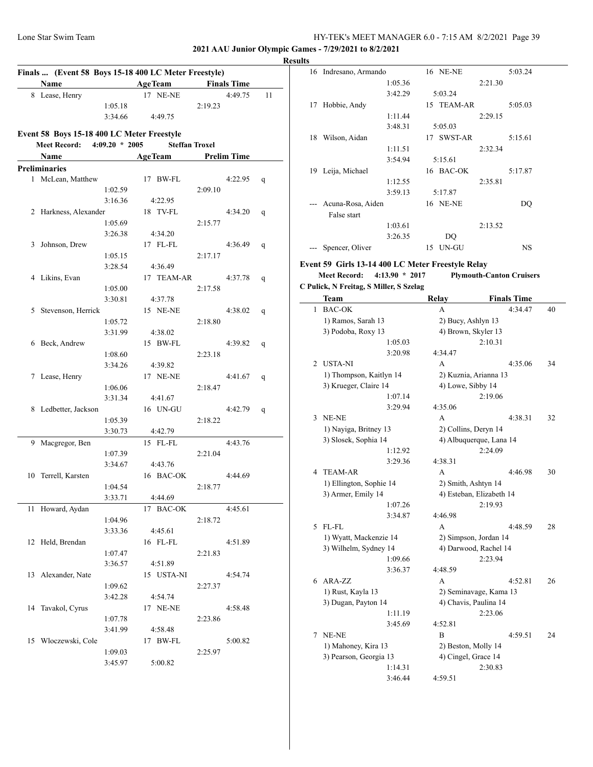**2021 AAU Junior Olympic Games - 7/29/2021 to 8/2/2021**

**Results**

### Finals ... (Event 58 Boys 15-18 400 LC Meter Freestyle)

| | Name | Age | Team | Finals Time | Points |
|---|---|---|---|---|---|
| 8 | Lease, Henry | 17 | NE-NE | 4:49.75 | 11 |
| | 1:05.18 | | 2:19.23 | | |
| | 3:34.66 | | 4:49.75 | | |

### Event 58 Boys 15-18 400 LC Meter Freestyle

**Meet Record: 4:09.20 * 2005 Steffan Troxel**

**Preliminaries**

| | Name | Age | Team | Prelim Time | |
|---|---|---|---|---|---|
| 1 | McLean, Matthew | 17 | BW-FL | 4:22.95 | q |
| | 1:02.59 | | 2:09.10 | | |
| | 3:16.36 | | 4:22.95 | | |
| 2 | Harkness, Alexander | 18 | TV-FL | 4:34.20 | q |
| | 1:05.69 | | 2:15.77 | | |
| | 3:26.38 | | 4:34.20 | | |
| 3 | Johnson, Drew | 17 | FL-FL | 4:36.49 | q |
| | 1:05.15 | | 2:17.17 | | |
| | 3:28.54 | | 4:36.49 | | |
| 4 | Likins, Evan | 17 | TEAM-AR | 4:37.78 | q |
| | 1:05.00 | | 2:17.58 | | |
| | 3:30.81 | | 4:37.78 | | |
| 5 | Stevenson, Herrick | 15 | NE-NE | 4:38.02 | q |
| | 1:05.72 | | 2:18.80 | | |
| | 3:31.99 | | 4:38.02 | | |
| 6 | Beck, Andrew | 15 | BW-FL | 4:39.82 | q |
| | 1:08.60 | | 2:23.18 | | |
| | 3:34.26 | | 4:39.82 | | |
| 7 | Lease, Henry | 17 | NE-NE | 4:41.67 | q |
| | 1:06.06 | | 2:18.47 | | |
| | 3:31.34 | | 4:41.67 | | |
| 8 | Ledbetter, Jackson | 16 | UN-GU | 4:42.79 | q |
| | 1:05.39 | | 2:18.22 | | |
| | 3:30.73 | | 4:42.79 | | |
| 9 | Macgregor, Ben | 15 | FL-FL | 4:43.76 | |
| | 1:07.39 | | 2:21.04 | | |
| | 3:34.67 | | 4:43.76 | | |
| 10 | Terrell, Karsten | 16 | BAC-OK | 4:44.69 | |
| | 1:04.54 | | 2:18.77 | | |
| | 3:33.71 | | 4:44.69 | | |
| 11 | Howard, Aydan | 17 | BAC-OK | 4:45.61 | |
| | 1:04.96 | | 2:18.72 | | |
| | 3:33.36 | | 4:45.61 | | |
| 12 | Held, Brendan | 16 | FL-FL | 4:51.89 | |
| | 1:07.47 | | 2:21.83 | | |
| | 3:36.57 | | 4:51.89 | | |
| 13 | Alexander, Nate | 15 | USTA-NI | 4:54.74 | |
| | 1:09.62 | | 2:27.37 | | |
| | 3:42.28 | | 4:54.74 | | |
| 14 | Tavakol, Cyrus | 17 | NE-NE | 4:58.48 | |
| | 1:07.78 | | 2:23.86 | | |
| | 3:41.99 | | 4:58.48 | | |
| 15 | Wloczewski, Cole | 17 | BW-FL | 5:00.82 | |
| | 1:09.03 | | 2:25.97 | | |
| | 3:45.97 | | 5:00.82 | | |
| 16 | Indresano, Armando | 16 | NE-NE | 5:03.24 | |
| | 1:05.36 | | 2:21.30 | | |
| | 3:42.29 | | 5:03.24 | | |
| 17 | Hobbie, Andy | 15 | TEAM-AR | 5:05.03 | |
| | 1:11.44 | | 2:29.15 | | |
| | 3:48.31 | | 5:05.03 | | |
| 18 | Wilson, Aidan | 17 | SWST-AR | 5:15.61 | |
| | 1:11.51 | | 2:32.34 | | |
| | 3:54.94 | | 5:15.61 | | |
| 19 | Leija, Michael | 16 | BAC-OK | 5:17.87 | |
| | 1:12.55 | | 2:35.81 | | |
| | 3:59.13 | | 5:17.87 | | |
| --- | Acuna-Rosa, Aiden | 16 | NE-NE | DQ | |
| | False start | | | | |
| | 1:03.61 | | 2:13.52 | | |
| | 3:26.35 | | DQ | | |
| --- | Spencer, Oliver | 15 | UN-GU | NS | |

### Event 59 Girls 13-14 400 LC Meter Freestyle Relay

**Meet Record: 4:13.90 * 2017 Plymouth-Canton Cruisers**

**C Pulick, N Freitag, S Miller, S Szelag**

| | Team | Relay | Finals Time | Points |
|---|---|---|---|---|
| 1 | BAC-OK | A | 4:34.47 | 40 |
| | 1) Ramos, Sarah 13 | 2) Bucy, Ashlyn 13 | | |
| | 3) Podoba, Roxy 13 | 4) Brown, Skyler 13 | | |
| | 1:05.03 | 2:10.31 | | |
| | 3:20.98 | 4:34.47 | | |
| 2 | USTA-NI | A | 4:35.06 | 34 |
| | 1) Thompson, Kaitlyn 14 | 2) Kuznia, Arianna 13 | | |
| | 3) Krueger, Claire 14 | 4) Lowe, Sibby 14 | | |
| | 1:07.14 | 2:19.06 | | |
| | 3:29.94 | 4:35.06 | | |
| 3 | NE-NE | A | 4:38.31 | 32 |
| | 1) Nayiga, Britney 13 | 2) Collins, Deryn 14 | | |
| | 3) Slosek, Sophia 14 | 4) Albuquerque, Lana 14 | | |
| | 1:12.92 | 2:24.09 | | |
| | 3:29.36 | 4:38.31 | | |
| 4 | TEAM-AR | A | 4:46.98 | 30 |
| | 1) Ellington, Sophie 14 | 2) Smith, Ashtyn 14 | | |
| | 3) Armer, Emily 14 | 4) Esteban, Elizabeth 14 | | |
| | 1:07.26 | 2:19.93 | | |
| | 3:34.87 | 4:46.98 | | |
| 5 | FL-FL | A | 4:48.59 | 28 |
| | 1) Wyatt, Mackenzie 14 | 2) Simpson, Jordan 14 | | |
| | 3) Wilhelm, Sydney 14 | 4) Darwood, Rachel 14 | | |
| | 1:09.66 | 2:23.94 | | |
| | 3:36.37 | 4:48.59 | | |
| 6 | ARA-ZZ | A | 4:52.81 | 26 |
| | 1) Rust, Kayla 13 | 2) Seminavage, Kama 13 | | |
| | 3) Dugan, Payton 14 | 4) Chavis, Paulina 14 | | |
| | 1:11.19 | 2:23.06 | | |
| | 3:45.69 | 4:52.81 | | |
| 7 | NE-NE | B | 4:59.51 | 24 |
| | 1) Mahoney, Kira 13 | 2) Beston, Molly 14 | | |
| | 3) Pearson, Georgia 13 | 4) Cingel, Grace 14 | | |
| | 1:14.31 | 2:30.83 | | |
| | 3:46.44 | 4:59.51 | | |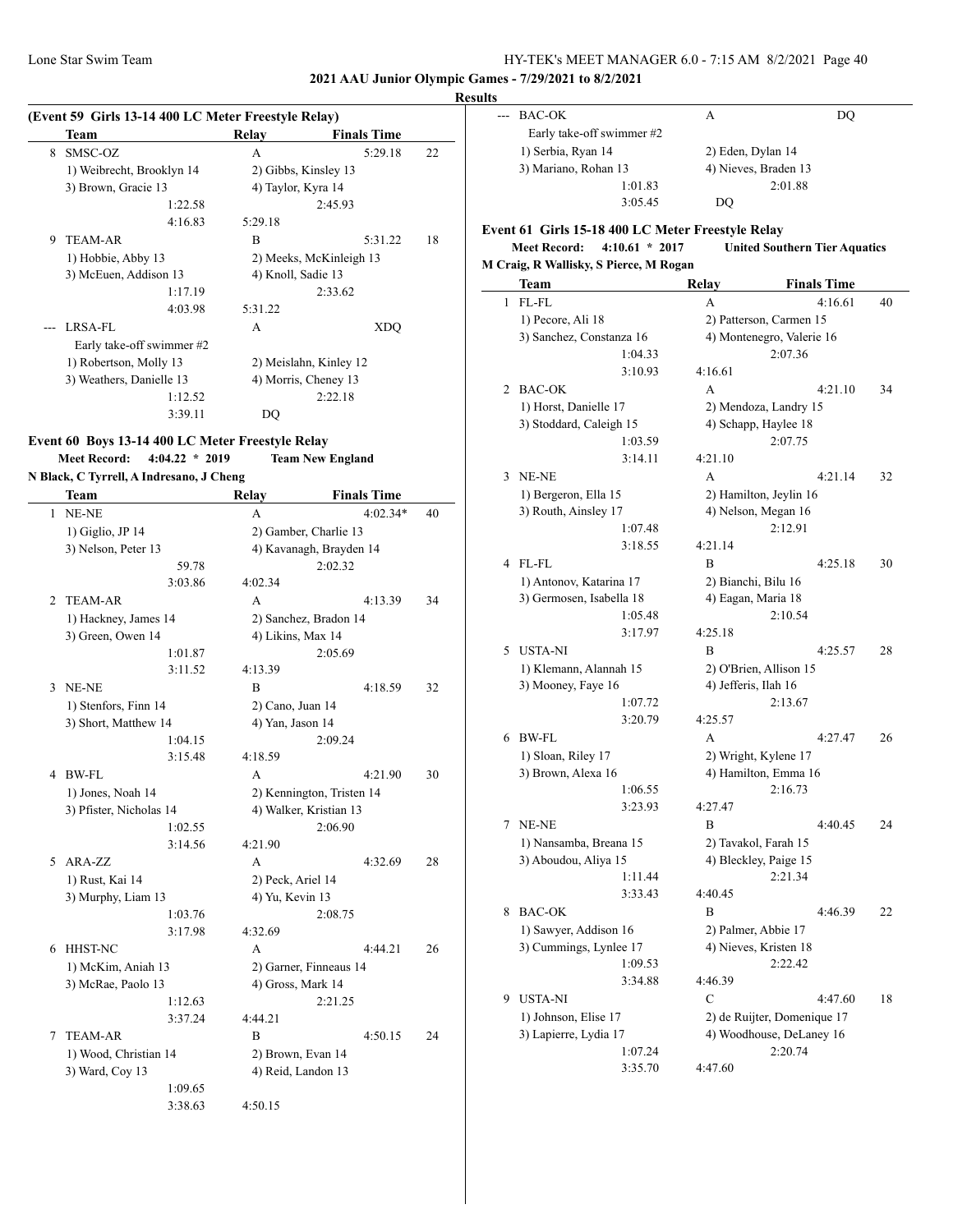**2021 AAU Junior Olympic Games - 7/29/2021 to 8/2/2021**

**Results**

**(Event 59 Girls 13-14 400 LC Meter Freestyle Relay)**

| | Team | Relay | Finals Time | |
|---|---|---|---|---|
| 8 | SMSC-OZ | A | 5:29.18 | 22 |
| | 1) Weibrecht, Brooklyn 14 | 2) Gibbs, Kinsley 13 | | |
| | 3) Brown, Gracie 13 | 4) Taylor, Kyra 14 | | |
| | 1:22.58 | 2:45.93 | | |
| | 4:16.83 | 5:29.18 | | |
| 9 | TEAM-AR | B | 5:31.22 | 18 |
| | 1) Hobbie, Abby 13 | 2) Meeks, McKinleigh 13 | | |
| | 3) McEuen, Addison 13 | 4) Knoll, Sadie 13 | | |
| | 1:17.19 | 2:33.62 | | |
| | 4:03.98 | 5:31.22 | | |
| --- | LRSA-FL | A | XDQ | |
| | Early take-off swimmer #2 | | | |
| | 1) Robertson, Molly 13 | 2) Meislahn, Kinley 12 | | |
| | 3) Weathers, Danielle 13 | 4) Morris, Cheney 13 | | |
| | 1:12.52 | 2:22.18 | | |
| | 3:39.11 | DQ | | |

**Event 60 Boys 13-14 400 LC Meter Freestyle Relay**

**Meet Record: 4:04.22 * 2019 Team New England**
**N Black, C Tyrrell, A Indresano, J Cheng**

| | Team | Relay | Finals Time | |
|---|---|---|---|---|
| 1 | NE-NE | A | 4:02.34* | 40 |
| | 1) Giglio, JP 14 | 2) Gamber, Charlie 13 | | |
| | 3) Nelson, Peter 13 | 4) Kavanagh, Brayden 14 | | |
| | 59.78 | 2:02.32 | | |
| | 3:03.86 | 4:02.34 | | |
| 2 | TEAM-AR | A | 4:13.39 | 34 |
| | 1) Hackney, James 14 | 2) Sanchez, Bradon 14 | | |
| | 3) Green, Owen 14 | 4) Likins, Max 14 | | |
| | 1:01.87 | 2:05.69 | | |
| | 3:11.52 | 4:13.39 | | |
| 3 | NE-NE | B | 4:18.59 | 32 |
| | 1) Stenfors, Finn 14 | 2) Cano, Juan 14 | | |
| | 3) Short, Matthew 14 | 4) Yan, Jason 14 | | |
| | 1:04.15 | 2:09.24 | | |
| | 3:15.48 | 4:18.59 | | |
| 4 | BW-FL | A | 4:21.90 | 30 |
| | 1) Jones, Noah 14 | 2) Kennington, Tristen 14 | | |
| | 3) Pfister, Nicholas 14 | 4) Walker, Kristian 13 | | |
| | 1:02.55 | 2:06.90 | | |
| | 3:14.56 | 4:21.90 | | |
| 5 | ARA-ZZ | A | 4:32.69 | 28 |
| | 1) Rust, Kai 14 | 2) Peck, Ariel 14 | | |
| | 3) Murphy, Liam 13 | 4) Yu, Kevin 13 | | |
| | 1:03.76 | 2:08.75 | | |
| | 3:17.98 | 4:32.69 | | |
| 6 | HHST-NC | A | 4:44.21 | 26 |
| | 1) McKim, Aniah 13 | 2) Garner, Finneaus 14 | | |
| | 3) McRae, Paolo 13 | 4) Gross, Mark 14 | | |
| | 1:12.63 | 2:21.25 | | |
| | 3:37.24 | 4:44.21 | | |
| 7 | TEAM-AR | B | 4:50.15 | 24 |
| | 1) Wood, Christian 14 | 2) Brown, Evan 14 | | |
| | 3) Ward, Coy 13 | 4) Reid, Landon 13 | | |
| | 1:09.65 | | | |
| | 3:38.63 | 4:50.15 | | |
| --- | BAC-OK | A | DQ | |
| | Early take-off swimmer #2 | | | |
| | 1) Serbia, Ryan 14 | 2) Eden, Dylan 14 | | |
| | 3) Mariano, Rohan 13 | 4) Nieves, Braden 13 | | |
| | 1:01.83 | 2:01.88 | | |
| | 3:05.45 | DQ | | |

**Event 61 Girls 15-18 400 LC Meter Freestyle Relay**

**Meet Record: 4:10.61 * 2017 United Southern Tier Aquatics**
**M Craig, R Wallisky, S Pierce, M Rogan**

| | Team | Relay | Finals Time | |
|---|---|---|---|---|
| 1 | FL-FL | A | 4:16.61 | 40 |
| | 1) Pecore, Ali 18 | 2) Patterson, Carmen 15 | | |
| | 3) Sanchez, Constanza 16 | 4) Montenegro, Valerie 16 | | |
| | 1:04.33 | 2:07.36 | | |
| | 3:10.93 | 4:16.61 | | |
| 2 | BAC-OK | A | 4:21.10 | 34 |
| | 1) Horst, Danielle 17 | 2) Mendoza, Landry 15 | | |
| | 3) Stoddard, Caleigh 15 | 4) Schapp, Haylee 18 | | |
| | 1:03.59 | 2:07.75 | | |
| | 3:14.11 | 4:21.10 | | |
| 3 | NE-NE | A | 4:21.14 | 32 |
| | 1) Bergeron, Ella 15 | 2) Hamilton, Jeylin 16 | | |
| | 3) Routh, Ainsley 17 | 4) Nelson, Megan 16 | | |
| | 1:07.48 | 2:12.91 | | |
| | 3:18.55 | 4:21.14 | | |
| 4 | FL-FL | B | 4:25.18 | 30 |
| | 1) Antonov, Katarina 17 | 2) Bianchi, Bilu 16 | | |
| | 3) Germosen, Isabella 18 | 4) Eagan, Maria 18 | | |
| | 1:05.48 | 2:10.54 | | |
| | 3:17.97 | 4:25.18 | | |
| 5 | USTA-NI | B | 4:25.57 | 28 |
| | 1) Klemann, Alannah 15 | 2) O'Brien, Allison 15 | | |
| | 3) Mooney, Faye 16 | 4) Jefferis, Ilah 16 | | |
| | 1:07.72 | 2:13.67 | | |
| | 3:20.79 | 4:25.57 | | |
| 6 | BW-FL | A | 4:27.47 | 26 |
| | 1) Sloan, Riley 17 | 2) Wright, Kylene 17 | | |
| | 3) Brown, Alexa 16 | 4) Hamilton, Emma 16 | | |
| | 1:06.55 | 2:16.73 | | |
| | 3:23.93 | 4:27.47 | | |
| 7 | NE-NE | B | 4:40.45 | 24 |
| | 1) Nansamba, Breana 15 | 2) Tavakol, Farah 15 | | |
| | 3) Aboudou, Aliya 15 | 4) Bleckley, Paige 15 | | |
| | 1:11.44 | 2:21.34 | | |
| | 3:33.43 | 4:40.45 | | |
| 8 | BAC-OK | B | 4:46.39 | 22 |
| | 1) Sawyer, Addison 16 | 2) Palmer, Abbie 17 | | |
| | 3) Cummings, Lynlee 17 | 4) Nieves, Kristen 18 | | |
| | 1:09.53 | 2:22.42 | | |
| | 3:34.88 | 4:46.39 | | |
| 9 | USTA-NI | C | 4:47.60 | 18 |
| | 1) Johnson, Elise 17 | 2) de Ruijter, Domenique 17 | | |
| | 3) Lapierre, Lydia 17 | 4) Woodhouse, DeLaney 16 | | |
| | 1:07.24 | 2:20.74 | | |
| | 3:35.70 | 4:47.60 | | |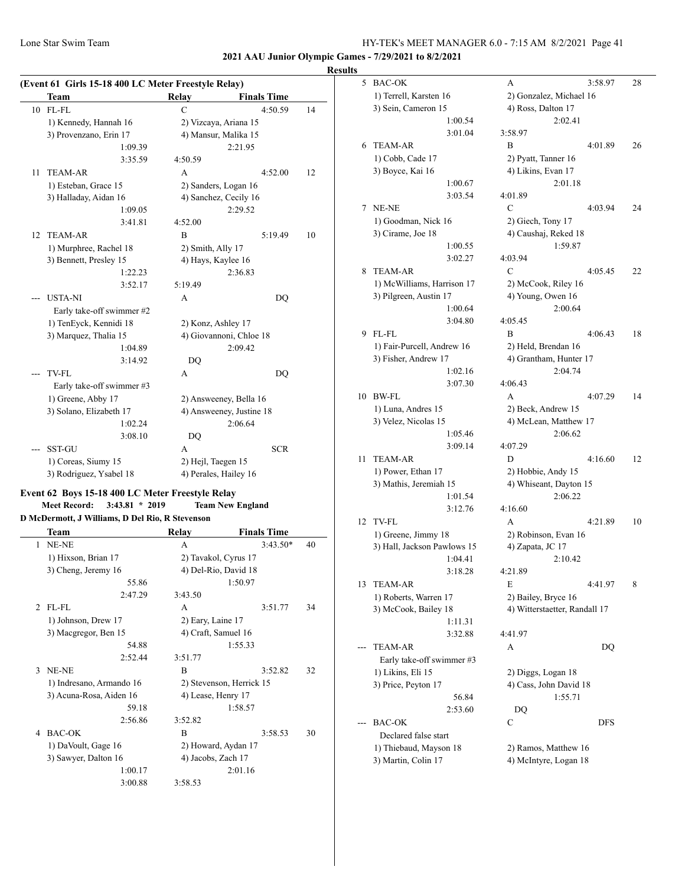**2021 AAU Junior Olympic Games - 7/29/2021 to 8/2/2021**

**Results**

### (Event 61 Girls 15-18 400 LC Meter Freestyle Relay)

| | Team | Relay | Finals Time | |
|---|---|---|---|---|
| 10 | FL-FL | C | 4:50.59 | 14 |
| | 1) Kennedy, Hannah 16 | 2) Vizcaya, Ariana 15 | | |
| | 3) Provenzano, Erin 17 | 4) Mansur, Malika 15 | | |
| | 1:09.39 | 2:21.95 | | |
| | 3:35.59 | 4:50.59 | | |
| 11 | TEAM-AR | A | 4:52.00 | 12 |
| | 1) Esteban, Grace 15 | 2) Sanders, Logan 16 | | |
| | 3) Halladay, Aidan 16 | 4) Sanchez, Cecily 16 | | |
| | 1:09.05 | 2:29.52 | | |
| | 3:41.81 | 4:52.00 | | |
| 12 | TEAM-AR | B | 5:19.49 | 10 |
| | 1) Murphree, Rachel 18 | 2) Smith, Ally 17 | | |
| | 3) Bennett, Presley 15 | 4) Hays, Kaylee 16 | | |
| | 1:22.23 | 2:36.83 | | |
| | 3:52.17 | 5:19.49 | | |
| --- | USTA-NI | A | DQ | |
| | Early take-off swimmer #2 | | | |
| | 1) TenEyck, Kennidi 18 | 2) Konz, Ashley 17 | | |
| | 3) Marquez, Thalia 15 | 4) Giovannoni, Chloe 18 | | |
| | 1:04.89 | 2:09.42 | | |
| | 3:14.92 | DQ | | |
| --- | TV-FL | A | DQ | |
| | Early take-off swimmer #3 | | | |
| | 1) Greene, Abby 17 | 2) Answeeney, Bella 16 | | |
| | 3) Solano, Elizabeth 17 | 4) Answeeney, Justine 18 | | |
| | 1:02.24 | 2:06.64 | | |
| | 3:08.10 | DQ | | |
| --- | SST-GU | A | SCR | |
| | 1) Coreas, Siumy 15 | 2) Hejl, Taegen 15 | | |
| | 3) Rodriguez, Ysabel 18 | 4) Perales, Hailey 16 | | |

### Event 62 Boys 15-18 400 LC Meter Freestyle Relay

**Meet Record: 3:43.81 * 2019 Team New England**
**D McDermott, J Williams, D Del Rio, R Stevenson**

| | Team | Relay | Finals Time | |
|---|---|---|---|---|
| 1 | NE-NE | A | 3:43.50* | 40 |
| | 1) Hixson, Brian 17 | 2) Tavakol, Cyrus 17 | | |
| | 3) Cheng, Jeremy 16 | 4) Del-Rio, David 18 | | |
| | 55.86 | 1:50.97 | | |
| | 2:47.29 | 3:43.50 | | |
| 2 | FL-FL | A | 3:51.77 | 34 |
| | 1) Johnson, Drew 17 | 2) Eary, Laine 17 | | |
| | 3) Macgregor, Ben 15 | 4) Craft, Samuel 16 | | |
| | 54.88 | 1:55.33 | | |
| | 2:52.44 | 3:51.77 | | |
| 3 | NE-NE | B | 3:52.82 | 32 |
| | 1) Indresano, Armando 16 | 2) Stevenson, Herrick 15 | | |
| | 3) Acuna-Rosa, Aiden 16 | 4) Lease, Henry 17 | | |
| | 59.18 | 1:58.57 | | |
| | 2:56.86 | 3:52.82 | | |
| 4 | BAC-OK | B | 3:58.53 | 30 |
| | 1) DaVoult, Gage 16 | 2) Howard, Aydan 17 | | |
| | 3) Sawyer, Dalton 16 | 4) Jacobs, Zach 17 | | |
| | 1:00.17 | 2:01.16 | | |
| | 3:00.88 | 3:58.53 | | |
| 5 | BAC-OK | A | 3:58.97 | 28 |
| | 1) Terrell, Karsten 16 | 2) Gonzalez, Michael 16 | | |
| | 3) Sein, Cameron 15 | 4) Ross, Dalton 17 | | |
| | 1:00.54 | 2:02.41 | | |
| | 3:01.04 | 3:58.97 | | |
| 6 | TEAM-AR | B | 4:01.89 | 26 |
| | 1) Cobb, Cade 17 | 2) Pyatt, Tanner 16 | | |
| | 3) Boyce, Kai 16 | 4) Likins, Evan 17 | | |
| | 1:00.67 | 2:01.18 | | |
| | 3:03.54 | 4:01.89 | | |
| 7 | NE-NE | C | 4:03.94 | 24 |
| | 1) Goodman, Nick 16 | 2) Giech, Tony 17 | | |
| | 3) Cirame, Joe 18 | 4) Caushaj, Reked 18 | | |
| | 1:00.55 | 1:59.87 | | |
| | 3:02.27 | 4:03.94 | | |
| 8 | TEAM-AR | C | 4:05.45 | 22 |
| | 1) McWilliams, Harrison 17 | 2) McCook, Riley 16 | | |
| | 3) Pilgreen, Austin 17 | 4) Young, Owen 16 | | |
| | 1:00.64 | 2:00.64 | | |
| | 3:04.80 | 4:05.45 | | |
| 9 | FL-FL | B | 4:06.43 | 18 |
| | 1) Fair-Purcell, Andrew 16 | 2) Held, Brendan 16 | | |
| | 3) Fisher, Andrew 17 | 4) Grantham, Hunter 17 | | |
| | 1:02.16 | 2:04.74 | | |
| | 3:07.30 | 4:06.43 | | |
| 10 | BW-FL | A | 4:07.29 | 14 |
| | 1) Luna, Andres 15 | 2) Beck, Andrew 15 | | |
| | 3) Velez, Nicolas 15 | 4) McLean, Matthew 17 | | |
| | 1:05.46 | 2:06.62 | | |
| | 3:09.14 | 4:07.29 | | |
| 11 | TEAM-AR | D | 4:16.60 | 12 |
| | 1) Power, Ethan 17 | 2) Hobbie, Andy 15 | | |
| | 3) Mathis, Jeremiah 15 | 4) Whiseant, Dayton 15 | | |
| | 1:01.54 | 2:06.22 | | |
| | 3:12.76 | 4:16.60 | | |
| 12 | TV-FL | A | 4:21.89 | 10 |
| | 1) Greene, Jimmy 18 | 2) Robinson, Evan 16 | | |
| | 3) Hall, Jackson Pawlows 15 | 4) Zapata, JC 17 | | |
| | 1:04.41 | 2:10.42 | | |
| | 3:18.28 | 4:21.89 | | |
| 13 | TEAM-AR | E | 4:41.97 | 8 |
| | 1) Roberts, Warren 17 | 2) Bailey, Bryce 16 | | |
| | 3) McCook, Bailey 18 | 4) Witterstaetter, Randall 17 | | |
| | 1:11.31 | | | |
| | 3:32.88 | 4:41.97 | | |
| --- | TEAM-AR | A | DQ | |
| | Early take-off swimmer #3 | | | |
| | 1) Likins, Eli 15 | 2) Diggs, Logan 18 | | |
| | 3) Price, Peyton 17 | 4) Cass, John David 18 | | |
| | 56.84 | 1:55.71 | | |
| | 2:53.60 | DQ | | |
| --- | BAC-OK | C | DFS | |
| | Declared false start | | | |
| | 1) Thiebaud, Mayson 18 | 2) Ramos, Matthew 16 | | |
| | 3) Martin, Colin 17 | 4) McIntyre, Logan 18 | | |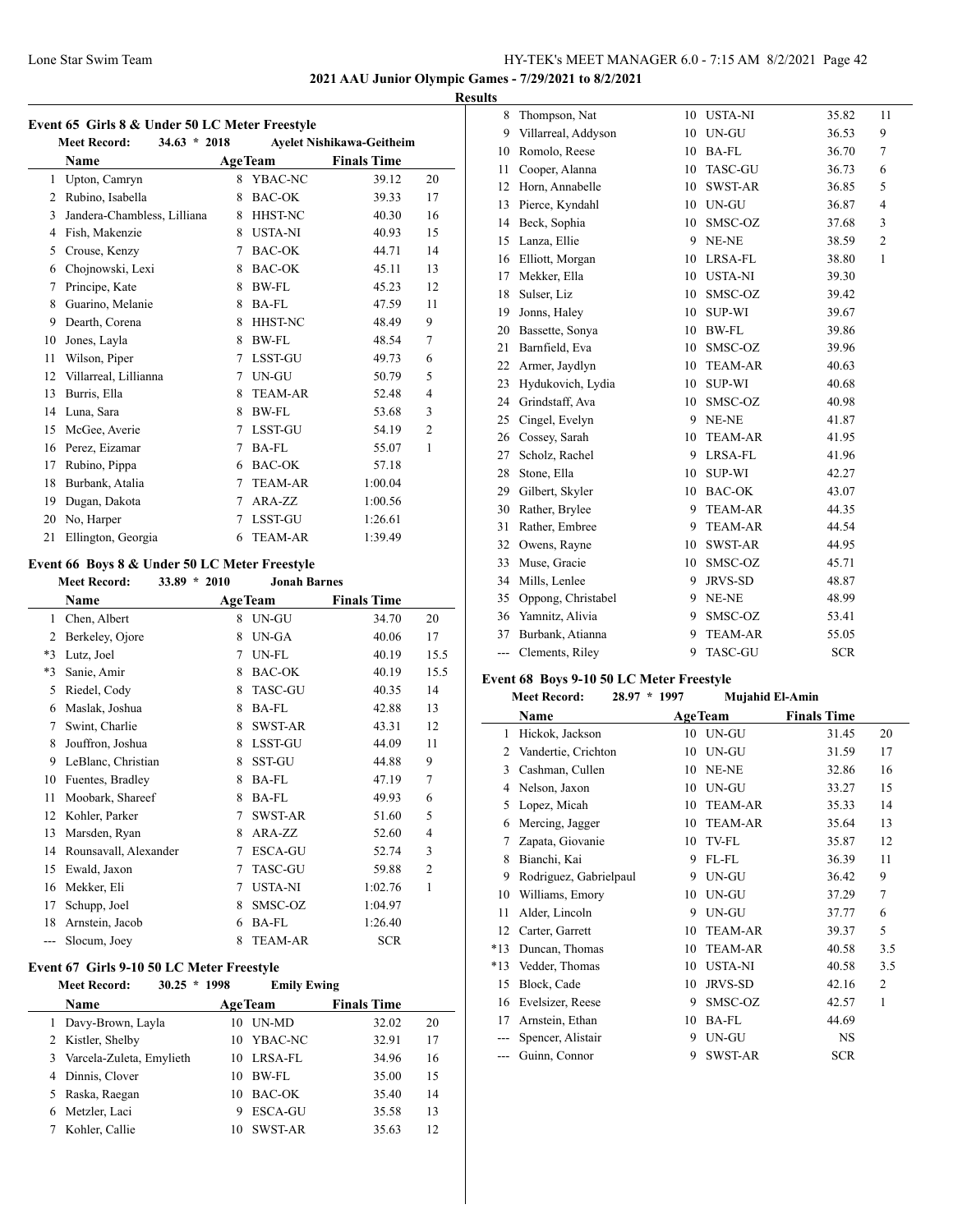## 2021 AAU Junior Olympic Games - 7/29/2021 to 8/2/2021

### Results

### Event 65 Girls 8 & Under 50 LC Meter Freestyle

Meet Record: 34.63 * 2018 Ayelet Nishikawa-Geitheim

| | Name | Age | Team | Finals Time | |
|---|---|---|---|---|---|
| 1 | Upton, Camryn | 8 | YBAC-NC | 39.12 | 20 |
| 2 | Rubino, Isabella | 8 | BAC-OK | 39.33 | 17 |
| 3 | Jandera-Chambless, Lilliana | 8 | HHST-NC | 40.30 | 16 |
| 4 | Fish, Makenzie | 8 | USTA-NI | 40.93 | 15 |
| 5 | Crouse, Kenzy | 7 | BAC-OK | 44.71 | 14 |
| 6 | Chojnowski, Lexi | 8 | BAC-OK | 45.11 | 13 |
| 7 | Principe, Kate | 8 | BW-FL | 45.23 | 12 |
| 8 | Guarino, Melanie | 8 | BA-FL | 47.59 | 11 |
| 9 | Dearth, Corena | 8 | HHST-NC | 48.49 | 9 |
| 10 | Jones, Layla | 8 | BW-FL | 48.54 | 7 |
| 11 | Wilson, Piper | 7 | LSST-GU | 49.73 | 6 |
| 12 | Villarreal, Lillianna | 7 | UN-GU | 50.79 | 5 |
| 13 | Burris, Ella | 8 | TEAM-AR | 52.48 | 4 |
| 14 | Luna, Sara | 8 | BW-FL | 53.68 | 3 |
| 15 | McGee, Averie | 7 | LSST-GU | 54.19 | 2 |
| 16 | Perez, Eizamar | 7 | BA-FL | 55.07 | 1 |
| 17 | Rubino, Pippa | 6 | BAC-OK | 57.18 | |
| 18 | Burbank, Atalia | 7 | TEAM-AR | 1:00.04 | |
| 19 | Dugan, Dakota | 7 | ARA-ZZ | 1:00.56 | |
| 20 | No, Harper | 7 | LSST-GU | 1:26.61 | |
| 21 | Ellington, Georgia | 6 | TEAM-AR | 1:39.49 | |

### Event 66 Boys 8 & Under 50 LC Meter Freestyle

Meet Record: 33.89 * 2010 Jonah Barnes

| | Name | Age | Team | Finals Time | |
|---|---|---|---|---|---|
| 1 | Chen, Albert | 8 | UN-GU | 34.70 | 20 |
| 2 | Berkeley, Ojore | 8 | UN-GA | 40.06 | 17 |
| *3 | Lutz, Joel | 7 | UN-FL | 40.19 | 15.5 |
| *3 | Sanie, Amir | 8 | BAC-OK | 40.19 | 15.5 |
| 5 | Riedel, Cody | 8 | TASC-GU | 40.35 | 14 |
| 6 | Maslak, Joshua | 8 | BA-FL | 42.88 | 13 |
| 7 | Swint, Charlie | 8 | SWST-AR | 43.31 | 12 |
| 8 | Jouffron, Joshua | 8 | LSST-GU | 44.09 | 11 |
| 9 | LeBlanc, Christian | 8 | SST-GU | 44.88 | 9 |
| 10 | Fuentes, Bradley | 8 | BA-FL | 47.19 | 7 |
| 11 | Moobark, Shareef | 8 | BA-FL | 49.93 | 6 |
| 12 | Kohler, Parker | 7 | SWST-AR | 51.60 | 5 |
| 13 | Marsden, Ryan | 8 | ARA-ZZ | 52.60 | 4 |
| 14 | Rounsavall, Alexander | 7 | ESCA-GU | 52.74 | 3 |
| 15 | Ewald, Jaxon | 7 | TASC-GU | 59.88 | 2 |
| 16 | Mekker, Eli | 7 | USTA-NI | 1:02.76 | 1 |
| 17 | Schupp, Joel | 8 | SMSC-OZ | 1:04.97 | |
| 18 | Arnstein, Jacob | 6 | BA-FL | 1:26.40 | |
| --- | Slocum, Joey | 8 | TEAM-AR | SCR | |

### Event 67 Girls 9-10 50 LC Meter Freestyle

Meet Record: 30.25 * 1998 Emily Ewing

| | Name | Age | Team | Finals Time | |
|---|---|---|---|---|---|
| 1 | Davy-Brown, Layla | 10 | UN-MD | 32.02 | 20 |
| 2 | Kistler, Shelby | 10 | YBAC-NC | 32.91 | 17 |
| 3 | Varcela-Zuleta, Emylieth | 10 | LRSA-FL | 34.96 | 16 |
| 4 | Dinnis, Clover | 10 | BW-FL | 35.00 | 15 |
| 5 | Raska, Raegan | 10 | BAC-OK | 35.40 | 14 |
| 6 | Metzler, Laci | 9 | ESCA-GU | 35.58 | 13 |
| 7 | Kohler, Callie | 10 | SWST-AR | 35.63 | 12 |
| 8 | Thompson, Nat | 10 | USTA-NI | 35.82 | 11 |
| 9 | Villarreal, Addyson | 10 | UN-GU | 36.53 | 9 |
| 10 | Romolo, Reese | 10 | BA-FL | 36.70 | 7 |
| 11 | Cooper, Alanna | 10 | TASC-GU | 36.73 | 6 |
| 12 | Horn, Annabelle | 10 | SWST-AR | 36.85 | 5 |
| 13 | Pierce, Kyndahl | 10 | UN-GU | 36.87 | 4 |
| 14 | Beck, Sophia | 10 | SMSC-OZ | 37.68 | 3 |
| 15 | Lanza, Ellie | 9 | NE-NE | 38.59 | 2 |
| 16 | Elliott, Morgan | 10 | LRSA-FL | 38.80 | 1 |
| 17 | Mekker, Ella | 10 | USTA-NI | 39.30 | |
| 18 | Sulser, Liz | 10 | SMSC-OZ | 39.42 | |
| 19 | Jonns, Haley | 10 | SUP-WI | 39.67 | |
| 20 | Bassette, Sonya | 10 | BW-FL | 39.86 | |
| 21 | Barnfield, Eva | 10 | SMSC-OZ | 39.96 | |
| 22 | Armer, Jaydlyn | 10 | TEAM-AR | 40.63 | |
| 23 | Hydukovich, Lydia | 10 | SUP-WI | 40.68 | |
| 24 | Grindstaff, Ava | 10 | SMSC-OZ | 40.98 | |
| 25 | Cingel, Evelyn | 9 | NE-NE | 41.87 | |
| 26 | Cossey, Sarah | 10 | TEAM-AR | 41.95 | |
| 27 | Scholz, Rachel | 9 | LRSA-FL | 41.96 | |
| 28 | Stone, Ella | 10 | SUP-WI | 42.27 | |
| 29 | Gilbert, Skyler | 10 | BAC-OK | 43.07 | |
| 30 | Rather, Brylee | 9 | TEAM-AR | 44.35 | |
| 31 | Rather, Embree | 9 | TEAM-AR | 44.54 | |
| 32 | Owens, Rayne | 10 | SWST-AR | 44.95 | |
| 33 | Muse, Gracie | 10 | SMSC-OZ | 45.71 | |
| 34 | Mills, Lenlee | 9 | JRVS-SD | 48.87 | |
| 35 | Oppong, Christabel | 9 | NE-NE | 48.99 | |
| 36 | Yamnitz, Alivia | 9 | SMSC-OZ | 53.41 | |
| 37 | Burbank, Atianna | 9 | TEAM-AR | 55.05 | |
| --- | Clements, Riley | 9 | TASC-GU | SCR | |

### Event 68 Boys 9-10 50 LC Meter Freestyle

Meet Record: 28.97 * 1997 Mujahid El-Amin

| | Name | Age | Team | Finals Time | |
|---|---|---|---|---|---|
| 1 | Hickok, Jackson | 10 | UN-GU | 31.45 | 20 |
| 2 | Vandertie, Crichton | 10 | UN-GU | 31.59 | 17 |
| 3 | Cashman, Cullen | 10 | NE-NE | 32.86 | 16 |
| 4 | Nelson, Jaxon | 10 | UN-GU | 33.27 | 15 |
| 5 | Lopez, Micah | 10 | TEAM-AR | 35.33 | 14 |
| 6 | Mercing, Jagger | 10 | TEAM-AR | 35.64 | 13 |
| 7 | Zapata, Giovanie | 10 | TV-FL | 35.87 | 12 |
| 8 | Bianchi, Kai | 9 | FL-FL | 36.39 | 11 |
| 9 | Rodriguez, Gabrielpaul | 9 | UN-GU | 36.42 | 9 |
| 10 | Williams, Emory | 10 | UN-GU | 37.29 | 7 |
| 11 | Alder, Lincoln | 9 | UN-GU | 37.77 | 6 |
| 12 | Carter, Garrett | 10 | TEAM-AR | 39.37 | 5 |
| *13 | Duncan, Thomas | 10 | TEAM-AR | 40.58 | 3.5 |
| *13 | Vedder, Thomas | 10 | USTA-NI | 40.58 | 3.5 |
| 15 | Block, Cade | 10 | JRVS-SD | 42.16 | 2 |
| 16 | Evelsizer, Reese | 9 | SMSC-OZ | 42.57 | 1 |
| 17 | Arnstein, Ethan | 10 | BA-FL | 44.69 | |
| --- | Spencer, Alistair | 9 | UN-GU | NS | |
| --- | Guinn, Connor | 9 | SWST-AR | SCR | |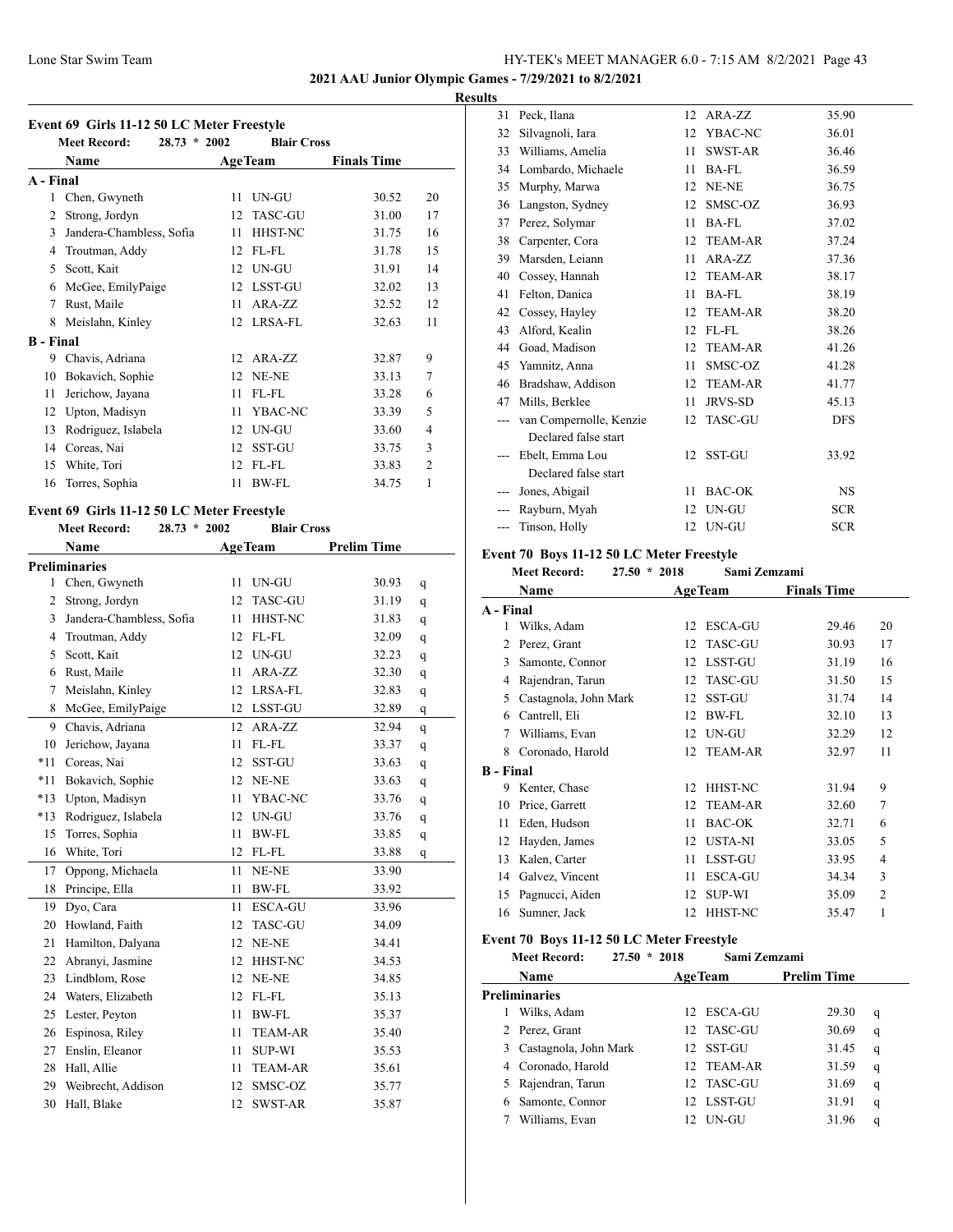# 2021 AAU Junior Olympic Games - 7/29/2021 to 8/2/2021

## Results

### Event 69 Girls 11-12 50 LC Meter Freestyle

**Meet Record:** 28.73 * 2002 Blair Cross

| | Name | Age | Team | Finals Time | |
|---|---|---|---|---|---|
| **A - Final** | | | | | |
| 1 | Chen, Gwyneth | 11 | UN-GU | 30.52 | 20 |
| 2 | Strong, Jordyn | 12 | TASC-GU | 31.00 | 17 |
| 3 | Jandera-Chambless, Sofia | 11 | HHST-NC | 31.75 | 16 |
| 4 | Troutman, Addy | 12 | FL-FL | 31.78 | 15 |
| 5 | Scott, Kait | 12 | UN-GU | 31.91 | 14 |
| 6 | McGee, EmilyPaige | 12 | LSST-GU | 32.02 | 13 |
| 7 | Rust, Maile | 11 | ARA-ZZ | 32.52 | 12 |
| 8 | Meislahn, Kinley | 12 | LRSA-FL | 32.63 | 11 |
| **B - Final** | | | | | |
| 9 | Chavis, Adriana | 12 | ARA-ZZ | 32.87 | 9 |
| 10 | Bokavich, Sophie | 12 | NE-NE | 33.13 | 7 |
| 11 | Jerichow, Jayana | 11 | FL-FL | 33.28 | 6 |
| 12 | Upton, Madisyn | 11 | YBAC-NC | 33.39 | 5 |
| 13 | Rodriguez, Islabela | 12 | UN-GU | 33.60 | 4 |
| 14 | Coreas, Nai | 12 | SST-GU | 33.75 | 3 |
| 15 | White, Tori | 12 | FL-FL | 33.83 | 2 |
| 16 | Torres, Sophia | 11 | BW-FL | 34.75 | 1 |

### Event 69 Girls 11-12 50 LC Meter Freestyle

**Meet Record:** 28.73 * 2002 Blair Cross

| | Name | Age | Team | Prelim Time | |
|---|---|---|---|---|---|
| **Preliminaries** | | | | | |
| 1 | Chen, Gwyneth | 11 | UN-GU | 30.93 | q |
| 2 | Strong, Jordyn | 12 | TASC-GU | 31.19 | q |
| 3 | Jandera-Chambless, Sofia | 11 | HHST-NC | 31.83 | q |
| 4 | Troutman, Addy | 12 | FL-FL | 32.09 | q |
| 5 | Scott, Kait | 12 | UN-GU | 32.23 | q |
| 6 | Rust, Maile | 11 | ARA-ZZ | 32.30 | q |
| 7 | Meislahn, Kinley | 12 | LRSA-FL | 32.83 | q |
| 8 | McGee, EmilyPaige | 12 | LSST-GU | 32.89 | q |
| 9 | Chavis, Adriana | 12 | ARA-ZZ | 32.94 | q |
| 10 | Jerichow, Jayana | 11 | FL-FL | 33.37 | q |
| *11 | Coreas, Nai | 12 | SST-GU | 33.63 | q |
| *11 | Bokavich, Sophie | 12 | NE-NE | 33.63 | q |
| *13 | Upton, Madisyn | 11 | YBAC-NC | 33.76 | q |
| *13 | Rodriguez, Islabela | 12 | UN-GU | 33.76 | q |
| 15 | Torres, Sophia | 11 | BW-FL | 33.85 | q |
| 16 | White, Tori | 12 | FL-FL | 33.88 | q |
| 17 | Oppong, Michaela | 11 | NE-NE | 33.90 | |
| 18 | Principe, Ella | 11 | BW-FL | 33.92 | |
| 19 | Dyo, Cara | 11 | ESCA-GU | 33.96 | |
| 20 | Howland, Faith | 12 | TASC-GU | 34.09 | |
| 21 | Hamilton, Dalyana | 12 | NE-NE | 34.41 | |
| 22 | Abranyi, Jasmine | 12 | HHST-NC | 34.53 | |
| 23 | Lindblom, Rose | 12 | NE-NE | 34.85 | |
| 24 | Waters, Elizabeth | 12 | FL-FL | 35.13 | |
| 25 | Lester, Peyton | 11 | BW-FL | 35.37 | |
| 26 | Espinosa, Riley | 11 | TEAM-AR | 35.40 | |
| 27 | Enslin, Eleanor | 11 | SUP-WI | 35.53 | |
| 28 | Hall, Allie | 11 | TEAM-AR | 35.61 | |
| 29 | Weibrecht, Addison | 12 | SMSC-OZ | 35.77 | |
| 30 | Hall, Blake | 12 | SWST-AR | 35.87 | |
| 31 | Peck, Ilana | 12 | ARA-ZZ | 35.90 | |
| 32 | Silvagnoli, Iara | 12 | YBAC-NC | 36.01 | |
| 33 | Williams, Amelia | 11 | SWST-AR | 36.46 | |
| 34 | Lombardo, Michaele | 11 | BA-FL | 36.59 | |
| 35 | Murphy, Marwa | 12 | NE-NE | 36.75 | |
| 36 | Langston, Sydney | 12 | SMSC-OZ | 36.93 | |
| 37 | Perez, Solymar | 11 | BA-FL | 37.02 | |
| 38 | Carpenter, Cora | 12 | TEAM-AR | 37.24 | |
| 39 | Marsden, Leiann | 11 | ARA-ZZ | 37.36 | |
| 40 | Cossey, Hannah | 12 | TEAM-AR | 38.17 | |
| 41 | Felton, Danica | 11 | BA-FL | 38.19 | |
| 42 | Cossey, Hayley | 12 | TEAM-AR | 38.20 | |
| 43 | Alford, Kealin | 12 | FL-FL | 38.26 | |
| 44 | Goad, Madison | 12 | TEAM-AR | 41.26 | |
| 45 | Yamnitz, Anna | 11 | SMSC-OZ | 41.28 | |
| 46 | Bradshaw, Addison | 12 | TEAM-AR | 41.77 | |
| 47 | Mills, Berklee | 11 | JRVS-SD | 45.13 | |
| --- | van Compernolle, Kenzie | 12 | TASC-GU | DFS | |
| | Declared false start | | | | |
| --- | Ebelt, Emma Lou | 12 | SST-GU | 33.92 | |
| | Declared false start | | | | |
| --- | Jones, Abigail | 11 | BAC-OK | NS | |
| --- | Rayburn, Myah | 12 | UN-GU | SCR | |
| --- | Tinson, Holly | 12 | UN-GU | SCR | |

### Event 70 Boys 11-12 50 LC Meter Freestyle

**Meet Record:** 27.50 * 2018 Sami Zemzami

| | Name | Age | Team | Finals Time | |
|---|---|---|---|---|---|
| **A - Final** | | | | | |
| 1 | Wilks, Adam | 12 | ESCA-GU | 29.46 | 20 |
| 2 | Perez, Grant | 12 | TASC-GU | 30.93 | 17 |
| 3 | Samonte, Connor | 12 | LSST-GU | 31.19 | 16 |
| 4 | Rajendran, Tarun | 12 | TASC-GU | 31.50 | 15 |
| 5 | Castagnola, John Mark | 12 | SST-GU | 31.74 | 14 |
| 6 | Cantrell, Eli | 12 | BW-FL | 32.10 | 13 |
| 7 | Williams, Evan | 12 | UN-GU | 32.29 | 12 |
| 8 | Coronado, Harold | 12 | TEAM-AR | 32.97 | 11 |
| **B - Final** | | | | | |
| 9 | Kenter, Chase | 12 | HHST-NC | 31.94 | 9 |
| 10 | Price, Garrett | 12 | TEAM-AR | 32.60 | 7 |
| 11 | Eden, Hudson | 11 | BAC-OK | 32.71 | 6 |
| 12 | Hayden, James | 12 | USTA-NI | 33.05 | 5 |
| 13 | Kalen, Carter | 11 | LSST-GU | 33.95 | 4 |
| 14 | Galvez, Vincent | 11 | ESCA-GU | 34.34 | 3 |
| 15 | Pagnucci, Aiden | 12 | SUP-WI | 35.09 | 2 |
| 16 | Sumner, Jack | 12 | HHST-NC | 35.47 | 1 |

### Event 70 Boys 11-12 50 LC Meter Freestyle

**Meet Record:** 27.50 * 2018 Sami Zemzami

| | Name | Age | Team | Prelim Time | |
|---|---|---|---|---|---|
| **Preliminaries** | | | | | |
| 1 | Wilks, Adam | 12 | ESCA-GU | 29.30 | q |
| 2 | Perez, Grant | 12 | TASC-GU | 30.69 | q |
| 3 | Castagnola, John Mark | 12 | SST-GU | 31.45 | q |
| 4 | Coronado, Harold | 12 | TEAM-AR | 31.59 | q |
| 5 | Rajendran, Tarun | 12 | TASC-GU | 31.69 | q |
| 6 | Samonte, Connor | 12 | LSST-GU | 31.91 | q |
| 7 | Williams, Evan | 12 | UN-GU | 31.96 | q |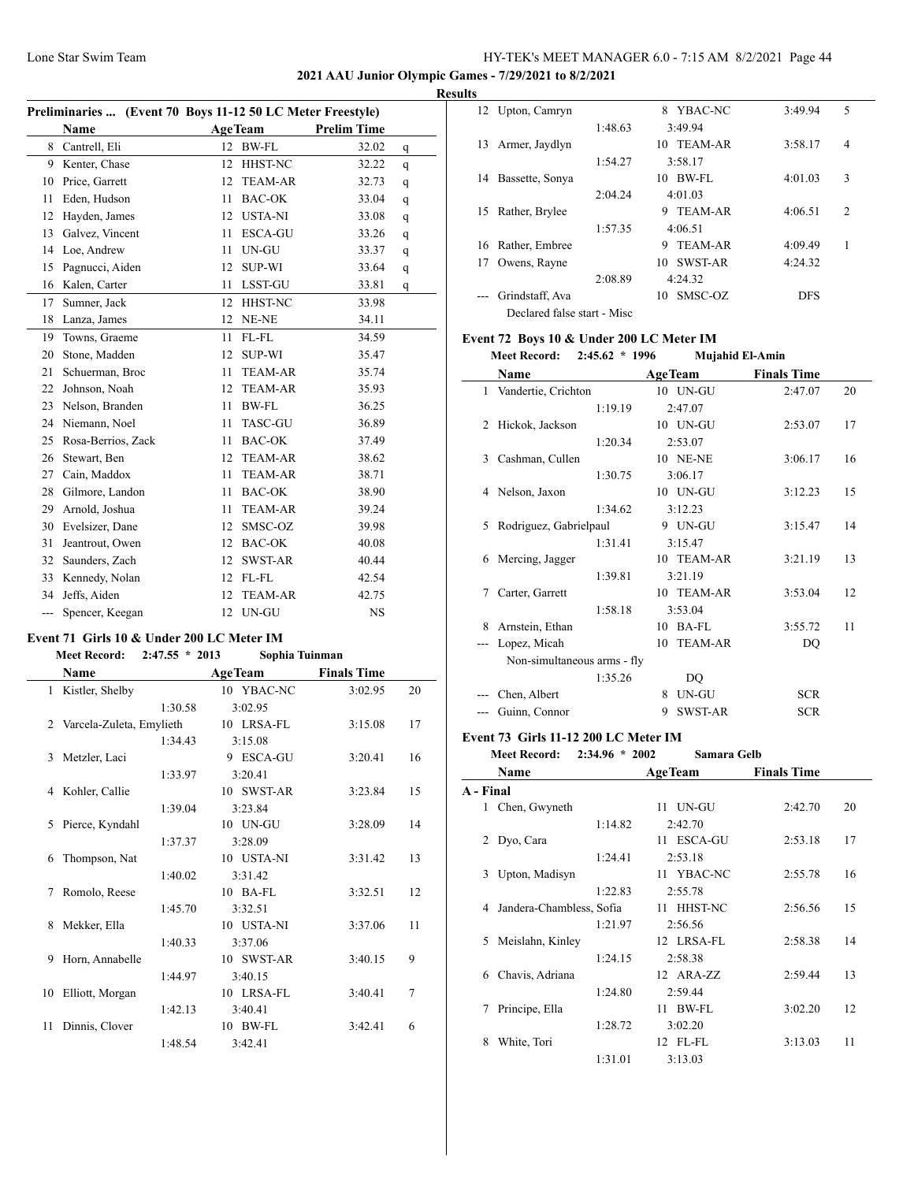## Results

### Preliminaries ... (Event 70 Boys 11-12 50 LC Meter Freestyle)

| | Name | Age | Team | Prelim Time | |
|---|---|---|---|---|---|
| 8 | Cantrell, Eli | 12 | BW-FL | 32.02 | q |
| 9 | Kenter, Chase | 12 | HHST-NC | 32.22 | q |
| 10 | Price, Garrett | 12 | TEAM-AR | 32.73 | q |
| 11 | Eden, Hudson | 11 | BAC-OK | 33.04 | q |
| 12 | Hayden, James | 12 | USTA-NI | 33.08 | q |
| 13 | Galvez, Vincent | 11 | ESCA-GU | 33.26 | q |
| 14 | Loe, Andrew | 11 | UN-GU | 33.37 | q |
| 15 | Pagnucci, Aiden | 12 | SUP-WI | 33.64 | q |
| 16 | Kalen, Carter | 11 | LSST-GU | 33.81 | q |
| 17 | Sumner, Jack | 12 | HHST-NC | 33.98 | |
| 18 | Lanza, James | 12 | NE-NE | 34.11 | |
| 19 | Towns, Graeme | 11 | FL-FL | 34.59 | |
| 20 | Stone, Madden | 12 | SUP-WI | 35.47 | |
| 21 | Schuerman, Broc | 11 | TEAM-AR | 35.74 | |
| 22 | Johnson, Noah | 12 | TEAM-AR | 35.93 | |
| 23 | Nelson, Branden | 11 | BW-FL | 36.25 | |
| 24 | Niemann, Noel | 11 | TASC-GU | 36.89 | |
| 25 | Rosa-Berrios, Zack | 11 | BAC-OK | 37.49 | |
| 26 | Stewart, Ben | 12 | TEAM-AR | 38.62 | |
| 27 | Cain, Maddox | 11 | TEAM-AR | 38.71 | |
| 28 | Gilmore, Landon | 11 | BAC-OK | 38.90 | |
| 29 | Arnold, Joshua | 11 | TEAM-AR | 39.24 | |
| 30 | Evelsizer, Dane | 12 | SMSC-OZ | 39.98 | |
| 31 | Jeantrout, Owen | 12 | BAC-OK | 40.08 | |
| 32 | Saunders, Zach | 12 | SWST-AR | 40.44 | |
| 33 | Kennedy, Nolan | 12 | FL-FL | 42.54 | |
| 34 | Jeffs, Aiden | 12 | TEAM-AR | 42.75 | |
| --- | Spencer, Keegan | 12 | UN-GU | NS | |

### Event 71 Girls 10 & Under 200 LC Meter IM

Meet Record: 2:47.55 * 2013 Sophia Tuinman

| | Name | Age | Team | Finals Time | Points |
|---|---|---|---|---|---|
| 1 | Kistler, Shelby | 10 | YBAC-NC | 3:02.95 | 20 |
| | 1:30.58 | | 3:02.95 | | |
| 2 | Varcela-Zuleta, Emylieth | 10 | LRSA-FL | 3:15.08 | 17 |
| | 1:34.43 | | 3:15.08 | | |
| 3 | Metzler, Laci | 9 | ESCA-GU | 3:20.41 | 16 |
| | 1:33.97 | | 3:20.41 | | |
| 4 | Kohler, Callie | 10 | SWST-AR | 3:23.84 | 15 |
| | 1:39.04 | | 3:23.84 | | |
| 5 | Pierce, Kyndahl | 10 | UN-GU | 3:28.09 | 14 |
| | 1:37.37 | | 3:28.09 | | |
| 6 | Thompson, Nat | 10 | USTA-NI | 3:31.42 | 13 |
| | 1:40.02 | | 3:31.42 | | |
| 7 | Romolo, Reese | 10 | BA-FL | 3:32.51 | 12 |
| | 1:45.70 | | 3:32.51 | | |
| 8 | Mekker, Ella | 10 | USTA-NI | 3:37.06 | 11 |
| | 1:40.33 | | 3:37.06 | | |
| 9 | Horn, Annabelle | 10 | SWST-AR | 3:40.15 | 9 |
| | 1:44.97 | | 3:40.15 | | |
| 10 | Elliott, Morgan | 10 | LRSA-FL | 3:40.41 | 7 |
| | 1:42.13 | | 3:40.41 | | |
| 11 | Dinnis, Clover | 10 | BW-FL | 3:42.41 | 6 |
| | 1:48.54 | | 3:42.41 | | |
| 12 | Upton, Camryn | 8 | YBAC-NC | 3:49.94 | 5 |
| | 1:48.63 | | 3:49.94 | | |
| 13 | Armer, Jaydlyn | 10 | TEAM-AR | 3:58.17 | 4 |
| | 1:54.27 | | 3:58.17 | | |
| 14 | Bassette, Sonya | 10 | BW-FL | 4:01.03 | 3 |
| | 2:04.24 | | 4:01.03 | | |
| 15 | Rather, Brylee | 9 | TEAM-AR | 4:06.51 | 2 |
| | 1:57.35 | | 4:06.51 | | |
| 16 | Rather, Embree | 9 | TEAM-AR | 4:09.49 | 1 |
| 17 | Owens, Rayne | 10 | SWST-AR | 4:24.32 | |
| | 2:08.89 | | 4:24.32 | | |
| --- | Grindstaff, Ava | 10 | SMSC-OZ | DFS | |
| | Declared false start - Misc | | | | |

### Event 72 Boys 10 & Under 200 LC Meter IM

Meet Record: 2:45.62 * 1996 Mujahid El-Amin

| | Name | Age | Team | Finals Time | Points |
|---|---|---|---|---|---|
| 1 | Vandertie, Crichton | 10 | UN-GU | 2:47.07 | 20 |
| | 1:19.19 | | 2:47.07 | | |
| 2 | Hickok, Jackson | 10 | UN-GU | 2:53.07 | 17 |
| | 1:20.34 | | 2:53.07 | | |
| 3 | Cashman, Cullen | 10 | NE-NE | 3:06.17 | 16 |
| | 1:30.75 | | 3:06.17 | | |
| 4 | Nelson, Jaxon | 10 | UN-GU | 3:12.23 | 15 |
| | 1:34.62 | | 3:12.23 | | |
| 5 | Rodriguez, Gabrielpaul | 9 | UN-GU | 3:15.47 | 14 |
| | 1:31.41 | | 3:15.47 | | |
| 6 | Mercing, Jagger | 10 | TEAM-AR | 3:21.19 | 13 |
| | 1:39.81 | | 3:21.19 | | |
| 7 | Carter, Garrett | 10 | TEAM-AR | 3:53.04 | 12 |
| | 1:58.18 | | 3:53.04 | | |
| 8 | Arnstein, Ethan | 10 | BA-FL | 3:55.72 | 11 |
| --- | Lopez, Micah | 10 | TEAM-AR | DQ | |
| | Non-simultaneous arms - fly | | | | |
| | 1:35.26 | | DQ | | |
| --- | Chen, Albert | 8 | UN-GU | SCR | |
| --- | Guinn, Connor | 9 | SWST-AR | SCR | |

### Event 73 Girls 11-12 200 LC Meter IM

Meet Record: 2:34.96 * 2002 Samara Gelb

| | Name | Age | Team | Finals Time | Points |
|---|---|---|---|---|---|
| **A - Final** | | | | | |
| 1 | Chen, Gwyneth | 11 | UN-GU | 2:42.70 | 20 |
| | 1:14.82 | | 2:42.70 | | |
| 2 | Dyo, Cara | 11 | ESCA-GU | 2:53.18 | 17 |
| | 1:24.41 | | 2:53.18 | | |
| 3 | Upton, Madisyn | 11 | YBAC-NC | 2:55.78 | 16 |
| | 1:22.83 | | 2:55.78 | | |
| 4 | Jandera-Chambless, Sofia | 11 | HHST-NC | 2:56.56 | 15 |
| | 1:21.97 | | 2:56.56 | | |
| 5 | Meislahn, Kinley | 12 | LRSA-FL | 2:58.38 | 14 |
| | 1:24.15 | | 2:58.38 | | |
| 6 | Chavis, Adriana | 12 | ARA-ZZ | 2:59.44 | 13 |
| | 1:24.80 | | 2:59.44 | | |
| 7 | Principe, Ella | 11 | BW-FL | 3:02.20 | 12 |
| | 1:28.72 | | 3:02.20 | | |
| 8 | White, Tori | 12 | FL-FL | 3:13.03 | 11 |
| | 1:31.01 | | 3:13.03 | | |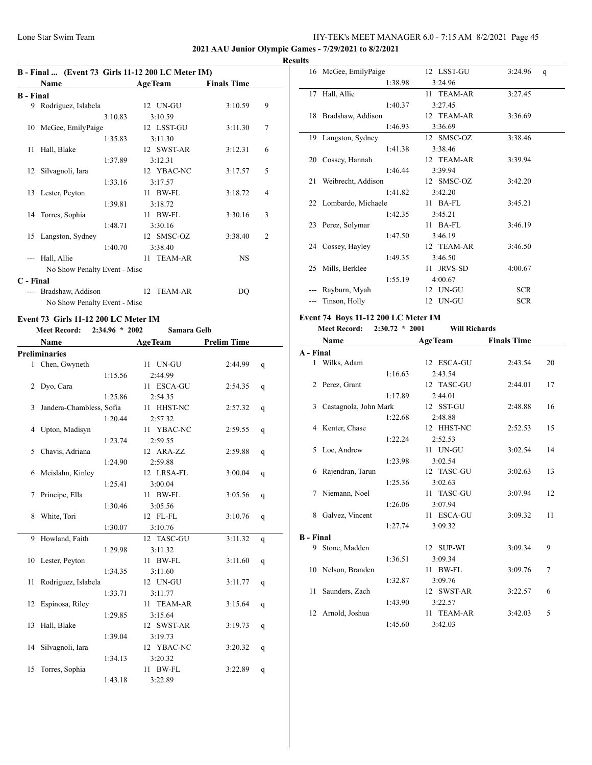**2021 AAU Junior Olympic Games - 7/29/2021 to 8/2/2021**

**Results**

### B - Final ... (Event 73 Girls 11-12 200 LC Meter IM)

| | Name | Age | Team | Split | Finals Time | Points |
|---|---|---|---|---|---|---|
| **B - Final** | | | | | | |
| 9 | Rodriguez, Islabela | 12 | UN-GU | 3:10.83 | 3:10.59 | 9 |
| 10 | McGee, EmilyPaige | 12 | LSST-GU | 1:35.83 | 3:11.30 | 7 |
| 11 | Hall, Blake | 12 | SWST-AR | 1:37.89 | 3:12.31 | 6 |
| 12 | Silvagnoli, Iara | 12 | YBAC-NC | 1:33.16 | 3:17.57 | 5 |
| 13 | Lester, Peyton | 11 | BW-FL | 1:39.81 | 3:18.72 | 4 |
| 14 | Torres, Sophia | 11 | BW-FL | 1:48.71 | 3:30.16 | 3 |
| 15 | Langston, Sydney | 12 | SMSC-OZ | 1:40.70 | 3:38.40 | 2 |
| --- | Hall, Allie | 11 | TEAM-AR | | NS | |
| | No Show Penalty Event - Misc | | | | | |
| **C - Final** | | | | | | |
| --- | Bradshaw, Addison | 12 | TEAM-AR | | DQ | |
| | No Show Penalty Event - Misc | | | | | |

### Event 73 Girls 11-12 200 LC Meter IM

**Meet Record:** 2:34.96 * 2002 Samara Gelb

| | Name | Age | Team | Split | Prelim Time | |
|---|---|---|---|---|---|---|
| **Preliminaries** | | | | | | |
| 1 | Chen, Gwyneth | 11 | UN-GU | 1:15.56 | 2:44.99 | q |
| 2 | Dyo, Cara | 11 | ESCA-GU | 1:25.86 | 2:54.35 | q |
| 3 | Jandera-Chambless, Sofia | 11 | HHST-NC | 1:20.44 | 2:57.32 | q |
| 4 | Upton, Madisyn | 11 | YBAC-NC | 1:23.74 | 2:59.55 | q |
| 5 | Chavis, Adriana | 12 | ARA-ZZ | 1:24.90 | 2:59.88 | q |
| 6 | Meislahn, Kinley | 12 | LRSA-FL | 1:25.41 | 3:00.04 | q |
| 7 | Principe, Ella | 11 | BW-FL | 1:30.46 | 3:05.56 | q |
| 8 | White, Tori | 12 | FL-FL | 1:30.07 | 3:10.76 | q |
| 9 | Howland, Faith | 12 | TASC-GU | 1:29.98 | 3:11.32 | q |
| 10 | Lester, Peyton | 11 | BW-FL | 1:34.35 | 3:11.60 | q |
| 11 | Rodriguez, Islabela | 12 | UN-GU | 1:33.71 | 3:11.77 | q |
| 12 | Espinosa, Riley | 11 | TEAM-AR | 1:29.85 | 3:15.64 | q |
| 13 | Hall, Blake | 12 | SWST-AR | 1:39.04 | 3:19.73 | q |
| 14 | Silvagnoli, Iara | 12 | YBAC-NC | 1:34.13 | 3:20.32 | q |
| 15 | Torres, Sophia | 11 | BW-FL | 1:43.18 | 3:22.89 | q |
| 16 | McGee, EmilyPaige | 12 | LSST-GU | 1:38.98 | 3:24.96 | q |
| 17 | Hall, Allie | 11 | TEAM-AR | 1:40.37 | 3:27.45 | |
| 18 | Bradshaw, Addison | 12 | TEAM-AR | 1:46.93 | 3:36.69 | |
| 19 | Langston, Sydney | 12 | SMSC-OZ | 1:41.38 | 3:38.46 | |
| 20 | Cossey, Hannah | 12 | TEAM-AR | 1:46.44 | 3:39.94 | |
| 21 | Weibrecht, Addison | 12 | SMSC-OZ | 1:41.82 | 3:42.20 | |
| 22 | Lombardo, Michaele | 11 | BA-FL | 1:42.35 | 3:45.21 | |
| 23 | Perez, Solymar | 11 | BA-FL | 1:47.50 | 3:46.19 | |
| 24 | Cossey, Hayley | 12 | TEAM-AR | 1:49.35 | 3:46.50 | |
| 25 | Mills, Berklee | 11 | JRVS-SD | 1:55.19 | 4:00.67 | |
| --- | Rayburn, Myah | 12 | UN-GU | | SCR | |
| --- | Tinson, Holly | 12 | UN-GU | | SCR | |

### Event 74 Boys 11-12 200 LC Meter IM

**Meet Record:** 2:30.72 * 2001 Will Richards

| | Name | Age | Team | Split | Finals Time | Points |
|---|---|---|---|---|---|---|
| **A - Final** | | | | | | |
| 1 | Wilks, Adam | 12 | ESCA-GU | 1:16.63 | 2:43.54 | 20 |
| 2 | Perez, Grant | 12 | TASC-GU | 1:17.89 | 2:44.01 | 17 |
| 3 | Castagnola, John Mark | 12 | SST-GU | 1:22.68 | 2:48.88 | 16 |
| 4 | Kenter, Chase | 12 | HHST-NC | 1:22.24 | 2:52.53 | 15 |
| 5 | Loe, Andrew | 11 | UN-GU | 1:23.98 | 3:02.54 | 14 |
| 6 | Rajendran, Tarun | 12 | TASC-GU | 1:25.36 | 3:02.63 | 13 |
| 7 | Niemann, Noel | 11 | TASC-GU | 1:26.06 | 3:07.94 | 12 |
| 8 | Galvez, Vincent | 11 | ESCA-GU | 1:27.74 | 3:09.32 | 11 |
| **B - Final** | | | | | | |
| 9 | Stone, Madden | 12 | SUP-WI | 1:36.51 | 3:09.34 | 9 |
| 10 | Nelson, Branden | 11 | BW-FL | 1:32.87 | 3:09.76 | 7 |
| 11 | Saunders, Zach | 12 | SWST-AR | 1:43.90 | 3:22.57 | 6 |
| 12 | Arnold, Joshua | 11 | TEAM-AR | 1:45.60 | 3:42.03 | 5 |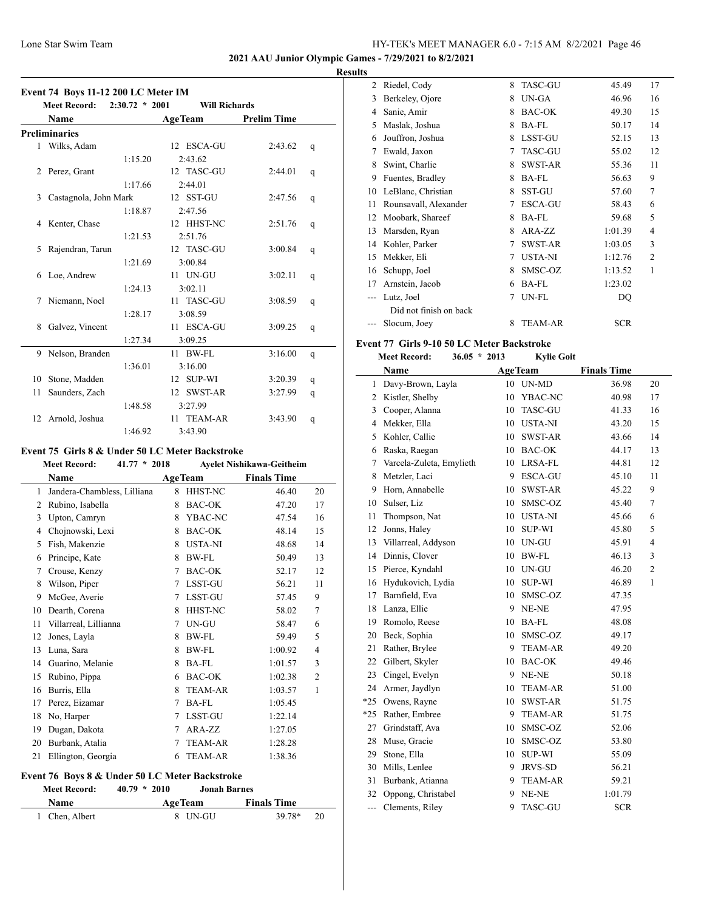**2021 AAU Junior Olympic Games - 7/29/2021 to 8/2/2021**

**Results**

### Event 74 Boys 11-12 200 LC Meter IM

Meet Record: 2:30.72 * 2001 Will Richards

| | Name | Age | Team | Prelim Time | |
|---|---|---|---|---|---|
| **Preliminaries** | | | | | |
| 1 | Wilks, Adam | 12 | ESCA-GU | 2:43.62 | q |
| | 1:15.20 | | 2:43.62 | | |
| 2 | Perez, Grant | 12 | TASC-GU | 2:44.01 | q |
| | 1:17.66 | | 2:44.01 | | |
| 3 | Castagnola, John Mark | 12 | SST-GU | 2:47.56 | q |
| | 1:18.87 | | 2:47.56 | | |
| 4 | Kenter, Chase | 12 | HHST-NC | 2:51.76 | q |
| | 1:21.53 | | 2:51.76 | | |
| 5 | Rajendran, Tarun | 12 | TASC-GU | 3:00.84 | q |
| | 1:21.69 | | 3:00.84 | | |
| 6 | Loe, Andrew | 11 | UN-GU | 3:02.11 | q |
| | 1:24.13 | | 3:02.11 | | |
| 7 | Niemann, Noel | 11 | TASC-GU | 3:08.59 | q |
| | 1:28.17 | | 3:08.59 | | |
| 8 | Galvez, Vincent | 11 | ESCA-GU | 3:09.25 | q |
| | 1:27.34 | | 3:09.25 | | |
| 9 | Nelson, Branden | 11 | BW-FL | 3:16.00 | q |
| | 1:36.01 | | 3:16.00 | | |
| 10 | Stone, Madden | 12 | SUP-WI | 3:20.39 | q |
| 11 | Saunders, Zach | 12 | SWST-AR | 3:27.99 | q |
| | 1:48.58 | | 3:27.99 | | |
| 12 | Arnold, Joshua | 11 | TEAM-AR | 3:43.90 | q |
| | 1:46.92 | | 3:43.90 | | |

### Event 75 Girls 8 & Under 50 LC Meter Backstroke

Meet Record: 41.77 * 2018 Ayelet Nishikawa-Geitheim

| | Name | Age | Team | Finals Time | |
|---|---|---|---|---|---|
| 1 | Jandera-Chambless, Lilliana | 8 | HHST-NC | 46.40 | 20 |
| 2 | Rubino, Isabella | 8 | BAC-OK | 47.20 | 17 |
| 3 | Upton, Camryn | 8 | YBAC-NC | 47.54 | 16 |
| 4 | Chojnowski, Lexi | 8 | BAC-OK | 48.14 | 15 |
| 5 | Fish, Makenzie | 8 | USTA-NI | 48.68 | 14 |
| 6 | Principe, Kate | 8 | BW-FL | 50.49 | 13 |
| 7 | Crouse, Kenzy | 7 | BAC-OK | 52.17 | 12 |
| 8 | Wilson, Piper | 7 | LSST-GU | 56.21 | 11 |
| 9 | McGee, Averie | 7 | LSST-GU | 57.45 | 9 |
| 10 | Dearth, Corena | 8 | HHST-NC | 58.02 | 7 |
| 11 | Villarreal, Lillianna | 7 | UN-GU | 58.47 | 6 |
| 12 | Jones, Layla | 8 | BW-FL | 59.49 | 5 |
| 13 | Luna, Sara | 8 | BW-FL | 1:00.92 | 4 |
| 14 | Guarino, Melanie | 8 | BA-FL | 1:01.57 | 3 |
| 15 | Rubino, Pippa | 6 | BAC-OK | 1:02.38 | 2 |
| 16 | Burris, Ella | 8 | TEAM-AR | 1:03.57 | 1 |
| 17 | Perez, Eizamar | 7 | BA-FL | 1:05.45 | |
| 18 | No, Harper | 7 | LSST-GU | 1:22.14 | |
| 19 | Dugan, Dakota | 7 | ARA-ZZ | 1:27.05 | |
| 20 | Burbank, Atalia | 7 | TEAM-AR | 1:28.28 | |
| 21 | Ellington, Georgia | 6 | TEAM-AR | 1:38.36 | |

### Event 76 Boys 8 & Under 50 LC Meter Backstroke

Meet Record: 40.79 * 2010 Jonah Barnes

| | Name | Age | Team | Finals Time | |
|---|---|---|---|---|---|
| 1 | Chen, Albert | 8 | UN-GU | 39.78* | 20 |
| 2 | Riedel, Cody | 8 | TASC-GU | 45.49 | 17 |
| 3 | Berkeley, Ojore | 8 | UN-GA | 46.96 | 16 |
| 4 | Sanie, Amir | 8 | BAC-OK | 49.30 | 15 |
| 5 | Maslak, Joshua | 8 | BA-FL | 50.17 | 14 |
| 6 | Jouffron, Joshua | 8 | LSST-GU | 52.15 | 13 |
| 7 | Ewald, Jaxon | 7 | TASC-GU | 55.02 | 12 |
| 8 | Swint, Charlie | 8 | SWST-AR | 55.36 | 11 |
| 9 | Fuentes, Bradley | 8 | BA-FL | 56.63 | 9 |
| 10 | LeBlanc, Christian | 8 | SST-GU | 57.60 | 7 |
| 11 | Rounsavall, Alexander | 7 | ESCA-GU | 58.43 | 6 |
| 12 | Moobark, Shareef | 8 | BA-FL | 59.68 | 5 |
| 13 | Marsden, Ryan | 8 | ARA-ZZ | 1:01.39 | 4 |
| 14 | Kohler, Parker | 7 | SWST-AR | 1:03.05 | 3 |
| 15 | Mekker, Eli | 7 | USTA-NI | 1:12.76 | 2 |
| 16 | Schupp, Joel | 8 | SMSC-OZ | 1:13.52 | 1 |
| 17 | Arnstein, Jacob | 6 | BA-FL | 1:23.02 | |
| --- | Lutz, Joel | 7 | UN-FL | DQ | |
| | Did not finish on back | | | | |
| --- | Slocum, Joey | 8 | TEAM-AR | SCR | |

### Event 77 Girls 9-10 50 LC Meter Backstroke

Meet Record: 36.05 * 2013 Kylie Goit

| | Name | Age | Team | Finals Time | |
|---|---|---|---|---|---|
| 1 | Davy-Brown, Layla | 10 | UN-MD | 36.98 | 20 |
| 2 | Kistler, Shelby | 10 | YBAC-NC | 40.98 | 17 |
| 3 | Cooper, Alanna | 10 | TASC-GU | 41.33 | 16 |
| 4 | Mekker, Ella | 10 | USTA-NI | 43.20 | 15 |
| 5 | Kohler, Callie | 10 | SWST-AR | 43.66 | 14 |
| 6 | Raska, Raegan | 10 | BAC-OK | 44.17 | 13 |
| 7 | Varcela-Zuleta, Emylieth | 10 | LRSA-FL | 44.81 | 12 |
| 8 | Metzler, Laci | 9 | ESCA-GU | 45.10 | 11 |
| 9 | Horn, Annabelle | 10 | SWST-AR | 45.22 | 9 |
| 10 | Sulser, Liz | 10 | SMSC-OZ | 45.40 | 7 |
| 11 | Thompson, Nat | 10 | USTA-NI | 45.66 | 6 |
| 12 | Jonns, Haley | 10 | SUP-WI | 45.80 | 5 |
| 13 | Villarreal, Addyson | 10 | UN-GU | 45.91 | 4 |
| 14 | Dinnis, Clover | 10 | BW-FL | 46.13 | 3 |
| 15 | Pierce, Kyndahl | 10 | UN-GU | 46.20 | 2 |
| 16 | Hydukovich, Lydia | 10 | SUP-WI | 46.89 | 1 |
| 17 | Barnfield, Eva | 10 | SMSC-OZ | 47.35 | |
| 18 | Lanza, Ellie | 9 | NE-NE | 47.95 | |
| 19 | Romolo, Reese | 10 | BA-FL | 48.08 | |
| 20 | Beck, Sophia | 10 | SMSC-OZ | 49.17 | |
| 21 | Rather, Brylee | 9 | TEAM-AR | 49.20 | |
| 22 | Gilbert, Skyler | 10 | BAC-OK | 49.46 | |
| 23 | Cingel, Evelyn | 9 | NE-NE | 50.18 | |
| 24 | Armer, Jaydlyn | 10 | TEAM-AR | 51.00 | |
| *25 | Owens, Rayne | 10 | SWST-AR | 51.75 | |
| *25 | Rather, Embree | 9 | TEAM-AR | 51.75 | |
| 27 | Grindstaff, Ava | 10 | SMSC-OZ | 52.06 | |
| 28 | Muse, Gracie | 10 | SMSC-OZ | 53.80 | |
| 29 | Stone, Ella | 10 | SUP-WI | 55.09 | |
| 30 | Mills, Lenlee | 9 | JRVS-SD | 56.21 | |
| 31 | Burbank, Atianna | 9 | TEAM-AR | 59.21 | |
| 32 | Oppong, Christabel | 9 | NE-NE | 1:01.79 | |
| --- | Clements, Riley | 9 | TASC-GU | SCR | |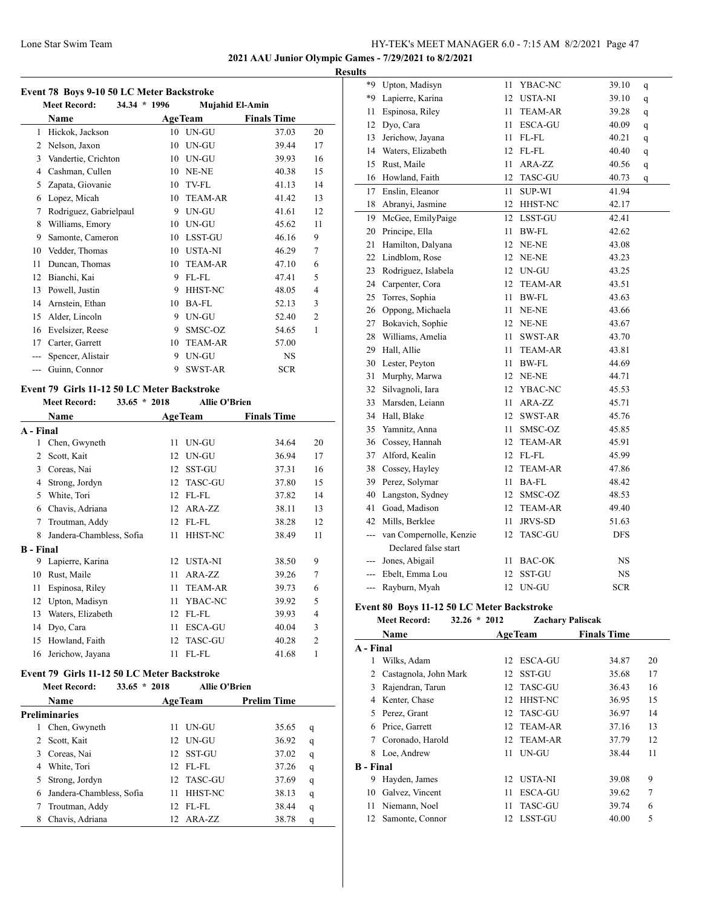**2021 AAU Junior Olympic Games - 7/29/2021 to 8/2/2021**

**Results**

### Event 78 Boys 9-10 50 LC Meter Backstroke

Meet Record: 34.34 * 1996 Mujahid El-Amin

| | Name | Age | Team | Finals Time | |
|---|---|---|---|---|---|
| 1 | Hickok, Jackson | 10 | UN-GU | 37.03 | 20 |
| 2 | Nelson, Jaxon | 10 | UN-GU | 39.44 | 17 |
| 3 | Vandertie, Crichton | 10 | UN-GU | 39.93 | 16 |
| 4 | Cashman, Cullen | 10 | NE-NE | 40.38 | 15 |
| 5 | Zapata, Giovanie | 10 | TV-FL | 41.13 | 14 |
| 6 | Lopez, Micah | 10 | TEAM-AR | 41.42 | 13 |
| 7 | Rodriguez, Gabrielpaul | 9 | UN-GU | 41.61 | 12 |
| 8 | Williams, Emory | 10 | UN-GU | 45.62 | 11 |
| 9 | Samonte, Cameron | 10 | LSST-GU | 46.16 | 9 |
| 10 | Vedder, Thomas | 10 | USTA-NI | 46.29 | 7 |
| 11 | Duncan, Thomas | 10 | TEAM-AR | 47.10 | 6 |
| 12 | Bianchi, Kai | 9 | FL-FL | 47.41 | 5 |
| 13 | Powell, Justin | 9 | HHST-NC | 48.05 | 4 |
| 14 | Arnstein, Ethan | 10 | BA-FL | 52.13 | 3 |
| 15 | Alder, Lincoln | 9 | UN-GU | 52.40 | 2 |
| 16 | Evelsizer, Reese | 9 | SMSC-OZ | 54.65 | 1 |
| 17 | Carter, Garrett | 10 | TEAM-AR | 57.00 | |
| --- | Spencer, Alistair | 9 | UN-GU | NS | |
| --- | Guinn, Connor | 9 | SWST-AR | SCR | |

### Event 79 Girls 11-12 50 LC Meter Backstroke

Meet Record: 33.65 * 2018 Allie O'Brien

| | Name | Age | Team | Finals Time | |
|---|---|---|---|---|---|
| **A - Final** | | | | | |
| 1 | Chen, Gwyneth | 11 | UN-GU | 34.64 | 20 |
| 2 | Scott, Kait | 12 | UN-GU | 36.94 | 17 |
| 3 | Coreas, Nai | 12 | SST-GU | 37.31 | 16 |
| 4 | Strong, Jordyn | 12 | TASC-GU | 37.80 | 15 |
| 5 | White, Tori | 12 | FL-FL | 37.82 | 14 |
| 6 | Chavis, Adriana | 12 | ARA-ZZ | 38.11 | 13 |
| 7 | Troutman, Addy | 12 | FL-FL | 38.28 | 12 |
| 8 | Jandera-Chambless, Sofia | 11 | HHST-NC | 38.49 | 11 |
| **B - Final** | | | | | |
| 9 | Lapierre, Karina | 12 | USTA-NI | 38.50 | 9 |
| 10 | Rust, Maile | 11 | ARA-ZZ | 39.26 | 7 |
| 11 | Espinosa, Riley | 11 | TEAM-AR | 39.73 | 6 |
| 12 | Upton, Madisyn | 11 | YBAC-NC | 39.92 | 5 |
| 13 | Waters, Elizabeth | 12 | FL-FL | 39.93 | 4 |
| 14 | Dyo, Cara | 11 | ESCA-GU | 40.04 | 3 |
| 15 | Howland, Faith | 12 | TASC-GU | 40.28 | 2 |
| 16 | Jerichow, Jayana | 11 | FL-FL | 41.68 | 1 |

### Event 79 Girls 11-12 50 LC Meter Backstroke

Meet Record: 33.65 * 2018 Allie O'Brien

| | Name | Age | Team | Prelim Time | |
|---|---|---|---|---|---|
| **Preliminaries** | | | | | |
| 1 | Chen, Gwyneth | 11 | UN-GU | 35.65 | q |
| 2 | Scott, Kait | 12 | UN-GU | 36.92 | q |
| 3 | Coreas, Nai | 12 | SST-GU | 37.02 | q |
| 4 | White, Tori | 12 | FL-FL | 37.26 | q |
| 5 | Strong, Jordyn | 12 | TASC-GU | 37.69 | q |
| 6 | Jandera-Chambless, Sofia | 11 | HHST-NC | 38.13 | q |
| 7 | Troutman, Addy | 12 | FL-FL | 38.44 | q |
| 8 | Chavis, Adriana | 12 | ARA-ZZ | 38.78 | q |
| *9 | Upton, Madisyn | 11 | YBAC-NC | 39.10 | q |
| *9 | Lapierre, Karina | 12 | USTA-NI | 39.10 | q |
| 11 | Espinosa, Riley | 11 | TEAM-AR | 39.28 | q |
| 12 | Dyo, Cara | 11 | ESCA-GU | 40.09 | q |
| 13 | Jerichow, Jayana | 11 | FL-FL | 40.21 | q |
| 14 | Waters, Elizabeth | 12 | FL-FL | 40.40 | q |
| 15 | Rust, Maile | 11 | ARA-ZZ | 40.56 | q |
| 16 | Howland, Faith | 12 | TASC-GU | 40.73 | q |
| 17 | Enslin, Eleanor | 11 | SUP-WI | 41.94 | |
| 18 | Abranyi, Jasmine | 12 | HHST-NC | 42.17 | |
| 19 | McGee, EmilyPaige | 12 | LSST-GU | 42.41 | |
| 20 | Principe, Ella | 11 | BW-FL | 42.62 | |
| 21 | Hamilton, Dalyana | 12 | NE-NE | 43.08 | |
| 22 | Lindblom, Rose | 12 | NE-NE | 43.23 | |
| 23 | Rodriguez, Islabela | 12 | UN-GU | 43.25 | |
| 24 | Carpenter, Cora | 12 | TEAM-AR | 43.51 | |
| 25 | Torres, Sophia | 11 | BW-FL | 43.63 | |
| 26 | Oppong, Michaela | 11 | NE-NE | 43.66 | |
| 27 | Bokavich, Sophie | 12 | NE-NE | 43.67 | |
| 28 | Williams, Amelia | 11 | SWST-AR | 43.70 | |
| 29 | Hall, Allie | 11 | TEAM-AR | 43.81 | |
| 30 | Lester, Peyton | 11 | BW-FL | 44.69 | |
| 31 | Murphy, Marwa | 12 | NE-NE | 44.71 | |
| 32 | Silvagnoli, Iara | 12 | YBAC-NC | 45.53 | |
| 33 | Marsden, Leiann | 11 | ARA-ZZ | 45.71 | |
| 34 | Hall, Blake | 12 | SWST-AR | 45.76 | |
| 35 | Yamnitz, Anna | 11 | SMSC-OZ | 45.85 | |
| 36 | Cossey, Hannah | 12 | TEAM-AR | 45.91 | |
| 37 | Alford, Kealin | 12 | FL-FL | 45.99 | |
| 38 | Cossey, Hayley | 12 | TEAM-AR | 47.86 | |
| 39 | Perez, Solymar | 11 | BA-FL | 48.42 | |
| 40 | Langston, Sydney | 12 | SMSC-OZ | 48.53 | |
| 41 | Goad, Madison | 12 | TEAM-AR | 49.40 | |
| 42 | Mills, Berklee | 11 | JRVS-SD | 51.63 | |
| --- | van Compernolle, Kenzie | 12 | TASC-GU | DFS | |
| | Declared false start | | | | |
| --- | Jones, Abigail | 11 | BAC-OK | NS | |
| --- | Ebelt, Emma Lou | 12 | SST-GU | NS | |
| --- | Rayburn, Myah | 12 | UN-GU | SCR | |

### Event 80 Boys 11-12 50 LC Meter Backstroke

Meet Record: 32.26 * 2012 Zachary Paliscak

| | Name | Age | Team | Finals Time | |
|---|---|---|---|---|---|
| **A - Final** | | | | | |
| 1 | Wilks, Adam | 12 | ESCA-GU | 34.87 | 20 |
| 2 | Castagnola, John Mark | 12 | SST-GU | 35.68 | 17 |
| 3 | Rajendran, Tarun | 12 | TASC-GU | 36.43 | 16 |
| 4 | Kenter, Chase | 12 | HHST-NC | 36.95 | 15 |
| 5 | Perez, Grant | 12 | TASC-GU | 36.97 | 14 |
| 6 | Price, Garrett | 12 | TEAM-AR | 37.16 | 13 |
| 7 | Coronado, Harold | 12 | TEAM-AR | 37.79 | 12 |
| 8 | Loe, Andrew | 11 | UN-GU | 38.44 | 11 |
| **B - Final** | | | | | |
| 9 | Hayden, James | 12 | USTA-NI | 39.08 | 9 |
| 10 | Galvez, Vincent | 11 | ESCA-GU | 39.62 | 7 |
| 11 | Niemann, Noel | 11 | TASC-GU | 39.74 | 6 |
| 12 | Samonte, Connor | 12 | LSST-GU | 40.00 | 5 |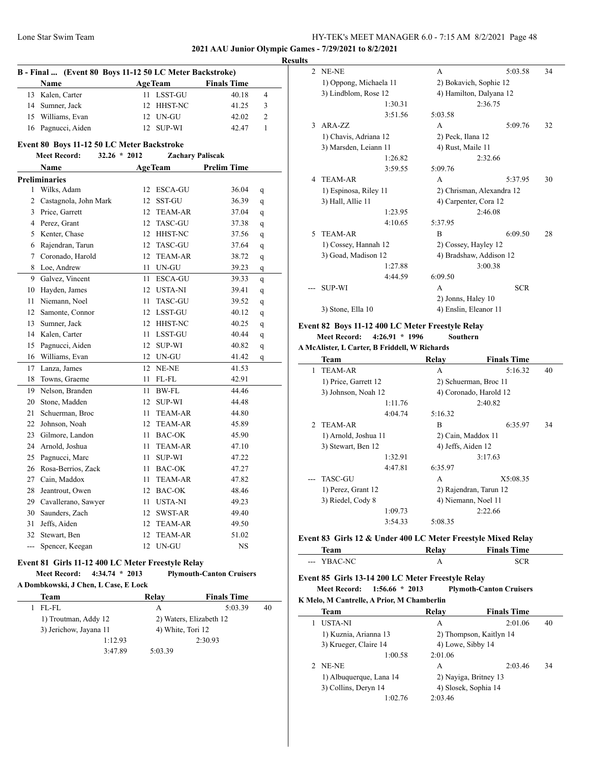**2021 AAU Junior Olympic Games - 7/29/2021 to 8/2/2021**

**Results**

### B - Final ... (Event 80 Boys 11-12 50 LC Meter Backstroke)

| | Name | Age | Team | Finals Time | |
|---|---|---|---|---|---|
| 13 | Kalen, Carter | 11 | LSST-GU | 40.18 | 4 |
| 14 | Sumner, Jack | 12 | HHST-NC | 41.25 | 3 |
| 15 | Williams, Evan | 12 | UN-GU | 42.02 | 2 |
| 16 | Pagnucci, Aiden | 12 | SUP-WI | 42.47 | 1 |

### Event 80 Boys 11-12 50 LC Meter Backstroke

**Meet Record: 32.26 * 2012 Zachary Paliscak**

| | Name | Age | Team | Prelim Time | |
|---|---|---|---|---|---|
| **Preliminaries** | | | | | |
| 1 | Wilks, Adam | 12 | ESCA-GU | 36.04 | q |
| 2 | Castagnola, John Mark | 12 | SST-GU | 36.39 | q |
| 3 | Price, Garrett | 12 | TEAM-AR | 37.04 | q |
| 4 | Perez, Grant | 12 | TASC-GU | 37.38 | q |
| 5 | Kenter, Chase | 12 | HHST-NC | 37.56 | q |
| 6 | Rajendran, Tarun | 12 | TASC-GU | 37.64 | q |
| 7 | Coronado, Harold | 12 | TEAM-AR | 38.72 | q |
| 8 | Loe, Andrew | 11 | UN-GU | 39.23 | q |
| 9 | Galvez, Vincent | 11 | ESCA-GU | 39.33 | q |
| 10 | Hayden, James | 12 | USTA-NI | 39.41 | q |
| 11 | Niemann, Noel | 11 | TASC-GU | 39.52 | q |
| 12 | Samonte, Connor | 12 | LSST-GU | 40.12 | q |
| 13 | Sumner, Jack | 12 | HHST-NC | 40.25 | q |
| 14 | Kalen, Carter | 11 | LSST-GU | 40.44 | q |
| 15 | Pagnucci, Aiden | 12 | SUP-WI | 40.82 | q |
| 16 | Williams, Evan | 12 | UN-GU | 41.42 | q |
| 17 | Lanza, James | 12 | NE-NE | 41.53 | |
| 18 | Towns, Graeme | 11 | FL-FL | 42.91 | |
| 19 | Nelson, Branden | 11 | BW-FL | 44.46 | |
| 20 | Stone, Madden | 12 | SUP-WI | 44.48 | |
| 21 | Schuerman, Broc | 11 | TEAM-AR | 44.80 | |
| 22 | Johnson, Noah | 12 | TEAM-AR | 45.89 | |
| 23 | Gilmore, Landon | 11 | BAC-OK | 45.90 | |
| 24 | Arnold, Joshua | 11 | TEAM-AR | 47.10 | |
| 25 | Pagnucci, Marc | 11 | SUP-WI | 47.22 | |
| 26 | Rosa-Berrios, Zack | 11 | BAC-OK | 47.27 | |
| 27 | Cain, Maddox | 11 | TEAM-AR | 47.82 | |
| 28 | Jeantrout, Owen | 12 | BAC-OK | 48.46 | |
| 29 | Cavallerano, Sawyer | 11 | USTA-NI | 49.23 | |
| 30 | Saunders, Zach | 12 | SWST-AR | 49.40 | |
| 31 | Jeffs, Aiden | 12 | TEAM-AR | 49.50 | |
| 32 | Stewart, Ben | 12 | TEAM-AR | 51.02 | |
| --- | Spencer, Keegan | 12 | UN-GU | NS | |

### Event 81 Girls 11-12 400 LC Meter Freestyle Relay

**Meet Record: 4:34.74 * 2013 Plymouth-Canton Cruisers**

**A Dombkowski, J Chen, L Case, E Lock**

| | Team | Relay | Finals Time | |
|---|---|---|---|---|
| 1 | FL-FL | A | 5:03.39 | 40 |
| | 1) Troutman, Addy 12 | 2) Waters, Elizabeth 12 | | |
| | 3) Jerichow, Jayana 11 | 4) White, Tori 12 | | |
| | 1:12.93 | 2:30.93 | | |
| | 3:47.89 | 5:03.39 | | |
| 2 | NE-NE | A | 5:03.58 | 34 |
| | 1) Oppong, Michaela 11 | 2) Bokavich, Sophie 12 | | |
| | 3) Lindblom, Rose 12 | 4) Hamilton, Dalyana 12 | | |
| | 1:30.31 | 2:36.75 | | |
| | 3:51.56 | 5:03.58 | | |
| 3 | ARA-ZZ | A | 5:09.76 | 32 |
| | 1) Chavis, Adriana 12 | 2) Peck, Ilana 12 | | |
| | 3) Marsden, Leiann 11 | 4) Rust, Maile 11 | | |
| | 1:26.82 | 2:32.66 | | |
| | 3:59.55 | 5:09.76 | | |
| 4 | TEAM-AR | A | 5:37.95 | 30 |
| | 1) Espinosa, Riley 11 | 2) Chrisman, Alexandra 12 | | |
| | 3) Hall, Allie 11 | 4) Carpenter, Cora 12 | | |
| | 1:23.95 | 2:46.08 | | |
| | 4:10.65 | 5:37.95 | | |
| 5 | TEAM-AR | B | 6:09.50 | 28 |
| | 1) Cossey, Hannah 12 | 2) Cossey, Hayley 12 | | |
| | 3) Goad, Madison 12 | 4) Bradshaw, Addison 12 | | |
| | 1:27.88 | 3:00.38 | | |
| | 4:44.59 | 6:09.50 | | |
| --- | SUP-WI | A | SCR | |
| | | 2) Jonns, Haley 10 | | |
| | 3) Stone, Ella 10 | 4) Enslin, Eleanor 11 | | |

### Event 82 Boys 11-12 400 LC Meter Freestyle Relay

**Meet Record: 4:26.91 * 1996 Southern**

**A McAlister, L Carter, B Friddell, W Richards**

| | Team | Relay | Finals Time | |
|---|---|---|---|---|
| 1 | TEAM-AR | A | 5:16.32 | 40 |
| | 1) Price, Garrett 12 | 2) Schuerman, Broc 11 | | |
| | 3) Johnson, Noah 12 | 4) Coronado, Harold 12 | | |
| | 1:11.76 | 2:40.82 | | |
| | 4:04.74 | 5:16.32 | | |
| 2 | TEAM-AR | B | 6:35.97 | 34 |
| | 1) Arnold, Joshua 11 | 2) Cain, Maddox 11 | | |
| | 3) Stewart, Ben 12 | 4) Jeffs, Aiden 12 | | |
| | 1:32.91 | 3:17.63 | | |
| | 4:47.81 | 6:35.97 | | |
| --- | TASC-GU | A | X5:08.35 | |
| | 1) Perez, Grant 12 | 2) Rajendran, Tarun 12 | | |
| | 3) Riedel, Cody 8 | 4) Niemann, Noel 11 | | |
| | 1:09.73 | 2:22.66 | | |
| | 3:54.33 | 5:08.35 | | |

### Event 83 Girls 12 & Under 400 LC Meter Freestyle Mixed Relay

| | Team | Relay | Finals Time |
|---|---|---|---|
| --- | YBAC-NC | A | SCR |

### Event 85 Girls 13-14 200 LC Meter Freestyle Relay

**Meet Record: 1:56.66 * 2013 Plymouth-Canton Cruisers**

**K Melo, M Cantrelle, A Prior, M Chamberlin**

| | Team | Relay | Finals Time | |
|---|---|---|---|---|
| 1 | USTA-NI | A | 2:01.06 | 40 |
| | 1) Kuznia, Arianna 13 | 2) Thompson, Kaitlyn 14 | | |
| | 3) Krueger, Claire 14 | 4) Lowe, Sibby 14 | | |
| | 1:00.58 | 2:01.06 | | |
| 2 | NE-NE | A | 2:03.46 | 34 |
| | 1) Albuquerque, Lana 14 | 2) Nayiga, Britney 13 | | |
| | 3) Collins, Deryn 14 | 4) Slosek, Sophia 14 | | |
| | 1:02.76 | 2:03.46 | | |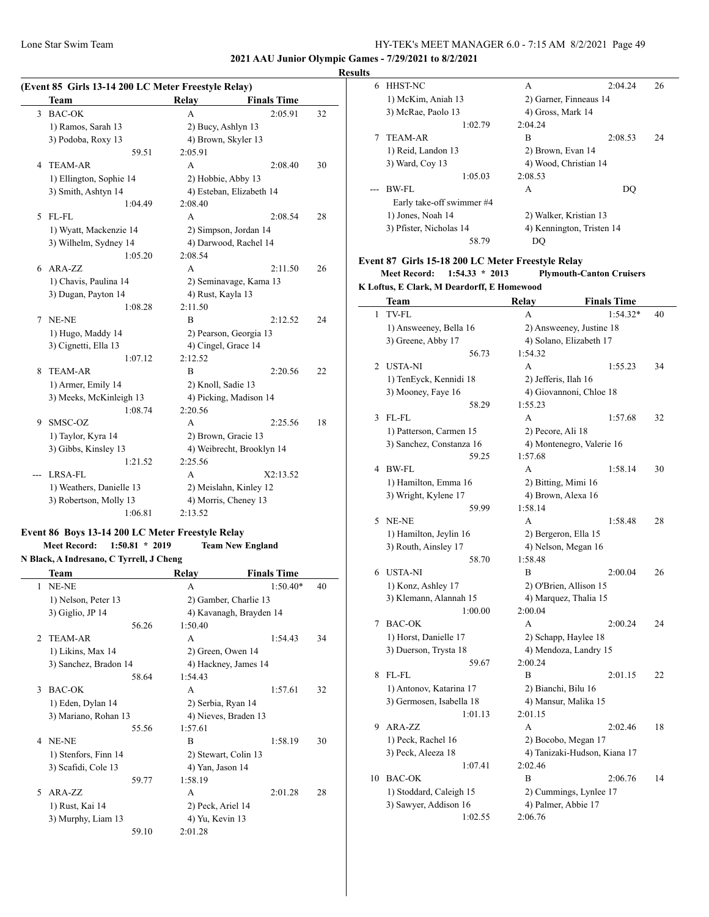**2021 AAU Junior Olympic Games - 7/29/2021 to 8/2/2021**

**Results**

### (Event 85 Girls 13-14 200 LC Meter Freestyle Relay)

| | Team | Relay | Finals Time | |
|---|---|---|---|---|
| 3 | BAC-OK | A | 2:05.91 | 32 |
| | 1) Ramos, Sarah 13 | 2) Bucy, Ashlyn 13 | | |
| | 3) Podoba, Roxy 13 | 4) Brown, Skyler 13 | | |
| | 59.51 | 2:05.91 | | |
| 4 | TEAM-AR | A | 2:08.40 | 30 |
| | 1) Ellington, Sophie 14 | 2) Hobbie, Abby 13 | | |
| | 3) Smith, Ashtyn 14 | 4) Esteban, Elizabeth 14 | | |
| | 1:04.49 | 2:08.40 | | |
| 5 | FL-FL | A | 2:08.54 | 28 |
| | 1) Wyatt, Mackenzie 14 | 2) Simpson, Jordan 14 | | |
| | 3) Wilhelm, Sydney 14 | 4) Darwood, Rachel 14 | | |
| | 1:05.20 | 2:08.54 | | |
| 6 | ARA-ZZ | A | 2:11.50 | 26 |
| | 1) Chavis, Paulina 14 | 2) Seminavage, Kama 13 | | |
| | 3) Dugan, Payton 14 | 4) Rust, Kayla 13 | | |
| | 1:08.28 | 2:11.50 | | |
| 7 | NE-NE | B | 2:12.52 | 24 |
| | 1) Hugo, Maddy 14 | 2) Pearson, Georgia 13 | | |
| | 3) Cignetti, Ella 13 | 4) Cingel, Grace 14 | | |
| | 1:07.12 | 2:12.52 | | |
| 8 | TEAM-AR | B | 2:20.56 | 22 |
| | 1) Armer, Emily 14 | 2) Knoll, Sadie 13 | | |
| | 3) Meeks, McKinleigh 13 | 4) Picking, Madison 14 | | |
| | 1:08.74 | 2:20.56 | | |
| 9 | SMSC-OZ | A | 2:25.56 | 18 |
| | 1) Taylor, Kyra 14 | 2) Brown, Gracie 13 | | |
| | 3) Gibbs, Kinsley 13 | 4) Weibrecht, Brooklyn 14 | | |
| | 1:21.52 | 2:25.56 | | |
| --- | LRSA-FL | A | X2:13.52 | |
| | 1) Weathers, Danielle 13 | 2) Meislahn, Kinley 12 | | |
| | 3) Robertson, Molly 13 | 4) Morris, Cheney 13 | | |
| | 1:06.81 | 2:13.52 | | |

### Event 86 Boys 13-14 200 LC Meter Freestyle Relay

**Meet Record: 1:50.81 * 2019 Team New England**
**N Black, A Indresano, C Tyrrell, J Cheng**

| | Team | Relay | Finals Time | |
|---|---|---|---|---|
| 1 | NE-NE | A | 1:50.40* | 40 |
| | 1) Nelson, Peter 13 | 2) Gamber, Charlie 13 | | |
| | 3) Giglio, JP 14 | 4) Kavanagh, Brayden 14 | | |
| | 56.26 | 1:50.40 | | |
| 2 | TEAM-AR | A | 1:54.43 | 34 |
| | 1) Likins, Max 14 | 2) Green, Owen 14 | | |
| | 3) Sanchez, Bradon 14 | 4) Hackney, James 14 | | |
| | 58.64 | 1:54.43 | | |
| 3 | BAC-OK | A | 1:57.61 | 32 |
| | 1) Eden, Dylan 14 | 2) Serbia, Ryan 14 | | |
| | 3) Mariano, Rohan 13 | 4) Nieves, Braden 13 | | |
| | 55.56 | 1:57.61 | | |
| 4 | NE-NE | B | 1:58.19 | 30 |
| | 1) Stenfors, Finn 14 | 2) Stewart, Colin 13 | | |
| | 3) Scafidi, Cole 13 | 4) Yan, Jason 14 | | |
| | 59.77 | 1:58.19 | | |
| 5 | ARA-ZZ | A | 2:01.28 | 28 |
| | 1) Rust, Kai 14 | 2) Peck, Ariel 14 | | |
| | 3) Murphy, Liam 13 | 4) Yu, Kevin 13 | | |
| | 59.10 | 2:01.28 | | |
| 6 | HHST-NC | A | 2:04.24 | 26 |
| | 1) McKim, Aniah 13 | 2) Garner, Finneaus 14 | | |
| | 3) McRae, Paolo 13 | 4) Gross, Mark 14 | | |
| | 1:02.79 | 2:04.24 | | |
| 7 | TEAM-AR | B | 2:08.53 | 24 |
| | 1) Reid, Landon 13 | 2) Brown, Evan 14 | | |
| | 3) Ward, Coy 13 | 4) Wood, Christian 14 | | |
| | 1:05.03 | 2:08.53 | | |
| --- | BW-FL | A | DQ | |
| | Early take-off swimmer #4 | | | |
| | 1) Jones, Noah 14 | 2) Walker, Kristian 13 | | |
| | 3) Pfister, Nicholas 14 | 4) Kennington, Tristen 14 | | |
| | 58.79 | DQ | | |

### Event 87 Girls 15-18 200 LC Meter Freestyle Relay

**Meet Record: 1:54.33 * 2013 Plymouth-Canton Cruisers**
**K Loftus, E Clark, M Deardorff, E Homewood**

| | Team | Relay | Finals Time | |
|---|---|---|---|---|
| 1 | TV-FL | A | 1:54.32* | 40 |
| | 1) Answeeney, Bella 16 | 2) Answeeney, Justine 18 | | |
| | 3) Greene, Abby 17 | 4) Solano, Elizabeth 17 | | |
| | 56.73 | 1:54.32 | | |
| 2 | USTA-NI | A | 1:55.23 | 34 |
| | 1) TenEyck, Kennidi 18 | 2) Jefferis, Ilah 16 | | |
| | 3) Mooney, Faye 16 | 4) Giovannoni, Chloe 18 | | |
| | 58.29 | 1:55.23 | | |
| 3 | FL-FL | A | 1:57.68 | 32 |
| | 1) Patterson, Carmen 15 | 2) Pecore, Ali 18 | | |
| | 3) Sanchez, Constanza 16 | 4) Montenegro, Valerie 16 | | |
| | 59.25 | 1:57.68 | | |
| 4 | BW-FL | A | 1:58.14 | 30 |
| | 1) Hamilton, Emma 16 | 2) Bitting, Mimi 16 | | |
| | 3) Wright, Kylene 17 | 4) Brown, Alexa 16 | | |
| | 59.99 | 1:58.14 | | |
| 5 | NE-NE | A | 1:58.48 | 28 |
| | 1) Hamilton, Jeylin 16 | 2) Bergeron, Ella 15 | | |
| | 3) Routh, Ainsley 17 | 4) Nelson, Megan 16 | | |
| | 58.70 | 1:58.48 | | |
| 6 | USTA-NI | B | 2:00.04 | 26 |
| | 1) Konz, Ashley 17 | 2) O'Brien, Allison 15 | | |
| | 3) Klemann, Alannah 15 | 4) Marquez, Thalia 15 | | |
| | 1:00.00 | 2:00.04 | | |
| 7 | BAC-OK | A | 2:00.24 | 24 |
| | 1) Horst, Danielle 17 | 2) Schapp, Haylee 18 | | |
| | 3) Duerson, Trysta 18 | 4) Mendoza, Landry 15 | | |
| | 59.67 | 2:00.24 | | |
| 8 | FL-FL | B | 2:01.15 | 22 |
| | 1) Antonov, Katarina 17 | 2) Bianchi, Bilu 16 | | |
| | 3) Germosen, Isabella 18 | 4) Mansur, Malika 15 | | |
| | 1:01.13 | 2:01.15 | | |
| 9 | ARA-ZZ | A | 2:02.46 | 18 |
| | 1) Peck, Rachel 16 | 2) Bocobo, Megan 17 | | |
| | 3) Peck, Aleeza 18 | 4) Tanizaki-Hudson, Kiana 17 | | |
| | 1:07.41 | 2:02.46 | | |
| 10 | BAC-OK | B | 2:06.76 | 14 |
| | 1) Stoddard, Caleigh 15 | 2) Cummings, Lynlee 17 | | |
| | 3) Sawyer, Addison 16 | 4) Palmer, Abbie 17 | | |
| | 1:02.55 | 2:06.76 | | |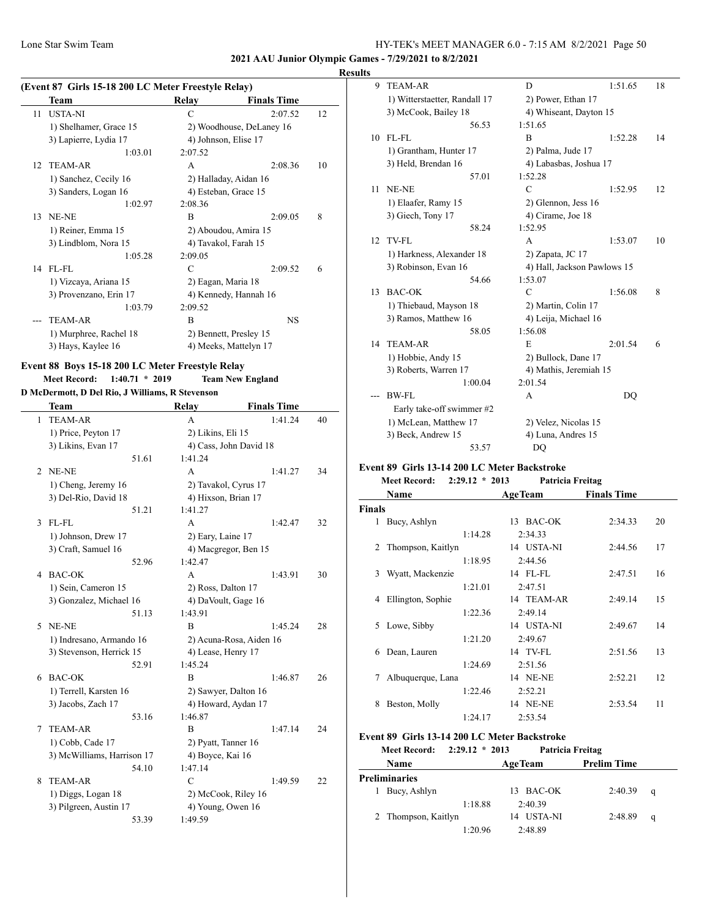**2021 AAU Junior Olympic Games - 7/29/2021 to 8/2/2021**

**Results**

### (Event 87 Girls 15-18 200 LC Meter Freestyle Relay)

| | Team | Relay | Finals Time | |
|---|---|---|---|---|
| 11 | USTA-NI | C | 2:07.52 | 12 |
| | 1) Shelhamer, Grace 15 | 2) Woodhouse, DeLaney 16 | | |
| | 3) Lapierre, Lydia 17 | 4) Johnson, Elise 17 | | |
| | 1:03.01 | 2:07.52 | | |
| 12 | TEAM-AR | A | 2:08.36 | 10 |
| | 1) Sanchez, Cecily 16 | 2) Halladay, Aidan 16 | | |
| | 3) Sanders, Logan 16 | 4) Esteban, Grace 15 | | |
| | 1:02.97 | 2:08.36 | | |
| 13 | NE-NE | B | 2:09.05 | 8 |
| | 1) Reiner, Emma 15 | 2) Aboudou, Amira 15 | | |
| | 3) Lindblom, Nora 15 | 4) Tavakol, Farah 15 | | |
| | 1:05.28 | 2:09.05 | | |
| 14 | FL-FL | C | 2:09.52 | 6 |
| | 1) Vizcaya, Ariana 15 | 2) Eagan, Maria 18 | | |
| | 3) Provenzano, Erin 17 | 4) Kennedy, Hannah 16 | | |
| | 1:03.79 | 2:09.52 | | |
| --- | TEAM-AR | B | NS | |
| | 1) Murphree, Rachel 18 | 2) Bennett, Presley 15 | | |
| | 3) Hays, Kaylee 16 | 4) Meeks, Mattelyn 17 | | |

### Event 88 Boys 15-18 200 LC Meter Freestyle Relay

**Meet Record: 1:40.71 * 2019 Team New England**
**D McDermott, D Del Rio, J Williams, R Stevenson**

| | Team | Relay | Finals Time | |
|---|---|---|---|---|
| 1 | TEAM-AR | A | 1:41.24 | 40 |
| | 1) Price, Peyton 17 | 2) Likins, Eli 15 | | |
| | 3) Likins, Evan 17 | 4) Cass, John David 18 | | |
| | 51.61 | 1:41.24 | | |
| 2 | NE-NE | A | 1:41.27 | 34 |
| | 1) Cheng, Jeremy 16 | 2) Tavakol, Cyrus 17 | | |
| | 3) Del-Rio, David 18 | 4) Hixson, Brian 17 | | |
| | 51.21 | 1:41.27 | | |
| 3 | FL-FL | A | 1:42.47 | 32 |
| | 1) Johnson, Drew 17 | 2) Eary, Laine 17 | | |
| | 3) Craft, Samuel 16 | 4) Macgregor, Ben 15 | | |
| | 52.96 | 1:42.47 | | |
| 4 | BAC-OK | A | 1:43.91 | 30 |
| | 1) Sein, Cameron 15 | 2) Ross, Dalton 17 | | |
| | 3) Gonzalez, Michael 16 | 4) DaVoult, Gage 16 | | |
| | 51.13 | 1:43.91 | | |
| 5 | NE-NE | B | 1:45.24 | 28 |
| | 1) Indresano, Armando 16 | 2) Acuna-Rosa, Aiden 16 | | |
| | 3) Stevenson, Herrick 15 | 4) Lease, Henry 17 | | |
| | 52.91 | 1:45.24 | | |
| 6 | BAC-OK | B | 1:46.87 | 26 |
| | 1) Terrell, Karsten 16 | 2) Sawyer, Dalton 16 | | |
| | 3) Jacobs, Zach 17 | 4) Howard, Aydan 17 | | |
| | 53.16 | 1:46.87 | | |
| 7 | TEAM-AR | B | 1:47.14 | 24 |
| | 1) Cobb, Cade 17 | 2) Pyatt, Tanner 16 | | |
| | 3) McWilliams, Harrison 17 | 4) Boyce, Kai 16 | | |
| | 54.10 | 1:47.14 | | |
| 8 | TEAM-AR | C | 1:49.59 | 22 |
| | 1) Diggs, Logan 18 | 2) McCook, Riley 16 | | |
| | 3) Pilgreen, Austin 17 | 4) Young, Owen 16 | | |
| | 53.39 | 1:49.59 | | |
| 9 | TEAM-AR | D | 1:51.65 | 18 |
| | 1) Witterstaetter, Randall 17 | 2) Power, Ethan 17 | | |
| | 3) McCook, Bailey 18 | 4) Whiseant, Dayton 15 | | |
| | 56.53 | 1:51.65 | | |
| 10 | FL-FL | B | 1:52.28 | 14 |
| | 1) Grantham, Hunter 17 | 2) Palma, Jude 17 | | |
| | 3) Held, Brendan 16 | 4) Labasbas, Joshua 17 | | |
| | 57.01 | 1:52.28 | | |
| 11 | NE-NE | C | 1:52.95 | 12 |
| | 1) Elaafer, Ramy 15 | 2) Glennon, Jess 16 | | |
| | 3) Giech, Tony 17 | 4) Cirame, Joe 18 | | |
| | 58.24 | 1:52.95 | | |
| 12 | TV-FL | A | 1:53.07 | 10 |
| | 1) Harkness, Alexander 18 | 2) Zapata, JC 17 | | |
| | 3) Robinson, Evan 16 | 4) Hall, Jackson Pawlows 15 | | |
| | 54.66 | 1:53.07 | | |
| 13 | BAC-OK | C | 1:56.08 | 8 |
| | 1) Thiebaud, Mayson 18 | 2) Martin, Colin 17 | | |
| | 3) Ramos, Matthew 16 | 4) Leija, Michael 16 | | |
| | 58.05 | 1:56.08 | | |
| 14 | TEAM-AR | E | 2:01.54 | 6 |
| | 1) Hobbie, Andy 15 | 2) Bullock, Dane 17 | | |
| | 3) Roberts, Warren 17 | 4) Mathis, Jeremiah 15 | | |
| | 1:00.04 | 2:01.54 | | |
| --- | BW-FL | A | DQ | |
| | Early take-off swimmer #2 | | | |
| | 1) McLean, Matthew 17 | 2) Velez, Nicolas 15 | | |
| | 3) Beck, Andrew 15 | 4) Luna, Andres 15 | | |
| | 53.57 | DQ | | |

### Event 89 Girls 13-14 200 LC Meter Backstroke

**Meet Record: 2:29.12 * 2013 Patricia Freitag**

| | Name | Age | Team | Finals Time | |
|---|---|---|---|---|---|
| **Finals** | | | | | |
| 1 | Bucy, Ashlyn | 13 | BAC-OK | 2:34.33 | 20 |
| | 1:14.28 | | 2:34.33 | | |
| 2 | Thompson, Kaitlyn | 14 | USTA-NI | 2:44.56 | 17 |
| | 1:18.95 | | 2:44.56 | | |
| 3 | Wyatt, Mackenzie | 14 | FL-FL | 2:47.51 | 16 |
| | 1:21.01 | | 2:47.51 | | |
| 4 | Ellington, Sophie | 14 | TEAM-AR | 2:49.14 | 15 |
| | 1:22.36 | | 2:49.14 | | |
| 5 | Lowe, Sibby | 14 | USTA-NI | 2:49.67 | 14 |
| | 1:21.20 | | 2:49.67 | | |
| 6 | Dean, Lauren | 14 | TV-FL | 2:51.56 | 13 |
| | 1:24.69 | | 2:51.56 | | |
| 7 | Albuquerque, Lana | 14 | NE-NE | 2:52.21 | 12 |
| | 1:22.46 | | 2:52.21 | | |
| 8 | Beston, Molly | 14 | NE-NE | 2:53.54 | 11 |
| | 1:24.17 | | 2:53.54 | | |

### Event 89 Girls 13-14 200 LC Meter Backstroke

**Meet Record: 2:29.12 * 2013 Patricia Freitag**

| | Name | Age | Team | Prelim Time | |
|---|---|---|---|---|---|
| **Preliminaries** | | | | | |
| 1 | Bucy, Ashlyn | 13 | BAC-OK | 2:40.39 | q |
| | 1:18.88 | | 2:40.39 | | |
| 2 | Thompson, Kaitlyn | 14 | USTA-NI | 2:48.89 | q |
| | 1:20.96 | | 2:48.89 | | |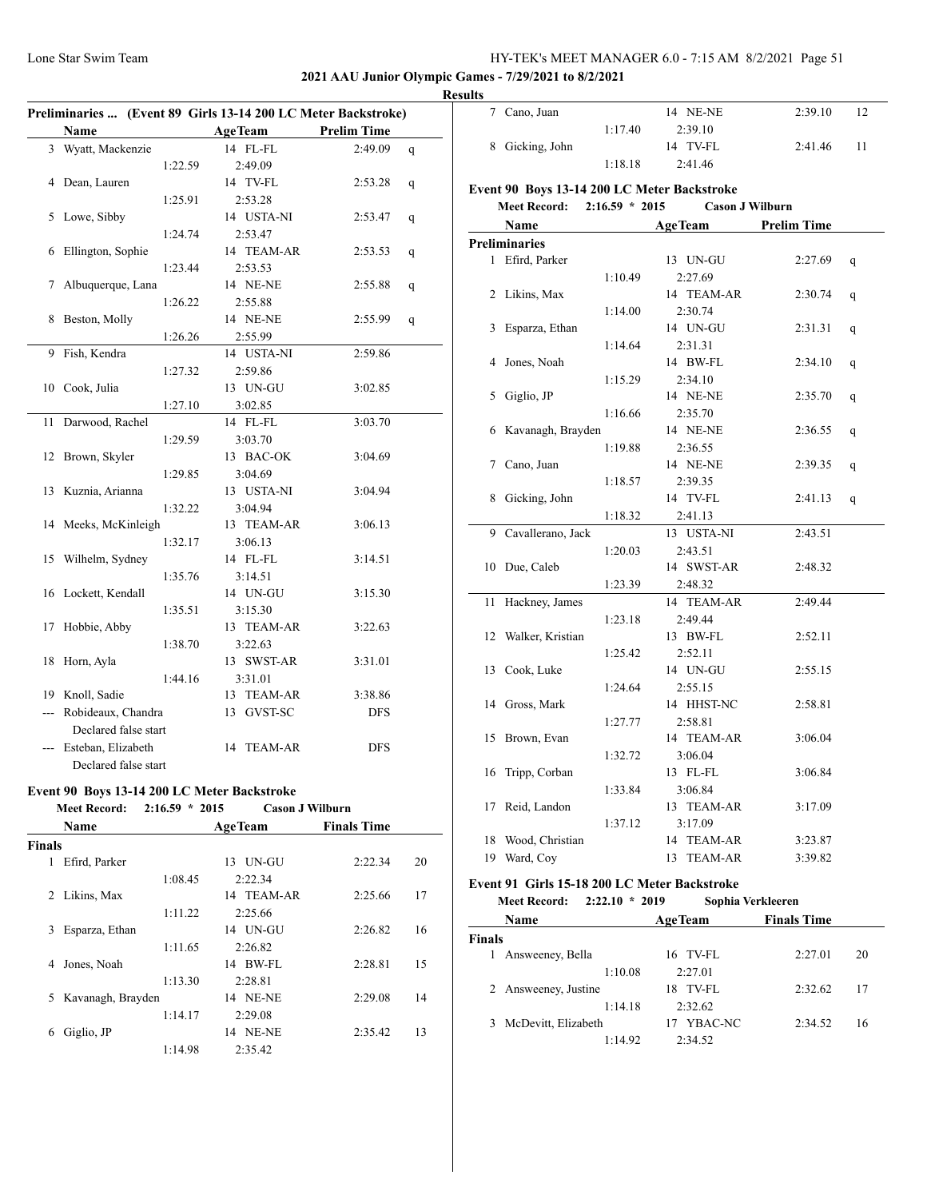**2021 AAU Junior Olympic Games - 7/29/2021 to 8/2/2021**

**Results**

### Preliminaries ... (Event 89 Girls 13-14 200 LC Meter Backstroke)

| | Name | | AgeTeam | Prelim Time | |
|---|---|---|---|---|---|
| 3 | Wyatt, Mackenzie | | 14 FL-FL | 2:49.09 | q |
| | | 1:22.59 | 2:49.09 | | |
| 4 | Dean, Lauren | | 14 TV-FL | 2:53.28 | q |
| | | 1:25.91 | 2:53.28 | | |
| 5 | Lowe, Sibby | | 14 USTA-NI | 2:53.47 | q |
| | | 1:24.74 | 2:53.47 | | |
| 6 | Ellington, Sophie | | 14 TEAM-AR | 2:53.53 | q |
| | | 1:23.44 | 2:53.53 | | |
| 7 | Albuquerque, Lana | | 14 NE-NE | 2:55.88 | q |
| | | 1:26.22 | 2:55.88 | | |
| 8 | Beston, Molly | | 14 NE-NE | 2:55.99 | q |
| | | 1:26.26 | 2:55.99 | | |
| 9 | Fish, Kendra | | 14 USTA-NI | 2:59.86 | |
| | | 1:27.32 | 2:59.86 | | |
| 10 | Cook, Julia | | 13 UN-GU | 3:02.85 | |
| | | 1:27.10 | 3:02.85 | | |
| 11 | Darwood, Rachel | | 14 FL-FL | 3:03.70 | |
| | | 1:29.59 | 3:03.70 | | |
| 12 | Brown, Skyler | | 13 BAC-OK | 3:04.69 | |
| | | 1:29.85 | 3:04.69 | | |
| 13 | Kuznia, Arianna | | 13 USTA-NI | 3:04.94 | |
| | | 1:32.22 | 3:04.94 | | |
| 14 | Meeks, McKinleigh | | 13 TEAM-AR | 3:06.13 | |
| | | 1:32.17 | 3:06.13 | | |
| 15 | Wilhelm, Sydney | | 14 FL-FL | 3:14.51 | |
| | | 1:35.76 | 3:14.51 | | |
| 16 | Lockett, Kendall | | 14 UN-GU | 3:15.30 | |
| | | 1:35.51 | 3:15.30 | | |
| 17 | Hobbie, Abby | | 13 TEAM-AR | 3:22.63 | |
| | | 1:38.70 | 3:22.63 | | |
| 18 | Horn, Ayla | | 13 SWST-AR | 3:31.01 | |
| | | 1:44.16 | 3:31.01 | | |
| 19 | Knoll, Sadie | | 13 TEAM-AR | 3:38.86 | |
| --- | Robideaux, Chandra | | 13 GVST-SC | DFS | |
| | Declared false start | | | | |
| --- | Esteban, Elizabeth | | 14 TEAM-AR | DFS | |
| | Declared false start | | | | |

### Event 90 Boys 13-14 200 LC Meter Backstroke

**Meet Record: 2:16.59 * 2015 Cason J Wilburn**

| | Name | | AgeTeam | Finals Time | |
|---|---|---|---|---|---|
| **Finals** | | | | | |
| 1 | Efird, Parker | | 13 UN-GU | 2:22.34 | 20 |
| | | 1:08.45 | 2:22.34 | | |
| 2 | Likins, Max | | 14 TEAM-AR | 2:25.66 | 17 |
| | | 1:11.22 | 2:25.66 | | |
| 3 | Esparza, Ethan | | 14 UN-GU | 2:26.82 | 16 |
| | | 1:11.65 | 2:26.82 | | |
| 4 | Jones, Noah | | 14 BW-FL | 2:28.81 | 15 |
| | | 1:13.30 | 2:28.81 | | |
| 5 | Kavanagh, Brayden | | 14 NE-NE | 2:29.08 | 14 |
| | | 1:14.17 | 2:29.08 | | |
| 6 | Giglio, JP | | 14 NE-NE | 2:35.42 | 13 |
| | | 1:14.98 | 2:35.42 | | |
| 7 | Cano, Juan | | 14 NE-NE | 2:39.10 | 12 |
| | | 1:17.40 | 2:39.10 | | |
| 8 | Gicking, John | | 14 TV-FL | 2:41.46 | 11 |
| | | 1:18.18 | 2:41.46 | | |

### Event 90 Boys 13-14 200 LC Meter Backstroke

**Meet Record: 2:16.59 * 2015 Cason J Wilburn**

| | Name | | AgeTeam | Prelim Time | |
|---|---|---|---|---|---|
| **Preliminaries** | | | | | |
| 1 | Efird, Parker | | 13 UN-GU | 2:27.69 | q |
| | | 1:10.49 | 2:27.69 | | |
| 2 | Likins, Max | | 14 TEAM-AR | 2:30.74 | q |
| | | 1:14.00 | 2:30.74 | | |
| 3 | Esparza, Ethan | | 14 UN-GU | 2:31.31 | q |
| | | 1:14.64 | 2:31.31 | | |
| 4 | Jones, Noah | | 14 BW-FL | 2:34.10 | q |
| | | 1:15.29 | 2:34.10 | | |
| 5 | Giglio, JP | | 14 NE-NE | 2:35.70 | q |
| | | 1:16.66 | 2:35.70 | | |
| 6 | Kavanagh, Brayden | | 14 NE-NE | 2:36.55 | q |
| | | 1:19.88 | 2:36.55 | | |
| 7 | Cano, Juan | | 14 NE-NE | 2:39.35 | q |
| | | 1:18.57 | 2:39.35 | | |
| 8 | Gicking, John | | 14 TV-FL | 2:41.13 | q |
| | | 1:18.32 | 2:41.13 | | |
| 9 | Cavallerano, Jack | | 13 USTA-NI | 2:43.51 | |
| | | 1:20.03 | 2:43.51 | | |
| 10 | Due, Caleb | | 14 SWST-AR | 2:48.32 | |
| | | 1:23.39 | 2:48.32 | | |
| 11 | Hackney, James | | 14 TEAM-AR | 2:49.44 | |
| | | 1:23.18 | 2:49.44 | | |
| 12 | Walker, Kristian | | 13 BW-FL | 2:52.11 | |
| | | 1:25.42 | 2:52.11 | | |
| 13 | Cook, Luke | | 14 UN-GU | 2:55.15 | |
| | | 1:24.64 | 2:55.15 | | |
| 14 | Gross, Mark | | 14 HHST-NC | 2:58.81 | |
| | | 1:27.77 | 2:58.81 | | |
| 15 | Brown, Evan | | 14 TEAM-AR | 3:06.04 | |
| | | 1:32.72 | 3:06.04 | | |
| 16 | Tripp, Corban | | 13 FL-FL | 3:06.84 | |
| | | 1:33.84 | 3:06.84 | | |
| 17 | Reid, Landon | | 13 TEAM-AR | 3:17.09 | |
| | | 1:37.12 | 3:17.09 | | |
| 18 | Wood, Christian | | 14 TEAM-AR | 3:23.87 | |
| 19 | Ward, Coy | | 13 TEAM-AR | 3:39.82 | |

### Event 91 Girls 15-18 200 LC Meter Backstroke

**Meet Record: 2:22.10 * 2019 Sophia Verkleeren**

| | Name | | AgeTeam | Finals Time | |
|---|---|---|---|---|---|
| **Finals** | | | | | |
| 1 | Answeeney, Bella | | 16 TV-FL | 2:27.01 | 20 |
| | | 1:10.08 | 2:27.01 | | |
| 2 | Answeeney, Justine | | 18 TV-FL | 2:32.62 | 17 |
| | | 1:14.18 | 2:32.62 | | |
| 3 | McDevitt, Elizabeth | | 17 YBAC-NC | 2:34.52 | 16 |
| | | 1:14.92 | 2:34.52 | | |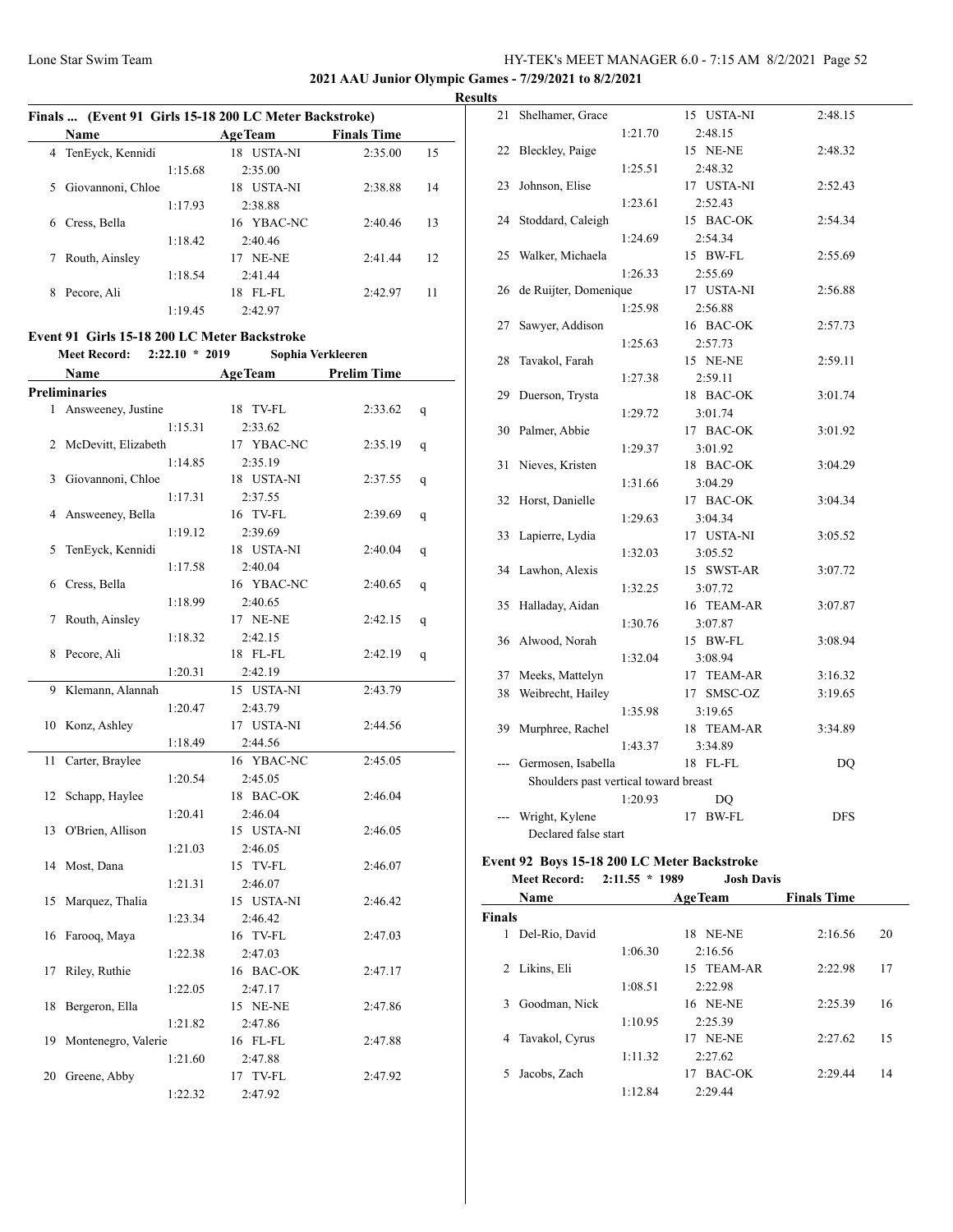**2021 AAU Junior Olympic Games - 7/29/2021 to 8/2/2021**

**Results**

### Finals ... (Event 91 Girls 15-18 200 LC Meter Backstroke)

| | Name | Split | Age | Team | Finals Time | Points |
|---|---|---|---|---|---|---|
| 4 | TenEyck, Kennidi | 1:15.68 | 18 | USTA-NI | 2:35.00 | 15 |
| 5 | Giovannoni, Chloe | 1:17.93 | 18 | USTA-NI | 2:38.88 | 14 |
| 6 | Cress, Bella | 1:18.42 | 16 | YBAC-NC | 2:40.46 | 13 |
| 7 | Routh, Ainsley | 1:18.54 | 17 | NE-NE | 2:41.44 | 12 |
| 8 | Pecore, Ali | 1:19.45 | 18 | FL-FL | 2:42.97 | 11 |

### Event 91 Girls 15-18 200 LC Meter Backstroke

Meet Record: 2:22.10 * 2019 Sophia Verkleeren

**Preliminaries**

| | Name | Split | Age | Team | Prelim Time | |
|---|---|---|---|---|---|---|
| 1 | Answeeney, Justine | 1:15.31 | 18 | TV-FL | 2:33.62 | q |
| 2 | McDevitt, Elizabeth | 1:14.85 | 17 | YBAC-NC | 2:35.19 | q |
| 3 | Giovannoni, Chloe | 1:17.31 | 18 | USTA-NI | 2:37.55 | q |
| 4 | Answeeney, Bella | 1:19.12 | 16 | TV-FL | 2:39.69 | q |
| 5 | TenEyck, Kennidi | 1:17.58 | 18 | USTA-NI | 2:40.04 | q |
| 6 | Cress, Bella | 1:18.99 | 16 | YBAC-NC | 2:40.65 | q |
| 7 | Routh, Ainsley | 1:18.32 | 17 | NE-NE | 2:42.15 | q |
| 8 | Pecore, Ali | 1:20.31 | 18 | FL-FL | 2:42.19 | q |
| 9 | Klemann, Alannah | 1:20.47 | 15 | USTA-NI | 2:43.79 | |
| 10 | Konz, Ashley | 1:18.49 | 17 | USTA-NI | 2:44.56 | |
| 11 | Carter, Braylee | 1:20.54 | 16 | YBAC-NC | 2:45.05 | |
| 12 | Schapp, Haylee | 1:20.41 | 18 | BAC-OK | 2:46.04 | |
| 13 | O'Brien, Allison | 1:21.03 | 15 | USTA-NI | 2:46.05 | |
| 14 | Most, Dana | 1:21.31 | 15 | TV-FL | 2:46.07 | |
| 15 | Marquez, Thalia | 1:23.34 | 15 | USTA-NI | 2:46.42 | |
| 16 | Farooq, Maya | 1:22.38 | 16 | TV-FL | 2:47.03 | |
| 17 | Riley, Ruthie | 1:22.05 | 16 | BAC-OK | 2:47.17 | |
| 18 | Bergeron, Ella | 1:21.82 | 15 | NE-NE | 2:47.86 | |
| 19 | Montenegro, Valerie | 1:21.60 | 16 | FL-FL | 2:47.88 | |
| 20 | Greene, Abby | 1:22.32 | 17 | TV-FL | 2:47.92 | |
| 21 | Shelhamer, Grace | 1:21.70 | 15 | USTA-NI | 2:48.15 | |
| 22 | Bleckley, Paige | 1:25.51 | 15 | NE-NE | 2:48.32 | |
| 23 | Johnson, Elise | 1:23.61 | 17 | USTA-NI | 2:52.43 | |
| 24 | Stoddard, Caleigh | 1:24.69 | 15 | BAC-OK | 2:54.34 | |
| 25 | Walker, Michaela | 1:26.33 | 15 | BW-FL | 2:55.69 | |
| 26 | de Ruijter, Domenique | 1:25.98 | 17 | USTA-NI | 2:56.88 | |
| 27 | Sawyer, Addison | 1:25.63 | 16 | BAC-OK | 2:57.73 | |
| 28 | Tavakol, Farah | 1:27.38 | 15 | NE-NE | 2:59.11 | |
| 29 | Duerson, Trysta | 1:29.72 | 18 | BAC-OK | 3:01.74 | |
| 30 | Palmer, Abbie | 1:29.37 | 17 | BAC-OK | 3:01.92 | |
| 31 | Nieves, Kristen | 1:31.66 | 18 | BAC-OK | 3:04.29 | |
| 32 | Horst, Danielle | 1:29.63 | 17 | BAC-OK | 3:04.34 | |
| 33 | Lapierre, Lydia | 1:32.03 | 17 | USTA-NI | 3:05.52 | |
| 34 | Lawhon, Alexis | 1:32.25 | 15 | SWST-AR | 3:07.72 | |
| 35 | Halladay, Aidan | 1:30.76 | 16 | TEAM-AR | 3:07.87 | |
| 36 | Alwood, Norah | 1:32.04 | 15 | BW-FL | 3:08.94 | |
| 37 | Meeks, Mattelyn | | 17 | TEAM-AR | 3:16.32 | |
| 38 | Weibrecht, Hailey | 1:35.98 | 17 | SMSC-OZ | 3:19.65 | |
| 39 | Murphree, Rachel | 1:43.37 | 18 | TEAM-AR | 3:34.89 | |
| --- | Germosen, Isabella (Shoulders past vertical toward breast) | 1:20.93 | 18 | FL-FL | DQ | |
| --- | Wright, Kylene (Declared false start) | | 17 | BW-FL | DFS | |

### Event 92 Boys 15-18 200 LC Meter Backstroke

Meet Record: 2:11.55 * 1989 Josh Davis

**Finals**

| | Name | Split | Age | Team | Finals Time | Points |
|---|---|---|---|---|---|---|
| 1 | Del-Rio, David | 1:06.30 | 18 | NE-NE | 2:16.56 | 20 |
| 2 | Likins, Eli | 1:08.51 | 15 | TEAM-AR | 2:22.98 | 17 |
| 3 | Goodman, Nick | 1:10.95 | 16 | NE-NE | 2:25.39 | 16 |
| 4 | Tavakol, Cyrus | 1:11.32 | 17 | NE-NE | 2:27.62 | 15 |
| 5 | Jacobs, Zach | 1:12.84 | 17 | BAC-OK | 2:29.44 | 14 |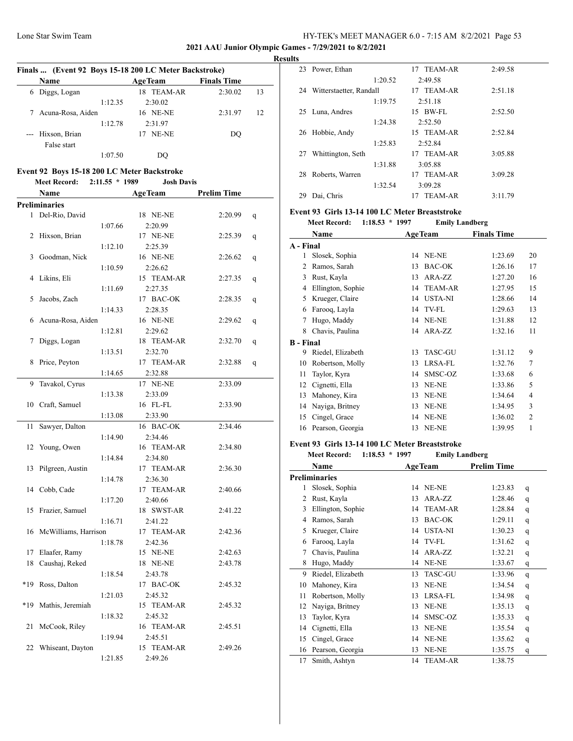**2021 AAU Junior Olympic Games - 7/29/2021 to 8/2/2021**

**Results**

### Finals ... (Event 92 Boys 15-18 200 LC Meter Backstroke)

| | Name | | Age | Team | Finals Time | |
|---|---|---|---|---|---|---|
| 6 | Diggs, Logan | | 18 | TEAM-AR | 2:30.02 | 13 |
| | | 1:12.35 | | 2:30.02 | | |
| 7 | Acuna-Rosa, Aiden | | 16 | NE-NE | 2:31.97 | 12 |
| | | 1:12.78 | | 2:31.97 | | |
| --- | Hixson, Brian | | 17 | NE-NE | DQ | |
| | False start | | | | | |
| | | 1:07.50 | | DQ | | |

### Event 92 Boys 15-18 200 LC Meter Backstroke

**Meet Record:** 2:11.55 * 1989 **Josh Davis**

| | Name | | Age | Team | Prelim Time | |
|---|---|---|---|---|---|---|
| **Preliminaries** | | | | | | |
| 1 | Del-Rio, David | | 18 | NE-NE | 2:20.99 | q |
| | | 1:07.66 | | 2:20.99 | | |
| 2 | Hixson, Brian | | 17 | NE-NE | 2:25.39 | q |
| | | 1:12.10 | | 2:25.39 | | |
| 3 | Goodman, Nick | | 16 | NE-NE | 2:26.62 | q |
| | | 1:10.59 | | 2:26.62 | | |
| 4 | Likins, Eli | | 15 | TEAM-AR | 2:27.35 | q |
| | | 1:11.69 | | 2:27.35 | | |
| 5 | Jacobs, Zach | | 17 | BAC-OK | 2:28.35 | q |
| | | 1:14.33 | | 2:28.35 | | |
| 6 | Acuna-Rosa, Aiden | | 16 | NE-NE | 2:29.62 | q |
| | | 1:12.81 | | 2:29.62 | | |
| 7 | Diggs, Logan | | 18 | TEAM-AR | 2:32.70 | q |
| | | 1:13.51 | | 2:32.70 | | |
| 8 | Price, Peyton | | 17 | TEAM-AR | 2:32.88 | q |
| | | 1:14.65 | | 2:32.88 | | |
| 9 | Tavakol, Cyrus | | 17 | NE-NE | 2:33.09 | |
| | | 1:13.38 | | 2:33.09 | | |
| 10 | Craft, Samuel | | 16 | FL-FL | 2:33.90 | |
| | | 1:13.08 | | 2:33.90 | | |
| 11 | Sawyer, Dalton | | 16 | BAC-OK | 2:34.46 | |
| | | 1:14.90 | | 2:34.46 | | |
| 12 | Young, Owen | | 16 | TEAM-AR | 2:34.80 | |
| | | 1:14.84 | | 2:34.80 | | |
| 13 | Pilgreen, Austin | | 17 | TEAM-AR | 2:36.30 | |
| | | 1:14.78 | | 2:36.30 | | |
| 14 | Cobb, Cade | | 17 | TEAM-AR | 2:40.66 | |
| | | 1:17.20 | | 2:40.66 | | |
| 15 | Frazier, Samuel | | 18 | SWST-AR | 2:41.22 | |
| | | 1:16.71 | | 2:41.22 | | |
| 16 | McWilliams, Harrison | | 17 | TEAM-AR | 2:42.36 | |
| | | 1:18.78 | | 2:42.36 | | |
| 17 | Elaafer, Ramy | | 15 | NE-NE | 2:42.63 | |
| 18 | Caushaj, Reked | | 18 | NE-NE | 2:43.78 | |
| | | 1:18.54 | | 2:43.78 | | |
| *19 | Ross, Dalton | | 17 | BAC-OK | 2:45.32 | |
| | | 1:21.03 | | 2:45.32 | | |
| *19 | Mathis, Jeremiah | | 15 | TEAM-AR | 2:45.32 | |
| | | 1:18.32 | | 2:45.32 | | |
| 21 | McCook, Riley | | 16 | TEAM-AR | 2:45.51 | |
| | | 1:19.94 | | 2:45.51 | | |
| 22 | Whiseant, Dayton | | 15 | TEAM-AR | 2:49.26 | |
| | | 1:21.85 | | 2:49.26 | | |
| 23 | Power, Ethan | | 17 | TEAM-AR | 2:49.58 | |
| | | 1:20.52 | | 2:49.58 | | |
| 24 | Witterstaetter, Randall | | 17 | TEAM-AR | 2:51.18 | |
| | | 1:19.75 | | 2:51.18 | | |
| 25 | Luna, Andres | | 15 | BW-FL | 2:52.50 | |
| | | 1:24.38 | | 2:52.50 | | |
| 26 | Hobbie, Andy | | 15 | TEAM-AR | 2:52.84 | |
| | | 1:25.83 | | 2:52.84 | | |
| 27 | Whittington, Seth | | 17 | TEAM-AR | 3:05.88 | |
| | | 1:31.88 | | 3:05.88 | | |
| 28 | Roberts, Warren | | 17 | TEAM-AR | 3:09.28 | |
| | | 1:32.54 | | 3:09.28 | | |
| 29 | Dai, Chris | | 17 | TEAM-AR | 3:11.79 | |

### Event 93 Girls 13-14 100 LC Meter Breaststroke

**Meet Record:** 1:18.53 * 1997 **Emily Landberg**

| | Name | Age | Team | Finals Time | |
|---|---|---|---|---|---|
| **A - Final** | | | | | |
| 1 | Slosek, Sophia | 14 | NE-NE | 1:23.69 | 20 |
| 2 | Ramos, Sarah | 13 | BAC-OK | 1:26.16 | 17 |
| 3 | Rust, Kayla | 13 | ARA-ZZ | 1:27.20 | 16 |
| 4 | Ellington, Sophie | 14 | TEAM-AR | 1:27.95 | 15 |
| 5 | Krueger, Claire | 14 | USTA-NI | 1:28.66 | 14 |
| 6 | Farooq, Layla | 14 | TV-FL | 1:29.63 | 13 |
| 7 | Hugo, Maddy | 14 | NE-NE | 1:31.88 | 12 |
| 8 | Chavis, Paulina | 14 | ARA-ZZ | 1:32.16 | 11 |
| **B - Final** | | | | | |
| 9 | Riedel, Elizabeth | 13 | TASC-GU | 1:31.12 | 9 |
| 10 | Robertson, Molly | 13 | LRSA-FL | 1:32.76 | 7 |
| 11 | Taylor, Kyra | 14 | SMSC-OZ | 1:33.68 | 6 |
| 12 | Cignetti, Ella | 13 | NE-NE | 1:33.86 | 5 |
| 13 | Mahoney, Kira | 13 | NE-NE | 1:34.64 | 4 |
| 14 | Nayiga, Britney | 13 | NE-NE | 1:34.95 | 3 |
| 15 | Cingel, Grace | 14 | NE-NE | 1:36.02 | 2 |
| 16 | Pearson, Georgia | 13 | NE-NE | 1:39.95 | 1 |

### Event 93 Girls 13-14 100 LC Meter Breaststroke

**Meet Record:** 1:18.53 * 1997 **Emily Landberg**

| | Name | Age | Team | Prelim Time | |
|---|---|---|---|---|---|
| **Preliminaries** | | | | | |
| 1 | Slosek, Sophia | 14 | NE-NE | 1:23.83 | q |
| 2 | Rust, Kayla | 13 | ARA-ZZ | 1:28.46 | q |
| 3 | Ellington, Sophie | 14 | TEAM-AR | 1:28.84 | q |
| 4 | Ramos, Sarah | 13 | BAC-OK | 1:29.11 | q |
| 5 | Krueger, Claire | 14 | USTA-NI | 1:30.23 | q |
| 6 | Farooq, Layla | 14 | TV-FL | 1:31.62 | q |
| 7 | Chavis, Paulina | 14 | ARA-ZZ | 1:32.21 | q |
| 8 | Hugo, Maddy | 14 | NE-NE | 1:33.67 | q |
| 9 | Riedel, Elizabeth | 13 | TASC-GU | 1:33.96 | q |
| 10 | Mahoney, Kira | 13 | NE-NE | 1:34.54 | q |
| 11 | Robertson, Molly | 13 | LRSA-FL | 1:34.98 | q |
| 12 | Nayiga, Britney | 13 | NE-NE | 1:35.13 | q |
| 13 | Taylor, Kyra | 14 | SMSC-OZ | 1:35.33 | q |
| 14 | Cignetti, Ella | 13 | NE-NE | 1:35.54 | q |
| 15 | Cingel, Grace | 14 | NE-NE | 1:35.62 | q |
| 16 | Pearson, Georgia | 13 | NE-NE | 1:35.75 | q |
| 17 | Smith, Ashtyn | 14 | TEAM-AR | 1:38.75 | |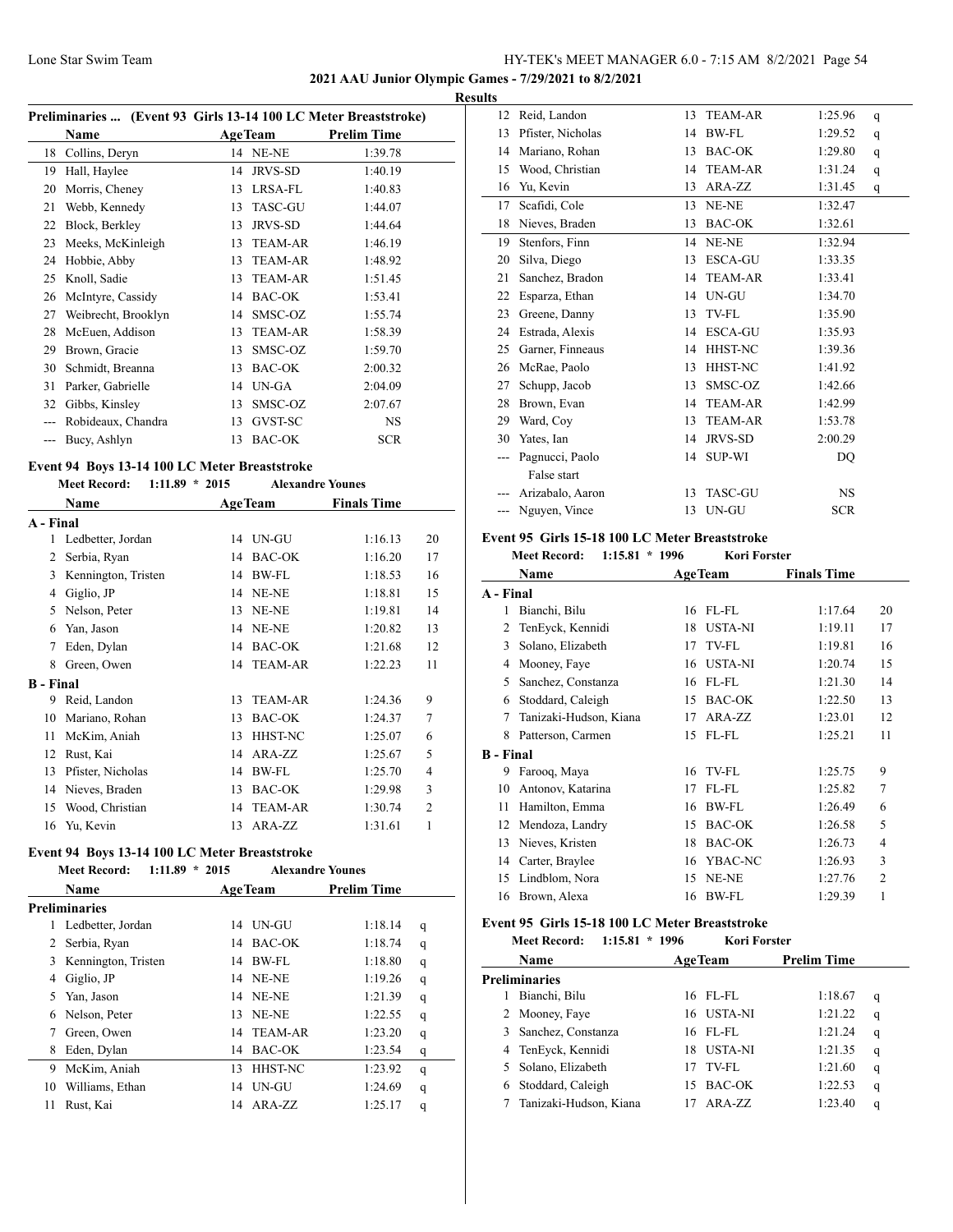**2021 AAU Junior Olympic Games - 7/29/2021 to 8/2/2021**

**Results**

### Preliminaries ... (Event 93 Girls 13-14 100 LC Meter Breaststroke)

| | Name | Age | Team | Prelim Time |
|---|---|---|---|---|
| 18 | Collins, Deryn | 14 | NE-NE | 1:39.78 |
| 19 | Hall, Haylee | 14 | JRVS-SD | 1:40.19 |
| 20 | Morris, Cheney | 13 | LRSA-FL | 1:40.83 |
| 21 | Webb, Kennedy | 13 | TASC-GU | 1:44.07 |
| 22 | Block, Berkley | 13 | JRVS-SD | 1:44.64 |
| 23 | Meeks, McKinleigh | 13 | TEAM-AR | 1:46.19 |
| 24 | Hobbie, Abby | 13 | TEAM-AR | 1:48.92 |
| 25 | Knoll, Sadie | 13 | TEAM-AR | 1:51.45 |
| 26 | McIntyre, Cassidy | 14 | BAC-OK | 1:53.41 |
| 27 | Weibrecht, Brooklyn | 14 | SMSC-OZ | 1:55.74 |
| 28 | McEuen, Addison | 13 | TEAM-AR | 1:58.39 |
| 29 | Brown, Gracie | 13 | SMSC-OZ | 1:59.70 |
| 30 | Schmidt, Breanna | 13 | BAC-OK | 2:00.32 |
| 31 | Parker, Gabrielle | 14 | UN-GA | 2:04.09 |
| 32 | Gibbs, Kinsley | 13 | SMSC-OZ | 2:07.67 |
| --- | Robideaux, Chandra | 13 | GVST-SC | NS |
| --- | Bucy, Ashlyn | 13 | BAC-OK | SCR |

### Event 94 Boys 13-14 100 LC Meter Breaststroke

Meet Record: 1:11.89 * 2015 Alexandre Younes

| | Name | Age | Team | Finals Time | Points |
|---|---|---|---|---|---|
| **A - Final** | | | | | |
| 1 | Ledbetter, Jordan | 14 | UN-GU | 1:16.13 | 20 |
| 2 | Serbia, Ryan | 14 | BAC-OK | 1:16.20 | 17 |
| 3 | Kennington, Tristen | 14 | BW-FL | 1:18.53 | 16 |
| 4 | Giglio, JP | 14 | NE-NE | 1:18.81 | 15 |
| 5 | Nelson, Peter | 13 | NE-NE | 1:19.81 | 14 |
| 6 | Yan, Jason | 14 | NE-NE | 1:20.82 | 13 |
| 7 | Eden, Dylan | 14 | BAC-OK | 1:21.68 | 12 |
| 8 | Green, Owen | 14 | TEAM-AR | 1:22.23 | 11 |
| **B - Final** | | | | | |
| 9 | Reid, Landon | 13 | TEAM-AR | 1:24.36 | 9 |
| 10 | Mariano, Rohan | 13 | BAC-OK | 1:24.37 | 7 |
| 11 | McKim, Aniah | 13 | HHST-NC | 1:25.07 | 6 |
| 12 | Rust, Kai | 14 | ARA-ZZ | 1:25.67 | 5 |
| 13 | Pfister, Nicholas | 14 | BW-FL | 1:25.70 | 4 |
| 14 | Nieves, Braden | 13 | BAC-OK | 1:29.98 | 3 |
| 15 | Wood, Christian | 14 | TEAM-AR | 1:30.74 | 2 |
| 16 | Yu, Kevin | 13 | ARA-ZZ | 1:31.61 | 1 |

### Event 94 Boys 13-14 100 LC Meter Breaststroke

Meet Record: 1:11.89 * 2015 Alexandre Younes

| | Name | Age | Team | Prelim Time | |
|---|---|---|---|---|---|
| **Preliminaries** | | | | | |
| 1 | Ledbetter, Jordan | 14 | UN-GU | 1:18.14 | q |
| 2 | Serbia, Ryan | 14 | BAC-OK | 1:18.74 | q |
| 3 | Kennington, Tristen | 14 | BW-FL | 1:18.80 | q |
| 4 | Giglio, JP | 14 | NE-NE | 1:19.26 | q |
| 5 | Yan, Jason | 14 | NE-NE | 1:21.39 | q |
| 6 | Nelson, Peter | 13 | NE-NE | 1:22.55 | q |
| 7 | Green, Owen | 14 | TEAM-AR | 1:23.20 | q |
| 8 | Eden, Dylan | 14 | BAC-OK | 1:23.54 | q |
| 9 | McKim, Aniah | 13 | HHST-NC | 1:23.92 | q |
| 10 | Williams, Ethan | 14 | UN-GU | 1:24.69 | q |
| 11 | Rust, Kai | 14 | ARA-ZZ | 1:25.17 | q |
| 12 | Reid, Landon | 13 | TEAM-AR | 1:25.96 | q |
| 13 | Pfister, Nicholas | 14 | BW-FL | 1:29.52 | q |
| 14 | Mariano, Rohan | 13 | BAC-OK | 1:29.80 | q |
| 15 | Wood, Christian | 14 | TEAM-AR | 1:31.24 | q |
| 16 | Yu, Kevin | 13 | ARA-ZZ | 1:31.45 | q |
| 17 | Scafidi, Cole | 13 | NE-NE | 1:32.47 | |
| 18 | Nieves, Braden | 13 | BAC-OK | 1:32.61 | |
| 19 | Stenfors, Finn | 14 | NE-NE | 1:32.94 | |
| 20 | Silva, Diego | 13 | ESCA-GU | 1:33.35 | |
| 21 | Sanchez, Bradon | 14 | TEAM-AR | 1:33.41 | |
| 22 | Esparza, Ethan | 14 | UN-GU | 1:34.70 | |
| 23 | Greene, Danny | 13 | TV-FL | 1:35.90 | |
| 24 | Estrada, Alexis | 14 | ESCA-GU | 1:35.93 | |
| 25 | Garner, Finneaus | 14 | HHST-NC | 1:39.36 | |
| 26 | McRae, Paolo | 13 | HHST-NC | 1:41.92 | |
| 27 | Schupp, Jacob | 13 | SMSC-OZ | 1:42.66 | |
| 28 | Brown, Evan | 14 | TEAM-AR | 1:42.99 | |
| 29 | Ward, Coy | 13 | TEAM-AR | 1:53.78 | |
| 30 | Yates, Ian | 14 | JRVS-SD | 2:00.29 | |
| --- | Pagnucci, Paolo<br>False start | 14 | SUP-WI | DQ | |
| --- | Arizabalo, Aaron | 13 | TASC-GU | NS | |
| --- | Nguyen, Vince | 13 | UN-GU | SCR | |

### Event 95 Girls 15-18 100 LC Meter Breaststroke

Meet Record: 1:15.81 * 1996 Kori Forster

| | Name | Age | Team | Finals Time | Points |
|---|---|---|---|---|---|
| **A - Final** | | | | | |
| 1 | Bianchi, Bilu | 16 | FL-FL | 1:17.64 | 20 |
| 2 | TenEyck, Kennidi | 18 | USTA-NI | 1:19.11 | 17 |
| 3 | Solano, Elizabeth | 17 | TV-FL | 1:19.81 | 16 |
| 4 | Mooney, Faye | 16 | USTA-NI | 1:20.74 | 15 |
| 5 | Sanchez, Constanza | 16 | FL-FL | 1:21.30 | 14 |
| 6 | Stoddard, Caleigh | 15 | BAC-OK | 1:22.50 | 13 |
| 7 | Tanizaki-Hudson, Kiana | 17 | ARA-ZZ | 1:23.01 | 12 |
| 8 | Patterson, Carmen | 15 | FL-FL | 1:25.21 | 11 |
| **B - Final** | | | | | |
| 9 | Farooq, Maya | 16 | TV-FL | 1:25.75 | 9 |
| 10 | Antonov, Katarina | 17 | FL-FL | 1:25.82 | 7 |
| 11 | Hamilton, Emma | 16 | BW-FL | 1:26.49 | 6 |
| 12 | Mendoza, Landry | 15 | BAC-OK | 1:26.58 | 5 |
| 13 | Nieves, Kristen | 18 | BAC-OK | 1:26.73 | 4 |
| 14 | Carter, Braylee | 16 | YBAC-NC | 1:26.93 | 3 |
| 15 | Lindblom, Nora | 15 | NE-NE | 1:27.76 | 2 |
| 16 | Brown, Alexa | 16 | BW-FL | 1:29.39 | 1 |

### Event 95 Girls 15-18 100 LC Meter Breaststroke

Meet Record: 1:15.81 * 1996 Kori Forster

| | Name | Age | Team | Prelim Time | |
|---|---|---|---|---|---|
| **Preliminaries** | | | | | |
| 1 | Bianchi, Bilu | 16 | FL-FL | 1:18.67 | q |
| 2 | Mooney, Faye | 16 | USTA-NI | 1:21.22 | q |
| 3 | Sanchez, Constanza | 16 | FL-FL | 1:21.24 | q |
| 4 | TenEyck, Kennidi | 18 | USTA-NI | 1:21.35 | q |
| 5 | Solano, Elizabeth | 17 | TV-FL | 1:21.60 | q |
| 6 | Stoddard, Caleigh | 15 | BAC-OK | 1:22.53 | q |
| 7 | Tanizaki-Hudson, Kiana | 17 | ARA-ZZ | 1:23.40 | q |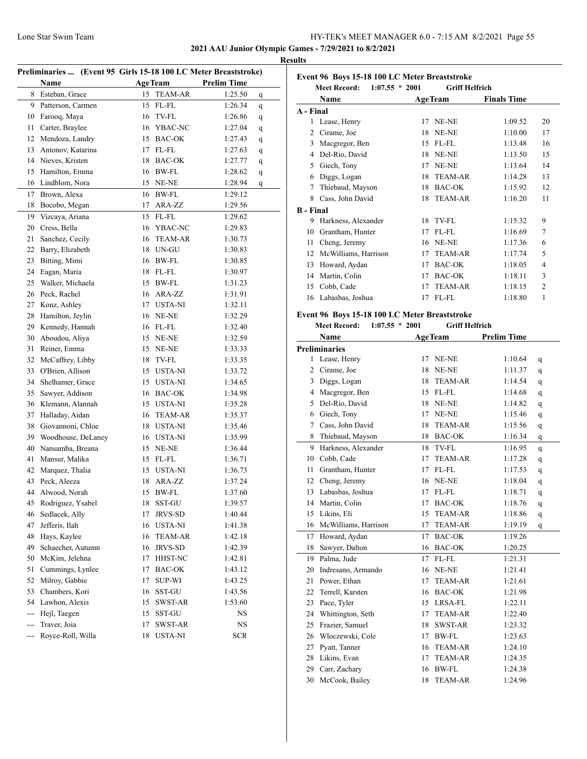**2021 AAU Junior Olympic Games - 7/29/2021 to 8/2/2021**

**Results**

### Preliminaries ... (Event 95 Girls 15-18 100 LC Meter Breaststroke)

| | Name | Age | Team | Prelim Time | |
|---|---|---|---|---|---|
| 8 | Esteban, Grace | 15 | TEAM-AR | 1:25.50 | q |
| 9 | Patterson, Carmen | 15 | FL-FL | 1:26.34 | q |
| 10 | Farooq, Maya | 16 | TV-FL | 1:26.86 | q |
| 11 | Carter, Braylee | 16 | YBAC-NC | 1:27.04 | q |
| 12 | Mendoza, Landry | 15 | BAC-OK | 1:27.43 | q |
| 13 | Antonov, Katarina | 17 | FL-FL | 1:27.63 | q |
| 14 | Nieves, Kristen | 18 | BAC-OK | 1:27.77 | q |
| 15 | Hamilton, Emma | 16 | BW-FL | 1:28.62 | q |
| 16 | Lindblom, Nora | 15 | NE-NE | 1:28.94 | q |
| 17 | Brown, Alexa | 16 | BW-FL | 1:29.12 | |
| 18 | Bocobo, Megan | 17 | ARA-ZZ | 1:29.56 | |
| 19 | Vizcaya, Ariana | 15 | FL-FL | 1:29.62 | |
| 20 | Cress, Bella | 16 | YBAC-NC | 1:29.83 | |
| 21 | Sanchez, Cecily | 16 | TEAM-AR | 1:30.73 | |
| 22 | Barry, Elizabeth | 18 | UN-GU | 1:30.83 | |
| 23 | Bitting, Mimi | 16 | BW-FL | 1:30.85 | |
| 24 | Eagan, Maria | 18 | FL-FL | 1:30.97 | |
| 25 | Walker, Michaela | 15 | BW-FL | 1:31.23 | |
| 26 | Peck, Rachel | 16 | ARA-ZZ | 1:31.91 | |
| 27 | Konz, Ashley | 17 | USTA-NI | 1:32.11 | |
| 28 | Hamilton, Jeylin | 16 | NE-NE | 1:32.29 | |
| 29 | Kennedy, Hannah | 16 | FL-FL | 1:32.40 | |
| 30 | Aboudou, Aliya | 15 | NE-NE | 1:32.59 | |
| 31 | Reiner, Emma | 15 | NE-NE | 1:33.33 | |
| 32 | McCaffrey, Libby | 18 | TV-FL | 1:33.35 | |
| 33 | O'Brien, Allison | 15 | USTA-NI | 1:33.72 | |
| 34 | Shelhamer, Grace | 15 | USTA-NI | 1:34.65 | |
| 35 | Sawyer, Addison | 16 | BAC-OK | 1:34.98 | |
| 36 | Klemann, Alannah | 15 | USTA-NI | 1:35.28 | |
| 37 | Halladay, Aidan | 16 | TEAM-AR | 1:35.37 | |
| 38 | Giovannoni, Chloe | 18 | USTA-NI | 1:35.46 | |
| 39 | Woodhouse, DeLaney | 16 | USTA-NI | 1:35.99 | |
| 40 | Nansamba, Breana | 15 | NE-NE | 1:36.44 | |
| 41 | Mansur, Malika | 15 | FL-FL | 1:36.71 | |
| 42 | Marquez, Thalia | 15 | USTA-NI | 1:36.73 | |
| 43 | Peck, Aleeza | 18 | ARA-ZZ | 1:37.24 | |
| 44 | Alwood, Norah | 15 | BW-FL | 1:37.60 | |
| 45 | Rodriguez, Ysabel | 18 | SST-GU | 1:39.57 | |
| 46 | Sedlacek, Ally | 17 | JRVS-SD | 1:40.44 | |
| 47 | Jefferis, Ilah | 16 | USTA-NI | 1:41.38 | |
| 48 | Hays, Kaylee | 16 | TEAM-AR | 1:42.18 | |
| 49 | Schaecher, Autumn | 16 | JRVS-SD | 1:42.39 | |
| 50 | McKim, Jelehna | 17 | HHST-NC | 1:42.81 | |
| 51 | Cummings, Lynlee | 17 | BAC-OK | 1:43.12 | |
| 52 | Milroy, Gabbie | 17 | SUP-WI | 1:43.25 | |
| 53 | Chambers, Kori | 16 | SST-GU | 1:43.56 | |
| 54 | Lawhon, Alexis | 15 | SWST-AR | 1:53.60 | |
| --- | Hejl, Taegen | 15 | SST-GU | NS | |
| --- | Traver, Joia | 17 | SWST-AR | NS | |
| --- | Royce-Roll, Willa | 18 | USTA-NI | SCR | |

### Event 96 Boys 15-18 100 LC Meter Breaststroke

**Meet Record: 1:07.55 * 2001 Griff Helfrich**

| | Name | Age | Team | Finals Time | |
|---|---|---|---|---|---|
| **A - Final** | | | | | |
| 1 | Lease, Henry | 17 | NE-NE | 1:09.52 | 20 |
| 2 | Cirame, Joe | 18 | NE-NE | 1:10.00 | 17 |
| 3 | Macgregor, Ben | 15 | FL-FL | 1:13.48 | 16 |
| 4 | Del-Rio, David | 18 | NE-NE | 1:13.50 | 15 |
| 5 | Giech, Tony | 17 | NE-NE | 1:13.64 | 14 |
| 6 | Diggs, Logan | 18 | TEAM-AR | 1:14.28 | 13 |
| 7 | Thiebaud, Mayson | 18 | BAC-OK | 1:15.92 | 12 |
| 8 | Cass, John David | 18 | TEAM-AR | 1:16.20 | 11 |
| **B - Final** | | | | | |
| 9 | Harkness, Alexander | 18 | TV-FL | 1:15.32 | 9 |
| 10 | Grantham, Hunter | 17 | FL-FL | 1:16.69 | 7 |
| 11 | Cheng, Jeremy | 16 | NE-NE | 1:17.36 | 6 |
| 12 | McWilliams, Harrison | 17 | TEAM-AR | 1:17.74 | 5 |
| 13 | Howard, Aydan | 17 | BAC-OK | 1:18.05 | 4 |
| 14 | Martin, Colin | 17 | BAC-OK | 1:18.11 | 3 |
| 15 | Cobb, Cade | 17 | TEAM-AR | 1:18.15 | 2 |
| 16 | Labasbas, Joshua | 17 | FL-FL | 1:18.80 | 1 |

### Event 96 Boys 15-18 100 LC Meter Breaststroke

**Meet Record: 1:07.55 * 2001 Griff Helfrich**

| | Name | Age | Team | Prelim Time | |
|---|---|---|---|---|---|
| **Preliminaries** | | | | | |
| 1 | Lease, Henry | 17 | NE-NE | 1:10.64 | q |
| 2 | Cirame, Joe | 18 | NE-NE | 1:11.37 | q |
| 3 | Diggs, Logan | 18 | TEAM-AR | 1:14.54 | q |
| 4 | Macgregor, Ben | 15 | FL-FL | 1:14.68 | q |
| 5 | Del-Rio, David | 18 | NE-NE | 1:14.82 | q |
| 6 | Giech, Tony | 17 | NE-NE | 1:15.46 | q |
| 7 | Cass, John David | 18 | TEAM-AR | 1:15.56 | q |
| 8 | Thiebaud, Mayson | 18 | BAC-OK | 1:16.34 | q |
| 9 | Harkness, Alexander | 18 | TV-FL | 1:16.95 | q |
| 10 | Cobb, Cade | 17 | TEAM-AR | 1:17.28 | q |
| 11 | Grantham, Hunter | 17 | FL-FL | 1:17.53 | q |
| 12 | Cheng, Jeremy | 16 | NE-NE | 1:18.04 | q |
| 13 | Labasbas, Joshua | 17 | FL-FL | 1:18.71 | q |
| 14 | Martin, Colin | 17 | BAC-OK | 1:18.76 | q |
| 15 | Likins, Eli | 15 | TEAM-AR | 1:18.86 | q |
| 16 | McWilliams, Harrison | 17 | TEAM-AR | 1:19.19 | q |
| 17 | Howard, Aydan | 17 | BAC-OK | 1:19.26 | |
| 18 | Sawyer, Dalton | 16 | BAC-OK | 1:20.25 | |
| 19 | Palma, Jude | 17 | FL-FL | 1:21.31 | |
| 20 | Indresano, Armando | 16 | NE-NE | 1:21.41 | |
| 21 | Power, Ethan | 17 | TEAM-AR | 1:21.61 | |
| 22 | Terrell, Karsten | 16 | BAC-OK | 1:21.98 | |
| 23 | Pace, Tyler | 15 | LRSA-FL | 1:22.11 | |
| 24 | Whittington, Seth | 17 | TEAM-AR | 1:22.40 | |
| 25 | Frazier, Samuel | 18 | SWST-AR | 1:23.32 | |
| 26 | Wloczewski, Cole | 17 | BW-FL | 1:23.63 | |
| 27 | Pyatt, Tanner | 16 | TEAM-AR | 1:24.10 | |
| 28 | Likins, Evan | 17 | TEAM-AR | 1:24.35 | |
| 29 | Carr, Zachary | 16 | BW-FL | 1:24.38 | |
| 30 | McCook, Bailey | 18 | TEAM-AR | 1:24.96 | |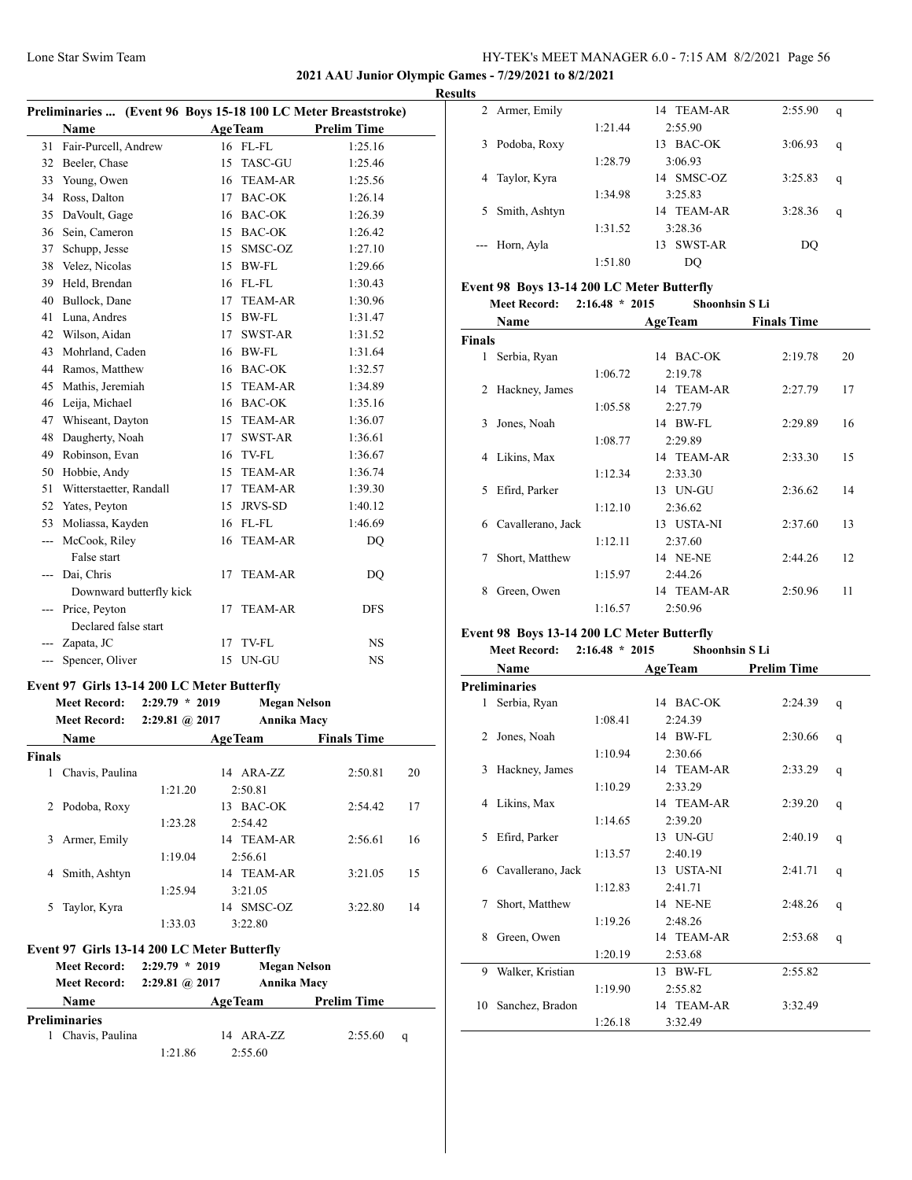## 2021 AAU Junior Olympic Games - 7/29/2021 to 8/2/2021

### Results

#### Preliminaries ... (Event 96 Boys 15-18 100 LC Meter Breaststroke)

| | Name | Age | Team | Prelim Time |
|---|---|---|---|---|
| 31 | Fair-Purcell, Andrew | 16 | FL-FL | 1:25.16 |
| 32 | Beeler, Chase | 15 | TASC-GU | 1:25.46 |
| 33 | Young, Owen | 16 | TEAM-AR | 1:25.56 |
| 34 | Ross, Dalton | 17 | BAC-OK | 1:26.14 |
| 35 | DaVoult, Gage | 16 | BAC-OK | 1:26.39 |
| 36 | Sein, Cameron | 15 | BAC-OK | 1:26.42 |
| 37 | Schupp, Jesse | 15 | SMSC-OZ | 1:27.10 |
| 38 | Velez, Nicolas | 15 | BW-FL | 1:29.66 |
| 39 | Held, Brendan | 16 | FL-FL | 1:30.43 |
| 40 | Bullock, Dane | 17 | TEAM-AR | 1:30.96 |
| 41 | Luna, Andres | 15 | BW-FL | 1:31.47 |
| 42 | Wilson, Aidan | 17 | SWST-AR | 1:31.52 |
| 43 | Mohrland, Caden | 16 | BW-FL | 1:31.64 |
| 44 | Ramos, Matthew | 16 | BAC-OK | 1:32.57 |
| 45 | Mathis, Jeremiah | 15 | TEAM-AR | 1:34.89 |
| 46 | Leija, Michael | 16 | BAC-OK | 1:35.16 |
| 47 | Whiseant, Dayton | 15 | TEAM-AR | 1:36.07 |
| 48 | Daugherty, Noah | 17 | SWST-AR | 1:36.61 |
| 49 | Robinson, Evan | 16 | TV-FL | 1:36.67 |
| 50 | Hobbie, Andy | 15 | TEAM-AR | 1:36.74 |
| 51 | Witterstaetter, Randall | 17 | TEAM-AR | 1:39.30 |
| 52 | Yates, Peyton | 15 | JRVS-SD | 1:40.12 |
| 53 | Moliassa, Kayden | 16 | FL-FL | 1:46.69 |
| --- | McCook, Riley | 16 | TEAM-AR | DQ |
| | False start | | | |
| --- | Dai, Chris | 17 | TEAM-AR | DQ |
| | Downward butterfly kick | | | |
| --- | Price, Peyton | 17 | TEAM-AR | DFS |
| | Declared false start | | | |
| --- | Zapata, JC | 17 | TV-FL | NS |
| --- | Spencer, Oliver | 15 | UN-GU | NS |

#### Event 97 Girls 13-14 200 LC Meter Butterfly

Meet Record: 2:29.79 * 2019 Megan Nelson
Meet Record: 2:29.81 @ 2017 Annika Macy

| | Name | Age | Team | Finals Time | Points |
|---|---|---|---|---|---|
| **Finals** | | | | | |
| 1 | Chavis, Paulina | 14 | ARA-ZZ | 2:50.81 | 20 |
| | 1:21.20 | | 2:50.81 | | |
| 2 | Podoba, Roxy | 13 | BAC-OK | 2:54.42 | 17 |
| | 1:23.28 | | 2:54.42 | | |
| 3 | Armer, Emily | 14 | TEAM-AR | 2:56.61 | 16 |
| | 1:19.04 | | 2:56.61 | | |
| 4 | Smith, Ashtyn | 14 | TEAM-AR | 3:21.05 | 15 |
| | 1:25.94 | | 3:21.05 | | |
| 5 | Taylor, Kyra | 14 | SMSC-OZ | 3:22.80 | 14 |
| | 1:33.03 | | 3:22.80 | | |

#### Event 97 Girls 13-14 200 LC Meter Butterfly

Meet Record: 2:29.79 * 2019 Megan Nelson
Meet Record: 2:29.81 @ 2017 Annika Macy

| | Name | Age | Team | Prelim Time | |
|---|---|---|---|---|---|
| **Preliminaries** | | | | | |
| 1 | Chavis, Paulina | 14 | ARA-ZZ | 2:55.60 | q |
| | 1:21.86 | | 2:55.60 | | |
| 2 | Armer, Emily | 14 | TEAM-AR | 2:55.90 | q |
| | 1:21.44 | | 2:55.90 | | |
| 3 | Podoba, Roxy | 13 | BAC-OK | 3:06.93 | q |
| | 1:28.79 | | 3:06.93 | | |
| 4 | Taylor, Kyra | 14 | SMSC-OZ | 3:25.83 | q |
| | 1:34.98 | | 3:25.83 | | |
| 5 | Smith, Ashtyn | 14 | TEAM-AR | 3:28.36 | q |
| | 1:31.52 | | 3:28.36 | | |
| --- | Horn, Ayla | 13 | SWST-AR | DQ | |
| | 1:51.80 | | DQ | | |

#### Event 98 Boys 13-14 200 LC Meter Butterfly

Meet Record: 2:16.48 * 2015 Shoonhsin S Li

| | Name | Age | Team | Finals Time | Points |
|---|---|---|---|---|---|
| **Finals** | | | | | |
| 1 | Serbia, Ryan | 14 | BAC-OK | 2:19.78 | 20 |
| | 1:06.72 | | 2:19.78 | | |
| 2 | Hackney, James | 14 | TEAM-AR | 2:27.79 | 17 |
| | 1:05.58 | | 2:27.79 | | |
| 3 | Jones, Noah | 14 | BW-FL | 2:29.89 | 16 |
| | 1:08.77 | | 2:29.89 | | |
| 4 | Likins, Max | 14 | TEAM-AR | 2:33.30 | 15 |
| | 1:12.34 | | 2:33.30 | | |
| 5 | Efird, Parker | 13 | UN-GU | 2:36.62 | 14 |
| | 1:12.10 | | 2:36.62 | | |
| 6 | Cavallerano, Jack | 13 | USTA-NI | 2:37.60 | 13 |
| | 1:12.11 | | 2:37.60 | | |
| 7 | Short, Matthew | 14 | NE-NE | 2:44.26 | 12 |
| | 1:15.97 | | 2:44.26 | | |
| 8 | Green, Owen | 14 | TEAM-AR | 2:50.96 | 11 |
| | 1:16.57 | | 2:50.96 | | |

#### Event 98 Boys 13-14 200 LC Meter Butterfly

Meet Record: 2:16.48 * 2015 Shoonhsin S Li

| | Name | Age | Team | Prelim Time | |
|---|---|---|---|---|---|
| **Preliminaries** | | | | | |
| 1 | Serbia, Ryan | 14 | BAC-OK | 2:24.39 | q |
| | 1:08.41 | | 2:24.39 | | |
| 2 | Jones, Noah | 14 | BW-FL | 2:30.66 | q |
| | 1:10.94 | | 2:30.66 | | |
| 3 | Hackney, James | 14 | TEAM-AR | 2:33.29 | q |
| | 1:10.29 | | 2:33.29 | | |
| 4 | Likins, Max | 14 | TEAM-AR | 2:39.20 | q |
| | 1:14.65 | | 2:39.20 | | |
| 5 | Efird, Parker | 13 | UN-GU | 2:40.19 | q |
| | 1:13.57 | | 2:40.19 | | |
| 6 | Cavallerano, Jack | 13 | USTA-NI | 2:41.71 | q |
| | 1:12.83 | | 2:41.71 | | |
| 7 | Short, Matthew | 14 | NE-NE | 2:48.26 | q |
| | 1:19.26 | | 2:48.26 | | |
| 8 | Green, Owen | 14 | TEAM-AR | 2:53.68 | q |
| | 1:20.19 | | 2:53.68 | | |
| 9 | Walker, Kristian | 13 | BW-FL | 2:55.82 | |
| | 1:19.90 | | 2:55.82 | | |
| 10 | Sanchez, Bradon | 14 | TEAM-AR | 3:32.49 | |
| | 1:26.18 | | 3:32.49 | | |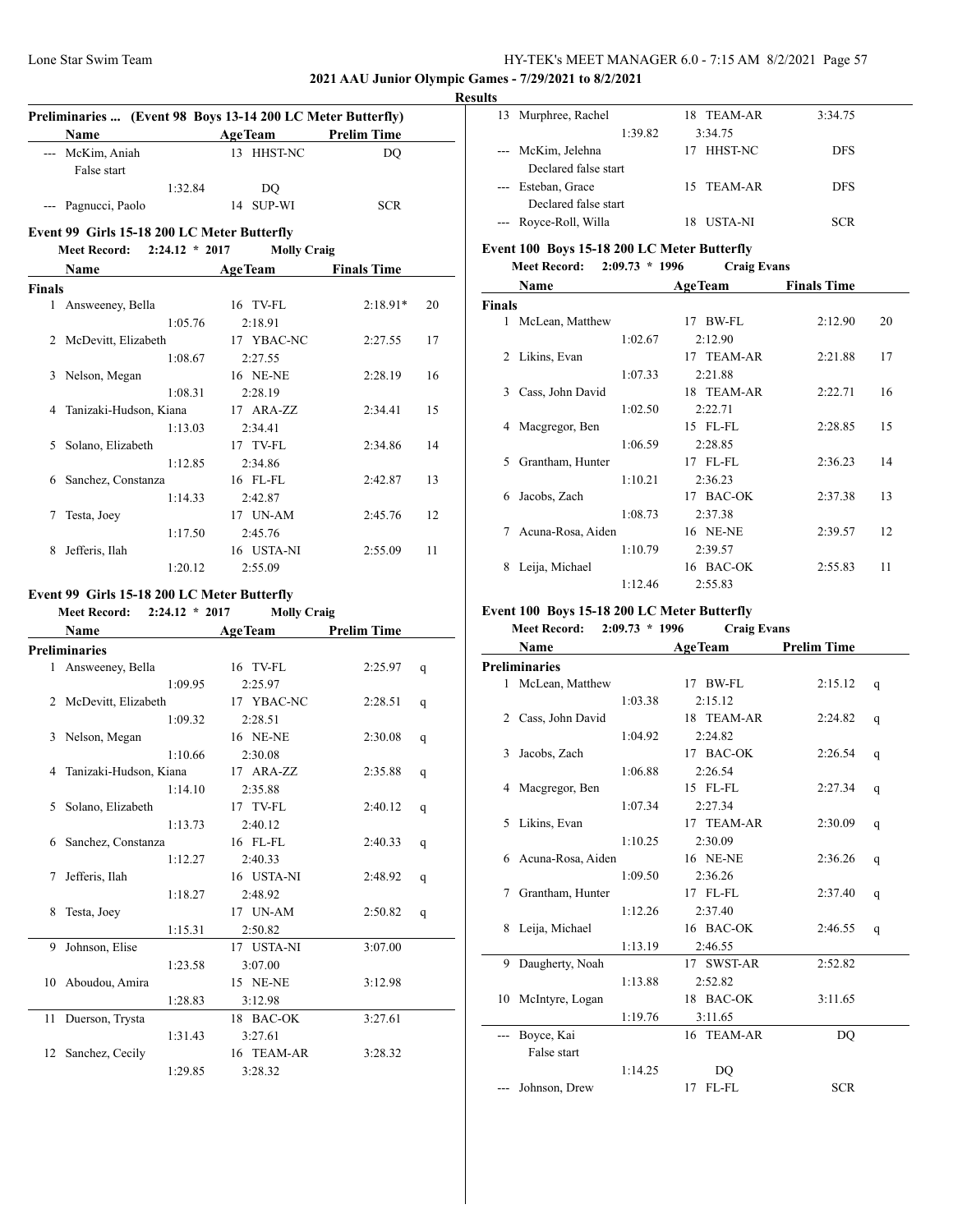2021 AAU Junior Olympic Games - 7/29/2021 to 8/2/2021

**Results**

### Preliminaries ... (Event 98 Boys 13-14 200 LC Meter Butterfly)

| | Name | Age | Team | Prelim Time |
|---|---|---|---|---|
| --- | McKim, Aniah | 13 | HHST-NC | DQ |
| | False start | | | |
| | 1:32.84 | | DQ | |
| --- | Pagnucci, Paolo | 14 | SUP-WI | SCR |

### Event 99 Girls 15-18 200 LC Meter Butterfly

**Meet Record: 2:24.12 * 2017 Molly Craig**

| | Name | Age | Team | Finals Time | Points |
|---|---|---|---|---|---|
| **Finals** | | | | | |
| 1 | Answeeney, Bella | 16 | TV-FL | 2:18.91* | 20 |
| | 1:05.76 | | 2:18.91 | | |
| 2 | McDevitt, Elizabeth | 17 | YBAC-NC | 2:27.55 | 17 |
| | 1:08.67 | | 2:27.55 | | |
| 3 | Nelson, Megan | 16 | NE-NE | 2:28.19 | 16 |
| | 1:08.31 | | 2:28.19 | | |
| 4 | Tanizaki-Hudson, Kiana | 17 | ARA-ZZ | 2:34.41 | 15 |
| | 1:13.03 | | 2:34.41 | | |
| 5 | Solano, Elizabeth | 17 | TV-FL | 2:34.86 | 14 |
| | 1:12.85 | | 2:34.86 | | |
| 6 | Sanchez, Constanza | 16 | FL-FL | 2:42.87 | 13 |
| | 1:14.33 | | 2:42.87 | | |
| 7 | Testa, Joey | 17 | UN-AM | 2:45.76 | 12 |
| | 1:17.50 | | 2:45.76 | | |
| 8 | Jefferis, Ilah | 16 | USTA-NI | 2:55.09 | 11 |
| | 1:20.12 | | 2:55.09 | | |

### Event 99 Girls 15-18 200 LC Meter Butterfly

**Meet Record: 2:24.12 * 2017 Molly Craig**

| | Name | Age | Team | Prelim Time | |
|---|---|---|---|---|---|
| **Preliminaries** | | | | | |
| 1 | Answeeney, Bella | 16 | TV-FL | 2:25.97 | q |
| | 1:09.95 | | 2:25.97 | | |
| 2 | McDevitt, Elizabeth | 17 | YBAC-NC | 2:28.51 | q |
| | 1:09.32 | | 2:28.51 | | |
| 3 | Nelson, Megan | 16 | NE-NE | 2:30.08 | q |
| | 1:10.66 | | 2:30.08 | | |
| 4 | Tanizaki-Hudson, Kiana | 17 | ARA-ZZ | 2:35.88 | q |
| | 1:14.10 | | 2:35.88 | | |
| 5 | Solano, Elizabeth | 17 | TV-FL | 2:40.12 | q |
| | 1:13.73 | | 2:40.12 | | |
| 6 | Sanchez, Constanza | 16 | FL-FL | 2:40.33 | q |
| | 1:12.27 | | 2:40.33 | | |
| 7 | Jefferis, Ilah | 16 | USTA-NI | 2:48.92 | q |
| | 1:18.27 | | 2:48.92 | | |
| 8 | Testa, Joey | 17 | UN-AM | 2:50.82 | q |
| | 1:15.31 | | 2:50.82 | | |
| 9 | Johnson, Elise | 17 | USTA-NI | 3:07.00 | |
| | 1:23.58 | | 3:07.00 | | |
| 10 | Aboudou, Amira | 15 | NE-NE | 3:12.98 | |
| | 1:28.83 | | 3:12.98 | | |
| 11 | Duerson, Trysta | 18 | BAC-OK | 3:27.61 | |
| | 1:31.43 | | 3:27.61 | | |
| 12 | Sanchez, Cecily | 16 | TEAM-AR | 3:28.32 | |
| | 1:29.85 | | 3:28.32 | | |
| 13 | Murphree, Rachel | 18 | TEAM-AR | 3:34.75 | |
| | 1:39.82 | | 3:34.75 | | |
| --- | McKim, Jelehna | 17 | HHST-NC | DFS | |
| | Declared false start | | | | |
| --- | Esteban, Grace | 15 | TEAM-AR | DFS | |
| | Declared false start | | | | |
| --- | Royce-Roll, Willa | 18 | USTA-NI | SCR | |

### Event 100 Boys 15-18 200 LC Meter Butterfly

**Meet Record: 2:09.73 * 1996 Craig Evans**

| | Name | Age | Team | Finals Time | Points |
|---|---|---|---|---|---|
| **Finals** | | | | | |
| 1 | McLean, Matthew | 17 | BW-FL | 2:12.90 | 20 |
| | 1:02.67 | | 2:12.90 | | |
| 2 | Likins, Evan | 17 | TEAM-AR | 2:21.88 | 17 |
| | 1:07.33 | | 2:21.88 | | |
| 3 | Cass, John David | 18 | TEAM-AR | 2:22.71 | 16 |
| | 1:02.50 | | 2:22.71 | | |
| 4 | Macgregor, Ben | 15 | FL-FL | 2:28.85 | 15 |
| | 1:06.59 | | 2:28.85 | | |
| 5 | Grantham, Hunter | 17 | FL-FL | 2:36.23 | 14 |
| | 1:10.21 | | 2:36.23 | | |
| 6 | Jacobs, Zach | 17 | BAC-OK | 2:37.38 | 13 |
| | 1:08.73 | | 2:37.38 | | |
| 7 | Acuna-Rosa, Aiden | 16 | NE-NE | 2:39.57 | 12 |
| | 1:10.79 | | 2:39.57 | | |
| 8 | Leija, Michael | 16 | BAC-OK | 2:55.83 | 11 |
| | 1:12.46 | | 2:55.83 | | |

### Event 100 Boys 15-18 200 LC Meter Butterfly

**Meet Record: 2:09.73 * 1996 Craig Evans**

| | Name | Age | Team | Prelim Time | |
|---|---|---|---|---|---|
| **Preliminaries** | | | | | |
| 1 | McLean, Matthew | 17 | BW-FL | 2:15.12 | q |
| | 1:03.38 | | 2:15.12 | | |
| 2 | Cass, John David | 18 | TEAM-AR | 2:24.82 | q |
| | 1:04.92 | | 2:24.82 | | |
| 3 | Jacobs, Zach | 17 | BAC-OK | 2:26.54 | q |
| | 1:06.88 | | 2:26.54 | | |
| 4 | Macgregor, Ben | 15 | FL-FL | 2:27.34 | q |
| | 1:07.34 | | 2:27.34 | | |
| 5 | Likins, Evan | 17 | TEAM-AR | 2:30.09 | q |
| | 1:10.25 | | 2:30.09 | | |
| 6 | Acuna-Rosa, Aiden | 16 | NE-NE | 2:36.26 | q |
| | 1:09.50 | | 2:36.26 | | |
| 7 | Grantham, Hunter | 17 | FL-FL | 2:37.40 | q |
| | 1:12.26 | | 2:37.40 | | |
| 8 | Leija, Michael | 16 | BAC-OK | 2:46.55 | q |
| | 1:13.19 | | 2:46.55 | | |
| 9 | Daugherty, Noah | 17 | SWST-AR | 2:52.82 | |
| | 1:13.88 | | 2:52.82 | | |
| 10 | McIntyre, Logan | 18 | BAC-OK | 3:11.65 | |
| | 1:19.76 | | 3:11.65 | | |
| --- | Boyce, Kai | 16 | TEAM-AR | DQ | |
| | False start | | | | |
| | 1:14.25 | | DQ | | |
| --- | Johnson, Drew | 17 | FL-FL | SCR | |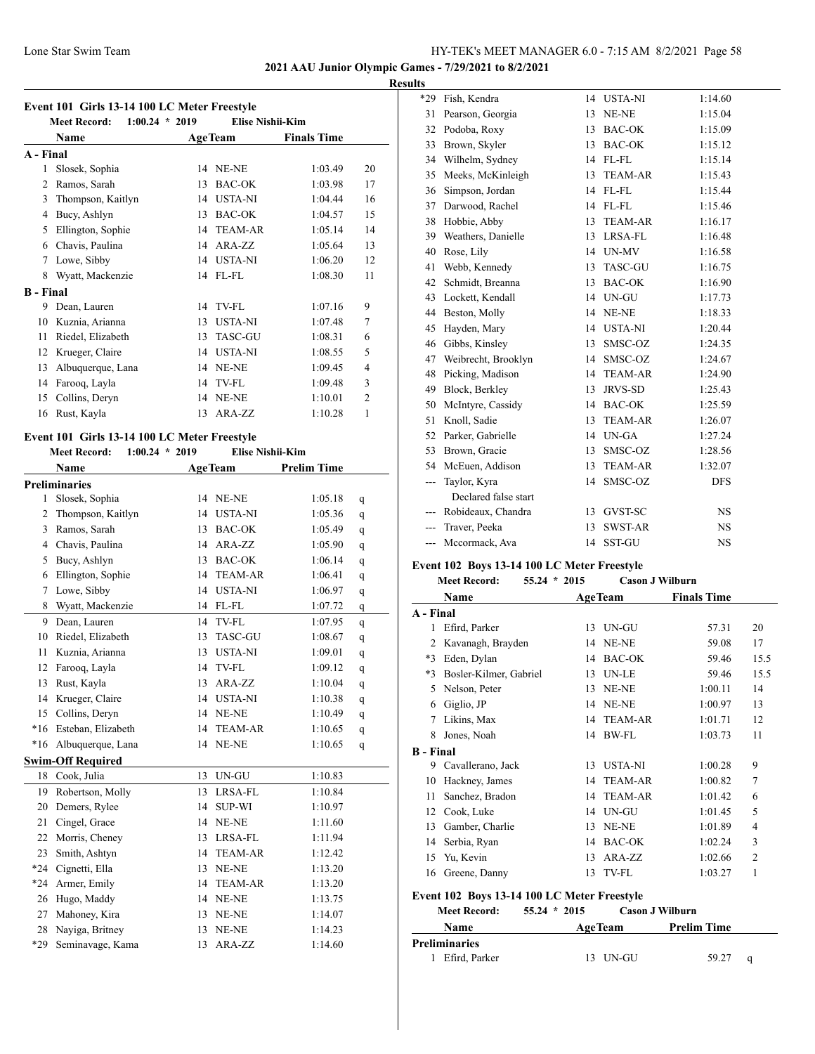**2021 AAU Junior Olympic Games - 7/29/2021 to 8/2/2021**

**Results**

### Event 101 Girls 13-14 100 LC Meter Freestyle

Meet Record: 1:00.24 * 2019 Elise Nishii-Kim

| | Name | Age | Team | Finals Time | |
|---|---|---|---|---|---|
| **A - Final** | | | | | |
| 1 | Slosek, Sophia | 14 | NE-NE | 1:03.49 | 20 |
| 2 | Ramos, Sarah | 13 | BAC-OK | 1:03.98 | 17 |
| 3 | Thompson, Kaitlyn | 14 | USTA-NI | 1:04.44 | 16 |
| 4 | Bucy, Ashlyn | 13 | BAC-OK | 1:04.57 | 15 |
| 5 | Ellington, Sophie | 14 | TEAM-AR | 1:05.14 | 14 |
| 6 | Chavis, Paulina | 14 | ARA-ZZ | 1:05.64 | 13 |
| 7 | Lowe, Sibby | 14 | USTA-NI | 1:06.20 | 12 |
| 8 | Wyatt, Mackenzie | 14 | FL-FL | 1:08.30 | 11 |
| **B - Final** | | | | | |
| 9 | Dean, Lauren | 14 | TV-FL | 1:07.16 | 9 |
| 10 | Kuznia, Arianna | 13 | USTA-NI | 1:07.48 | 7 |
| 11 | Riedel, Elizabeth | 13 | TASC-GU | 1:08.31 | 6 |
| 12 | Krueger, Claire | 14 | USTA-NI | 1:08.55 | 5 |
| 13 | Albuquerque, Lana | 14 | NE-NE | 1:09.45 | 4 |
| 14 | Farooq, Layla | 14 | TV-FL | 1:09.48 | 3 |
| 15 | Collins, Deryn | 14 | NE-NE | 1:10.01 | 2 |
| 16 | Rust, Kayla | 13 | ARA-ZZ | 1:10.28 | 1 |

### Event 101 Girls 13-14 100 LC Meter Freestyle

Meet Record: 1:00.24 * 2019 Elise Nishii-Kim

| | Name | Age | Team | Prelim Time | |
|---|---|---|---|---|---|
| **Preliminaries** | | | | | |
| 1 | Slosek, Sophia | 14 | NE-NE | 1:05.18 | q |
| 2 | Thompson, Kaitlyn | 14 | USTA-NI | 1:05.36 | q |
| 3 | Ramos, Sarah | 13 | BAC-OK | 1:05.49 | q |
| 4 | Chavis, Paulina | 14 | ARA-ZZ | 1:05.90 | q |
| 5 | Bucy, Ashlyn | 13 | BAC-OK | 1:06.14 | q |
| 6 | Ellington, Sophie | 14 | TEAM-AR | 1:06.41 | q |
| 7 | Lowe, Sibby | 14 | USTA-NI | 1:06.97 | q |
| 8 | Wyatt, Mackenzie | 14 | FL-FL | 1:07.72 | q |
| 9 | Dean, Lauren | 14 | TV-FL | 1:07.95 | q |
| 10 | Riedel, Elizabeth | 13 | TASC-GU | 1:08.67 | q |
| 11 | Kuznia, Arianna | 13 | USTA-NI | 1:09.01 | q |
| 12 | Farooq, Layla | 14 | TV-FL | 1:09.12 | q |
| 13 | Rust, Kayla | 13 | ARA-ZZ | 1:10.04 | q |
| 14 | Krueger, Claire | 14 | USTA-NI | 1:10.38 | q |
| 15 | Collins, Deryn | 14 | NE-NE | 1:10.49 | q |
| *16 | Esteban, Elizabeth | 14 | TEAM-AR | 1:10.65 | q |
| *16 | Albuquerque, Lana | 14 | NE-NE | 1:10.65 | q |
| **Swim-Off Required** | | | | | |
| 18 | Cook, Julia | 13 | UN-GU | 1:10.83 | |
| 19 | Robertson, Molly | 13 | LRSA-FL | 1:10.84 | |
| 20 | Demers, Rylee | 14 | SUP-WI | 1:10.97 | |
| 21 | Cingel, Grace | 14 | NE-NE | 1:11.60 | |
| 22 | Morris, Cheney | 13 | LRSA-FL | 1:11.94 | |
| 23 | Smith, Ashtyn | 14 | TEAM-AR | 1:12.42 | |
| *24 | Cignetti, Ella | 13 | NE-NE | 1:13.20 | |
| *24 | Armer, Emily | 14 | TEAM-AR | 1:13.20 | |
| 26 | Hugo, Maddy | 14 | NE-NE | 1:13.75 | |
| 27 | Mahoney, Kira | 13 | NE-NE | 1:14.07 | |
| 28 | Nayiga, Britney | 13 | NE-NE | 1:14.23 | |
| *29 | Seminavage, Kama | 13 | ARA-ZZ | 1:14.60 | |
| *29 | Fish, Kendra | 14 | USTA-NI | 1:14.60 | |
| 31 | Pearson, Georgia | 13 | NE-NE | 1:15.04 | |
| 32 | Podoba, Roxy | 13 | BAC-OK | 1:15.09 | |
| 33 | Brown, Skyler | 13 | BAC-OK | 1:15.12 | |
| 34 | Wilhelm, Sydney | 14 | FL-FL | 1:15.14 | |
| 35 | Meeks, McKinleigh | 13 | TEAM-AR | 1:15.43 | |
| 36 | Simpson, Jordan | 14 | FL-FL | 1:15.44 | |
| 37 | Darwood, Rachel | 14 | FL-FL | 1:15.46 | |
| 38 | Hobbie, Abby | 13 | TEAM-AR | 1:16.17 | |
| 39 | Weathers, Danielle | 13 | LRSA-FL | 1:16.48 | |
| 40 | Rose, Lily | 14 | UN-MV | 1:16.58 | |
| 41 | Webb, Kennedy | 13 | TASC-GU | 1:16.75 | |
| 42 | Schmidt, Breanna | 13 | BAC-OK | 1:16.90 | |
| 43 | Lockett, Kendall | 14 | UN-GU | 1:17.73 | |
| 44 | Beston, Molly | 14 | NE-NE | 1:18.33 | |
| 45 | Hayden, Mary | 14 | USTA-NI | 1:20.44 | |
| 46 | Gibbs, Kinsley | 13 | SMSC-OZ | 1:24.35 | |
| 47 | Weibrecht, Brooklyn | 14 | SMSC-OZ | 1:24.67 | |
| 48 | Picking, Madison | 14 | TEAM-AR | 1:24.90 | |
| 49 | Block, Berkley | 13 | JRVS-SD | 1:25.43 | |
| 50 | McIntyre, Cassidy | 14 | BAC-OK | 1:25.59 | |
| 51 | Knoll, Sadie | 13 | TEAM-AR | 1:26.07 | |
| 52 | Parker, Gabrielle | 14 | UN-GA | 1:27.24 | |
| 53 | Brown, Gracie | 13 | SMSC-OZ | 1:28.56 | |
| 54 | McEuen, Addison | 13 | TEAM-AR | 1:32.07 | |
| --- | Taylor, Kyra | 14 | SMSC-OZ | DFS | |
| | Declared false start | | | | |
| --- | Robideaux, Chandra | 13 | GVST-SC | NS | |
| --- | Traver, Peeka | 13 | SWST-AR | NS | |
| --- | Mccormack, Ava | 14 | SST-GU | NS | |

### Event 102 Boys 13-14 100 LC Meter Freestyle

Meet Record: 55.24 * 2015 Cason J Wilburn

| | Name | Age | Team | Finals Time | |
|---|---|---|---|---|---|
| **A - Final** | | | | | |
| 1 | Efird, Parker | 13 | UN-GU | 57.31 | 20 |
| 2 | Kavanagh, Brayden | 14 | NE-NE | 59.08 | 17 |
| *3 | Eden, Dylan | 14 | BAC-OK | 59.46 | 15.5 |
| *3 | Bosler-Kilmer, Gabriel | 13 | UN-LE | 59.46 | 15.5 |
| 5 | Nelson, Peter | 13 | NE-NE | 1:00.11 | 14 |
| 6 | Giglio, JP | 14 | NE-NE | 1:00.97 | 13 |
| 7 | Likins, Max | 14 | TEAM-AR | 1:01.71 | 12 |
| 8 | Jones, Noah | 14 | BW-FL | 1:03.73 | 11 |
| **B - Final** | | | | | |
| 9 | Cavallerano, Jack | 13 | USTA-NI | 1:00.28 | 9 |
| 10 | Hackney, James | 14 | TEAM-AR | 1:00.82 | 7 |
| 11 | Sanchez, Bradon | 14 | TEAM-AR | 1:01.42 | 6 |
| 12 | Cook, Luke | 14 | UN-GU | 1:01.45 | 5 |
| 13 | Gamber, Charlie | 13 | NE-NE | 1:01.89 | 4 |
| 14 | Serbia, Ryan | 14 | BAC-OK | 1:02.24 | 3 |
| 15 | Yu, Kevin | 13 | ARA-ZZ | 1:02.66 | 2 |
| 16 | Greene, Danny | 13 | TV-FL | 1:03.27 | 1 |

### Event 102 Boys 13-14 100 LC Meter Freestyle

Meet Record: 55.24 * 2015 Cason J Wilburn

| | Name | Age | Team | Prelim Time | |
|---|---|---|---|---|---|
| **Preliminaries** | | | | | |
| 1 | Efird, Parker | 13 | UN-GU | 59.27 | q |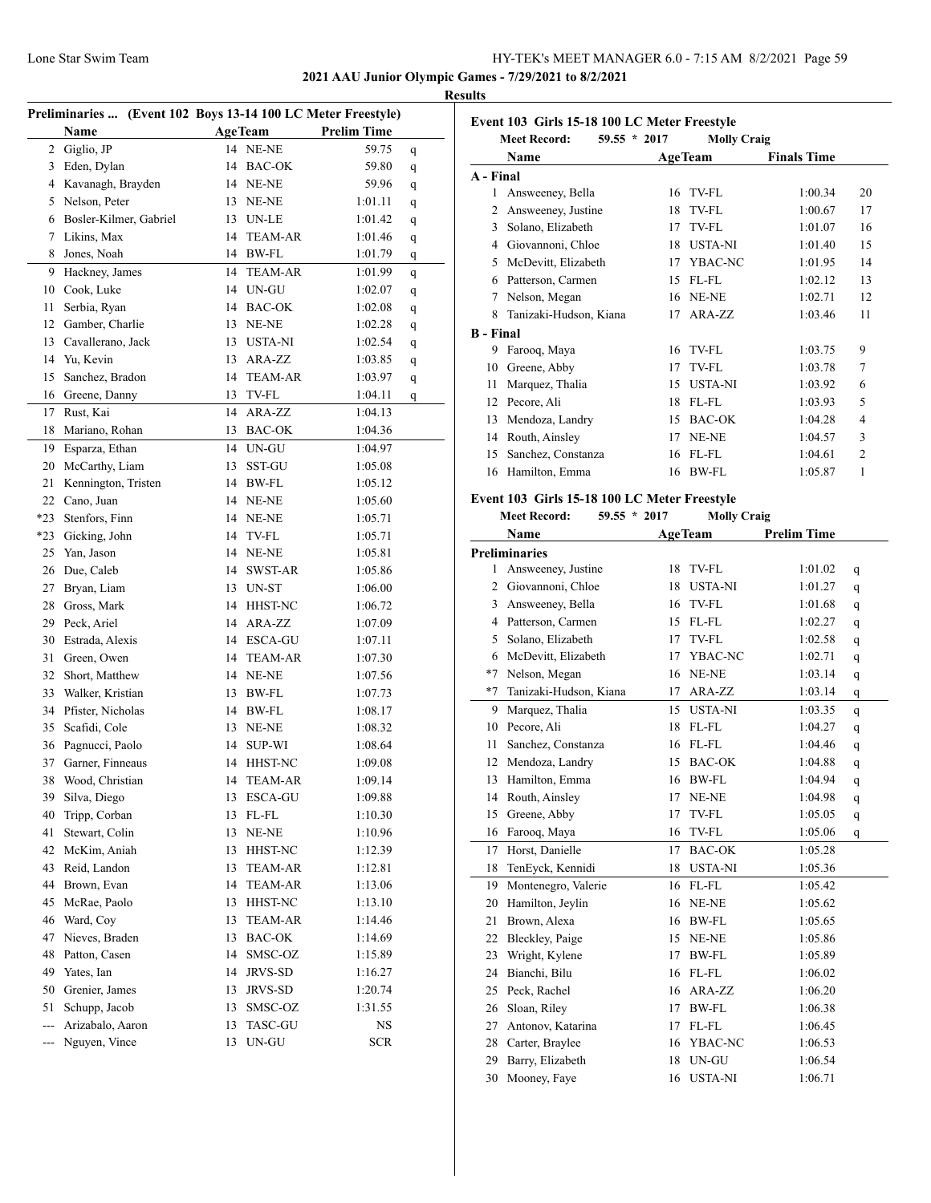## 2021 AAU Junior Olympic Games - 7/29/2021 to 8/2/2021

### Results

**Preliminaries ... (Event 102 Boys 13-14 100 LC Meter Freestyle)**

| | Name | Age | Team | Prelim Time | |
|---|---|---|---|---|---|
| 2 | Giglio, JP | 14 | NE-NE | 59.75 | q |
| 3 | Eden, Dylan | 14 | BAC-OK | 59.80 | q |
| 4 | Kavanagh, Brayden | 14 | NE-NE | 59.96 | q |
| 5 | Nelson, Peter | 13 | NE-NE | 1:01.11 | q |
| 6 | Bosler-Kilmer, Gabriel | 13 | UN-LE | 1:01.42 | q |
| 7 | Likins, Max | 14 | TEAM-AR | 1:01.46 | q |
| 8 | Jones, Noah | 14 | BW-FL | 1:01.79 | q |
| 9 | Hackney, James | 14 | TEAM-AR | 1:01.99 | q |
| 10 | Cook, Luke | 14 | UN-GU | 1:02.07 | q |
| 11 | Serbia, Ryan | 14 | BAC-OK | 1:02.08 | q |
| 12 | Gamber, Charlie | 13 | NE-NE | 1:02.28 | q |
| 13 | Cavallerano, Jack | 13 | USTA-NI | 1:02.54 | q |
| 14 | Yu, Kevin | 13 | ARA-ZZ | 1:03.85 | q |
| 15 | Sanchez, Bradon | 14 | TEAM-AR | 1:03.97 | q |
| 16 | Greene, Danny | 13 | TV-FL | 1:04.11 | q |
| 17 | Rust, Kai | 14 | ARA-ZZ | 1:04.13 | |
| 18 | Mariano, Rohan | 13 | BAC-OK | 1:04.36 | |
| 19 | Esparza, Ethan | 14 | UN-GU | 1:04.97 | |
| 20 | McCarthy, Liam | 13 | SST-GU | 1:05.08 | |
| 21 | Kennington, Tristen | 14 | BW-FL | 1:05.12 | |
| 22 | Cano, Juan | 14 | NE-NE | 1:05.60 | |
| *23 | Stenfors, Finn | 14 | NE-NE | 1:05.71 | |
| *23 | Gicking, John | 14 | TV-FL | 1:05.71 | |
| 25 | Yan, Jason | 14 | NE-NE | 1:05.81 | |
| 26 | Due, Caleb | 14 | SWST-AR | 1:05.86 | |
| 27 | Bryan, Liam | 13 | UN-ST | 1:06.00 | |
| 28 | Gross, Mark | 14 | HHST-NC | 1:06.72 | |
| 29 | Peck, Ariel | 14 | ARA-ZZ | 1:07.09 | |
| 30 | Estrada, Alexis | 14 | ESCA-GU | 1:07.11 | |
| 31 | Green, Owen | 14 | TEAM-AR | 1:07.30 | |
| 32 | Short, Matthew | 14 | NE-NE | 1:07.56 | |
| 33 | Walker, Kristian | 13 | BW-FL | 1:07.73 | |
| 34 | Pfister, Nicholas | 14 | BW-FL | 1:08.17 | |
| 35 | Scafidi, Cole | 13 | NE-NE | 1:08.32 | |
| 36 | Pagnucci, Paolo | 14 | SUP-WI | 1:08.64 | |
| 37 | Garner, Finneaus | 14 | HHST-NC | 1:09.08 | |
| 38 | Wood, Christian | 14 | TEAM-AR | 1:09.14 | |
| 39 | Silva, Diego | 13 | ESCA-GU | 1:09.88 | |
| 40 | Tripp, Corban | 13 | FL-FL | 1:10.30 | |
| 41 | Stewart, Colin | 13 | NE-NE | 1:10.96 | |
| 42 | McKim, Aniah | 13 | HHST-NC | 1:12.39 | |
| 43 | Reid, Landon | 13 | TEAM-AR | 1:12.81 | |
| 44 | Brown, Evan | 14 | TEAM-AR | 1:13.06 | |
| 45 | McRae, Paolo | 13 | HHST-NC | 1:13.10 | |
| 46 | Ward, Coy | 13 | TEAM-AR | 1:14.46 | |
| 47 | Nieves, Braden | 13 | BAC-OK | 1:14.69 | |
| 48 | Patton, Casen | 14 | SMSC-OZ | 1:15.89 | |
| 49 | Yates, Ian | 14 | JRVS-SD | 1:16.27 | |
| 50 | Grenier, James | 13 | JRVS-SD | 1:20.74 | |
| 51 | Schupp, Jacob | 13 | SMSC-OZ | 1:31.55 | |
| --- | Arizabalo, Aaron | 13 | TASC-GU | NS | |
| --- | Nguyen, Vince | 13 | UN-GU | SCR | |

**Event 103 Girls 15-18 100 LC Meter Freestyle**

Meet Record: 59.55 * 2017 Molly Craig

| | Name | Age | Team | Finals Time | |
|---|---|---|---|---|---|
| **A - Final** | | | | | |
| 1 | Answeeney, Bella | 16 | TV-FL | 1:00.34 | 20 |
| 2 | Answeeney, Justine | 18 | TV-FL | 1:00.67 | 17 |
| 3 | Solano, Elizabeth | 17 | TV-FL | 1:01.07 | 16 |
| 4 | Giovannoni, Chloe | 18 | USTA-NI | 1:01.40 | 15 |
| 5 | McDevitt, Elizabeth | 17 | YBAC-NC | 1:01.95 | 14 |
| 6 | Patterson, Carmen | 15 | FL-FL | 1:02.12 | 13 |
| 7 | Nelson, Megan | 16 | NE-NE | 1:02.71 | 12 |
| 8 | Tanizaki-Hudson, Kiana | 17 | ARA-ZZ | 1:03.46 | 11 |
| **B - Final** | | | | | |
| 9 | Farooq, Maya | 16 | TV-FL | 1:03.75 | 9 |
| 10 | Greene, Abby | 17 | TV-FL | 1:03.78 | 7 |
| 11 | Marquez, Thalia | 15 | USTA-NI | 1:03.92 | 6 |
| 12 | Pecore, Ali | 18 | FL-FL | 1:03.93 | 5 |
| 13 | Mendoza, Landry | 15 | BAC-OK | 1:04.28 | 4 |
| 14 | Routh, Ainsley | 17 | NE-NE | 1:04.57 | 3 |
| 15 | Sanchez, Constanza | 16 | FL-FL | 1:04.61 | 2 |
| 16 | Hamilton, Emma | 16 | BW-FL | 1:05.87 | 1 |

**Event 103 Girls 15-18 100 LC Meter Freestyle**

Meet Record: 59.55 * 2017 Molly Craig

| | Name | Age | Team | Prelim Time | |
|---|---|---|---|---|---|
| **Preliminaries** | | | | | |
| 1 | Answeeney, Justine | 18 | TV-FL | 1:01.02 | q |
| 2 | Giovannoni, Chloe | 18 | USTA-NI | 1:01.27 | q |
| 3 | Answeeney, Bella | 16 | TV-FL | 1:01.68 | q |
| 4 | Patterson, Carmen | 15 | FL-FL | 1:02.27 | q |
| 5 | Solano, Elizabeth | 17 | TV-FL | 1:02.58 | q |
| 6 | McDevitt, Elizabeth | 17 | YBAC-NC | 1:02.71 | q |
| *7 | Nelson, Megan | 16 | NE-NE | 1:03.14 | q |
| *7 | Tanizaki-Hudson, Kiana | 17 | ARA-ZZ | 1:03.14 | q |
| 9 | Marquez, Thalia | 15 | USTA-NI | 1:03.35 | q |
| 10 | Pecore, Ali | 18 | FL-FL | 1:04.27 | q |
| 11 | Sanchez, Constanza | 16 | FL-FL | 1:04.46 | q |
| 12 | Mendoza, Landry | 15 | BAC-OK | 1:04.88 | q |
| 13 | Hamilton, Emma | 16 | BW-FL | 1:04.94 | q |
| 14 | Routh, Ainsley | 17 | NE-NE | 1:04.98 | q |
| 15 | Greene, Abby | 17 | TV-FL | 1:05.05 | q |
| 16 | Farooq, Maya | 16 | TV-FL | 1:05.06 | q |
| 17 | Horst, Danielle | 17 | BAC-OK | 1:05.28 | |
| 18 | TenEyck, Kennidi | 18 | USTA-NI | 1:05.36 | |
| 19 | Montenegro, Valerie | 16 | FL-FL | 1:05.42 | |
| 20 | Hamilton, Jeylin | 16 | NE-NE | 1:05.62 | |
| 21 | Brown, Alexa | 16 | BW-FL | 1:05.65 | |
| 22 | Bleckley, Paige | 15 | NE-NE | 1:05.86 | |
| 23 | Wright, Kylene | 17 | BW-FL | 1:05.89 | |
| 24 | Bianchi, Bilu | 16 | FL-FL | 1:06.02 | |
| 25 | Peck, Rachel | 16 | ARA-ZZ | 1:06.20 | |
| 26 | Sloan, Riley | 17 | BW-FL | 1:06.38 | |
| 27 | Antonov, Katarina | 17 | FL-FL | 1:06.45 | |
| 28 | Carter, Braylee | 16 | YBAC-NC | 1:06.53 | |
| 29 | Barry, Elizabeth | 18 | UN-GU | 1:06.54 | |
| 30 | Mooney, Faye | 16 | USTA-NI | 1:06.71 | |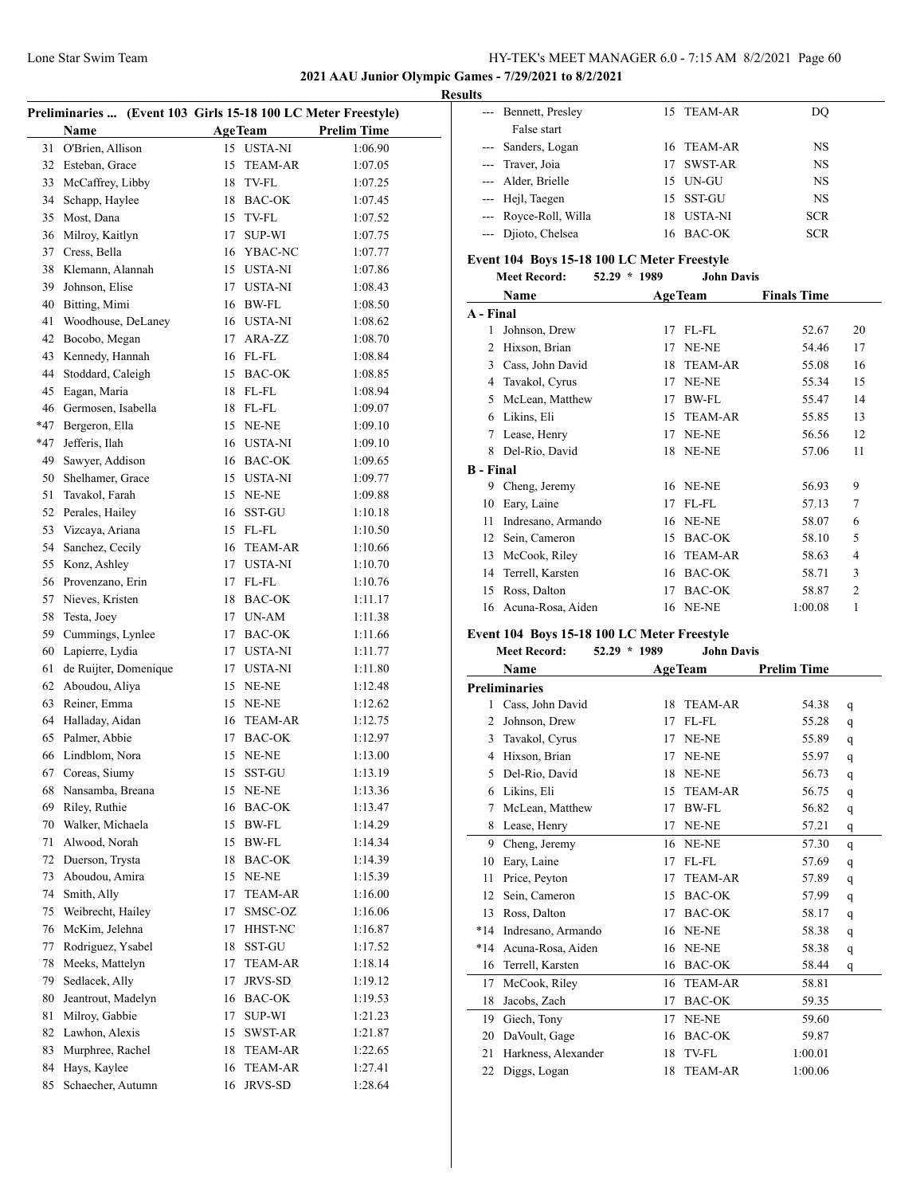## 2021 AAU Junior Olympic Games - 7/29/2021 to 8/2/2021

### Results

**Preliminaries ... (Event 103 Girls 15-18 100 LC Meter Freestyle)**

| | Name | Age | Team | Prelim Time |
|---|---|---|---|---|
| 31 | O'Brien, Allison | 15 | USTA-NI | 1:06.90 |
| 32 | Esteban, Grace | 15 | TEAM-AR | 1:07.05 |
| 33 | McCaffrey, Libby | 18 | TV-FL | 1:07.25 |
| 34 | Schapp, Haylee | 18 | BAC-OK | 1:07.45 |
| 35 | Most, Dana | 15 | TV-FL | 1:07.52 |
| 36 | Milroy, Kaitlyn | 17 | SUP-WI | 1:07.75 |
| 37 | Cress, Bella | 16 | YBAC-NC | 1:07.77 |
| 38 | Klemann, Alannah | 15 | USTA-NI | 1:07.86 |
| 39 | Johnson, Elise | 17 | USTA-NI | 1:08.43 |
| 40 | Bitting, Mimi | 16 | BW-FL | 1:08.50 |
| 41 | Woodhouse, DeLaney | 16 | USTA-NI | 1:08.62 |
| 42 | Bocobo, Megan | 17 | ARA-ZZ | 1:08.70 |
| 43 | Kennedy, Hannah | 16 | FL-FL | 1:08.84 |
| 44 | Stoddard, Caleigh | 15 | BAC-OK | 1:08.85 |
| 45 | Eagan, Maria | 18 | FL-FL | 1:08.94 |
| 46 | Germosen, Isabella | 18 | FL-FL | 1:09.07 |
| *47 | Bergeron, Ella | 15 | NE-NE | 1:09.10 |
| *47 | Jefferis, Ilah | 16 | USTA-NI | 1:09.10 |
| 49 | Sawyer, Addison | 16 | BAC-OK | 1:09.65 |
| 50 | Shelhamer, Grace | 15 | USTA-NI | 1:09.77 |
| 51 | Tavakol, Farah | 15 | NE-NE | 1:09.88 |
| 52 | Perales, Hailey | 16 | SST-GU | 1:10.18 |
| 53 | Vizcaya, Ariana | 15 | FL-FL | 1:10.50 |
| 54 | Sanchez, Cecily | 16 | TEAM-AR | 1:10.66 |
| 55 | Konz, Ashley | 17 | USTA-NI | 1:10.70 |
| 56 | Provenzano, Erin | 17 | FL-FL | 1:10.76 |
| 57 | Nieves, Kristen | 18 | BAC-OK | 1:11.17 |
| 58 | Testa, Joey | 17 | UN-AM | 1:11.38 |
| 59 | Cummings, Lynlee | 17 | BAC-OK | 1:11.66 |
| 60 | Lapierre, Lydia | 17 | USTA-NI | 1:11.77 |
| 61 | de Ruijter, Domenique | 17 | USTA-NI | 1:11.80 |
| 62 | Aboudou, Aliya | 15 | NE-NE | 1:12.48 |
| 63 | Reiner, Emma | 15 | NE-NE | 1:12.62 |
| 64 | Halladay, Aidan | 16 | TEAM-AR | 1:12.75 |
| 65 | Palmer, Abbie | 17 | BAC-OK | 1:12.97 |
| 66 | Lindblom, Nora | 15 | NE-NE | 1:13.00 |
| 67 | Coreas, Siumy | 15 | SST-GU | 1:13.19 |
| 68 | Nansamba, Breana | 15 | NE-NE | 1:13.36 |
| 69 | Riley, Ruthie | 16 | BAC-OK | 1:13.47 |
| 70 | Walker, Michaela | 15 | BW-FL | 1:14.29 |
| 71 | Alwood, Norah | 15 | BW-FL | 1:14.34 |
| 72 | Duerson, Trysta | 18 | BAC-OK | 1:14.39 |
| 73 | Aboudou, Amira | 15 | NE-NE | 1:15.39 |
| 74 | Smith, Ally | 17 | TEAM-AR | 1:16.00 |
| 75 | Weibrecht, Hailey | 17 | SMSC-OZ | 1:16.06 |
| 76 | McKim, Jelehna | 17 | HHST-NC | 1:16.87 |
| 77 | Rodriguez, Ysabel | 18 | SST-GU | 1:17.52 |
| 78 | Meeks, Mattelyn | 17 | TEAM-AR | 1:18.14 |
| 79 | Sedlacek, Ally | 17 | JRVS-SD | 1:19.12 |
| 80 | Jeantrout, Madelyn | 16 | BAC-OK | 1:19.53 |
| 81 | Milroy, Gabbie | 17 | SUP-WI | 1:21.23 |
| 82 | Lawhon, Alexis | 15 | SWST-AR | 1:21.87 |
| 83 | Murphree, Rachel | 18 | TEAM-AR | 1:22.65 |
| 84 | Hays, Kaylee | 16 | TEAM-AR | 1:27.41 |
| 85 | Schaecher, Autumn | 16 | JRVS-SD | 1:28.64 |
| --- | Bennett, Presley | 15 | TEAM-AR | DQ |
| | False start | | | |
| --- | Sanders, Logan | 16 | TEAM-AR | NS |
| --- | Traver, Joia | 17 | SWST-AR | NS |
| --- | Alder, Brielle | 15 | UN-GU | NS |
| --- | Hejl, Taegen | 15 | SST-GU | NS |
| --- | Royce-Roll, Willa | 18 | USTA-NI | SCR |
| --- | Djioto, Chelsea | 16 | BAC-OK | SCR |

**Event 104 Boys 15-18 100 LC Meter Freestyle**

Meet Record: 52.29 * 1989 John Davis

| | Name | Age | Team | Finals Time | Points |
|---|---|---|---|---|---|
| **A - Final** | | | | | |
| 1 | Johnson, Drew | 17 | FL-FL | 52.67 | 20 |
| 2 | Hixson, Brian | 17 | NE-NE | 54.46 | 17 |
| 3 | Cass, John David | 18 | TEAM-AR | 55.08 | 16 |
| 4 | Tavakol, Cyrus | 17 | NE-NE | 55.34 | 15 |
| 5 | McLean, Matthew | 17 | BW-FL | 55.47 | 14 |
| 6 | Likins, Eli | 15 | TEAM-AR | 55.85 | 13 |
| 7 | Lease, Henry | 17 | NE-NE | 56.56 | 12 |
| 8 | Del-Rio, David | 18 | NE-NE | 57.06 | 11 |
| **B - Final** | | | | | |
| 9 | Cheng, Jeremy | 16 | NE-NE | 56.93 | 9 |
| 10 | Eary, Laine | 17 | FL-FL | 57.13 | 7 |
| 11 | Indresano, Armando | 16 | NE-NE | 58.07 | 6 |
| 12 | Sein, Cameron | 15 | BAC-OK | 58.10 | 5 |
| 13 | McCook, Riley | 16 | TEAM-AR | 58.63 | 4 |
| 14 | Terrell, Karsten | 16 | BAC-OK | 58.71 | 3 |
| 15 | Ross, Dalton | 17 | BAC-OK | 58.87 | 2 |
| 16 | Acuna-Rosa, Aiden | 16 | NE-NE | 1:00.08 | 1 |

**Event 104 Boys 15-18 100 LC Meter Freestyle**

Meet Record: 52.29 * 1989 John Davis

| | Name | Age | Team | Prelim Time | |
|---|---|---|---|---|---|
| **Preliminaries** | | | | | |
| 1 | Cass, John David | 18 | TEAM-AR | 54.38 | q |
| 2 | Johnson, Drew | 17 | FL-FL | 55.28 | q |
| 3 | Tavakol, Cyrus | 17 | NE-NE | 55.89 | q |
| 4 | Hixson, Brian | 17 | NE-NE | 55.97 | q |
| 5 | Del-Rio, David | 18 | NE-NE | 56.73 | q |
| 6 | Likins, Eli | 15 | TEAM-AR | 56.75 | q |
| 7 | McLean, Matthew | 17 | BW-FL | 56.82 | q |
| 8 | Lease, Henry | 17 | NE-NE | 57.21 | q |
| 9 | Cheng, Jeremy | 16 | NE-NE | 57.30 | q |
| 10 | Eary, Laine | 17 | FL-FL | 57.69 | q |
| 11 | Price, Peyton | 17 | TEAM-AR | 57.89 | q |
| 12 | Sein, Cameron | 15 | BAC-OK | 57.99 | q |
| 13 | Ross, Dalton | 17 | BAC-OK | 58.17 | q |
| *14 | Indresano, Armando | 16 | NE-NE | 58.38 | q |
| *14 | Acuna-Rosa, Aiden | 16 | NE-NE | 58.38 | q |
| 16 | Terrell, Karsten | 16 | BAC-OK | 58.44 | q |
| 17 | McCook, Riley | 16 | TEAM-AR | 58.81 | |
| 18 | Jacobs, Zach | 17 | BAC-OK | 59.35 | |
| 19 | Giech, Tony | 17 | NE-NE | 59.60 | |
| 20 | DaVoult, Gage | 16 | BAC-OK | 59.87 | |
| 21 | Harkness, Alexander | 18 | TV-FL | 1:00.01 | |
| 22 | Diggs, Logan | 18 | TEAM-AR | 1:00.06 | |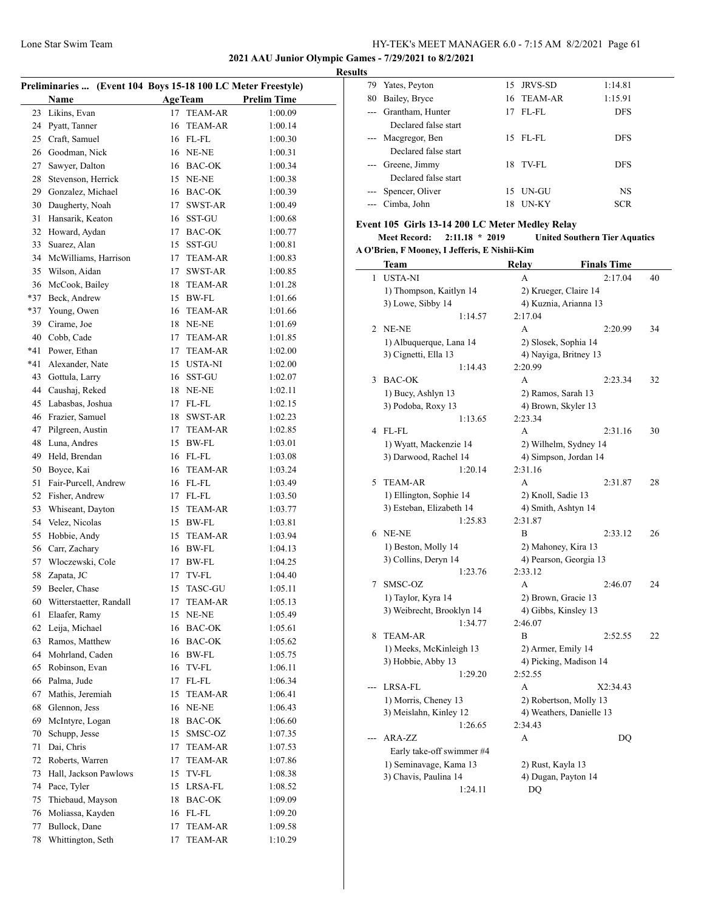**2021 AAU Junior Olympic Games - 7/29/2021 to 8/2/2021**

**Results**

**Preliminaries ... (Event 104 Boys 15-18 100 LC Meter Freestyle)**

| | Name | Age | Team | Prelim Time |
|---|---|---|---|---|
| 23 | Likins, Evan | 17 | TEAM-AR | 1:00.09 |
| 24 | Pyatt, Tanner | 16 | TEAM-AR | 1:00.14 |
| 25 | Craft, Samuel | 16 | FL-FL | 1:00.30 |
| 26 | Goodman, Nick | 16 | NE-NE | 1:00.31 |
| 27 | Sawyer, Dalton | 16 | BAC-OK | 1:00.34 |
| 28 | Stevenson, Herrick | 15 | NE-NE | 1:00.38 |
| 29 | Gonzalez, Michael | 16 | BAC-OK | 1:00.39 |
| 30 | Daugherty, Noah | 17 | SWST-AR | 1:00.49 |
| 31 | Hansarik, Keaton | 16 | SST-GU | 1:00.68 |
| 32 | Howard, Aydan | 17 | BAC-OK | 1:00.77 |
| 33 | Suarez, Alan | 15 | SST-GU | 1:00.81 |
| 34 | McWilliams, Harrison | 17 | TEAM-AR | 1:00.83 |
| 35 | Wilson, Aidan | 17 | SWST-AR | 1:00.85 |
| 36 | McCook, Bailey | 18 | TEAM-AR | 1:01.28 |
| *37 | Beck, Andrew | 15 | BW-FL | 1:01.66 |
| *37 | Young, Owen | 16 | TEAM-AR | 1:01.66 |
| 39 | Cirame, Joe | 18 | NE-NE | 1:01.69 |
| 40 | Cobb, Cade | 17 | TEAM-AR | 1:01.85 |
| *41 | Power, Ethan | 17 | TEAM-AR | 1:02.00 |
| *41 | Alexander, Nate | 15 | USTA-NI | 1:02.00 |
| 43 | Gottula, Larry | 16 | SST-GU | 1:02.07 |
| 44 | Caushaj, Reked | 18 | NE-NE | 1:02.11 |
| 45 | Labasbas, Joshua | 17 | FL-FL | 1:02.15 |
| 46 | Frazier, Samuel | 18 | SWST-AR | 1:02.23 |
| 47 | Pilgreen, Austin | 17 | TEAM-AR | 1:02.85 |
| 48 | Luna, Andres | 15 | BW-FL | 1:03.01 |
| 49 | Held, Brendan | 16 | FL-FL | 1:03.08 |
| 50 | Boyce, Kai | 16 | TEAM-AR | 1:03.24 |
| 51 | Fair-Purcell, Andrew | 16 | FL-FL | 1:03.49 |
| 52 | Fisher, Andrew | 17 | FL-FL | 1:03.50 |
| 53 | Whiseant, Dayton | 15 | TEAM-AR | 1:03.77 |
| 54 | Velez, Nicolas | 15 | BW-FL | 1:03.81 |
| 55 | Hobbie, Andy | 15 | TEAM-AR | 1:03.94 |
| 56 | Carr, Zachary | 16 | BW-FL | 1:04.13 |
| 57 | Wloczewski, Cole | 17 | BW-FL | 1:04.25 |
| 58 | Zapata, JC | 17 | TV-FL | 1:04.40 |
| 59 | Beeler, Chase | 15 | TASC-GU | 1:05.11 |
| 60 | Witterstaetter, Randall | 17 | TEAM-AR | 1:05.13 |
| 61 | Elaafer, Ramy | 15 | NE-NE | 1:05.49 |
| 62 | Leija, Michael | 16 | BAC-OK | 1:05.61 |
| 63 | Ramos, Matthew | 16 | BAC-OK | 1:05.62 |
| 64 | Mohrland, Caden | 16 | BW-FL | 1:05.75 |
| 65 | Robinson, Evan | 16 | TV-FL | 1:06.11 |
| 66 | Palma, Jude | 17 | FL-FL | 1:06.34 |
| 67 | Mathis, Jeremiah | 15 | TEAM-AR | 1:06.41 |
| 68 | Glennon, Jess | 16 | NE-NE | 1:06.43 |
| 69 | McIntyre, Logan | 18 | BAC-OK | 1:06.60 |
| 70 | Schupp, Jesse | 15 | SMSC-OZ | 1:07.35 |
| 71 | Dai, Chris | 17 | TEAM-AR | 1:07.53 |
| 72 | Roberts, Warren | 17 | TEAM-AR | 1:07.86 |
| 73 | Hall, Jackson Pawlows | 15 | TV-FL | 1:08.38 |
| 74 | Pace, Tyler | 15 | LRSA-FL | 1:08.52 |
| 75 | Thiebaud, Mayson | 18 | BAC-OK | 1:09.09 |
| 76 | Moliassa, Kayden | 16 | FL-FL | 1:09.20 |
| 77 | Bullock, Dane | 17 | TEAM-AR | 1:09.58 |
| 78 | Whittington, Seth | 17 | TEAM-AR | 1:10.29 |
| 79 | Yates, Peyton | 15 | JRVS-SD | 1:14.81 |
| 80 | Bailey, Bryce | 16 | TEAM-AR | 1:15.91 |
| --- | Grantham, Hunter | 17 | FL-FL | DFS |
| | Declared false start | | | |
| --- | Macgregor, Ben | 15 | FL-FL | DFS |
| | Declared false start | | | |
| --- | Greene, Jimmy | 18 | TV-FL | DFS |
| | Declared false start | | | |
| --- | Spencer, Oliver | 15 | UN-GU | NS |
| --- | Cimba, John | 18 | UN-KY | SCR |

**Event 105 Girls 13-14 200 LC Meter Medley Relay**

**Meet Record: 2:11.18 * 2019 United Southern Tier Aquatics**
**A O'Brien, F Mooney, I Jefferis, E Nishii-Kim**

| | Team | Relay | Finals Time | Points |
|---|---|---|---|---|
| 1 | USTA-NI | A | 2:17.04 | 40 |
| | 1) Thompson, Kaitlyn 14 | 2) Krueger, Claire 14 | | |
| | 3) Lowe, Sibby 14 | 4) Kuznia, Arianna 13 | | |
| | 1:14.57 | 2:17.04 | | |
| 2 | NE-NE | A | 2:20.99 | 34 |
| | 1) Albuquerque, Lana 14 | 2) Slosek, Sophia 14 | | |
| | 3) Cignetti, Ella 13 | 4) Nayiga, Britney 13 | | |
| | 1:14.43 | 2:20.99 | | |
| 3 | BAC-OK | A | 2:23.34 | 32 |
| | 1) Bucy, Ashlyn 13 | 2) Ramos, Sarah 13 | | |
| | 3) Podoba, Roxy 13 | 4) Brown, Skyler 13 | | |
| | 1:13.65 | 2:23.34 | | |
| 4 | FL-FL | A | 2:31.16 | 30 |
| | 1) Wyatt, Mackenzie 14 | 2) Wilhelm, Sydney 14 | | |
| | 3) Darwood, Rachel 14 | 4) Simpson, Jordan 14 | | |
| | 1:20.14 | 2:31.16 | | |
| 5 | TEAM-AR | A | 2:31.87 | 28 |
| | 1) Ellington, Sophie 14 | 2) Knoll, Sadie 13 | | |
| | 3) Esteban, Elizabeth 14 | 4) Smith, Ashtyn 14 | | |
| | 1:25.83 | 2:31.87 | | |
| 6 | NE-NE | B | 2:33.12 | 26 |
| | 1) Beston, Molly 14 | 2) Mahoney, Kira 13 | | |
| | 3) Collins, Deryn 14 | 4) Pearson, Georgia 13 | | |
| | 1:23.76 | 2:33.12 | | |
| 7 | SMSC-OZ | A | 2:46.07 | 24 |
| | 1) Taylor, Kyra 14 | 2) Brown, Gracie 13 | | |
| | 3) Weibrecht, Brooklyn 14 | 4) Gibbs, Kinsley 13 | | |
| | 1:34.77 | 2:46.07 | | |
| 8 | TEAM-AR | B | 2:52.55 | 22 |
| | 1) Meeks, McKinleigh 13 | 2) Armer, Emily 14 | | |
| | 3) Hobbie, Abby 13 | 4) Picking, Madison 14 | | |
| | 1:29.20 | 2:52.55 | | |
| --- | LRSA-FL | A | X2:34.43 | |
| | 1) Morris, Cheney 13 | 2) Robertson, Molly 13 | | |
| | 3) Meislahn, Kinley 12 | 4) Weathers, Danielle 13 | | |
| | 1:26.65 | 2:34.43 | | |
| --- | ARA-ZZ | A | DQ | |
| | Early take-off swimmer #4 | | | |
| | 1) Seminavage, Kama 13 | 2) Rust, Kayla 13 | | |
| | 3) Chavis, Paulina 14 | 4) Dugan, Payton 14 | | |
| | 1:24.11 | DQ | | |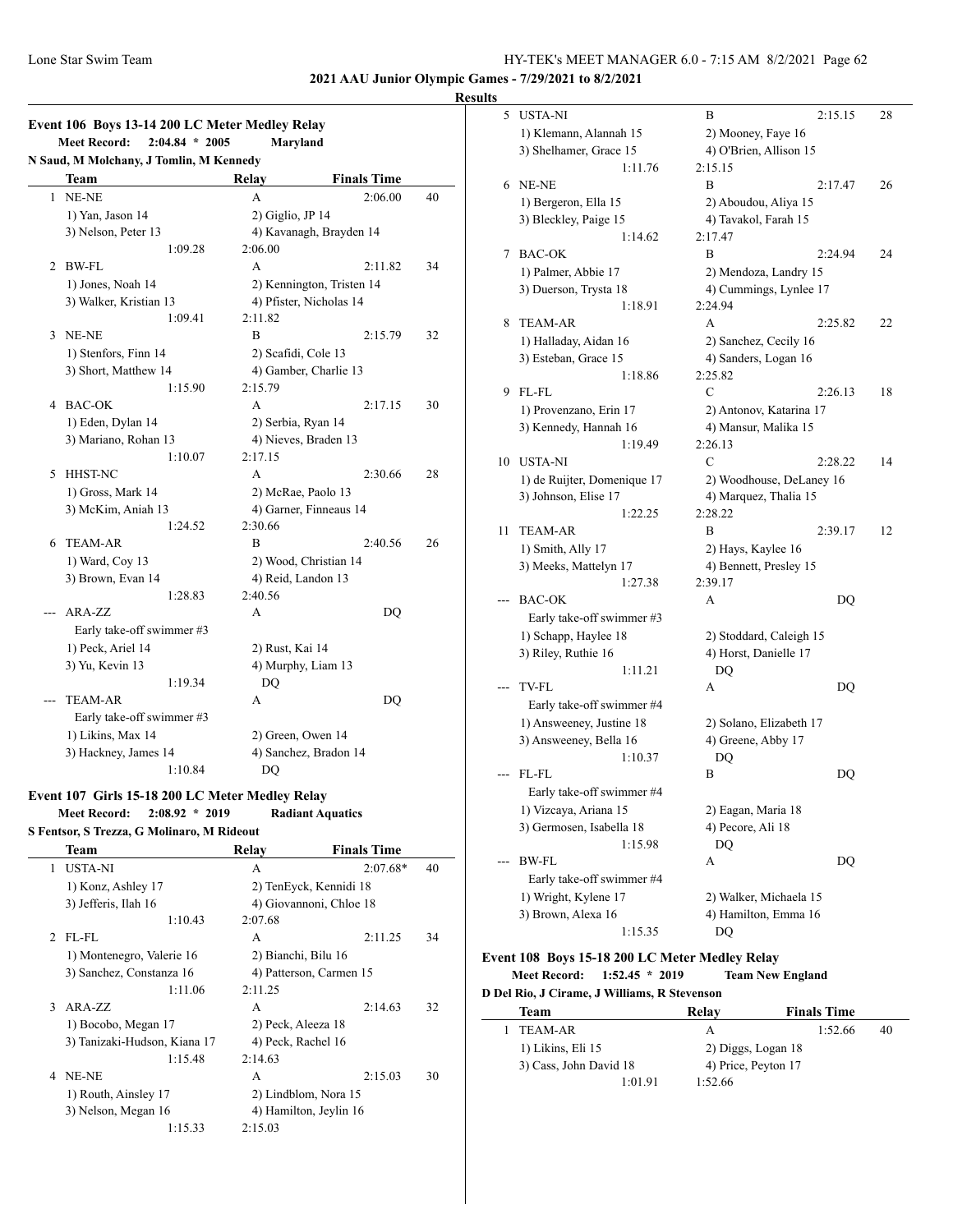2021 AAU Junior Olympic Games - 7/29/2021 to 8/2/2021

**Results**

### Event 106 Boys 13-14 200 LC Meter Medley Relay

**Meet Record:** 2:04.84 * 2005 **Maryland**
N Saud, M Molchany, J Tomlin, M Kennedy

| | Team | Relay | Finals Time | |
|---|---|---|---|---|
| 1 | NE-NE | A | 2:06.00 | 40 |
| | 1) Yan, Jason 14 | 2) Giglio, JP 14 | | |
| | 3) Nelson, Peter 13 | 4) Kavanagh, Brayden 14 | | |
| | 1:09.28 | 2:06.00 | | |
| 2 | BW-FL | A | 2:11.82 | 34 |
| | 1) Jones, Noah 14 | 2) Kennington, Tristen 14 | | |
| | 3) Walker, Kristian 13 | 4) Pfister, Nicholas 14 | | |
| | 1:09.41 | 2:11.82 | | |
| 3 | NE-NE | B | 2:15.79 | 32 |
| | 1) Stenfors, Finn 14 | 2) Scafidi, Cole 13 | | |
| | 3) Short, Matthew 14 | 4) Gamber, Charlie 13 | | |
| | 1:15.90 | 2:15.79 | | |
| 4 | BAC-OK | A | 2:17.15 | 30 |
| | 1) Eden, Dylan 14 | 2) Serbia, Ryan 14 | | |
| | 3) Mariano, Rohan 13 | 4) Nieves, Braden 13 | | |
| | 1:10.07 | 2:17.15 | | |
| 5 | HHST-NC | A | 2:30.66 | 28 |
| | 1) Gross, Mark 14 | 2) McRae, Paolo 13 | | |
| | 3) McKim, Aniah 13 | 4) Garner, Finneaus 14 | | |
| | 1:24.52 | 2:30.66 | | |
| 6 | TEAM-AR | B | 2:40.56 | 26 |
| | 1) Ward, Coy 13 | 2) Wood, Christian 14 | | |
| | 3) Brown, Evan 14 | 4) Reid, Landon 13 | | |
| | 1:28.83 | 2:40.56 | | |
| --- | ARA-ZZ | A | DQ | |
| | Early take-off swimmer #3 | | | |
| | 1) Peck, Ariel 14 | 2) Rust, Kai 14 | | |
| | 3) Yu, Kevin 13 | 4) Murphy, Liam 13 | | |
| | 1:19.34 | DQ | | |
| --- | TEAM-AR | A | DQ | |
| | Early take-off swimmer #3 | | | |
| | 1) Likins, Max 14 | 2) Green, Owen 14 | | |
| | 3) Hackney, James 14 | 4) Sanchez, Bradon 14 | | |
| | 1:10.84 | DQ | | |

### Event 107 Girls 15-18 200 LC Meter Medley Relay

**Meet Record:** 2:08.92 * 2019 **Radiant Aquatics**
S Fentsor, S Trezza, G Molinaro, M Rideout

| | Team | Relay | Finals Time | |
|---|---|---|---|---|
| 1 | USTA-NI | A | 2:07.68* | 40 |
| | 1) Konz, Ashley 17 | 2) TenEyck, Kennidi 18 | | |
| | 3) Jefferis, Ilah 16 | 4) Giovannoni, Chloe 18 | | |
| | 1:10.43 | 2:07.68 | | |
| 2 | FL-FL | A | 2:11.25 | 34 |
| | 1) Montenegro, Valerie 16 | 2) Bianchi, Bilu 16 | | |
| | 3) Sanchez, Constanza 16 | 4) Patterson, Carmen 15 | | |
| | 1:11.06 | 2:11.25 | | |
| 3 | ARA-ZZ | A | 2:14.63 | 32 |
| | 1) Bocobo, Megan 17 | 2) Peck, Aleeza 18 | | |
| | 3) Tanizaki-Hudson, Kiana 17 | 4) Peck, Rachel 16 | | |
| | 1:15.48 | 2:14.63 | | |
| 4 | NE-NE | A | 2:15.03 | 30 |
| | 1) Routh, Ainsley 17 | 2) Lindblom, Nora 15 | | |
| | 3) Nelson, Megan 16 | 4) Hamilton, Jeylin 16 | | |
| | 1:15.33 | 2:15.03 | | |
| 5 | USTA-NI | B | 2:15.15 | 28 |
| | 1) Klemann, Alannah 15 | 2) Mooney, Faye 16 | | |
| | 3) Shelhamer, Grace 15 | 4) O'Brien, Allison 15 | | |
| | 1:11.76 | 2:15.15 | | |
| 6 | NE-NE | B | 2:17.47 | 26 |
| | 1) Bergeron, Ella 15 | 2) Aboudou, Aliya 15 | | |
| | 3) Bleckley, Paige 15 | 4) Tavakol, Farah 15 | | |
| | 1:14.62 | 2:17.47 | | |
| 7 | BAC-OK | B | 2:24.94 | 24 |
| | 1) Palmer, Abbie 17 | 2) Mendoza, Landry 15 | | |
| | 3) Duerson, Trysta 18 | 4) Cummings, Lynlee 17 | | |
| | 1:18.91 | 2:24.94 | | |
| 8 | TEAM-AR | A | 2:25.82 | 22 |
| | 1) Halladay, Aidan 16 | 2) Sanchez, Cecily 16 | | |
| | 3) Esteban, Grace 15 | 4) Sanders, Logan 16 | | |
| | 1:18.86 | 2:25.82 | | |
| 9 | FL-FL | C | 2:26.13 | 18 |
| | 1) Provenzano, Erin 17 | 2) Antonov, Katarina 17 | | |
| | 3) Kennedy, Hannah 16 | 4) Mansur, Malika 15 | | |
| | 1:19.49 | 2:26.13 | | |
| 10 | USTA-NI | C | 2:28.22 | 14 |
| | 1) de Ruijter, Domenique 17 | 2) Woodhouse, DeLaney 16 | | |
| | 3) Johnson, Elise 17 | 4) Marquez, Thalia 15 | | |
| | 1:22.25 | 2:28.22 | | |
| 11 | TEAM-AR | B | 2:39.17 | 12 |
| | 1) Smith, Ally 17 | 2) Hays, Kaylee 16 | | |
| | 3) Meeks, Mattelyn 17 | 4) Bennett, Presley 15 | | |
| | 1:27.38 | 2:39.17 | | |
| --- | BAC-OK | A | DQ | |
| | Early take-off swimmer #3 | | | |
| | 1) Schapp, Haylee 18 | 2) Stoddard, Caleigh 15 | | |
| | 3) Riley, Ruthie 16 | 4) Horst, Danielle 17 | | |
| | 1:11.21 | DQ | | |
| --- | TV-FL | A | DQ | |
| | Early take-off swimmer #4 | | | |
| | 1) Answeeney, Justine 18 | 2) Solano, Elizabeth 17 | | |
| | 3) Answeeney, Bella 16 | 4) Greene, Abby 17 | | |
| | 1:10.37 | DQ | | |
| --- | FL-FL | B | DQ | |
| | Early take-off swimmer #4 | | | |
| | 1) Vizcaya, Ariana 15 | 2) Eagan, Maria 18 | | |
| | 3) Germosen, Isabella 18 | 4) Pecore, Ali 18 | | |
| | 1:15.98 | DQ | | |
| --- | BW-FL | A | DQ | |
| | Early take-off swimmer #4 | | | |
| | 1) Wright, Kylene 17 | 2) Walker, Michaela 15 | | |
| | 3) Brown, Alexa 16 | 4) Hamilton, Emma 16 | | |
| | 1:15.35 | DQ | | |

### Event 108 Boys 15-18 200 LC Meter Medley Relay

**Meet Record:** 1:52.45 * 2019 **Team New England**
D Del Rio, J Cirame, J Williams, R Stevenson

| | Team | Relay | Finals Time | |
|---|---|---|---|---|
| 1 | TEAM-AR | A | 1:52.66 | 40 |
| | 1) Likins, Eli 15 | 2) Diggs, Logan 18 | | |
| | 3) Cass, John David 18 | 4) Price, Peyton 17 | | |
| | 1:01.91 | 1:52.66 | | |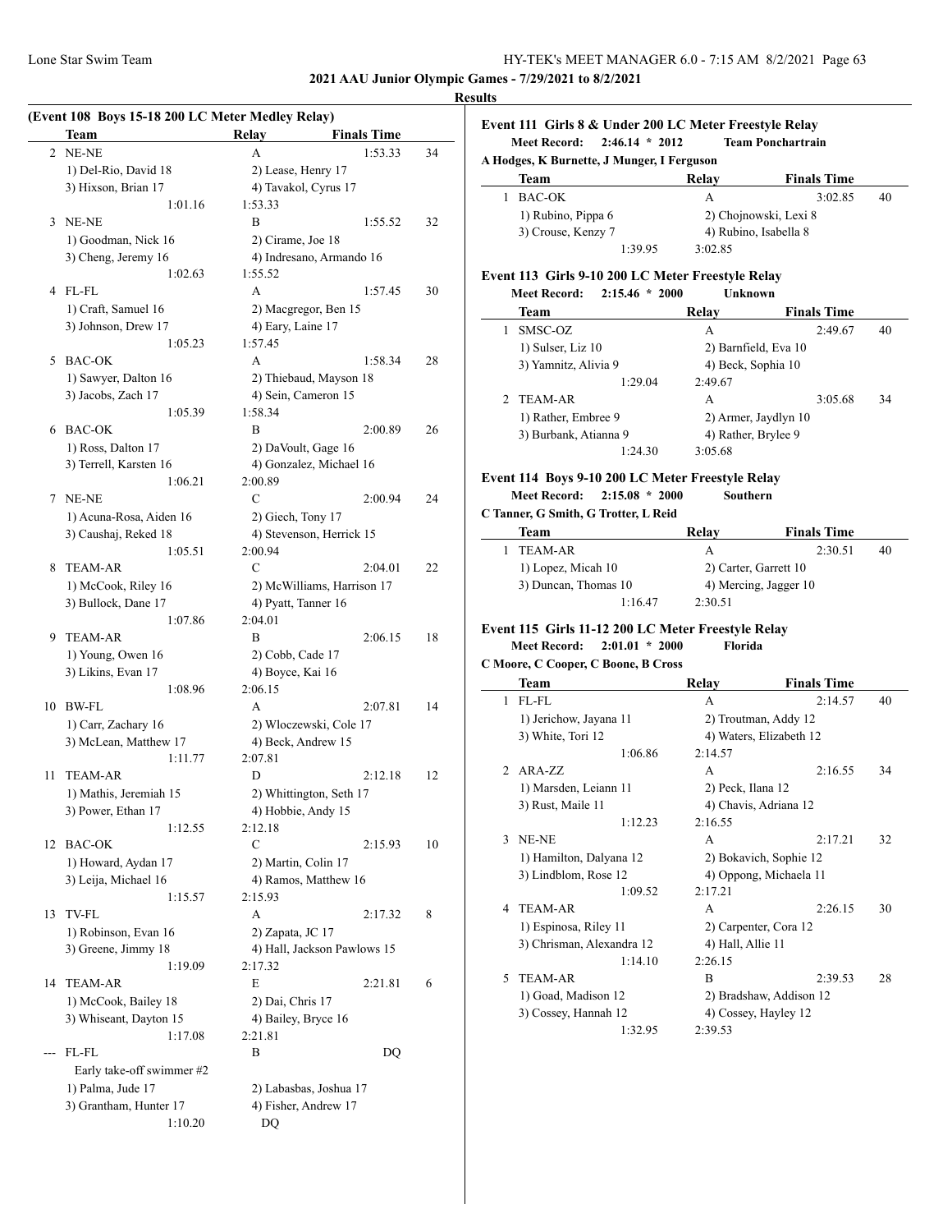**2021 AAU Junior Olympic Games - 7/29/2021 to 8/2/2021**

**Results**

### (Event 108 Boys 15-18 200 LC Meter Medley Relay)

| | Team | Relay | Finals Time | |
|---|---|---|---|---|
| 2 | NE-NE | A | 1:53.33 | 34 |
| | 1) Del-Rio, David 18 | 2) Lease, Henry 17 | | |
| | 3) Hixson, Brian 17 | 4) Tavakol, Cyrus 17 | | |
| | 1:01.16 | 1:53.33 | | |
| 3 | NE-NE | B | 1:55.52 | 32 |
| | 1) Goodman, Nick 16 | 2) Cirame, Joe 18 | | |
| | 3) Cheng, Jeremy 16 | 4) Indresano, Armando 16 | | |
| | 1:02.63 | 1:55.52 | | |
| 4 | FL-FL | A | 1:57.45 | 30 |
| | 1) Craft, Samuel 16 | 2) Macgregor, Ben 15 | | |
| | 3) Johnson, Drew 17 | 4) Eary, Laine 17 | | |
| | 1:05.23 | 1:57.45 | | |
| 5 | BAC-OK | A | 1:58.34 | 28 |
| | 1) Sawyer, Dalton 16 | 2) Thiebaud, Mayson 18 | | |
| | 3) Jacobs, Zach 17 | 4) Sein, Cameron 15 | | |
| | 1:05.39 | 1:58.34 | | |
| 6 | BAC-OK | B | 2:00.89 | 26 |
| | 1) Ross, Dalton 17 | 2) DaVoult, Gage 16 | | |
| | 3) Terrell, Karsten 16 | 4) Gonzalez, Michael 16 | | |
| | 1:06.21 | 2:00.89 | | |
| 7 | NE-NE | C | 2:00.94 | 24 |
| | 1) Acuna-Rosa, Aiden 16 | 2) Giech, Tony 17 | | |
| | 3) Caushaj, Reked 18 | 4) Stevenson, Herrick 15 | | |
| | 1:05.51 | 2:00.94 | | |
| 8 | TEAM-AR | C | 2:04.01 | 22 |
| | 1) McCook, Riley 16 | 2) McWilliams, Harrison 17 | | |
| | 3) Bullock, Dane 17 | 4) Pyatt, Tanner 16 | | |
| | 1:07.86 | 2:04.01 | | |
| 9 | TEAM-AR | B | 2:06.15 | 18 |
| | 1) Young, Owen 16 | 2) Cobb, Cade 17 | | |
| | 3) Likins, Evan 17 | 4) Boyce, Kai 16 | | |
| | 1:08.96 | 2:06.15 | | |
| 10 | BW-FL | A | 2:07.81 | 14 |
| | 1) Carr, Zachary 16 | 2) Wloczewski, Cole 17 | | |
| | 3) McLean, Matthew 17 | 4) Beck, Andrew 15 | | |
| | 1:11.77 | 2:07.81 | | |
| 11 | TEAM-AR | D | 2:12.18 | 12 |
| | 1) Mathis, Jeremiah 15 | 2) Whittington, Seth 17 | | |
| | 3) Power, Ethan 17 | 4) Hobbie, Andy 15 | | |
| | 1:12.55 | 2:12.18 | | |
| 12 | BAC-OK | C | 2:15.93 | 10 |
| | 1) Howard, Aydan 17 | 2) Martin, Colin 17 | | |
| | 3) Leija, Michael 16 | 4) Ramos, Matthew 16 | | |
| | 1:15.57 | 2:15.93 | | |
| 13 | TV-FL | A | 2:17.32 | 8 |
| | 1) Robinson, Evan 16 | 2) Zapata, JC 17 | | |
| | 3) Greene, Jimmy 18 | 4) Hall, Jackson Pawlows 15 | | |
| | 1:19.09 | 2:17.32 | | |
| 14 | TEAM-AR | E | 2:21.81 | 6 |
| | 1) McCook, Bailey 18 | 2) Dai, Chris 17 | | |
| | 3) Whiseant, Dayton 15 | 4) Bailey, Bryce 16 | | |
| | 1:17.08 | 2:21.81 | | |
| --- | FL-FL | B | DQ | |
| | Early take-off swimmer #2 | | | |
| | 1) Palma, Jude 17 | 2) Labasbas, Joshua 17 | | |
| | 3) Grantham, Hunter 17 | 4) Fisher, Andrew 17 | | |
| | 1:10.20 | DQ | | |

### Event 111 Girls 8 & Under 200 LC Meter Freestyle Relay

**Meet Record: 2:46.14 * 2012 Team Ponchartrain**

**A Hodges, K Burnette, J Munger, I Ferguson**

| | Team | Relay | Finals Time | |
|---|---|---|---|---|
| 1 | BAC-OK | A | 3:02.85 | 40 |
| | 1) Rubino, Pippa 6 | 2) Chojnowski, Lexi 8 | | |
| | 3) Crouse, Kenzy 7 | 4) Rubino, Isabella 8 | | |
| | 1:39.95 | 3:02.85 | | |

### Event 113 Girls 9-10 200 LC Meter Freestyle Relay

**Meet Record: 2:15.46 * 2000 Unknown**

| | Team | Relay | Finals Time | |
|---|---|---|---|---|
| 1 | SMSC-OZ | A | 2:49.67 | 40 |
| | 1) Sulser, Liz 10 | 2) Barnfield, Eva 10 | | |
| | 3) Yamnitz, Alivia 9 | 4) Beck, Sophia 10 | | |
| | 1:29.04 | 2:49.67 | | |
| 2 | TEAM-AR | A | 3:05.68 | 34 |
| | 1) Rather, Embree 9 | 2) Armer, Jaydlyn 10 | | |
| | 3) Burbank, Atianna 9 | 4) Rather, Brylee 9 | | |
| | 1:24.30 | 3:05.68 | | |

### Event 114 Boys 9-10 200 LC Meter Freestyle Relay

**Meet Record: 2:15.08 * 2000 Southern**

**C Tanner, G Smith, G Trotter, L Reid**

| | Team | Relay | Finals Time | |
|---|---|---|---|---|
| 1 | TEAM-AR | A | 2:30.51 | 40 |
| | 1) Lopez, Micah 10 | 2) Carter, Garrett 10 | | |
| | 3) Duncan, Thomas 10 | 4) Mercing, Jagger 10 | | |
| | 1:16.47 | 2:30.51 | | |

### Event 115 Girls 11-12 200 LC Meter Freestyle Relay

**Meet Record: 2:01.01 * 2000 Florida**

**C Moore, C Cooper, C Boone, B Cross**

| | Team | Relay | Finals Time | |
|---|---|---|---|---|
| 1 | FL-FL | A | 2:14.57 | 40 |
| | 1) Jerichow, Jayana 11 | 2) Troutman, Addy 12 | | |
| | 3) White, Tori 12 | 4) Waters, Elizabeth 12 | | |
| | 1:06.86 | 2:14.57 | | |
| 2 | ARA-ZZ | A | 2:16.55 | 34 |
| | 1) Marsden, Leiann 11 | 2) Peck, Ilana 12 | | |
| | 3) Rust, Maile 11 | 4) Chavis, Adriana 12 | | |
| | 1:12.23 | 2:16.55 | | |
| 3 | NE-NE | A | 2:17.21 | 32 |
| | 1) Hamilton, Dalyana 12 | 2) Bokavich, Sophie 12 | | |
| | 3) Lindblom, Rose 12 | 4) Oppong, Michaela 11 | | |
| | 1:09.52 | 2:17.21 | | |
| 4 | TEAM-AR | A | 2:26.15 | 30 |
| | 1) Espinosa, Riley 11 | 2) Carpenter, Cora 12 | | |
| | 3) Chrisman, Alexandra 12 | 4) Hall, Allie 11 | | |
| | 1:14.10 | 2:26.15 | | |
| 5 | TEAM-AR | B | 2:39.53 | 28 |
| | 1) Goad, Madison 12 | 2) Bradshaw, Addison 12 | | |
| | 3) Cossey, Hannah 12 | 4) Cossey, Hayley 12 | | |
| | 1:32.95 | 2:39.53 | | |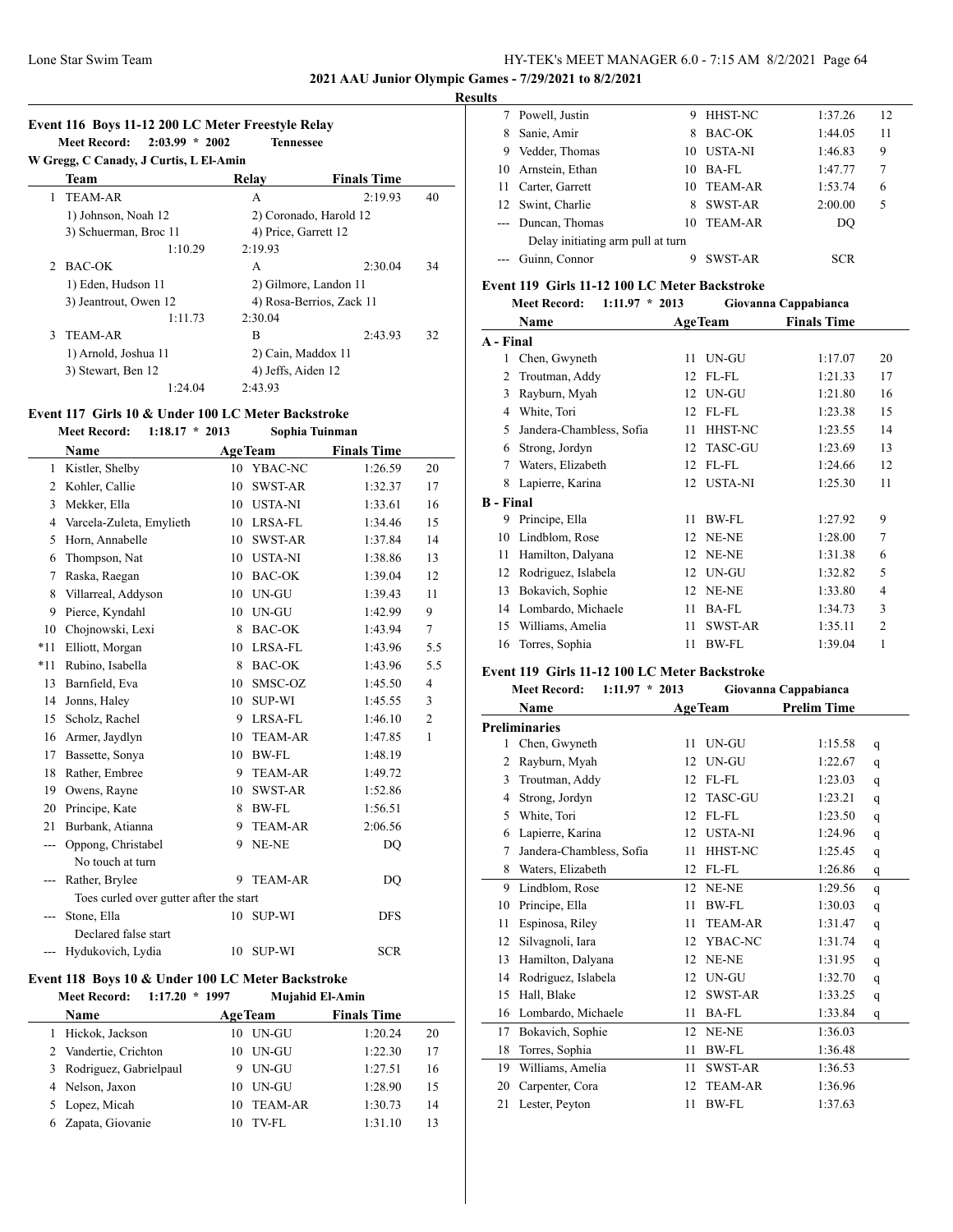**2021 AAU Junior Olympic Games - 7/29/2021 to 8/2/2021**

**Results**

### Event 116 Boys 11-12 200 LC Meter Freestyle Relay

**Meet Record:** 2:03.99 * 2002 Tennessee
W Gregg, C Canady, J Curtis, L El-Amin

| | Team | Relay | Finals Time | |
|---|---|---|---|---|
| 1 | TEAM-AR | A | 2:19.93 | 40 |
| | 1) Johnson, Noah 12 | 2) Coronado, Harold 12 | | |
| | 3) Schuerman, Broc 11 | 4) Price, Garrett 12 | | |
| | 1:10.29 | 2:19.93 | | |
| 2 | BAC-OK | A | 2:30.04 | 34 |
| | 1) Eden, Hudson 11 | 2) Gilmore, Landon 11 | | |
| | 3) Jeantrout, Owen 12 | 4) Rosa-Berrios, Zack 11 | | |
| | 1:11.73 | 2:30.04 | | |
| 3 | TEAM-AR | B | 2:43.93 | 32 |
| | 1) Arnold, Joshua 11 | 2) Cain, Maddox 11 | | |
| | 3) Stewart, Ben 12 | 4) Jeffs, Aiden 12 | | |
| | 1:24.04 | 2:43.93 | | |

### Event 117 Girls 10 & Under 100 LC Meter Backstroke

**Meet Record:** 1:18.17 * 2013 Sophia Tuinman

| | Name | Age | Team | Finals Time | |
|---|---|---|---|---|---|
| 1 | Kistler, Shelby | 10 | YBAC-NC | 1:26.59 | 20 |
| 2 | Kohler, Callie | 10 | SWST-AR | 1:32.37 | 17 |
| 3 | Mekker, Ella | 10 | USTA-NI | 1:33.61 | 16 |
| 4 | Varcela-Zuleta, Emylieth | 10 | LRSA-FL | 1:34.46 | 15 |
| 5 | Horn, Annabelle | 10 | SWST-AR | 1:37.84 | 14 |
| 6 | Thompson, Nat | 10 | USTA-NI | 1:38.86 | 13 |
| 7 | Raska, Raegan | 10 | BAC-OK | 1:39.04 | 12 |
| 8 | Villarreal, Addyson | 10 | UN-GU | 1:39.43 | 11 |
| 9 | Pierce, Kyndahl | 10 | UN-GU | 1:42.99 | 9 |
| 10 | Chojnowski, Lexi | 8 | BAC-OK | 1:43.94 | 7 |
| *11 | Elliott, Morgan | 10 | LRSA-FL | 1:43.96 | 5.5 |
| *11 | Rubino, Isabella | 8 | BAC-OK | 1:43.96 | 5.5 |
| 13 | Barnfield, Eva | 10 | SMSC-OZ | 1:45.50 | 4 |
| 14 | Jonns, Haley | 10 | SUP-WI | 1:45.55 | 3 |
| 15 | Scholz, Rachel | 9 | LRSA-FL | 1:46.10 | 2 |
| 16 | Armer, Jaydlyn | 10 | TEAM-AR | 1:47.85 | 1 |
| 17 | Bassette, Sonya | 10 | BW-FL | 1:48.19 | |
| 18 | Rather, Embree | 9 | TEAM-AR | 1:49.72 | |
| 19 | Owens, Rayne | 10 | SWST-AR | 1:52.86 | |
| 20 | Principe, Kate | 8 | BW-FL | 1:56.51 | |
| 21 | Burbank, Atianna | 9 | TEAM-AR | 2:06.56 | |
| --- | Oppong, Christabel | 9 | NE-NE | DQ | |
| | No touch at turn | | | | |
| --- | Rather, Brylee | 9 | TEAM-AR | DQ | |
| | Toes curled over gutter after the start | | | | |
| --- | Stone, Ella | 10 | SUP-WI | DFS | |
| | Declared false start | | | | |
| --- | Hydukovich, Lydia | 10 | SUP-WI | SCR | |

### Event 118 Boys 10 & Under 100 LC Meter Backstroke

**Meet Record:** 1:17.20 * 1997 Mujahid El-Amin

| | Name | Age | Team | Finals Time | |
|---|---|---|---|---|---|
| 1 | Hickok, Jackson | 10 | UN-GU | 1:20.24 | 20 |
| 2 | Vandertie, Crichton | 10 | UN-GU | 1:22.30 | 17 |
| 3 | Rodriguez, Gabrielpaul | 9 | UN-GU | 1:27.51 | 16 |
| 4 | Nelson, Jaxon | 10 | UN-GU | 1:28.90 | 15 |
| 5 | Lopez, Micah | 10 | TEAM-AR | 1:30.73 | 14 |
| 6 | Zapata, Giovanie | 10 | TV-FL | 1:31.10 | 13 |
| 7 | Powell, Justin | 9 | HHST-NC | 1:37.26 | 12 |
| 8 | Sanie, Amir | 8 | BAC-OK | 1:44.05 | 11 |
| 9 | Vedder, Thomas | 10 | USTA-NI | 1:46.83 | 9 |
| 10 | Arnstein, Ethan | 10 | BA-FL | 1:47.77 | 7 |
| 11 | Carter, Garrett | 10 | TEAM-AR | 1:53.74 | 6 |
| 12 | Swint, Charlie | 8 | SWST-AR | 2:00.00 | 5 |
| --- | Duncan, Thomas | 10 | TEAM-AR | DQ | |
| | Delay initiating arm pull at turn | | | | |
| --- | Guinn, Connor | 9 | SWST-AR | SCR | |

### Event 119 Girls 11-12 100 LC Meter Backstroke

**Meet Record:** 1:11.97 * 2013 Giovanna Cappabianca

| | Name | Age | Team | Finals Time | |
|---|---|---|---|---|---|
| **A - Final** | | | | | |
| 1 | Chen, Gwyneth | 11 | UN-GU | 1:17.07 | 20 |
| 2 | Troutman, Addy | 12 | FL-FL | 1:21.33 | 17 |
| 3 | Rayburn, Myah | 12 | UN-GU | 1:21.80 | 16 |
| 4 | White, Tori | 12 | FL-FL | 1:23.38 | 15 |
| 5 | Jandera-Chambless, Sofia | 11 | HHST-NC | 1:23.55 | 14 |
| 6 | Strong, Jordyn | 12 | TASC-GU | 1:23.69 | 13 |
| 7 | Waters, Elizabeth | 12 | FL-FL | 1:24.66 | 12 |
| 8 | Lapierre, Karina | 12 | USTA-NI | 1:25.30 | 11 |
| **B - Final** | | | | | |
| 9 | Principe, Ella | 11 | BW-FL | 1:27.92 | 9 |
| 10 | Lindblom, Rose | 12 | NE-NE | 1:28.00 | 7 |
| 11 | Hamilton, Dalyana | 12 | NE-NE | 1:31.38 | 6 |
| 12 | Rodriguez, Islabela | 12 | UN-GU | 1:32.82 | 5 |
| 13 | Bokavich, Sophie | 12 | NE-NE | 1:33.80 | 4 |
| 14 | Lombardo, Michaele | 11 | BA-FL | 1:34.73 | 3 |
| 15 | Williams, Amelia | 11 | SWST-AR | 1:35.11 | 2 |
| 16 | Torres, Sophia | 11 | BW-FL | 1:39.04 | 1 |

### Event 119 Girls 11-12 100 LC Meter Backstroke

**Meet Record:** 1:11.97 * 2013 Giovanna Cappabianca

| | Name | Age | Team | Prelim Time | |
|---|---|---|---|---|---|
| **Preliminaries** | | | | | |
| 1 | Chen, Gwyneth | 11 | UN-GU | 1:15.58 | q |
| 2 | Rayburn, Myah | 12 | UN-GU | 1:22.67 | q |
| 3 | Troutman, Addy | 12 | FL-FL | 1:23.03 | q |
| 4 | Strong, Jordyn | 12 | TASC-GU | 1:23.21 | q |
| 5 | White, Tori | 12 | FL-FL | 1:23.50 | q |
| 6 | Lapierre, Karina | 12 | USTA-NI | 1:24.96 | q |
| 7 | Jandera-Chambless, Sofia | 11 | HHST-NC | 1:25.45 | q |
| 8 | Waters, Elizabeth | 12 | FL-FL | 1:26.86 | q |
| 9 | Lindblom, Rose | 12 | NE-NE | 1:29.56 | q |
| 10 | Principe, Ella | 11 | BW-FL | 1:30.03 | q |
| 11 | Espinosa, Riley | 11 | TEAM-AR | 1:31.47 | q |
| 12 | Silvagnoli, Iara | 12 | YBAC-NC | 1:31.74 | q |
| 13 | Hamilton, Dalyana | 12 | NE-NE | 1:31.95 | q |
| 14 | Rodriguez, Islabela | 12 | UN-GU | 1:32.70 | q |
| 15 | Hall, Blake | 12 | SWST-AR | 1:33.25 | q |
| 16 | Lombardo, Michaele | 11 | BA-FL | 1:33.84 | q |
| 17 | Bokavich, Sophie | 12 | NE-NE | 1:36.03 | |
| 18 | Torres, Sophia | 11 | BW-FL | 1:36.48 | |
| 19 | Williams, Amelia | 11 | SWST-AR | 1:36.53 | |
| 20 | Carpenter, Cora | 12 | TEAM-AR | 1:36.96 | |
| 21 | Lester, Peyton | 11 | BW-FL | 1:37.63 | |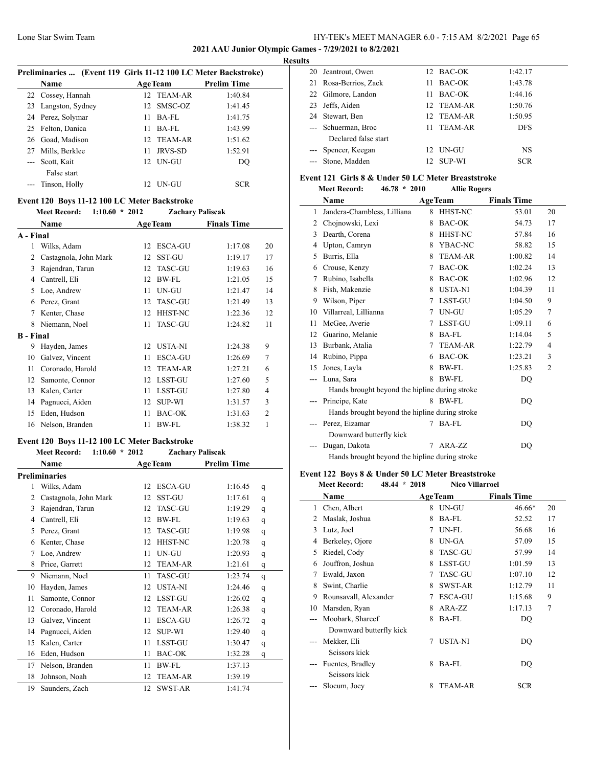**2021 AAU Junior Olympic Games - 7/29/2021 to 8/2/2021**

**Results**

### Preliminaries ... (Event 119 Girls 11-12 100 LC Meter Backstroke)

| | Name | Age | Team | Prelim Time |
|---|---|---|---|---|
| 22 | Cossey, Hannah | 12 | TEAM-AR | 1:40.84 |
| 23 | Langston, Sydney | 12 | SMSC-OZ | 1:41.45 |
| 24 | Perez, Solymar | 11 | BA-FL | 1:41.75 |
| 25 | Felton, Danica | 11 | BA-FL | 1:43.99 |
| 26 | Goad, Madison | 12 | TEAM-AR | 1:51.62 |
| 27 | Mills, Berklee | 11 | JRVS-SD | 1:52.91 |
| --- | Scott, Kait | 12 | UN-GU | DQ |
| | False start | | | |
| --- | Tinson, Holly | 12 | UN-GU | SCR |

### Event 120 Boys 11-12 100 LC Meter Backstroke

**Meet Record:** 1:10.60 * 2012 Zachary Paliscak

| | Name | Age | Team | Finals Time | Points |
|---|---|---|---|---|---|
| **A - Final** | | | | | |
| 1 | Wilks, Adam | 12 | ESCA-GU | 1:17.08 | 20 |
| 2 | Castagnola, John Mark | 12 | SST-GU | 1:19.17 | 17 |
| 3 | Rajendran, Tarun | 12 | TASC-GU | 1:19.63 | 16 |
| 4 | Cantrell, Eli | 12 | BW-FL | 1:21.05 | 15 |
| 5 | Loe, Andrew | 11 | UN-GU | 1:21.47 | 14 |
| 6 | Perez, Grant | 12 | TASC-GU | 1:21.49 | 13 |
| 7 | Kenter, Chase | 12 | HHST-NC | 1:22.36 | 12 |
| 8 | Niemann, Noel | 11 | TASC-GU | 1:24.82 | 11 |
| **B - Final** | | | | | |
| 9 | Hayden, James | 12 | USTA-NI | 1:24.38 | 9 |
| 10 | Galvez, Vincent | 11 | ESCA-GU | 1:26.69 | 7 |
| 11 | Coronado, Harold | 12 | TEAM-AR | 1:27.21 | 6 |
| 12 | Samonte, Connor | 12 | LSST-GU | 1:27.60 | 5 |
| 13 | Kalen, Carter | 11 | LSST-GU | 1:27.80 | 4 |
| 14 | Pagnucci, Aiden | 12 | SUP-WI | 1:31.57 | 3 |
| 15 | Eden, Hudson | 11 | BAC-OK | 1:31.63 | 2 |
| 16 | Nelson, Branden | 11 | BW-FL | 1:38.32 | 1 |

### Event 120 Boys 11-12 100 LC Meter Backstroke

**Meet Record:** 1:10.60 * 2012 Zachary Paliscak

| | Name | Age | Team | Prelim Time | |
|---|---|---|---|---|---|
| **Preliminaries** | | | | | |
| 1 | Wilks, Adam | 12 | ESCA-GU | 1:16.45 | q |
| 2 | Castagnola, John Mark | 12 | SST-GU | 1:17.61 | q |
| 3 | Rajendran, Tarun | 12 | TASC-GU | 1:19.29 | q |
| 4 | Cantrell, Eli | 12 | BW-FL | 1:19.63 | q |
| 5 | Perez, Grant | 12 | TASC-GU | 1:19.98 | q |
| 6 | Kenter, Chase | 12 | HHST-NC | 1:20.78 | q |
| 7 | Loe, Andrew | 11 | UN-GU | 1:20.93 | q |
| 8 | Price, Garrett | 12 | TEAM-AR | 1:21.61 | q |
| 9 | Niemann, Noel | 11 | TASC-GU | 1:23.74 | q |
| 10 | Hayden, James | 12 | USTA-NI | 1:24.46 | q |
| 11 | Samonte, Connor | 12 | LSST-GU | 1:26.02 | q |
| 12 | Coronado, Harold | 12 | TEAM-AR | 1:26.38 | q |
| 13 | Galvez, Vincent | 11 | ESCA-GU | 1:26.72 | q |
| 14 | Pagnucci, Aiden | 12 | SUP-WI | 1:29.40 | q |
| 15 | Kalen, Carter | 11 | LSST-GU | 1:30.47 | q |
| 16 | Eden, Hudson | 11 | BAC-OK | 1:32.28 | q |
| 17 | Nelson, Branden | 11 | BW-FL | 1:37.13 | |
| 18 | Johnson, Noah | 12 | TEAM-AR | 1:39.19 | |
| 19 | Saunders, Zach | 12 | SWST-AR | 1:41.74 | |
| 20 | Jeantrout, Owen | 12 | BAC-OK | 1:42.17 | |
| 21 | Rosa-Berrios, Zack | 11 | BAC-OK | 1:43.78 | |
| 22 | Gilmore, Landon | 11 | BAC-OK | 1:44.16 | |
| 23 | Jeffs, Aiden | 12 | TEAM-AR | 1:50.76 | |
| 24 | Stewart, Ben | 12 | TEAM-AR | 1:50.95 | |
| --- | Schuerman, Broc | 11 | TEAM-AR | DFS | |
| | Declared false start | | | | |
| --- | Spencer, Keegan | 12 | UN-GU | NS | |
| --- | Stone, Madden | 12 | SUP-WI | SCR | |

### Event 121 Girls 8 & Under 50 LC Meter Breaststroke

**Meet Record:** 46.78 * 2010 Allie Rogers

| | Name | Age | Team | Finals Time | Points |
|---|---|---|---|---|---|
| 1 | Jandera-Chambless, Lilliana | 8 | HHST-NC | 53.01 | 20 |
| 2 | Chojnowski, Lexi | 8 | BAC-OK | 54.73 | 17 |
| 3 | Dearth, Corena | 8 | HHST-NC | 57.84 | 16 |
| 4 | Upton, Camryn | 8 | YBAC-NC | 58.82 | 15 |
| 5 | Burris, Ella | 8 | TEAM-AR | 1:00.82 | 14 |
| 6 | Crouse, Kenzy | 7 | BAC-OK | 1:02.24 | 13 |
| 7 | Rubino, Isabella | 8 | BAC-OK | 1:02.96 | 12 |
| 8 | Fish, Makenzie | 8 | USTA-NI | 1:04.39 | 11 |
| 9 | Wilson, Piper | 7 | LSST-GU | 1:04.50 | 9 |
| 10 | Villarreal, Lillianna | 7 | UN-GU | 1:05.29 | 7 |
| 11 | McGee, Averie | 7 | LSST-GU | 1:09.11 | 6 |
| 12 | Guarino, Melanie | 8 | BA-FL | 1:14.04 | 5 |
| 13 | Burbank, Atalia | 7 | TEAM-AR | 1:22.79 | 4 |
| 14 | Rubino, Pippa | 6 | BAC-OK | 1:23.21 | 3 |
| 15 | Jones, Layla | 8 | BW-FL | 1:25.83 | 2 |
| --- | Luna, Sara | 8 | BW-FL | DQ | |
| | Hands brought beyond the hipline during stroke | | | | |
| --- | Principe, Kate | 8 | BW-FL | DQ | |
| | Hands brought beyond the hipline during stroke | | | | |
| --- | Perez, Eizamar | 7 | BA-FL | DQ | |
| | Downward butterfly kick | | | | |
| --- | Dugan, Dakota | 7 | ARA-ZZ | DQ | |
| | Hands brought beyond the hipline during stroke | | | | |

### Event 122 Boys 8 & Under 50 LC Meter Breaststroke

**Meet Record:** 48.44 * 2018 Nico Villarroel

| | Name | Age | Team | Finals Time | Points |
|---|---|---|---|---|---|
| 1 | Chen, Albert | 8 | UN-GU | 46.66* | 20 |
| 2 | Maslak, Joshua | 8 | BA-FL | 52.52 | 17 |
| 3 | Lutz, Joel | 7 | UN-FL | 56.68 | 16 |
| 4 | Berkeley, Ojore | 8 | UN-GA | 57.09 | 15 |
| 5 | Riedel, Cody | 8 | TASC-GU | 57.99 | 14 |
| 6 | Jouffron, Joshua | 8 | LSST-GU | 1:01.59 | 13 |
| 7 | Ewald, Jaxon | 7 | TASC-GU | 1:07.10 | 12 |
| 8 | Swint, Charlie | 8 | SWST-AR | 1:12.79 | 11 |
| 9 | Rounsavall, Alexander | 7 | ESCA-GU | 1:15.68 | 9 |
| 10 | Marsden, Ryan | 8 | ARA-ZZ | 1:17.13 | 7 |
| --- | Moobark, Shareef | 8 | BA-FL | DQ | |
| | Downward butterfly kick | | | | |
| --- | Mekker, Eli | 7 | USTA-NI | DQ | |
| | Scissors kick | | | | |
| --- | Fuentes, Bradley | 8 | BA-FL | DQ | |
| | Scissors kick | | | | |
| --- | Slocum, Joey | 8 | TEAM-AR | SCR | |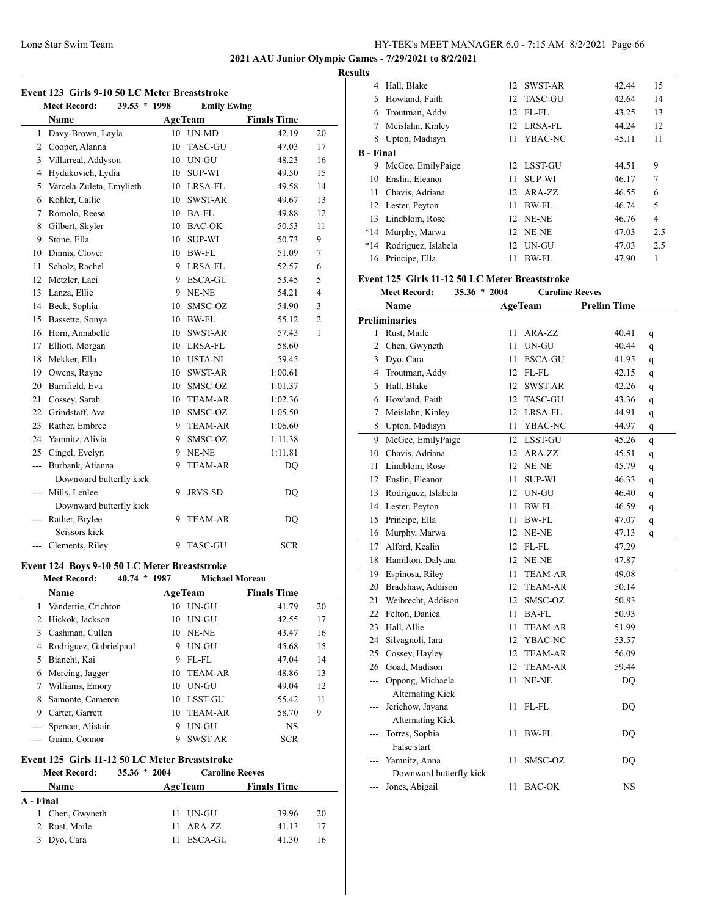## 2021 AAU Junior Olympic Games - 7/29/2021 to 8/2/2021

### Results

### Event 123 Girls 9-10 50 LC Meter Breaststroke

Meet Record: 39.53 * 1998 Emily Ewing

| | Name | Age | Team | Finals Time | |
|---|---|---|---|---|---|
| 1 | Davy-Brown, Layla | 10 | UN-MD | 42.19 | 20 |
| 2 | Cooper, Alanna | 10 | TASC-GU | 47.03 | 17 |
| 3 | Villarreal, Addyson | 10 | UN-GU | 48.23 | 16 |
| 4 | Hydukovich, Lydia | 10 | SUP-WI | 49.50 | 15 |
| 5 | Varcela-Zuleta, Emylieth | 10 | LRSA-FL | 49.58 | 14 |
| 6 | Kohler, Callie | 10 | SWST-AR | 49.67 | 13 |
| 7 | Romolo, Reese | 10 | BA-FL | 49.88 | 12 |
| 8 | Gilbert, Skyler | 10 | BAC-OK | 50.53 | 11 |
| 9 | Stone, Ella | 10 | SUP-WI | 50.73 | 9 |
| 10 | Dinnis, Clover | 10 | BW-FL | 51.09 | 7 |
| 11 | Scholz, Rachel | 9 | LRSA-FL | 52.57 | 6 |
| 12 | Metzler, Laci | 9 | ESCA-GU | 53.45 | 5 |
| 13 | Lanza, Ellie | 9 | NE-NE | 54.21 | 4 |
| 14 | Beck, Sophia | 10 | SMSC-OZ | 54.90 | 3 |
| 15 | Bassette, Sonya | 10 | BW-FL | 55.12 | 2 |
| 16 | Horn, Annabelle | 10 | SWST-AR | 57.43 | 1 |
| 17 | Elliott, Morgan | 10 | LRSA-FL | 58.60 | |
| 18 | Mekker, Ella | 10 | USTA-NI | 59.45 | |
| 19 | Owens, Rayne | 10 | SWST-AR | 1:00.61 | |
| 20 | Barnfield, Eva | 10 | SMSC-OZ | 1:01.37 | |
| 21 | Cossey, Sarah | 10 | TEAM-AR | 1:02.36 | |
| 22 | Grindstaff, Ava | 10 | SMSC-OZ | 1:05.50 | |
| 23 | Rather, Embree | 9 | TEAM-AR | 1:06.60 | |
| 24 | Yamnitz, Alivia | 9 | SMSC-OZ | 1:11.38 | |
| 25 | Cingel, Evelyn | 9 | NE-NE | 1:11.81 | |
| --- | Burbank, Atianna | 9 | TEAM-AR | DQ | |
| | Downward butterfly kick | | | | |
| --- | Mills, Lenlee | 9 | JRVS-SD | DQ | |
| | Downward butterfly kick | | | | |
| --- | Rather, Brylee | 9 | TEAM-AR | DQ | |
| | Scissors kick | | | | |
| --- | Clements, Riley | 9 | TASC-GU | SCR | |

### Event 124 Boys 9-10 50 LC Meter Breaststroke

Meet Record: 40.74 * 1987 Michael Moreau

| | Name | Age | Team | Finals Time | |
|---|---|---|---|---|---|
| 1 | Vandertie, Crichton | 10 | UN-GU | 41.79 | 20 |
| 2 | Hickok, Jackson | 10 | UN-GU | 42.55 | 17 |
| 3 | Cashman, Cullen | 10 | NE-NE | 43.47 | 16 |
| 4 | Rodriguez, Gabrielpaul | 9 | UN-GU | 45.68 | 15 |
| 5 | Bianchi, Kai | 9 | FL-FL | 47.04 | 14 |
| 6 | Mercing, Jagger | 10 | TEAM-AR | 48.86 | 13 |
| 7 | Williams, Emory | 10 | UN-GU | 49.04 | 12 |
| 8 | Samonte, Cameron | 10 | LSST-GU | 55.42 | 11 |
| 9 | Carter, Garrett | 10 | TEAM-AR | 58.70 | 9 |
| --- | Spencer, Alistair | 9 | UN-GU | NS | |
| --- | Guinn, Connor | 9 | SWST-AR | SCR | |

### Event 125 Girls 11-12 50 LC Meter Breaststroke

Meet Record: 35.36 * 2004 Caroline Reeves

| | Name | Age | Team | Finals Time | |
|---|---|---|---|---|---|
| **A - Final** | | | | | |
| 1 | Chen, Gwyneth | 11 | UN-GU | 39.96 | 20 |
| 2 | Rust, Maile | 11 | ARA-ZZ | 41.13 | 17 |
| 3 | Dyo, Cara | 11 | ESCA-GU | 41.30 | 16 |
| 4 | Hall, Blake | 12 | SWST-AR | 42.44 | 15 |
| 5 | Howland, Faith | 12 | TASC-GU | 42.64 | 14 |
| 6 | Troutman, Addy | 12 | FL-FL | 43.25 | 13 |
| 7 | Meislahn, Kinley | 12 | LRSA-FL | 44.24 | 12 |
| 8 | Upton, Madisyn | 11 | YBAC-NC | 45.11 | 11 |
| **B - Final** | | | | | |
| 9 | McGee, EmilyPaige | 12 | LSST-GU | 44.51 | 9 |
| 10 | Enslin, Eleanor | 11 | SUP-WI | 46.17 | 7 |
| 11 | Chavis, Adriana | 12 | ARA-ZZ | 46.55 | 6 |
| 12 | Lester, Peyton | 11 | BW-FL | 46.74 | 5 |
| 13 | Lindblom, Rose | 12 | NE-NE | 46.76 | 4 |
| *14 | Murphy, Marwa | 12 | NE-NE | 47.03 | 2.5 |
| *14 | Rodriguez, Islabela | 12 | UN-GU | 47.03 | 2.5 |
| 16 | Principe, Ella | 11 | BW-FL | 47.90 | 1 |

### Event 125 Girls 11-12 50 LC Meter Breaststroke

Meet Record: 35.36 * 2004 Caroline Reeves

| | Name | Age | Team | Prelim Time | |
|---|---|---|---|---|---|
| **Preliminaries** | | | | | |
| 1 | Rust, Maile | 11 | ARA-ZZ | 40.41 | q |
| 2 | Chen, Gwyneth | 11 | UN-GU | 40.44 | q |
| 3 | Dyo, Cara | 11 | ESCA-GU | 41.95 | q |
| 4 | Troutman, Addy | 12 | FL-FL | 42.15 | q |
| 5 | Hall, Blake | 12 | SWST-AR | 42.26 | q |
| 6 | Howland, Faith | 12 | TASC-GU | 43.36 | q |
| 7 | Meislahn, Kinley | 12 | LRSA-FL | 44.91 | q |
| 8 | Upton, Madisyn | 11 | YBAC-NC | 44.97 | q |
| 9 | McGee, EmilyPaige | 12 | LSST-GU | 45.26 | q |
| 10 | Chavis, Adriana | 12 | ARA-ZZ | 45.51 | q |
| 11 | Lindblom, Rose | 12 | NE-NE | 45.79 | q |
| 12 | Enslin, Eleanor | 11 | SUP-WI | 46.33 | q |
| 13 | Rodriguez, Islabela | 12 | UN-GU | 46.40 | q |
| 14 | Lester, Peyton | 11 | BW-FL | 46.59 | q |
| 15 | Principe, Ella | 11 | BW-FL | 47.07 | q |
| 16 | Murphy, Marwa | 12 | NE-NE | 47.13 | q |
| 17 | Alford, Kealin | 12 | FL-FL | 47.29 | |
| 18 | Hamilton, Dalyana | 12 | NE-NE | 47.87 | |
| 19 | Espinosa, Riley | 11 | TEAM-AR | 49.08 | |
| 20 | Bradshaw, Addison | 12 | TEAM-AR | 50.14 | |
| 21 | Weibrecht, Addison | 12 | SMSC-OZ | 50.83 | |
| 22 | Felton, Danica | 11 | BA-FL | 50.93 | |
| 23 | Hall, Allie | 11 | TEAM-AR | 51.99 | |
| 24 | Silvagnoli, Iara | 12 | YBAC-NC | 53.57 | |
| 25 | Cossey, Hayley | 12 | TEAM-AR | 56.09 | |
| 26 | Goad, Madison | 12 | TEAM-AR | 59.44 | |
| --- | Oppong, Michaela | 11 | NE-NE | DQ | |
| | Alternating Kick | | | | |
| --- | Jerichow, Jayana | 11 | FL-FL | DQ | |
| | Alternating Kick | | | | |
| --- | Torres, Sophia | 11 | BW-FL | DQ | |
| | False start | | | | |
| --- | Yamnitz, Anna | 11 | SMSC-OZ | DQ | |
| | Downward butterfly kick | | | | |
| --- | Jones, Abigail | 11 | BAC-OK | NS | |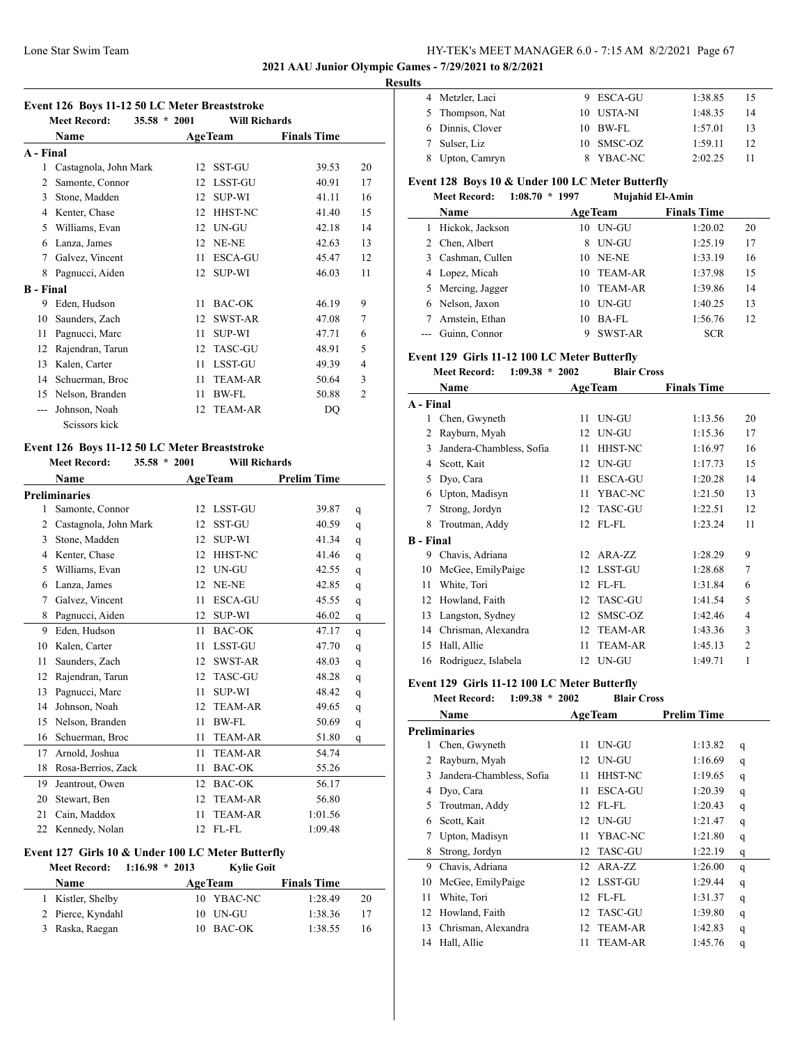**2021 AAU Junior Olympic Games - 7/29/2021 to 8/2/2021**

**Results**

### Event 126 Boys 11-12 50 LC Meter Breaststroke

Meet Record: 35.58 * 2001 Will Richards

| | Name | Age | Team | Finals Time | Points |
|---|---|---|---|---|---|
| **A - Final** | | | | | |
| 1 | Castagnola, John Mark | 12 | SST-GU | 39.53 | 20 |
| 2 | Samonte, Connor | 12 | LSST-GU | 40.91 | 17 |
| 3 | Stone, Madden | 12 | SUP-WI | 41.11 | 16 |
| 4 | Kenter, Chase | 12 | HHST-NC | 41.40 | 15 |
| 5 | Williams, Evan | 12 | UN-GU | 42.18 | 14 |
| 6 | Lanza, James | 12 | NE-NE | 42.63 | 13 |
| 7 | Galvez, Vincent | 11 | ESCA-GU | 45.47 | 12 |
| 8 | Pagnucci, Aiden | 12 | SUP-WI | 46.03 | 11 |
| **B - Final** | | | | | |
| 9 | Eden, Hudson | 11 | BAC-OK | 46.19 | 9 |
| 10 | Saunders, Zach | 12 | SWST-AR | 47.08 | 7 |
| 11 | Pagnucci, Marc | 11 | SUP-WI | 47.71 | 6 |
| 12 | Rajendran, Tarun | 12 | TASC-GU | 48.91 | 5 |
| 13 | Kalen, Carter | 11 | LSST-GU | 49.39 | 4 |
| 14 | Schuerman, Broc | 11 | TEAM-AR | 50.64 | 3 |
| 15 | Nelson, Branden | 11 | BW-FL | 50.88 | 2 |
| --- | Johnson, Noah | 12 | TEAM-AR | DQ | |
| | Scissors kick | | | | |

### Event 126 Boys 11-12 50 LC Meter Breaststroke

Meet Record: 35.58 * 2001 Will Richards

| | Name | Age | Team | Prelim Time | |
|---|---|---|---|---|---|
| **Preliminaries** | | | | | |
| 1 | Samonte, Connor | 12 | LSST-GU | 39.87 | q |
| 2 | Castagnola, John Mark | 12 | SST-GU | 40.59 | q |
| 3 | Stone, Madden | 12 | SUP-WI | 41.34 | q |
| 4 | Kenter, Chase | 12 | HHST-NC | 41.46 | q |
| 5 | Williams, Evan | 12 | UN-GU | 42.55 | q |
| 6 | Lanza, James | 12 | NE-NE | 42.85 | q |
| 7 | Galvez, Vincent | 11 | ESCA-GU | 45.55 | q |
| 8 | Pagnucci, Aiden | 12 | SUP-WI | 46.02 | q |
| 9 | Eden, Hudson | 11 | BAC-OK | 47.17 | q |
| 10 | Kalen, Carter | 11 | LSST-GU | 47.70 | q |
| 11 | Saunders, Zach | 12 | SWST-AR | 48.03 | q |
| 12 | Rajendran, Tarun | 12 | TASC-GU | 48.28 | q |
| 13 | Pagnucci, Marc | 11 | SUP-WI | 48.42 | q |
| 14 | Johnson, Noah | 12 | TEAM-AR | 49.65 | q |
| 15 | Nelson, Branden | 11 | BW-FL | 50.69 | q |
| 16 | Schuerman, Broc | 11 | TEAM-AR | 51.80 | q |
| 17 | Arnold, Joshua | 11 | TEAM-AR | 54.74 | |
| 18 | Rosa-Berrios, Zack | 11 | BAC-OK | 55.26 | |
| 19 | Jeantrout, Owen | 12 | BAC-OK | 56.17 | |
| 20 | Stewart, Ben | 12 | TEAM-AR | 56.80 | |
| 21 | Cain, Maddox | 11 | TEAM-AR | 1:01.56 | |
| 22 | Kennedy, Nolan | 12 | FL-FL | 1:09.48 | |

### Event 127 Girls 10 & Under 100 LC Meter Butterfly

Meet Record: 1:16.98 * 2013 Kylie Goit

| | Name | Age | Team | Finals Time | Points |
|---|---|---|---|---|---|
| 1 | Kistler, Shelby | 10 | YBAC-NC | 1:28.49 | 20 |
| 2 | Pierce, Kyndahl | 10 | UN-GU | 1:38.36 | 17 |
| 3 | Raska, Raegan | 10 | BAC-OK | 1:38.55 | 16 |
| 4 | Metzler, Laci | 9 | ESCA-GU | 1:38.85 | 15 |
| 5 | Thompson, Nat | 10 | USTA-NI | 1:48.35 | 14 |
| 6 | Dinnis, Clover | 10 | BW-FL | 1:57.01 | 13 |
| 7 | Sulser, Liz | 10 | SMSC-OZ | 1:59.11 | 12 |
| 8 | Upton, Camryn | 8 | YBAC-NC | 2:02.25 | 11 |

### Event 128 Boys 10 & Under 100 LC Meter Butterfly

Meet Record: 1:08.70 * 1997 Mujahid El-Amin

| | Name | Age | Team | Finals Time | Points |
|---|---|---|---|---|---|
| 1 | Hickok, Jackson | 10 | UN-GU | 1:20.02 | 20 |
| 2 | Chen, Albert | 8 | UN-GU | 1:25.19 | 17 |
| 3 | Cashman, Cullen | 10 | NE-NE | 1:33.19 | 16 |
| 4 | Lopez, Micah | 10 | TEAM-AR | 1:37.98 | 15 |
| 5 | Mercing, Jagger | 10 | TEAM-AR | 1:39.86 | 14 |
| 6 | Nelson, Jaxon | 10 | UN-GU | 1:40.25 | 13 |
| 7 | Arnstein, Ethan | 10 | BA-FL | 1:56.76 | 12 |
| --- | Guinn, Connor | 9 | SWST-AR | SCR | |

### Event 129 Girls 11-12 100 LC Meter Butterfly

Meet Record: 1:09.38 * 2002 Blair Cross

| | Name | Age | Team | Finals Time | Points |
|---|---|---|---|---|---|
| **A - Final** | | | | | |
| 1 | Chen, Gwyneth | 11 | UN-GU | 1:13.56 | 20 |
| 2 | Rayburn, Myah | 12 | UN-GU | 1:15.36 | 17 |
| 3 | Jandera-Chambless, Sofia | 11 | HHST-NC | 1:16.97 | 16 |
| 4 | Scott, Kait | 12 | UN-GU | 1:17.73 | 15 |
| 5 | Dyo, Cara | 11 | ESCA-GU | 1:20.28 | 14 |
| 6 | Upton, Madisyn | 11 | YBAC-NC | 1:21.50 | 13 |
| 7 | Strong, Jordyn | 12 | TASC-GU | 1:22.51 | 12 |
| 8 | Troutman, Addy | 12 | FL-FL | 1:23.24 | 11 |
| **B - Final** | | | | | |
| 9 | Chavis, Adriana | 12 | ARA-ZZ | 1:28.29 | 9 |
| 10 | McGee, EmilyPaige | 12 | LSST-GU | 1:28.68 | 7 |
| 11 | White, Tori | 12 | FL-FL | 1:31.84 | 6 |
| 12 | Howland, Faith | 12 | TASC-GU | 1:41.54 | 5 |
| 13 | Langston, Sydney | 12 | SMSC-OZ | 1:42.46 | 4 |
| 14 | Chrisman, Alexandra | 12 | TEAM-AR | 1:43.36 | 3 |
| 15 | Hall, Allie | 11 | TEAM-AR | 1:45.13 | 2 |
| 16 | Rodriguez, Islabela | 12 | UN-GU | 1:49.71 | 1 |

### Event 129 Girls 11-12 100 LC Meter Butterfly

Meet Record: 1:09.38 * 2002 Blair Cross

| | Name | Age | Team | Prelim Time | |
|---|---|---|---|---|---|
| **Preliminaries** | | | | | |
| 1 | Chen, Gwyneth | 11 | UN-GU | 1:13.82 | q |
| 2 | Rayburn, Myah | 12 | UN-GU | 1:16.69 | q |
| 3 | Jandera-Chambless, Sofia | 11 | HHST-NC | 1:19.65 | q |
| 4 | Dyo, Cara | 11 | ESCA-GU | 1:20.39 | q |
| 5 | Troutman, Addy | 12 | FL-FL | 1:20.43 | q |
| 6 | Scott, Kait | 12 | UN-GU | 1:21.47 | q |
| 7 | Upton, Madisyn | 11 | YBAC-NC | 1:21.80 | q |
| 8 | Strong, Jordyn | 12 | TASC-GU | 1:22.19 | q |
| 9 | Chavis, Adriana | 12 | ARA-ZZ | 1:26.00 | q |
| 10 | McGee, EmilyPaige | 12 | LSST-GU | 1:29.44 | q |
| 11 | White, Tori | 12 | FL-FL | 1:31.37 | q |
| 12 | Howland, Faith | 12 | TASC-GU | 1:39.80 | q |
| 13 | Chrisman, Alexandra | 12 | TEAM-AR | 1:42.83 | q |
| 14 | Hall, Allie | 11 | TEAM-AR | 1:45.76 | q |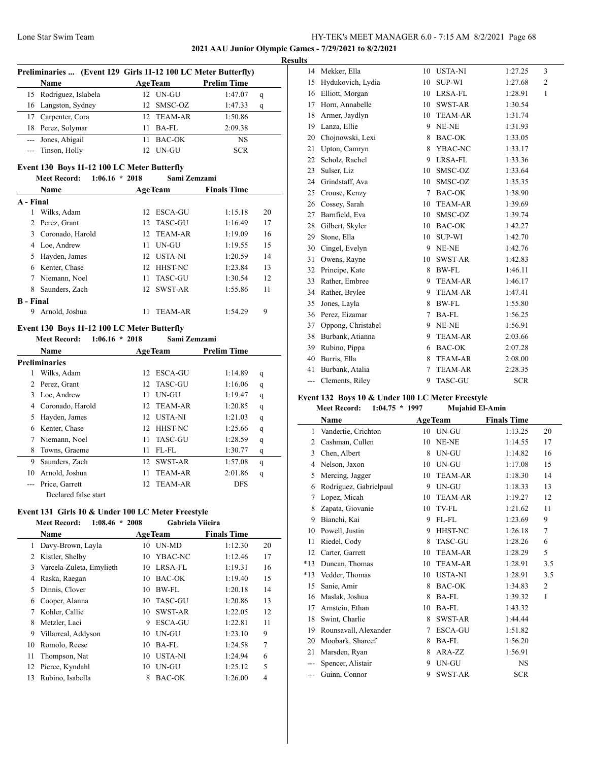## Results

### Preliminaries ... (Event 129 Girls 11-12 100 LC Meter Butterfly)

| | Name | Age | Team | Prelim Time | |
|---|---|---|---|---|---|
| 15 | Rodriguez, Islabela | 12 | UN-GU | 1:47.07 | q |
| 16 | Langston, Sydney | 12 | SMSC-OZ | 1:47.33 | q |
| 17 | Carpenter, Cora | 12 | TEAM-AR | 1:50.86 | |
| 18 | Perez, Solymar | 11 | BA-FL | 2:09.38 | |
| --- | Jones, Abigail | 11 | BAC-OK | NS | |
| --- | Tinson, Holly | 12 | UN-GU | SCR | |

### Event 130 Boys 11-12 100 LC Meter Butterfly

**Meet Record: 1:06.16 * 2018 Sami Zemzami**

| | Name | Age | Team | Finals Time | |
|---|---|---|---|---|---|
| **A - Final** | | | | | |
| 1 | Wilks, Adam | 12 | ESCA-GU | 1:15.18 | 20 |
| 2 | Perez, Grant | 12 | TASC-GU | 1:16.49 | 17 |
| 3 | Coronado, Harold | 12 | TEAM-AR | 1:19.09 | 16 |
| 4 | Loe, Andrew | 11 | UN-GU | 1:19.55 | 15 |
| 5 | Hayden, James | 12 | USTA-NI | 1:20.59 | 14 |
| 6 | Kenter, Chase | 12 | HHST-NC | 1:23.84 | 13 |
| 7 | Niemann, Noel | 11 | TASC-GU | 1:30.54 | 12 |
| 8 | Saunders, Zach | 12 | SWST-AR | 1:55.86 | 11 |
| **B - Final** | | | | | |
| 9 | Arnold, Joshua | 11 | TEAM-AR | 1:54.29 | 9 |

### Event 130 Boys 11-12 100 LC Meter Butterfly

**Meet Record: 1:06.16 * 2018 Sami Zemzami**

| | Name | Age | Team | Prelim Time | |
|---|---|---|---|---|---|
| **Preliminaries** | | | | | |
| 1 | Wilks, Adam | 12 | ESCA-GU | 1:14.89 | q |
| 2 | Perez, Grant | 12 | TASC-GU | 1:16.06 | q |
| 3 | Loe, Andrew | 11 | UN-GU | 1:19.47 | q |
| 4 | Coronado, Harold | 12 | TEAM-AR | 1:20.85 | q |
| 5 | Hayden, James | 12 | USTA-NI | 1:21.03 | q |
| 6 | Kenter, Chase | 12 | HHST-NC | 1:25.66 | q |
| 7 | Niemann, Noel | 11 | TASC-GU | 1:28.59 | q |
| 8 | Towns, Graeme | 11 | FL-FL | 1:30.77 | q |
| 9 | Saunders, Zach | 12 | SWST-AR | 1:57.08 | q |
| 10 | Arnold, Joshua | 11 | TEAM-AR | 2:01.86 | q |
| --- | Price, Garrett | 12 | TEAM-AR | DFS | |
| | Declared false start | | | | |

### Event 131 Girls 10 & Under 100 LC Meter Freestyle

**Meet Record: 1:08.46 * 2008 Gabriela Viieira**

| | Name | Age | Team | Finals Time | |
|---|---|---|---|---|---|
| 1 | Davy-Brown, Layla | 10 | UN-MD | 1:12.30 | 20 |
| 2 | Kistler, Shelby | 10 | YBAC-NC | 1:12.46 | 17 |
| 3 | Varcela-Zuleta, Emylieth | 10 | LRSA-FL | 1:19.31 | 16 |
| 4 | Raska, Raegan | 10 | BAC-OK | 1:19.40 | 15 |
| 5 | Dinnis, Clover | 10 | BW-FL | 1:20.18 | 14 |
| 6 | Cooper, Alanna | 10 | TASC-GU | 1:20.86 | 13 |
| 7 | Kohler, Callie | 10 | SWST-AR | 1:22.05 | 12 |
| 8 | Metzler, Laci | 9 | ESCA-GU | 1:22.81 | 11 |
| 9 | Villarreal, Addyson | 10 | UN-GU | 1:23.10 | 9 |
| 10 | Romolo, Reese | 10 | BA-FL | 1:24.58 | 7 |
| 11 | Thompson, Nat | 10 | USTA-NI | 1:24.94 | 6 |
| 12 | Pierce, Kyndahl | 10 | UN-GU | 1:25.12 | 5 |
| 13 | Rubino, Isabella | 8 | BAC-OK | 1:26.00 | 4 |
| 14 | Mekker, Ella | 10 | USTA-NI | 1:27.25 | 3 |
| 15 | Hydukovich, Lydia | 10 | SUP-WI | 1:27.68 | 2 |
| 16 | Elliott, Morgan | 10 | LRSA-FL | 1:28.91 | 1 |
| 17 | Horn, Annabelle | 10 | SWST-AR | 1:30.54 | |
| 18 | Armer, Jaydlyn | 10 | TEAM-AR | 1:31.74 | |
| 19 | Lanza, Ellie | 9 | NE-NE | 1:31.93 | |
| 20 | Chojnowski, Lexi | 8 | BAC-OK | 1:33.05 | |
| 21 | Upton, Camryn | 8 | YBAC-NC | 1:33.17 | |
| 22 | Scholz, Rachel | 9 | LRSA-FL | 1:33.36 | |
| 23 | Sulser, Liz | 10 | SMSC-OZ | 1:33.64 | |
| 24 | Grindstaff, Ava | 10 | SMSC-OZ | 1:35.35 | |
| 25 | Crouse, Kenzy | 7 | BAC-OK | 1:38.90 | |
| 26 | Cossey, Sarah | 10 | TEAM-AR | 1:39.69 | |
| 27 | Barnfield, Eva | 10 | SMSC-OZ | 1:39.74 | |
| 28 | Gilbert, Skyler | 10 | BAC-OK | 1:42.27 | |
| 29 | Stone, Ella | 10 | SUP-WI | 1:42.70 | |
| 30 | Cingel, Evelyn | 9 | NE-NE | 1:42.76 | |
| 31 | Owens, Rayne | 10 | SWST-AR | 1:42.83 | |
| 32 | Principe, Kate | 8 | BW-FL | 1:46.11 | |
| 33 | Rather, Embree | 9 | TEAM-AR | 1:46.17 | |
| 34 | Rather, Brylee | 9 | TEAM-AR | 1:47.41 | |
| 35 | Jones, Layla | 8 | BW-FL | 1:55.80 | |
| 36 | Perez, Eizamar | 7 | BA-FL | 1:56.25 | |
| 37 | Oppong, Christabel | 9 | NE-NE | 1:56.91 | |
| 38 | Burbank, Atianna | 9 | TEAM-AR | 2:03.66 | |
| 39 | Rubino, Pippa | 6 | BAC-OK | 2:07.28 | |
| 40 | Burris, Ella | 8 | TEAM-AR | 2:08.00 | |
| 41 | Burbank, Atalia | 7 | TEAM-AR | 2:28.35 | |
| --- | Clements, Riley | 9 | TASC-GU | SCR | |

### Event 132 Boys 10 & Under 100 LC Meter Freestyle

**Meet Record: 1:04.75 * 1997 Mujahid El-Amin**

| | Name | Age | Team | Finals Time | |
|---|---|---|---|---|---|
| 1 | Vandertie, Crichton | 10 | UN-GU | 1:13.25 | 20 |
| 2 | Cashman, Cullen | 10 | NE-NE | 1:14.55 | 17 |
| 3 | Chen, Albert | 8 | UN-GU | 1:14.82 | 16 |
| 4 | Nelson, Jaxon | 10 | UN-GU | 1:17.08 | 15 |
| 5 | Mercing, Jagger | 10 | TEAM-AR | 1:18.30 | 14 |
| 6 | Rodriguez, Gabrielpaul | 9 | UN-GU | 1:18.33 | 13 |
| 7 | Lopez, Micah | 10 | TEAM-AR | 1:19.27 | 12 |
| 8 | Zapata, Giovanie | 10 | TV-FL | 1:21.62 | 11 |
| 9 | Bianchi, Kai | 9 | FL-FL | 1:23.69 | 9 |
| 10 | Powell, Justin | 9 | HHST-NC | 1:26.18 | 7 |
| 11 | Riedel, Cody | 8 | TASC-GU | 1:28.26 | 6 |
| 12 | Carter, Garrett | 10 | TEAM-AR | 1:28.29 | 5 |
| *13 | Duncan, Thomas | 10 | TEAM-AR | 1:28.91 | 3.5 |
| *13 | Vedder, Thomas | 10 | USTA-NI | 1:28.91 | 3.5 |
| 15 | Sanie, Amir | 8 | BAC-OK | 1:34.83 | 2 |
| 16 | Maslak, Joshua | 8 | BA-FL | 1:39.32 | 1 |
| 17 | Arnstein, Ethan | 10 | BA-FL | 1:43.32 | |
| 18 | Swint, Charlie | 8 | SWST-AR | 1:44.44 | |
| 19 | Rounsavall, Alexander | 7 | ESCA-GU | 1:51.82 | |
| 20 | Moobark, Shareef | 8 | BA-FL | 1:56.20 | |
| 21 | Marsden, Ryan | 8 | ARA-ZZ | 1:56.91 | |
| --- | Spencer, Alistair | 9 | UN-GU | NS | |
| --- | Guinn, Connor | 9 | SWST-AR | SCR | |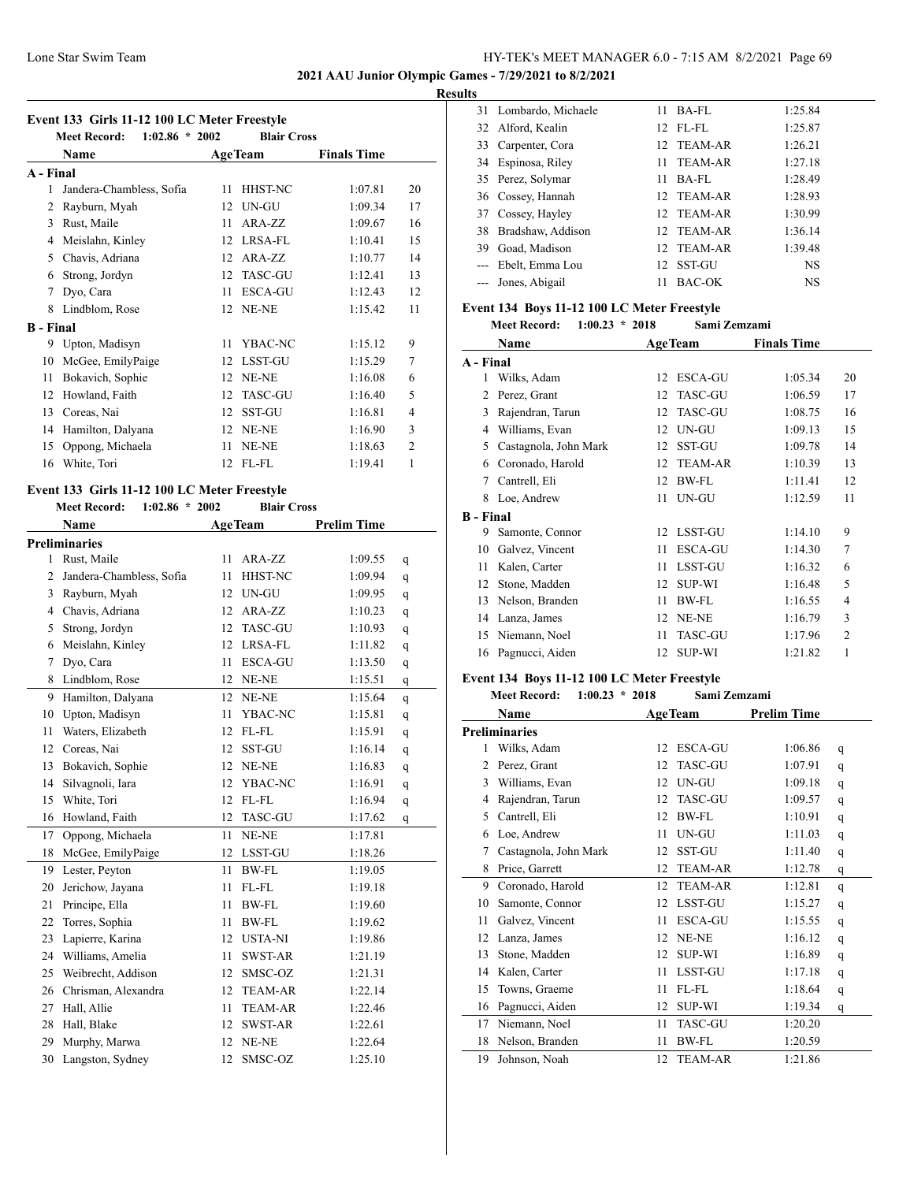**2021 AAU Junior Olympic Games - 7/29/2021 to 8/2/2021**

**Results**

### Event 133 Girls 11-12 100 LC Meter Freestyle

Meet Record: 1:02.86 * 2002 Blair Cross

| | Name | Age | Team | Finals Time | |
|---|---|---|---|---|---|
| **A - Final** | | | | | |
| 1 | Jandera-Chambless, Sofia | 11 | HHST-NC | 1:07.81 | 20 |
| 2 | Rayburn, Myah | 12 | UN-GU | 1:09.34 | 17 |
| 3 | Rust, Maile | 11 | ARA-ZZ | 1:09.67 | 16 |
| 4 | Meislahn, Kinley | 12 | LRSA-FL | 1:10.41 | 15 |
| 5 | Chavis, Adriana | 12 | ARA-ZZ | 1:10.77 | 14 |
| 6 | Strong, Jordyn | 12 | TASC-GU | 1:12.41 | 13 |
| 7 | Dyo, Cara | 11 | ESCA-GU | 1:12.43 | 12 |
| 8 | Lindblom, Rose | 12 | NE-NE | 1:15.42 | 11 |
| **B - Final** | | | | | |
| 9 | Upton, Madisyn | 11 | YBAC-NC | 1:15.12 | 9 |
| 10 | McGee, EmilyPaige | 12 | LSST-GU | 1:15.29 | 7 |
| 11 | Bokavich, Sophie | 12 | NE-NE | 1:16.08 | 6 |
| 12 | Howland, Faith | 12 | TASC-GU | 1:16.40 | 5 |
| 13 | Coreas, Nai | 12 | SST-GU | 1:16.81 | 4 |
| 14 | Hamilton, Dalyana | 12 | NE-NE | 1:16.90 | 3 |
| 15 | Oppong, Michaela | 11 | NE-NE | 1:18.63 | 2 |
| 16 | White, Tori | 12 | FL-FL | 1:19.41 | 1 |

### Event 133 Girls 11-12 100 LC Meter Freestyle

Meet Record: 1:02.86 * 2002 Blair Cross

| | Name | Age | Team | Prelim Time | |
|---|---|---|---|---|---|
| **Preliminaries** | | | | | |
| 1 | Rust, Maile | 11 | ARA-ZZ | 1:09.55 | q |
| 2 | Jandera-Chambless, Sofia | 11 | HHST-NC | 1:09.94 | q |
| 3 | Rayburn, Myah | 12 | UN-GU | 1:09.95 | q |
| 4 | Chavis, Adriana | 12 | ARA-ZZ | 1:10.23 | q |
| 5 | Strong, Jordyn | 12 | TASC-GU | 1:10.93 | q |
| 6 | Meislahn, Kinley | 12 | LRSA-FL | 1:11.82 | q |
| 7 | Dyo, Cara | 11 | ESCA-GU | 1:13.50 | q |
| 8 | Lindblom, Rose | 12 | NE-NE | 1:15.51 | q |
| 9 | Hamilton, Dalyana | 12 | NE-NE | 1:15.64 | q |
| 10 | Upton, Madisyn | 11 | YBAC-NC | 1:15.81 | q |
| 11 | Waters, Elizabeth | 12 | FL-FL | 1:15.91 | q |
| 12 | Coreas, Nai | 12 | SST-GU | 1:16.14 | q |
| 13 | Bokavich, Sophie | 12 | NE-NE | 1:16.83 | q |
| 14 | Silvagnoli, Iara | 12 | YBAC-NC | 1:16.91 | q |
| 15 | White, Tori | 12 | FL-FL | 1:16.94 | q |
| 16 | Howland, Faith | 12 | TASC-GU | 1:17.62 | q |
| 17 | Oppong, Michaela | 11 | NE-NE | 1:17.81 | |
| 18 | McGee, EmilyPaige | 12 | LSST-GU | 1:18.26 | |
| 19 | Lester, Peyton | 11 | BW-FL | 1:19.05 | |
| 20 | Jerichow, Jayana | 11 | FL-FL | 1:19.18 | |
| 21 | Principe, Ella | 11 | BW-FL | 1:19.60 | |
| 22 | Torres, Sophia | 11 | BW-FL | 1:19.62 | |
| 23 | Lapierre, Karina | 12 | USTA-NI | 1:19.86 | |
| 24 | Williams, Amelia | 11 | SWST-AR | 1:21.19 | |
| 25 | Weibrecht, Addison | 12 | SMSC-OZ | 1:21.31 | |
| 26 | Chrisman, Alexandra | 12 | TEAM-AR | 1:22.14 | |
| 27 | Hall, Allie | 11 | TEAM-AR | 1:22.46 | |
| 28 | Hall, Blake | 12 | SWST-AR | 1:22.61 | |
| 29 | Murphy, Marwa | 12 | NE-NE | 1:22.64 | |
| 30 | Langston, Sydney | 12 | SMSC-OZ | 1:25.10 | |
| 31 | Lombardo, Michaele | 11 | BA-FL | 1:25.84 | |
| 32 | Alford, Kealin | 12 | FL-FL | 1:25.87 | |
| 33 | Carpenter, Cora | 12 | TEAM-AR | 1:26.21 | |
| 34 | Espinosa, Riley | 11 | TEAM-AR | 1:27.18 | |
| 35 | Perez, Solymar | 11 | BA-FL | 1:28.49 | |
| 36 | Cossey, Hannah | 12 | TEAM-AR | 1:28.93 | |
| 37 | Cossey, Hayley | 12 | TEAM-AR | 1:30.99 | |
| 38 | Bradshaw, Addison | 12 | TEAM-AR | 1:36.14 | |
| 39 | Goad, Madison | 12 | TEAM-AR | 1:39.48 | |
| --- | Ebelt, Emma Lou | 12 | SST-GU | NS | |
| --- | Jones, Abigail | 11 | BAC-OK | NS | |

### Event 134 Boys 11-12 100 LC Meter Freestyle

Meet Record: 1:00.23 * 2018 Sami Zemzami

| | Name | Age | Team | Finals Time | |
|---|---|---|---|---|---|
| **A - Final** | | | | | |
| 1 | Wilks, Adam | 12 | ESCA-GU | 1:05.34 | 20 |
| 2 | Perez, Grant | 12 | TASC-GU | 1:06.59 | 17 |
| 3 | Rajendran, Tarun | 12 | TASC-GU | 1:08.75 | 16 |
| 4 | Williams, Evan | 12 | UN-GU | 1:09.13 | 15 |
| 5 | Castagnola, John Mark | 12 | SST-GU | 1:09.78 | 14 |
| 6 | Coronado, Harold | 12 | TEAM-AR | 1:10.39 | 13 |
| 7 | Cantrell, Eli | 12 | BW-FL | 1:11.41 | 12 |
| 8 | Loe, Andrew | 11 | UN-GU | 1:12.59 | 11 |
| **B - Final** | | | | | |
| 9 | Samonte, Connor | 12 | LSST-GU | 1:14.10 | 9 |
| 10 | Galvez, Vincent | 11 | ESCA-GU | 1:14.30 | 7 |
| 11 | Kalen, Carter | 11 | LSST-GU | 1:16.32 | 6 |
| 12 | Stone, Madden | 12 | SUP-WI | 1:16.48 | 5 |
| 13 | Nelson, Branden | 11 | BW-FL | 1:16.55 | 4 |
| 14 | Lanza, James | 12 | NE-NE | 1:16.79 | 3 |
| 15 | Niemann, Noel | 11 | TASC-GU | 1:17.96 | 2 |
| 16 | Pagnucci, Aiden | 12 | SUP-WI | 1:21.82 | 1 |

### Event 134 Boys 11-12 100 LC Meter Freestyle

Meet Record: 1:00.23 * 2018 Sami Zemzami

| | Name | Age | Team | Prelim Time | |
|---|---|---|---|---|---|
| **Preliminaries** | | | | | |
| 1 | Wilks, Adam | 12 | ESCA-GU | 1:06.86 | q |
| 2 | Perez, Grant | 12 | TASC-GU | 1:07.91 | q |
| 3 | Williams, Evan | 12 | UN-GU | 1:09.18 | q |
| 4 | Rajendran, Tarun | 12 | TASC-GU | 1:09.57 | q |
| 5 | Cantrell, Eli | 12 | BW-FL | 1:10.91 | q |
| 6 | Loe, Andrew | 11 | UN-GU | 1:11.03 | q |
| 7 | Castagnola, John Mark | 12 | SST-GU | 1:11.40 | q |
| 8 | Price, Garrett | 12 | TEAM-AR | 1:12.78 | q |
| 9 | Coronado, Harold | 12 | TEAM-AR | 1:12.81 | q |
| 10 | Samonte, Connor | 12 | LSST-GU | 1:15.27 | q |
| 11 | Galvez, Vincent | 11 | ESCA-GU | 1:15.55 | q |
| 12 | Lanza, James | 12 | NE-NE | 1:16.12 | q |
| 13 | Stone, Madden | 12 | SUP-WI | 1:16.89 | q |
| 14 | Kalen, Carter | 11 | LSST-GU | 1:17.18 | q |
| 15 | Towns, Graeme | 11 | FL-FL | 1:18.64 | q |
| 16 | Pagnucci, Aiden | 12 | SUP-WI | 1:19.34 | q |
| 17 | Niemann, Noel | 11 | TASC-GU | 1:20.20 | |
| 18 | Nelson, Branden | 11 | BW-FL | 1:20.59 | |
| 19 | Johnson, Noah | 12 | TEAM-AR | 1:21.86 | |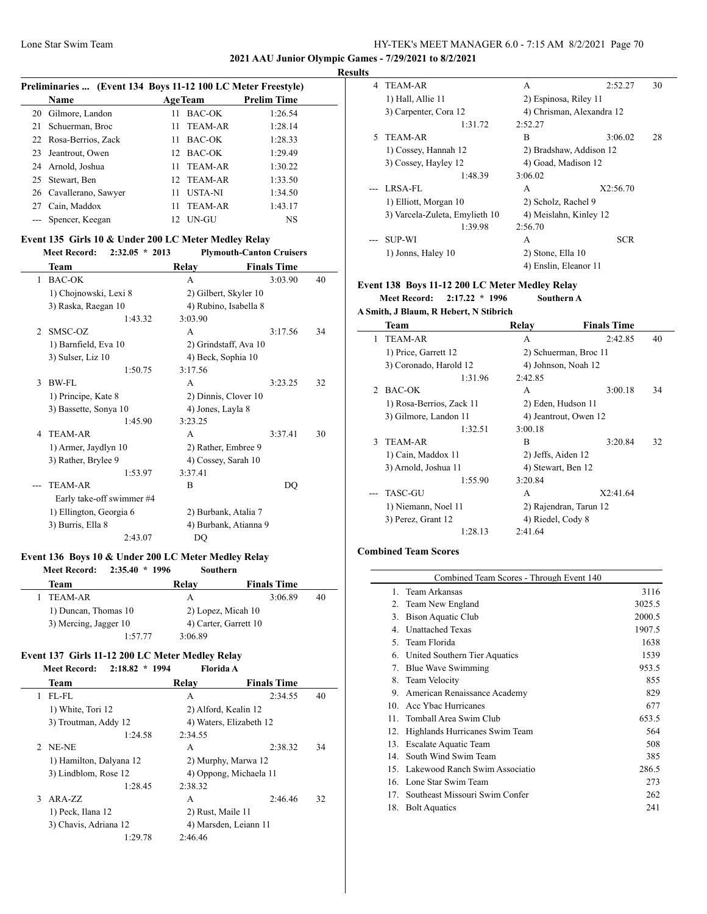## 2021 AAU Junior Olympic Games - 7/29/2021 to 8/2/2021

### Results

**Preliminaries ... (Event 134 Boys 11-12 100 LC Meter Freestyle)**

| | Name | Age | Team | Prelim Time |
|---|---|---|---|---|
| 20 | Gilmore, Landon | 11 | BAC-OK | 1:26.54 |
| 21 | Schuerman, Broc | 11 | TEAM-AR | 1:28.14 |
| 22 | Rosa-Berrios, Zack | 11 | BAC-OK | 1:28.33 |
| 23 | Jeantrout, Owen | 12 | BAC-OK | 1:29.49 |
| 24 | Arnold, Joshua | 11 | TEAM-AR | 1:30.22 |
| 25 | Stewart, Ben | 12 | TEAM-AR | 1:33.50 |
| 26 | Cavallerano, Sawyer | 11 | USTA-NI | 1:34.50 |
| 27 | Cain, Maddox | 11 | TEAM-AR | 1:43.17 |
| --- | Spencer, Keegan | 12 | UN-GU | NS |

### Event 135 Girls 10 & Under 200 LC Meter Medley Relay

Meet Record: 2:32.05 * 2013 Plymouth-Canton Cruisers

| | Team | Relay | Finals Time | Points |
|---|---|---|---|---|
| 1 | BAC-OK | A | 3:03.90 | 40 |
| | 1) Chojnowski, Lexi 8 | 2) Gilbert, Skyler 10 | | |
| | 3) Raska, Raegan 10 | 4) Rubino, Isabella 8 | | |
| | 1:43.32 | 3:03.90 | | |
| 2 | SMSC-OZ | A | 3:17.56 | 34 |
| | 1) Barnfield, Eva 10 | 2) Grindstaff, Ava 10 | | |
| | 3) Sulser, Liz 10 | 4) Beck, Sophia 10 | | |
| | 1:50.75 | 3:17.56 | | |
| 3 | BW-FL | A | 3:23.25 | 32 |
| | 1) Principe, Kate 8 | 2) Dinnis, Clover 10 | | |
| | 3) Bassette, Sonya 10 | 4) Jones, Layla 8 | | |
| | 1:45.90 | 3:23.25 | | |
| 4 | TEAM-AR | A | 3:37.41 | 30 |
| | 1) Armer, Jaydlyn 10 | 2) Rather, Embree 9 | | |
| | 3) Rather, Brylee 9 | 4) Cossey, Sarah 10 | | |
| | 1:53.97 | 3:37.41 | | |
| --- | TEAM-AR | B | DQ | |
| | Early take-off swimmer #4 | | | |
| | 1) Ellington, Georgia 6 | 2) Burbank, Atalia 7 | | |
| | 3) Burris, Ella 8 | 4) Burbank, Atianna 9 | | |
| | 2:43.07 | DQ | | |

### Event 136 Boys 10 & Under 200 LC Meter Medley Relay

Meet Record: 2:35.40 * 1996 Southern

| | Team | Relay | Finals Time | Points |
|---|---|---|---|---|
| 1 | TEAM-AR | A | 3:06.89 | 40 |
| | 1) Duncan, Thomas 10 | 2) Lopez, Micah 10 | | |
| | 3) Mercing, Jagger 10 | 4) Carter, Garrett 10 | | |
| | 1:57.77 | 3:06.89 | | |

### Event 137 Girls 11-12 200 LC Meter Medley Relay

Meet Record: 2:18.82 * 1994 Florida A

| | Team | Relay | Finals Time | Points |
|---|---|---|---|---|
| 1 | FL-FL | A | 2:34.55 | 40 |
| | 1) White, Tori 12 | 2) Alford, Kealin 12 | | |
| | 3) Troutman, Addy 12 | 4) Waters, Elizabeth 12 | | |
| | 1:24.58 | 2:34.55 | | |
| 2 | NE-NE | A | 2:38.32 | 34 |
| | 1) Hamilton, Dalyana 12 | 2) Murphy, Marwa 12 | | |
| | 3) Lindblom, Rose 12 | 4) Oppong, Michaela 11 | | |
| | 1:28.45 | 2:38.32 | | |
| 3 | ARA-ZZ | A | 2:46.46 | 32 |
| | 1) Peck, Ilana 12 | 2) Rust, Maile 11 | | |
| | 3) Chavis, Adriana 12 | 4) Marsden, Leiann 11 | | |
| | 1:29.78 | 2:46.46 | | |
| 4 | TEAM-AR | A | 2:52.27 | 30 |
| | 1) Hall, Allie 11 | 2) Espinosa, Riley 11 | | |
| | 3) Carpenter, Cora 12 | 4) Chrisman, Alexandra 12 | | |
| | 1:31.72 | 2:52.27 | | |
| 5 | TEAM-AR | B | 3:06.02 | 28 |
| | 1) Cossey, Hannah 12 | 2) Bradshaw, Addison 12 | | |
| | 3) Cossey, Hayley 12 | 4) Goad, Madison 12 | | |
| | 1:48.39 | 3:06.02 | | |
| --- | LRSA-FL | A | X2:56.70 | |
| | 1) Elliott, Morgan 10 | 2) Scholz, Rachel 9 | | |
| | 3) Varcela-Zuleta, Emylieth 10 | 4) Meislahn, Kinley 12 | | |
| | 1:39.98 | 2:56.70 | | |
| --- | SUP-WI | A | SCR | |
| | 1) Jonns, Haley 10 | 2) Stone, Ella 10 | | |
| | | 4) Enslin, Eleanor 11 | | |

### Event 138 Boys 11-12 200 LC Meter Medley Relay

Meet Record: 2:17.22 * 1996 Southern A

A Smith, J Blaum, R Hebert, N Stibrich

| | Team | Relay | Finals Time | Points |
|---|---|---|---|---|
| 1 | TEAM-AR | A | 2:42.85 | 40 |
| | 1) Price, Garrett 12 | 2) Schuerman, Broc 11 | | |
| | 3) Coronado, Harold 12 | 4) Johnson, Noah 12 | | |
| | 1:31.96 | 2:42.85 | | |
| 2 | BAC-OK | A | 3:00.18 | 34 |
| | 1) Rosa-Berrios, Zack 11 | 2) Eden, Hudson 11 | | |
| | 3) Gilmore, Landon 11 | 4) Jeantrout, Owen 12 | | |
| | 1:32.51 | 3:00.18 | | |
| 3 | TEAM-AR | B | 3:20.84 | 32 |
| | 1) Cain, Maddox 11 | 2) Jeffs, Aiden 12 | | |
| | 3) Arnold, Joshua 11 | 4) Stewart, Ben 12 | | |
| | 1:55.90 | 3:20.84 | | |
| --- | TASC-GU | A | X2:41.64 | |
| | 1) Niemann, Noel 11 | 2) Rajendran, Tarun 12 | | |
| | 3) Perez, Grant 12 | 4) Riedel, Cody 8 | | |
| | 1:28.13 | 2:41.64 | | |

### Combined Team Scores

| Combined Team Scores - Through Event 140 | | |
|---|---|---|
| 1. | Team Arkansas | 3116 |
| 2. | Team New England | 3025.5 |
| 3. | Bison Aquatic Club | 2000.5 |
| 4. | Unattached Texas | 1907.5 |
| 5. | Team Florida | 1638 |
| 6. | United Southern Tier Aquatics | 1539 |
| 7. | Blue Wave Swimming | 953.5 |
| 8. | Team Velocity | 855 |
| 9. | American Renaissance Academy | 829 |
| 10. | Acc Ybac Hurricanes | 677 |
| 11. | Tomball Area Swim Club | 653.5 |
| 12. | Highlands Hurricanes Swim Team | 564 |
| 13. | Escalate Aquatic Team | 508 |
| 14. | South Wind Swim Team | 385 |
| 15. | Lakewood Ranch Swim Associatio | 286.5 |
| 16. | Lone Star Swim Team | 273 |
| 17. | Southeast Missouri Swim Confer | 262 |
| 18. | Bolt Aquatics | 241 |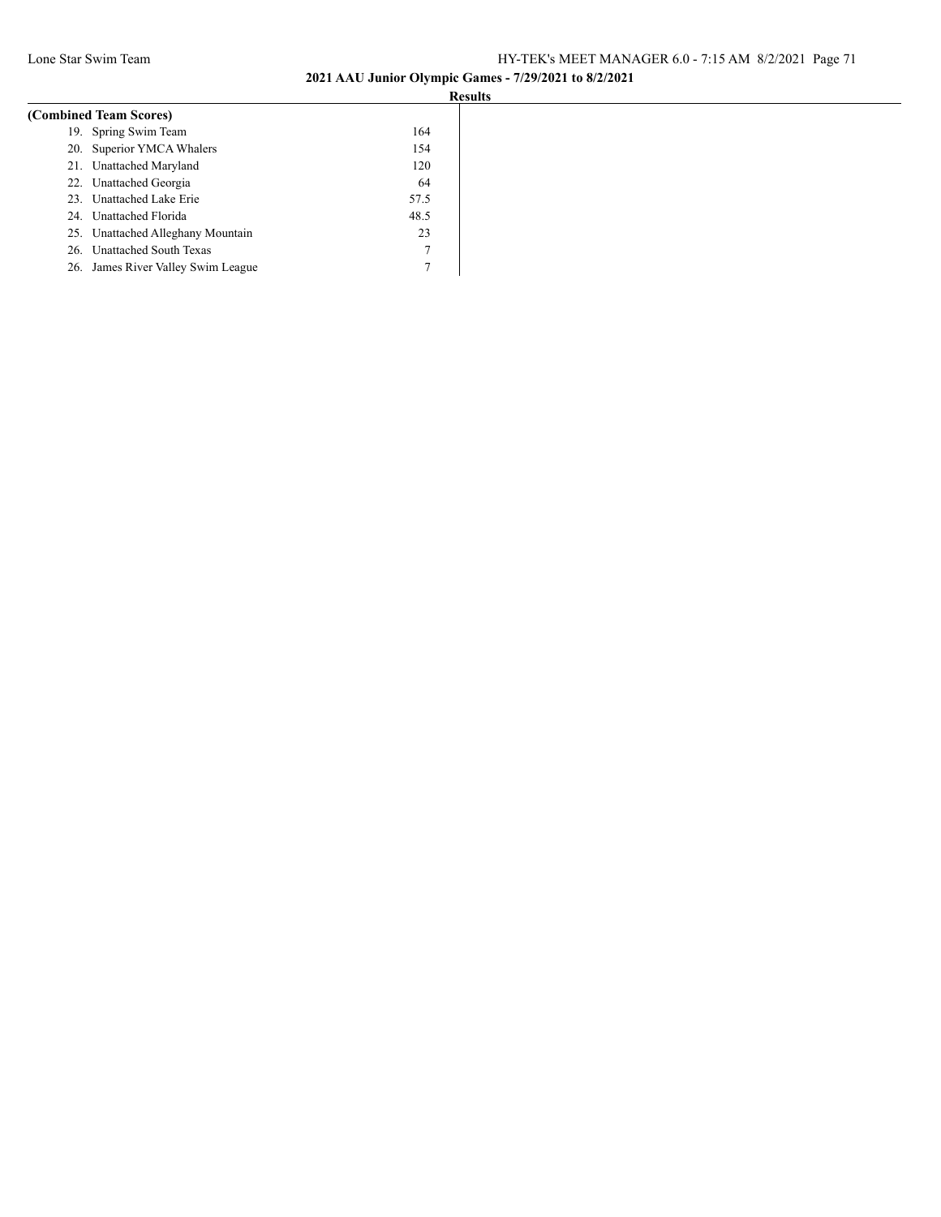**2021 AAU Junior Olympic Games - 7/29/2021 to 8/2/2021**

**Results**

**(Combined Team Scores)**

| | | |
|---|---|---|
| 19. | Spring Swim Team | 164 |
| 20. | Superior YMCA Whalers | 154 |
| 21. | Unattached Maryland | 120 |
| 22. | Unattached Georgia | 64 |
| 23. | Unattached Lake Erie | 57.5 |
| 24. | Unattached Florida | 48.5 |
| 25. | Unattached Alleghany Mountain | 23 |
| 26. | Unattached South Texas | 7 |
| 26. | James River Valley Swim League | 7 |